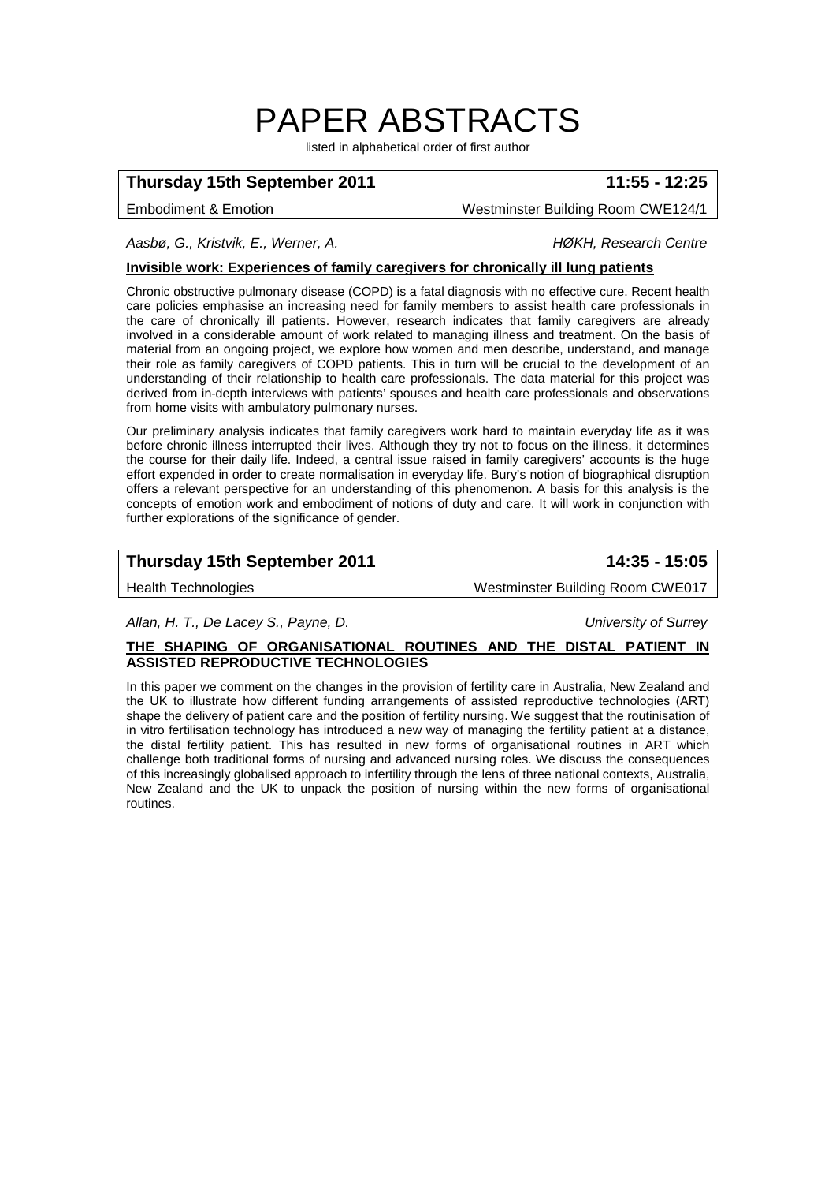# PAPER ABSTRACTS

listed in alphabetical order of first author

**Thursday 15th September 2011** **11:55 - 12:25**

Embodiment & Emotion — Westminster Building Room CWE124/1

*Aasbø, G., Kristvik, E., Werner, A.* — *HØKH, Research Centre*

**Invisible work: Experiences of family caregivers for chronically ill lung patients**

Chronic obstructive pulmonary disease (COPD) is a fatal diagnosis with no effective cure. Recent health care policies emphasise an increasing need for family members to assist health care professionals in the care of chronically ill patients. However, research indicates that family caregivers are already involved in a considerable amount of work related to managing illness and treatment. On the basis of material from an ongoing project, we explore how women and men describe, understand, and manage their role as family caregivers of COPD patients. This in turn will be crucial to the development of an understanding of their relationship to health care professionals. The data material for this project was derived from in-depth interviews with patients' spouses and health care professionals and observations from home visits with ambulatory pulmonary nurses.

Our preliminary analysis indicates that family caregivers work hard to maintain everyday life as it was before chronic illness interrupted their lives. Although they try not to focus on the illness, it determines the course for their daily life. Indeed, a central issue raised in family caregivers' accounts is the huge effort expended in order to create normalisation in everyday life. Bury's notion of biographical disruption offers a relevant perspective for an understanding of this phenomenon. A basis for this analysis is the concepts of emotion work and embodiment of notions of duty and care. It will work in conjunction with further explorations of the significance of gender.

**Thursday 15th September 2011** **14:35 - 15:05**

Health Technologies — Westminster Building Room CWE017

*Allan, H. T., De Lacey S., Payne, D.* — *University of Surrey*

**THE SHAPING OF ORGANISATIONAL ROUTINES AND THE DISTAL PATIENT IN ASSISTED REPRODUCTIVE TECHNOLOGIES**

In this paper we comment on the changes in the provision of fertility care in Australia, New Zealand and the UK to illustrate how different funding arrangements of assisted reproductive technologies (ART) shape the delivery of patient care and the position of fertility nursing. We suggest that the routinisation of in vitro fertilisation technology has introduced a new way of managing the fertility patient at a distance, the distal fertility patient. This has resulted in new forms of organisational routines in ART which challenge both traditional forms of nursing and advanced nursing roles. We discuss the consequences of this increasingly globalised approach to infertility through the lens of three national contexts, Australia, New Zealand and the UK to unpack the position of nursing within the new forms of organisational routines.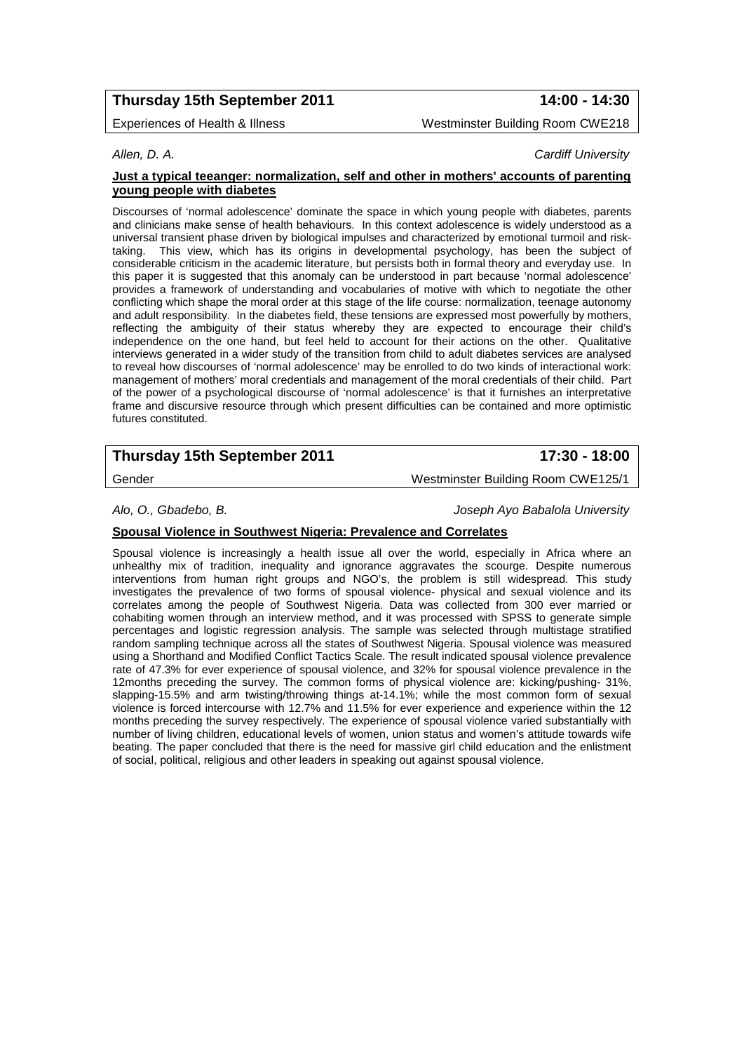**Thursday 15th September 2011** **14:00 - 14:30**

Experiences of Health & Illness Westminster Building Room CWE218

*Allen, D. A.* *Cardiff University*

**Just a typical teeanger: normalization, self and other in mothers' accounts of parenting young people with diabetes**

Discourses of 'normal adolescence' dominate the space in which young people with diabetes, parents and clinicians make sense of health behaviours. In this context adolescence is widely understood as a universal transient phase driven by biological impulses and characterized by emotional turmoil and risk-taking. This view, which has its origins in developmental psychology, has been the subject of considerable criticism in the academic literature, but persists both in formal theory and everyday use. In this paper it is suggested that this anomaly can be understood in part because 'normal adolescence' provides a framework of understanding and vocabularies of motive with which to negotiate the other conflicting which shape the moral order at this stage of the life course: normalization, teenage autonomy and adult responsibility. In the diabetes field, these tensions are expressed most powerfully by mothers, reflecting the ambiguity of their status whereby they are expected to encourage their child's independence on the one hand, but feel held to account for their actions on the other. Qualitative interviews generated in a wider study of the transition from child to adult diabetes services are analysed to reveal how discourses of 'normal adolescence' may be enrolled to do two kinds of interactional work: management of mothers' moral credentials and management of the moral credentials of their child. Part of the power of a psychological discourse of 'normal adolescence' is that it furnishes an interpretative frame and discursive resource through which present difficulties can be contained and more optimistic futures constituted.

**Thursday 15th September 2011** **17:30 - 18:00**

Gender Westminster Building Room CWE125/1

*Alo, O., Gbadebo, B.* *Joseph Ayo Babalola University*

**Spousal Violence in Southwest Nigeria: Prevalence and Correlates**

Spousal violence is increasingly a health issue all over the world, especially in Africa where an unhealthy mix of tradition, inequality and ignorance aggravates the scourge. Despite numerous interventions from human right groups and NGO's, the problem is still widespread. This study investigates the prevalence of two forms of spousal violence- physical and sexual violence and its correlates among the people of Southwest Nigeria. Data was collected from 300 ever married or cohabiting women through an interview method, and it was processed with SPSS to generate simple percentages and logistic regression analysis. The sample was selected through multistage stratified random sampling technique across all the states of Southwest Nigeria. Spousal violence was measured using a Shorthand and Modified Conflict Tactics Scale. The result indicated spousal violence prevalence rate of 47.3% for ever experience of spousal violence, and 32% for spousal violence prevalence in the 12months preceding the survey. The common forms of physical violence are: kicking/pushing- 31%, slapping-15.5% and arm twisting/throwing things at-14.1%; while the most common form of sexual violence is forced intercourse with 12.7% and 11.5% for ever experience and experience within the 12 months preceding the survey respectively. The experience of spousal violence varied substantially with number of living children, educational levels of women, union status and women's attitude towards wife beating. The paper concluded that there is the need for massive girl child education and the enlistment of social, political, religious and other leaders in speaking out against spousal violence.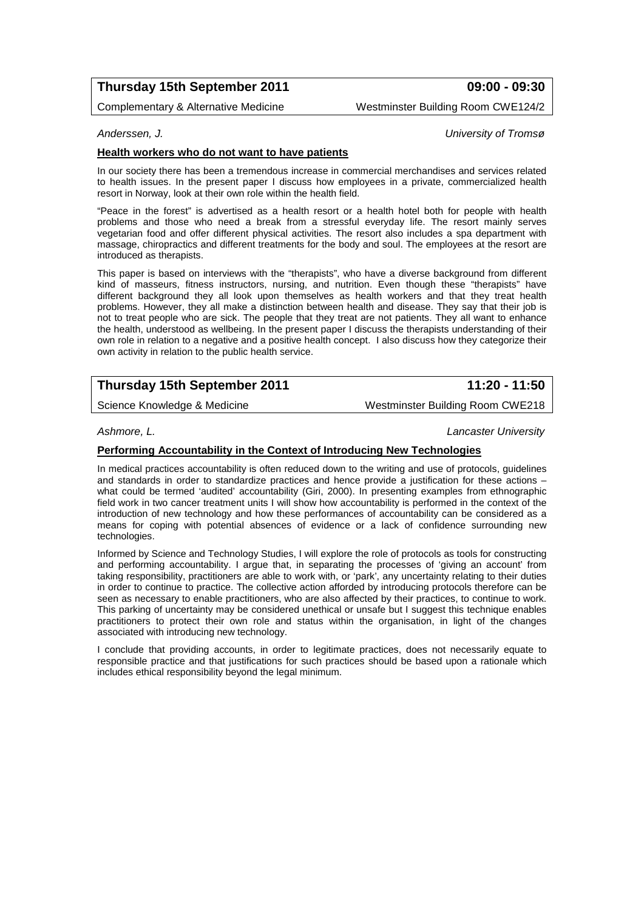## Thursday 15th September 2011 — 09:00 - 09:30

Complementary & Alternative Medicine — Westminster Building Room CWE124/2

*Anderssen, J.* — *University of Tromsø*

### Health workers who do not want to have patients

In our society there has been a tremendous increase in commercial merchandises and services related to health issues. In the present paper I discuss how employees in a private, commercialized health resort in Norway, look at their own role within the health field.

"Peace in the forest" is advertised as a health resort or a health hotel both for people with health problems and those who need a break from a stressful everyday life. The resort mainly serves vegetarian food and offer different physical activities. The resort also includes a spa department with massage, chiropractics and different treatments for the body and soul. The employees at the resort are introduced as therapists.

This paper is based on interviews with the "therapists", who have a diverse background from different kind of masseurs, fitness instructors, nursing, and nutrition. Even though these "therapists" have different background they all look upon themselves as health workers and that they treat health problems. However, they all make a distinction between health and disease. They say that their job is not to treat people who are sick. The people that they treat are not patients. They all want to enhance the health, understood as wellbeing. In the present paper I discuss the therapists understanding of their own role in relation to a negative and a positive health concept. I also discuss how they categorize their own activity in relation to the public health service.

## Thursday 15th September 2011 — 11:20 - 11:50

Science Knowledge & Medicine — Westminster Building Room CWE218

*Ashmore, L.* — *Lancaster University*

### Performing Accountability in the Context of Introducing New Technologies

In medical practices accountability is often reduced down to the writing and use of protocols, guidelines and standards in order to standardize practices and hence provide a justification for these actions – what could be termed 'audited' accountability (Giri, 2000). In presenting examples from ethnographic field work in two cancer treatment units I will show how accountability is performed in the context of the introduction of new technology and how these performances of accountability can be considered as a means for coping with potential absences of evidence or a lack of confidence surrounding new technologies.

Informed by Science and Technology Studies, I will explore the role of protocols as tools for constructing and performing accountability. I argue that, in separating the processes of 'giving an account' from taking responsibility, practitioners are able to work with, or 'park', any uncertainty relating to their duties in order to continue to practice. The collective action afforded by introducing protocols therefore can be seen as necessary to enable practitioners, who are also affected by their practices, to continue to work. This parking of uncertainty may be considered unethical or unsafe but I suggest this technique enables practitioners to protect their own role and status within the organisation, in light of the changes associated with introducing new technology.

I conclude that providing accounts, in order to legitimate practices, does not necessarily equate to responsible practice and that justifications for such practices should be based upon a rationale which includes ethical responsibility beyond the legal minimum.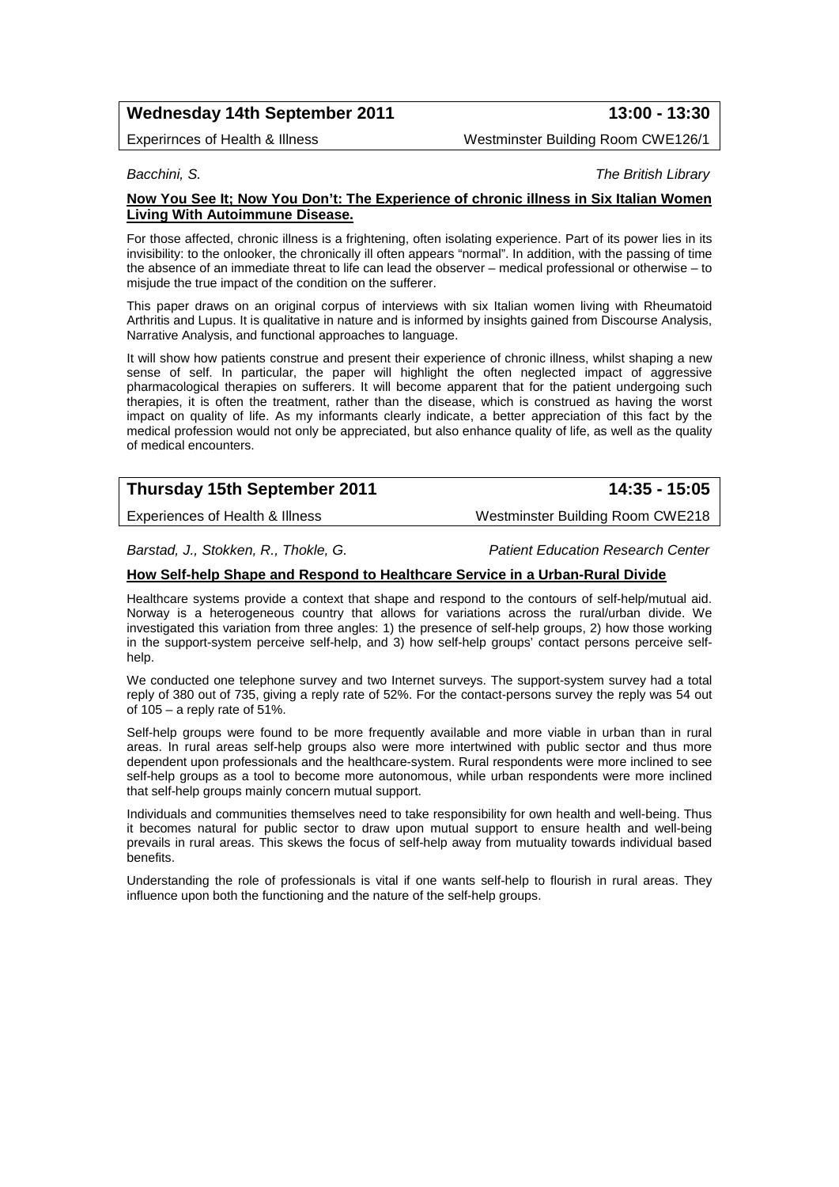**Wednesday 14th September 2011** **13:00 - 13:30**

Experirnces of Health & Illness — Westminster Building Room CWE126/1

*Bacchini, S.* — *The British Library*

**Now You See It; Now You Don't: The Experience of chronic illness in Six Italian Women Living With Autoimmune Disease.**

For those affected, chronic illness is a frightening, often isolating experience. Part of its power lies in its invisibility: to the onlooker, the chronically ill often appears "normal". In addition, with the passing of time the absence of an immediate threat to life can lead the observer – medical professional or otherwise – to misjude the true impact of the condition on the sufferer.

This paper draws on an original corpus of interviews with six Italian women living with Rheumatoid Arthritis and Lupus. It is qualitative in nature and is informed by insights gained from Discourse Analysis, Narrative Analysis, and functional approaches to language.

It will show how patients construe and present their experience of chronic illness, whilst shaping a new sense of self. In particular, the paper will highlight the often neglected impact of aggressive pharmacological therapies on sufferers. It will become apparent that for the patient undergoing such therapies, it is often the treatment, rather than the disease, which is construed as having the worst impact on quality of life. As my informants clearly indicate, a better appreciation of this fact by the medical profession would not only be appreciated, but also enhance quality of life, as well as the quality of medical encounters.

**Thursday 15th September 2011** **14:35 - 15:05**

Experiences of Health & Illness — Westminster Building Room CWE218

*Barstad, J., Stokken, R., Thokle, G.* — *Patient Education Research Center*

**How Self-help Shape and Respond to Healthcare Service in a Urban-Rural Divide**

Healthcare systems provide a context that shape and respond to the contours of self-help/mutual aid. Norway is a heterogeneous country that allows for variations across the rural/urban divide. We investigated this variation from three angles: 1) the presence of self-help groups, 2) how those working in the support-system perceive self-help, and 3) how self-help groups' contact persons perceive self-help.

We conducted one telephone survey and two Internet surveys. The support-system survey had a total reply of 380 out of 735, giving a reply rate of 52%. For the contact-persons survey the reply was 54 out of 105 – a reply rate of 51%.

Self-help groups were found to be more frequently available and more viable in urban than in rural areas. In rural areas self-help groups also were more intertwined with public sector and thus more dependent upon professionals and the healthcare-system. Rural respondents were more inclined to see self-help groups as a tool to become more autonomous, while urban respondents were more inclined that self-help groups mainly concern mutual support.

Individuals and communities themselves need to take responsibility for own health and well-being. Thus it becomes natural for public sector to draw upon mutual support to ensure health and well-being prevails in rural areas. This skews the focus of self-help away from mutuality towards individual based benefits.

Understanding the role of professionals is vital if one wants self-help to flourish in rural areas. They influence upon both the functioning and the nature of the self-help groups.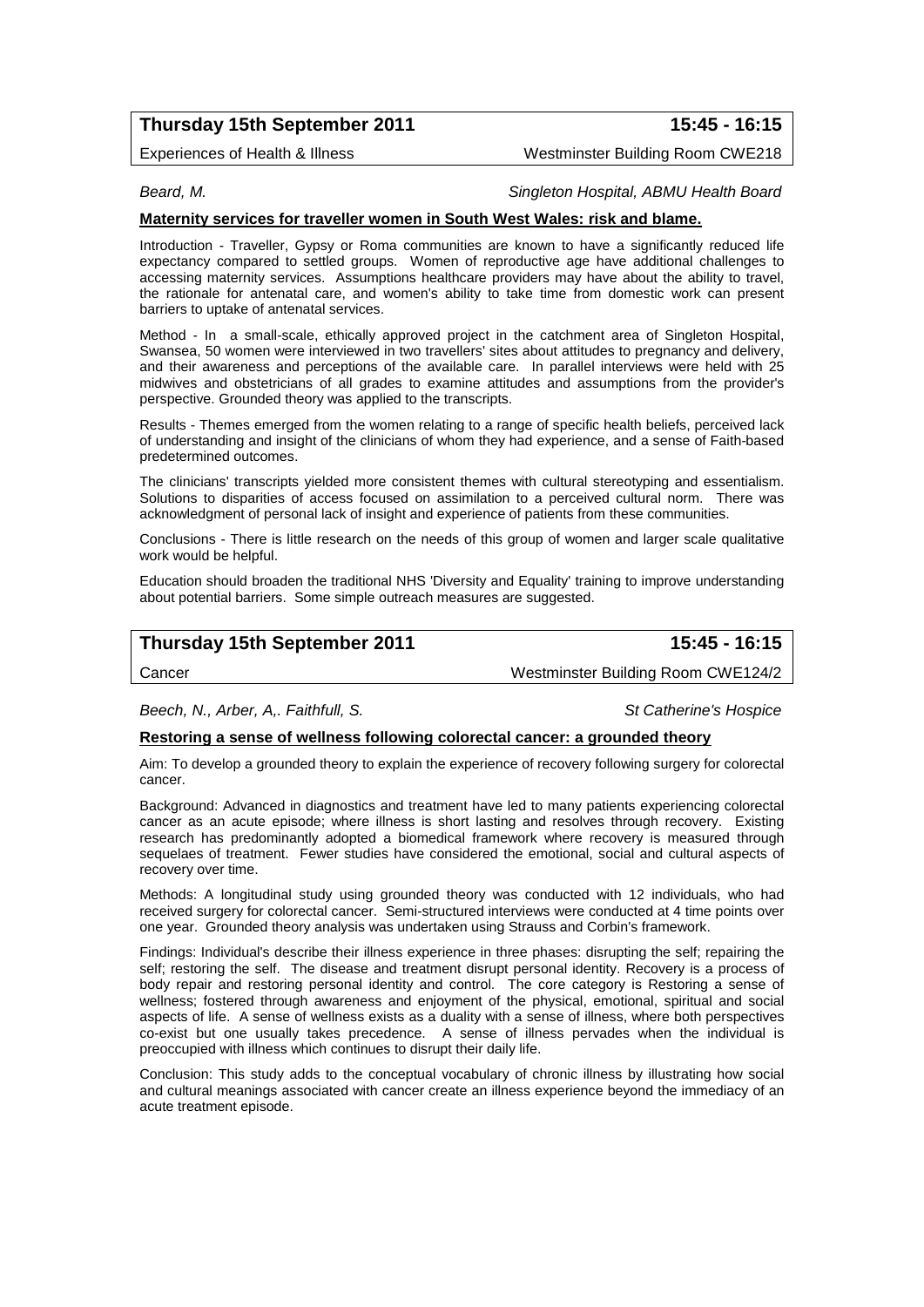**Thursday 15th September 2011** **15:45 - 16:15**

Experiences of Health & Illness — Westminster Building Room CWE218

*Beard, M.* — *Singleton Hospital, ABMU Health Board*

**Maternity services for traveller women in South West Wales: risk and blame.**

Introduction - Traveller, Gypsy or Roma communities are known to have a significantly reduced life expectancy compared to settled groups. Women of reproductive age have additional challenges to accessing maternity services. Assumptions healthcare providers may have about the ability to travel, the rationale for antenatal care, and women's ability to take time from domestic work can present barriers to uptake of antenatal services.

Method - In a small-scale, ethically approved project in the catchment area of Singleton Hospital, Swansea, 50 women were interviewed in two travellers' sites about attitudes to pregnancy and delivery, and their awareness and perceptions of the available care. In parallel interviews were held with 25 midwives and obstetricians of all grades to examine attitudes and assumptions from the provider's perspective. Grounded theory was applied to the transcripts.

Results - Themes emerged from the women relating to a range of specific health beliefs, perceived lack of understanding and insight of the clinicians of whom they had experience, and a sense of Faith-based predetermined outcomes.

The clinicians' transcripts yielded more consistent themes with cultural stereotyping and essentialism. Solutions to disparities of access focused on assimilation to a perceived cultural norm. There was acknowledgment of personal lack of insight and experience of patients from these communities.

Conclusions - There is little research on the needs of this group of women and larger scale qualitative work would be helpful.

Education should broaden the traditional NHS 'Diversity and Equality' training to improve understanding about potential barriers. Some simple outreach measures are suggested.

**Thursday 15th September 2011** **15:45 - 16:15**

Cancer — Westminster Building Room CWE124/2

*Beech, N., Arber, A,. Faithfull, S.* — *St Catherine's Hospice*

**Restoring a sense of wellness following colorectal cancer: a grounded theory**

Aim: To develop a grounded theory to explain the experience of recovery following surgery for colorectal cancer.

Background: Advanced in diagnostics and treatment have led to many patients experiencing colorectal cancer as an acute episode; where illness is short lasting and resolves through recovery. Existing research has predominantly adopted a biomedical framework where recovery is measured through sequelaes of treatment. Fewer studies have considered the emotional, social and cultural aspects of recovery over time.

Methods: A longitudinal study using grounded theory was conducted with 12 individuals, who had received surgery for colorectal cancer. Semi-structured interviews were conducted at 4 time points over one year. Grounded theory analysis was undertaken using Strauss and Corbin's framework.

Findings: Individual's describe their illness experience in three phases: disrupting the self; repairing the self; restoring the self. The disease and treatment disrupt personal identity. Recovery is a process of body repair and restoring personal identity and control. The core category is Restoring a sense of wellness; fostered through awareness and enjoyment of the physical, emotional, spiritual and social aspects of life. A sense of wellness exists as a duality with a sense of illness, where both perspectives co-exist but one usually takes precedence. A sense of illness pervades when the individual is preoccupied with illness which continues to disrupt their daily life.

Conclusion: This study adds to the conceptual vocabulary of chronic illness by illustrating how social and cultural meanings associated with cancer create an illness experience beyond the immediacy of an acute treatment episode.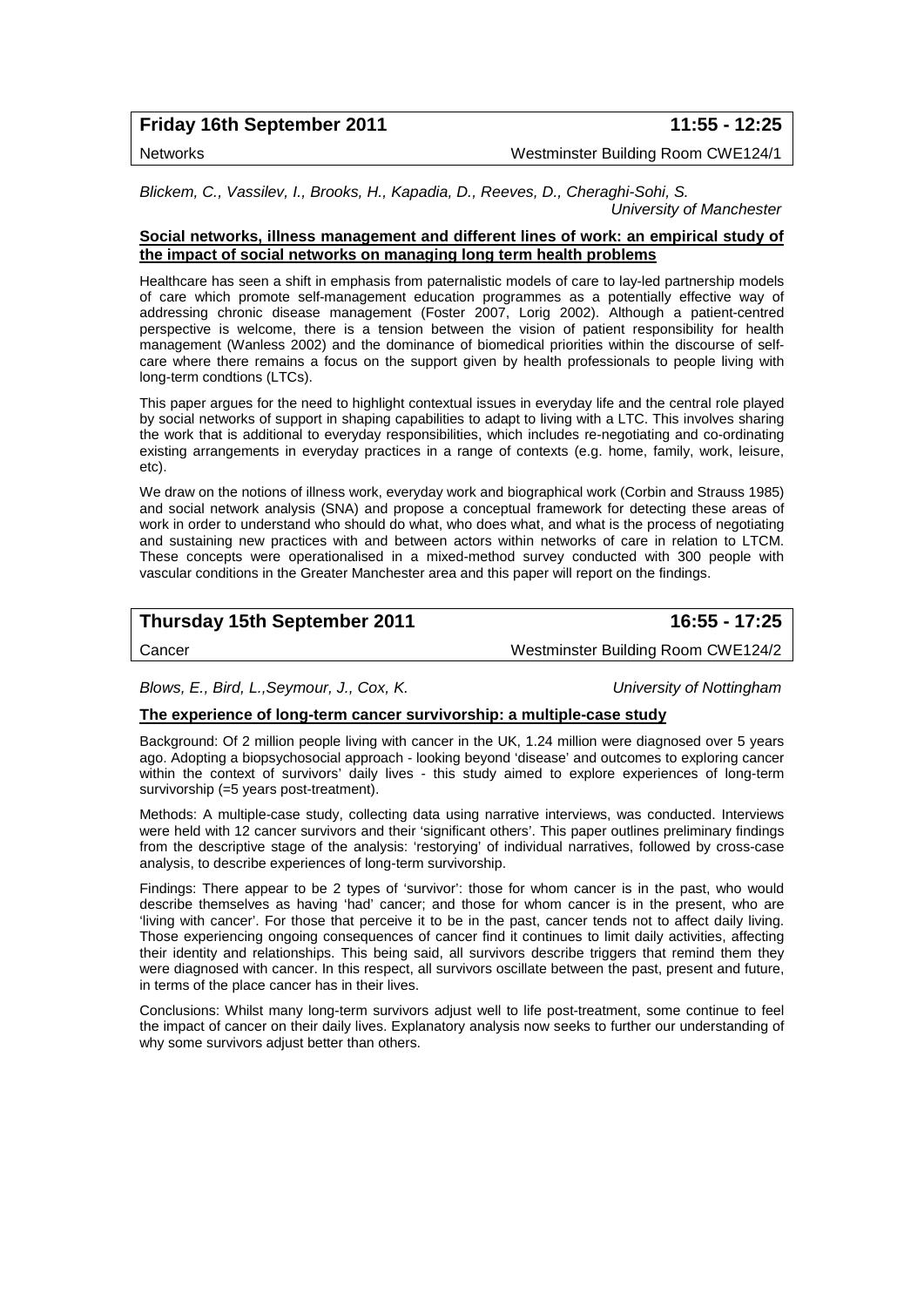## Friday 16th September 2011 — 11:55 - 12:25

Networks — Westminster Building Room CWE124/1

*Blickem, C., Vassilev, I., Brooks, H., Kapadia, D., Reeves, D., Cheraghi-Sohi, S.*
*University of Manchester*

**Social networks, illness management and different lines of work: an empirical study of the impact of social networks on managing long term health problems**

Healthcare has seen a shift in emphasis from paternalistic models of care to lay-led partnership models of care which promote self-management education programmes as a potentially effective way of addressing chronic disease management (Foster 2007, Lorig 2002). Although a patient-centred perspective is welcome, there is a tension between the vision of patient responsibility for health management (Wanless 2002) and the dominance of biomedical priorities within the discourse of self-care where there remains a focus on the support given by health professionals to people living with long-term condtions (LTCs).

This paper argues for the need to highlight contextual issues in everyday life and the central role played by social networks of support in shaping capabilities to adapt to living with a LTC. This involves sharing the work that is additional to everyday responsibilities, which includes re-negotiating and co-ordinating existing arrangements in everyday practices in a range of contexts (e.g. home, family, work, leisure, etc).

We draw on the notions of illness work, everyday work and biographical work (Corbin and Strauss 1985) and social network analysis (SNA) and propose a conceptual framework for detecting these areas of work in order to understand who should do what, who does what, and what is the process of negotiating and sustaining new practices with and between actors within networks of care in relation to LTCM. These concepts were operationalised in a mixed-method survey conducted with 300 people with vascular conditions in the Greater Manchester area and this paper will report on the findings.

## Thursday 15th September 2011 — 16:55 - 17:25

Cancer — Westminster Building Room CWE124/2

*Blows, E., Bird, L.,Seymour, J., Cox, K.* — *University of Nottingham*

**The experience of long-term cancer survivorship: a multiple-case study**

Background: Of 2 million people living with cancer in the UK, 1.24 million were diagnosed over 5 years ago. Adopting a biopsychosocial approach - looking beyond 'disease' and outcomes to exploring cancer within the context of survivors' daily lives - this study aimed to explore experiences of long-term survivorship (=5 years post-treatment).

Methods: A multiple-case study, collecting data using narrative interviews, was conducted. Interviews were held with 12 cancer survivors and their 'significant others'. This paper outlines preliminary findings from the descriptive stage of the analysis: 'restorying' of individual narratives, followed by cross-case analysis, to describe experiences of long-term survivorship.

Findings: There appear to be 2 types of 'survivor': those for whom cancer is in the past, who would describe themselves as having 'had' cancer; and those for whom cancer is in the present, who are 'living with cancer'. For those that perceive it to be in the past, cancer tends not to affect daily living. Those experiencing ongoing consequences of cancer find it continues to limit daily activities, affecting their identity and relationships. This being said, all survivors describe triggers that remind them they were diagnosed with cancer. In this respect, all survivors oscillate between the past, present and future, in terms of the place cancer has in their lives.

Conclusions: Whilst many long-term survivors adjust well to life post-treatment, some continue to feel the impact of cancer on their daily lives. Explanatory analysis now seeks to further our understanding of why some survivors adjust better than others.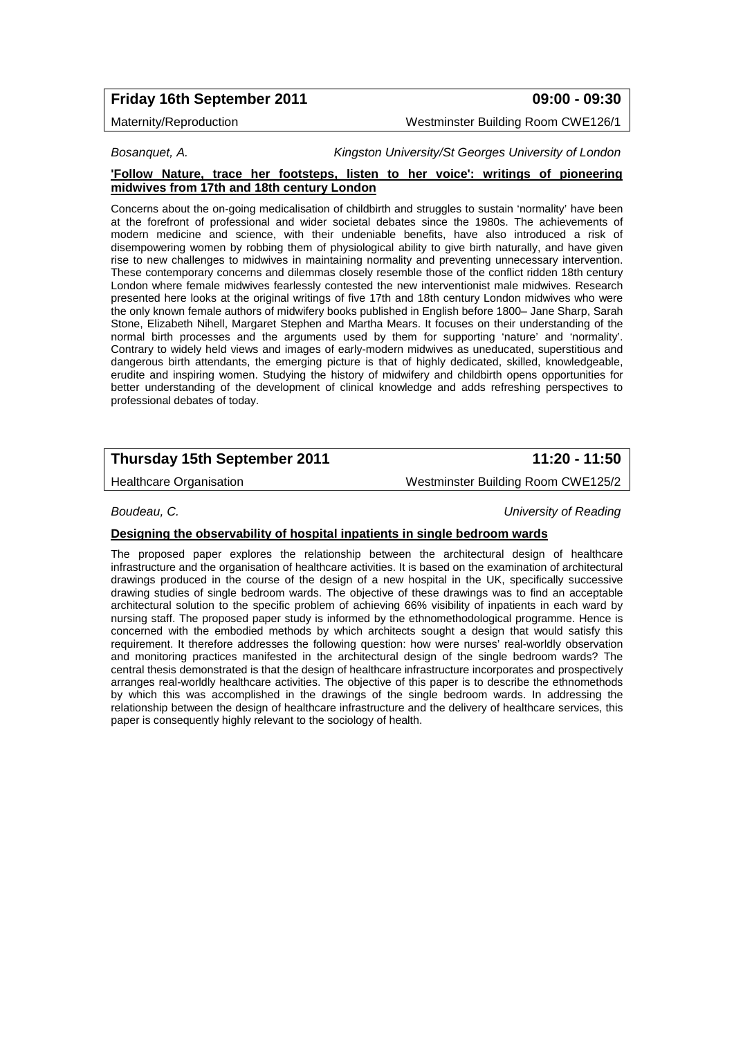**Friday 16th September 2011** **09:00 - 09:30**

Maternity/Reproduction Westminster Building Room CWE126/1

*Bosanquet, A.* *Kingston University/St Georges University of London*

**'Follow Nature, trace her footsteps, listen to her voice': writings of pioneering midwives from 17th and 18th century London**

Concerns about the on-going medicalisation of childbirth and struggles to sustain 'normality' have been at the forefront of professional and wider societal debates since the 1980s. The achievements of modern medicine and science, with their undeniable benefits, have also introduced a risk of disempowering women by robbing them of physiological ability to give birth naturally, and have given rise to new challenges to midwives in maintaining normality and preventing unnecessary intervention. These contemporary concerns and dilemmas closely resemble those of the conflict ridden 18th century London where female midwives fearlessly contested the new interventionist male midwives. Research presented here looks at the original writings of five 17th and 18th century London midwives who were the only known female authors of midwifery books published in English before 1800– Jane Sharp, Sarah Stone, Elizabeth Nihell, Margaret Stephen and Martha Mears. It focuses on their understanding of the normal birth processes and the arguments used by them for supporting 'nature' and 'normality'. Contrary to widely held views and images of early-modern midwives as uneducated, superstitious and dangerous birth attendants, the emerging picture is that of highly dedicated, skilled, knowledgeable, erudite and inspiring women. Studying the history of midwifery and childbirth opens opportunities for better understanding of the development of clinical knowledge and adds refreshing perspectives to professional debates of today.

**Thursday 15th September 2011** **11:20 - 11:50**

Healthcare Organisation Westminster Building Room CWE125/2

*Boudeau, C.* *University of Reading*

**Designing the observability of hospital inpatients in single bedroom wards**

The proposed paper explores the relationship between the architectural design of healthcare infrastructure and the organisation of healthcare activities. It is based on the examination of architectural drawings produced in the course of the design of a new hospital in the UK, specifically successive drawing studies of single bedroom wards. The objective of these drawings was to find an acceptable architectural solution to the specific problem of achieving 66% visibility of inpatients in each ward by nursing staff. The proposed paper study is informed by the ethnomethodological programme. Hence is concerned with the embodied methods by which architects sought a design that would satisfy this requirement. It therefore addresses the following question: how were nurses' real-worldly observation and monitoring practices manifested in the architectural design of the single bedroom wards? The central thesis demonstrated is that the design of healthcare infrastructure incorporates and prospectively arranges real-worldly healthcare activities. The objective of this paper is to describe the ethnomethods by which this was accomplished in the drawings of the single bedroom wards. In addressing the relationship between the design of healthcare infrastructure and the delivery of healthcare services, this paper is consequently highly relevant to the sociology of health.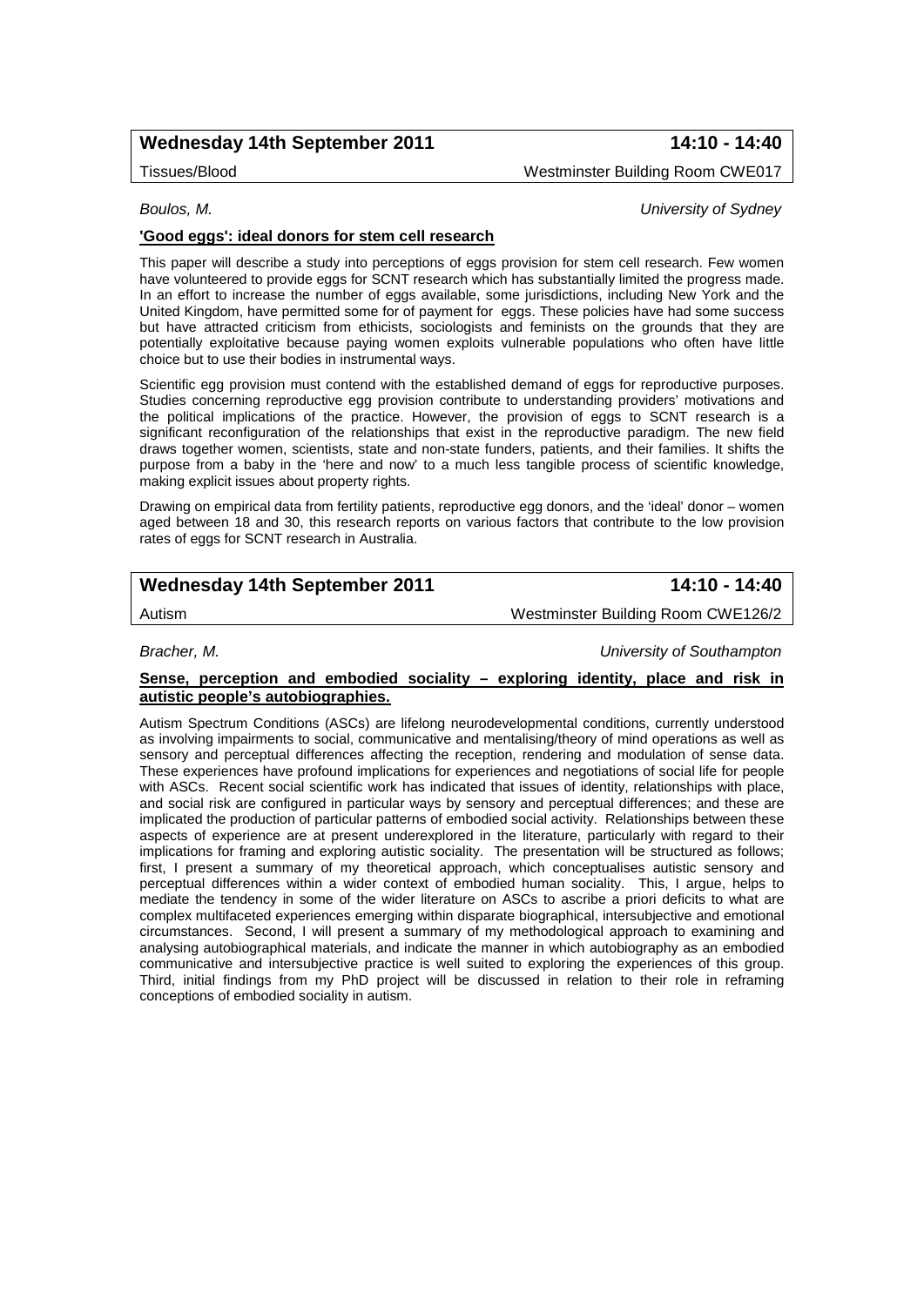## Wednesday 14th September 2011 — 14:10 - 14:40

Tissues/Blood — Westminster Building Room CWE017

*Boulos, M.* — *University of Sydney*

### 'Good eggs': ideal donors for stem cell research

This paper will describe a study into perceptions of eggs provision for stem cell research. Few women have volunteered to provide eggs for SCNT research which has substantially limited the progress made. In an effort to increase the number of eggs available, some jurisdictions, including New York and the United Kingdom, have permitted some for of payment for eggs. These policies have had some success but have attracted criticism from ethicists, sociologists and feminists on the grounds that they are potentially exploitative because paying women exploits vulnerable populations who often have little choice but to use their bodies in instrumental ways.

Scientific egg provision must contend with the established demand of eggs for reproductive purposes. Studies concerning reproductive egg provision contribute to understanding providers' motivations and the political implications of the practice. However, the provision of eggs to SCNT research is a significant reconfiguration of the relationships that exist in the reproductive paradigm. The new field draws together women, scientists, state and non-state funders, patients, and their families. It shifts the purpose from a baby in the 'here and now' to a much less tangible process of scientific knowledge, making explicit issues about property rights.

Drawing on empirical data from fertility patients, reproductive egg donors, and the 'ideal' donor – women aged between 18 and 30, this research reports on various factors that contribute to the low provision rates of eggs for SCNT research in Australia.

## Wednesday 14th September 2011 — 14:10 - 14:40

Autism — Westminster Building Room CWE126/2

*Bracher, M.* — *University of Southampton*

### Sense, perception and embodied sociality – exploring identity, place and risk in autistic people's autobiographies.

Autism Spectrum Conditions (ASCs) are lifelong neurodevelopmental conditions, currently understood as involving impairments to social, communicative and mentalising/theory of mind operations as well as sensory and perceptual differences affecting the reception, rendering and modulation of sense data. These experiences have profound implications for experiences and negotiations of social life for people with ASCs. Recent social scientific work has indicated that issues of identity, relationships with place, and social risk are configured in particular ways by sensory and perceptual differences; and these are implicated the production of particular patterns of embodied social activity. Relationships between these aspects of experience are at present underexplored in the literature, particularly with regard to their implications for framing and exploring autistic sociality. The presentation will be structured as follows; first, I present a summary of my theoretical approach, which conceptualises autistic sensory and perceptual differences within a wider context of embodied human sociality. This, I argue, helps to mediate the tendency in some of the wider literature on ASCs to ascribe a priori deficits to what are complex multifaceted experiences emerging within disparate biographical, intersubjective and emotional circumstances. Second, I will present a summary of my methodological approach to examining and analysing autobiographical materials, and indicate the manner in which autobiography as an embodied communicative and intersubjective practice is well suited to exploring the experiences of this group. Third, initial findings from my PhD project will be discussed in relation to their role in reframing conceptions of embodied sociality in autism.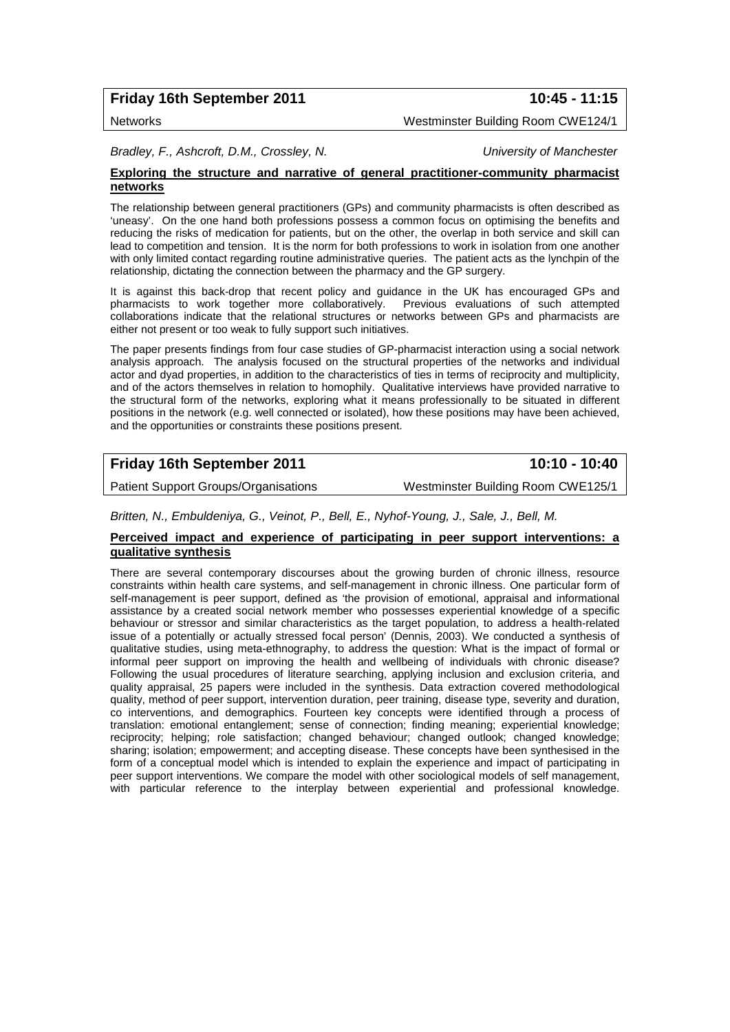**Friday 16th September 2011** **10:45 - 11:15**

Networks Westminster Building Room CWE124/1

*Bradley, F., Ashcroft, D.M., Crossley, N.* *University of Manchester*

**Exploring the structure and narrative of general practitioner-community pharmacist networks**

The relationship between general practitioners (GPs) and community pharmacists is often described as 'uneasy'. On the one hand both professions possess a common focus on optimising the benefits and reducing the risks of medication for patients, but on the other, the overlap in both service and skill can lead to competition and tension. It is the norm for both professions to work in isolation from one another with only limited contact regarding routine administrative queries. The patient acts as the lynchpin of the relationship, dictating the connection between the pharmacy and the GP surgery.

It is against this back-drop that recent policy and guidance in the UK has encouraged GPs and pharmacists to work together more collaboratively. Previous evaluations of such attempted collaborations indicate that the relational structures or networks between GPs and pharmacists are either not present or too weak to fully support such initiatives.

The paper presents findings from four case studies of GP-pharmacist interaction using a social network analysis approach. The analysis focused on the structural properties of the networks and individual actor and dyad properties, in addition to the characteristics of ties in terms of reciprocity and multiplicity, and of the actors themselves in relation to homophily. Qualitative interviews have provided narrative to the structural form of the networks, exploring what it means professionally to be situated in different positions in the network (e.g. well connected or isolated), how these positions may have been achieved, and the opportunities or constraints these positions present.

**Friday 16th September 2011** **10:10 - 10:40**

Patient Support Groups/Organisations Westminster Building Room CWE125/1

*Britten, N., Embuldeniya, G., Veinot, P., Bell, E., Nyhof-Young, J., Sale, J., Bell, M.*

**Perceived impact and experience of participating in peer support interventions: a qualitative synthesis**

There are several contemporary discourses about the growing burden of chronic illness, resource constraints within health care systems, and self-management in chronic illness. One particular form of self-management is peer support, defined as 'the provision of emotional, appraisal and informational assistance by a created social network member who possesses experiential knowledge of a specific behaviour or stressor and similar characteristics as the target population, to address a health-related issue of a potentially or actually stressed focal person' (Dennis, 2003). We conducted a synthesis of qualitative studies, using meta-ethnography, to address the question: What is the impact of formal or informal peer support on improving the health and wellbeing of individuals with chronic disease? Following the usual procedures of literature searching, applying inclusion and exclusion criteria, and quality appraisal, 25 papers were included in the synthesis. Data extraction covered methodological quality, method of peer support, intervention duration, peer training, disease type, severity and duration, co interventions, and demographics. Fourteen key concepts were identified through a process of translation: emotional entanglement; sense of connection; finding meaning; experiential knowledge; reciprocity; helping; role satisfaction; changed behaviour; changed outlook; changed knowledge; sharing; isolation; empowerment; and accepting disease. These concepts have been synthesised in the form of a conceptual model which is intended to explain the experience and impact of participating in peer support interventions. We compare the model with other sociological models of self management, with particular reference to the interplay between experiential and professional knowledge.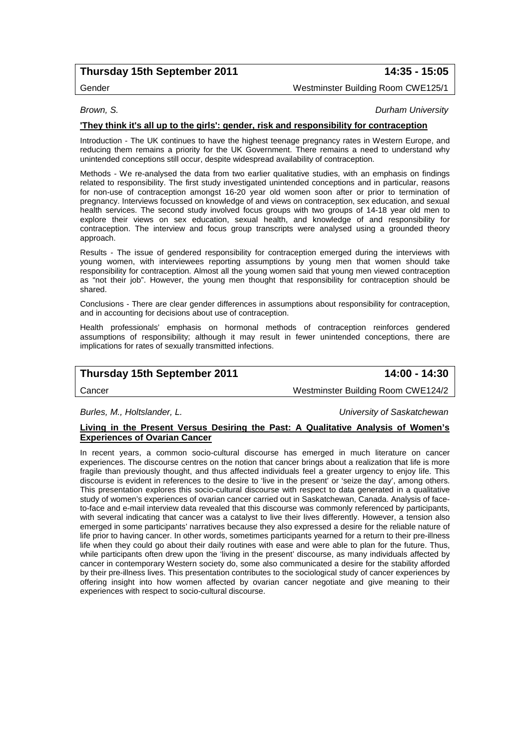**Thursday 15th September 2011** **14:35 - 15:05**

Gender Westminster Building Room CWE125/1

*Brown, S.* *Durham University*

**'They think it's all up to the girls': gender, risk and responsibility for contraception**

Introduction - The UK continues to have the highest teenage pregnancy rates in Western Europe, and reducing them remains a priority for the UK Government. There remains a need to understand why unintended conceptions still occur, despite widespread availability of contraception.

Methods - We re-analysed the data from two earlier qualitative studies, with an emphasis on findings related to responsibility. The first study investigated unintended conceptions and in particular, reasons for non-use of contraception amongst 16-20 year old women soon after or prior to termination of pregnancy. Interviews focussed on knowledge of and views on contraception, sex education, and sexual health services. The second study involved focus groups with two groups of 14-18 year old men to explore their views on sex education, sexual health, and knowledge of and responsibility for contraception. The interview and focus group transcripts were analysed using a grounded theory approach.

Results - The issue of gendered responsibility for contraception emerged during the interviews with young women, with interviewees reporting assumptions by young men that women should take responsibility for contraception. Almost all the young women said that young men viewed contraception as "not their job". However, the young men thought that responsibility for contraception should be shared.

Conclusions - There are clear gender differences in assumptions about responsibility for contraception, and in accounting for decisions about use of contraception.

Health professionals' emphasis on hormonal methods of contraception reinforces gendered assumptions of responsibility; although it may result in fewer unintended conceptions, there are implications for rates of sexually transmitted infections.

**Thursday 15th September 2011** **14:00 - 14:30**

Cancer Westminster Building Room CWE124/2

*Burles, M., Holtslander, L.* *University of Saskatchewan*

**Living in the Present Versus Desiring the Past: A Qualitative Analysis of Women's Experiences of Ovarian Cancer**

In recent years, a common socio-cultural discourse has emerged in much literature on cancer experiences. The discourse centres on the notion that cancer brings about a realization that life is more fragile than previously thought, and thus affected individuals feel a greater urgency to enjoy life. This discourse is evident in references to the desire to 'live in the present' or 'seize the day', among others. This presentation explores this socio-cultural discourse with respect to data generated in a qualitative study of women's experiences of ovarian cancer carried out in Saskatchewan, Canada. Analysis of face-to-face and e-mail interview data revealed that this discourse was commonly referenced by participants, with several indicating that cancer was a catalyst to live their lives differently. However, a tension also emerged in some participants' narratives because they also expressed a desire for the reliable nature of life prior to having cancer. In other words, sometimes participants yearned for a return to their pre-illness life when they could go about their daily routines with ease and were able to plan for the future. Thus, while participants often drew upon the 'living in the present' discourse, as many individuals affected by cancer in contemporary Western society do, some also communicated a desire for the stability afforded by their pre-illness lives. This presentation contributes to the sociological study of cancer experiences by offering insight into how women affected by ovarian cancer negotiate and give meaning to their experiences with respect to socio-cultural discourse.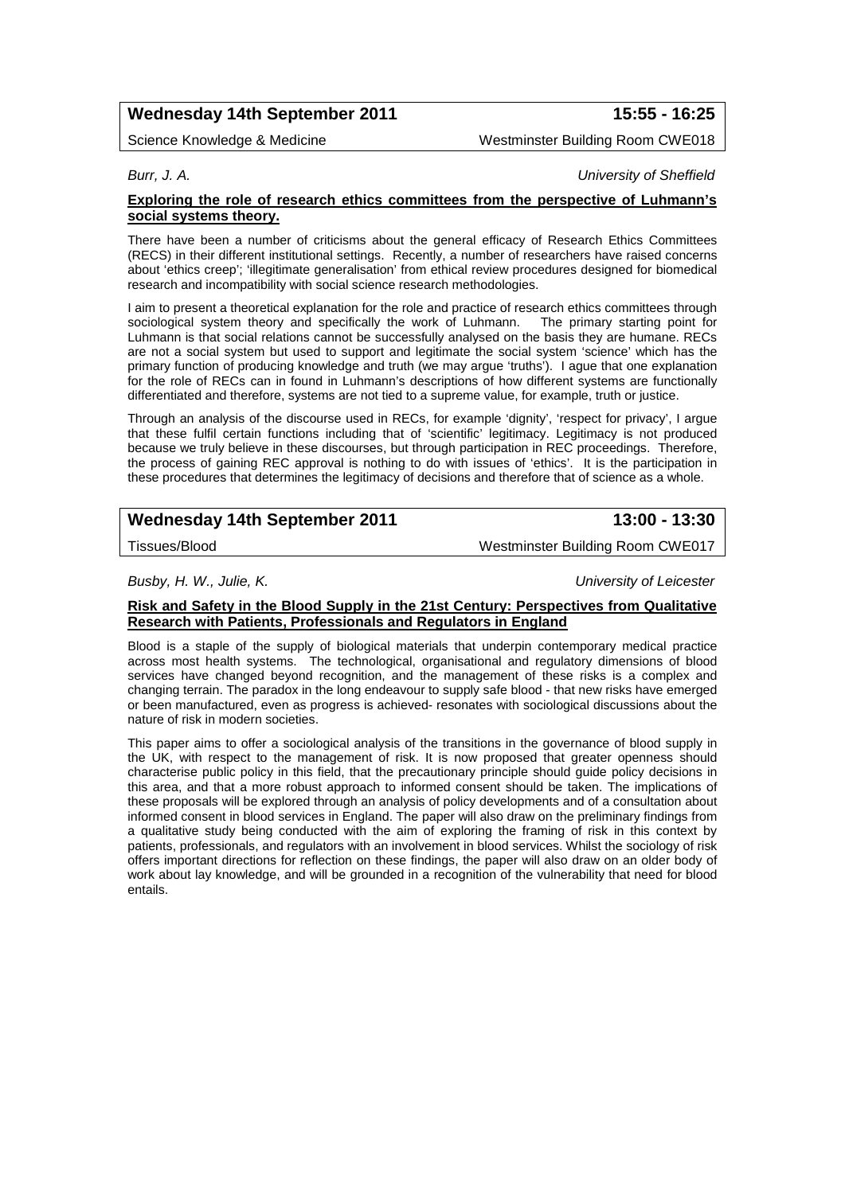**Wednesday 14th September 2011** **15:55 - 16:25**

Science Knowledge & Medicine Westminster Building Room CWE018

*Burr, J. A.* *University of Sheffield*

**Exploring the role of research ethics committees from the perspective of Luhmann's social systems theory.**

There have been a number of criticisms about the general efficacy of Research Ethics Committees (RECS) in their different institutional settings. Recently, a number of researchers have raised concerns about 'ethics creep'; 'illegitimate generalisation' from ethical review procedures designed for biomedical research and incompatibility with social science research methodologies.

I aim to present a theoretical explanation for the role and practice of research ethics committees through sociological system theory and specifically the work of Luhmann. The primary starting point for Luhmann is that social relations cannot be successfully analysed on the basis they are humane. RECs are not a social system but used to support and legitimate the social system 'science' which has the primary function of producing knowledge and truth (we may argue 'truths'). I ague that one explanation for the role of RECs can in found in Luhmann's descriptions of how different systems are functionally differentiated and therefore, systems are not tied to a supreme value, for example, truth or justice.

Through an analysis of the discourse used in RECs, for example 'dignity', 'respect for privacy', I argue that these fulfil certain functions including that of 'scientific' legitimacy. Legitimacy is not produced because we truly believe in these discourses, but through participation in REC proceedings. Therefore, the process of gaining REC approval is nothing to do with issues of 'ethics'. It is the participation in these procedures that determines the legitimacy of decisions and therefore that of science as a whole.

**Wednesday 14th September 2011** **13:00 - 13:30**

Tissues/Blood Westminster Building Room CWE017

*Busby, H. W., Julie, K.* *University of Leicester*

**Risk and Safety in the Blood Supply in the 21st Century: Perspectives from Qualitative Research with Patients, Professionals and Regulators in England**

Blood is a staple of the supply of biological materials that underpin contemporary medical practice across most health systems. The technological, organisational and regulatory dimensions of blood services have changed beyond recognition, and the management of these risks is a complex and changing terrain. The paradox in the long endeavour to supply safe blood - that new risks have emerged or been manufactured, even as progress is achieved- resonates with sociological discussions about the nature of risk in modern societies.

This paper aims to offer a sociological analysis of the transitions in the governance of blood supply in the UK, with respect to the management of risk. It is now proposed that greater openness should characterise public policy in this field, that the precautionary principle should guide policy decisions in this area, and that a more robust approach to informed consent should be taken. The implications of these proposals will be explored through an analysis of policy developments and of a consultation about informed consent in blood services in England. The paper will also draw on the preliminary findings from a qualitative study being conducted with the aim of exploring the framing of risk in this context by patients, professionals, and regulators with an involvement in blood services. Whilst the sociology of risk offers important directions for reflection on these findings, the paper will also draw on an older body of work about lay knowledge, and will be grounded in a recognition of the vulnerability that need for blood entails.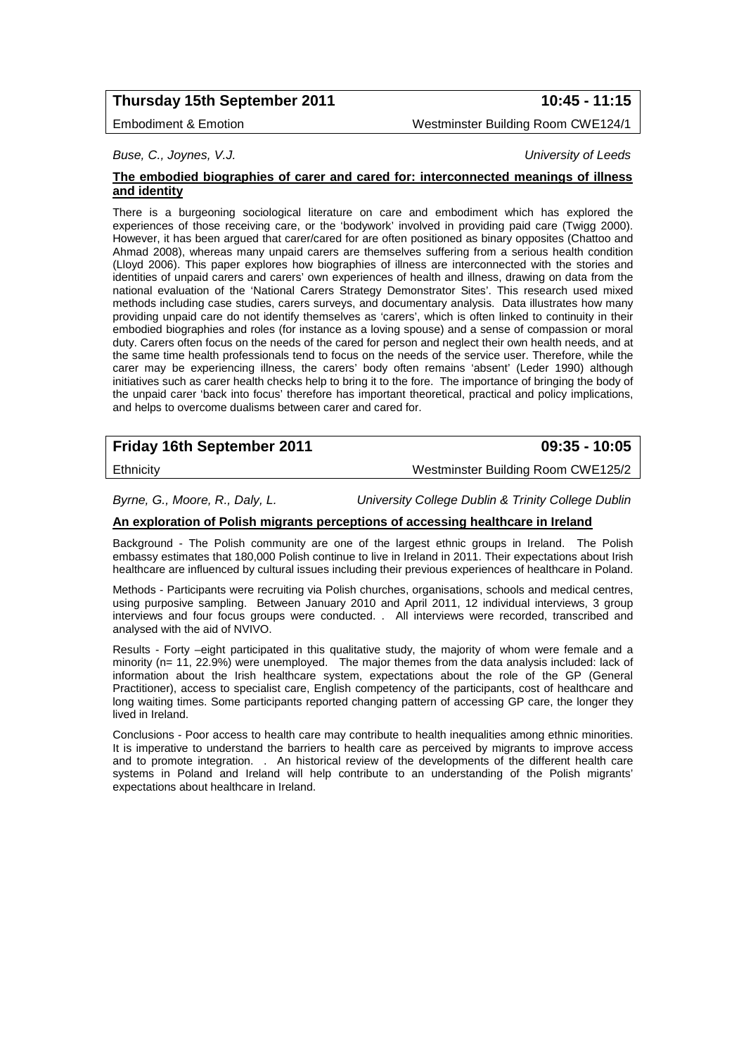**Thursday 15th September 2011** **10:45 - 11:15**

Embodiment & Emotion — Westminster Building Room CWE124/1

*Buse, C., Joynes, V.J.* — *University of Leeds*

**The embodied biographies of carer and cared for: interconnected meanings of illness and identity**

There is a burgeoning sociological literature on care and embodiment which has explored the experiences of those receiving care, or the 'bodywork' involved in providing paid care (Twigg 2000). However, it has been argued that carer/cared for are often positioned as binary opposites (Chattoo and Ahmad 2008), whereas many unpaid carers are themselves suffering from a serious health condition (Lloyd 2006). This paper explores how biographies of illness are interconnected with the stories and identities of unpaid carers and carers' own experiences of health and illness, drawing on data from the national evaluation of the 'National Carers Strategy Demonstrator Sites'. This research used mixed methods including case studies, carers surveys, and documentary analysis. Data illustrates how many providing unpaid care do not identify themselves as 'carers', which is often linked to continuity in their embodied biographies and roles (for instance as a loving spouse) and a sense of compassion or moral duty. Carers often focus on the needs of the cared for person and neglect their own health needs, and at the same time health professionals tend to focus on the needs of the service user. Therefore, while the carer may be experiencing illness, the carers' body often remains 'absent' (Leder 1990) although initiatives such as carer health checks help to bring it to the fore. The importance of bringing the body of the unpaid carer 'back into focus' therefore has important theoretical, practical and policy implications, and helps to overcome dualisms between carer and cared for.

**Friday 16th September 2011** **09:35 - 10:05**

Ethnicity — Westminster Building Room CWE125/2

*Byrne, G., Moore, R., Daly, L.* — *University College Dublin & Trinity College Dublin*

**An exploration of Polish migrants perceptions of accessing healthcare in Ireland**

Background - The Polish community are one of the largest ethnic groups in Ireland. The Polish embassy estimates that 180,000 Polish continue to live in Ireland in 2011. Their expectations about Irish healthcare are influenced by cultural issues including their previous experiences of healthcare in Poland.

Methods - Participants were recruiting via Polish churches, organisations, schools and medical centres, using purposive sampling. Between January 2010 and April 2011, 12 individual interviews, 3 group interviews and four focus groups were conducted. . All interviews were recorded, transcribed and analysed with the aid of NVIVO.

Results - Forty –eight participated in this qualitative study, the majority of whom were female and a minority (n= 11, 22.9%) were unemployed. The major themes from the data analysis included: lack of information about the Irish healthcare system, expectations about the role of the GP (General Practitioner), access to specialist care, English competency of the participants, cost of healthcare and long waiting times. Some participants reported changing pattern of accessing GP care, the longer they lived in Ireland.

Conclusions - Poor access to health care may contribute to health inequalities among ethnic minorities. It is imperative to understand the barriers to health care as perceived by migrants to improve access and to promote integration. . An historical review of the developments of the different health care systems in Poland and Ireland will help contribute to an understanding of the Polish migrants' expectations about healthcare in Ireland.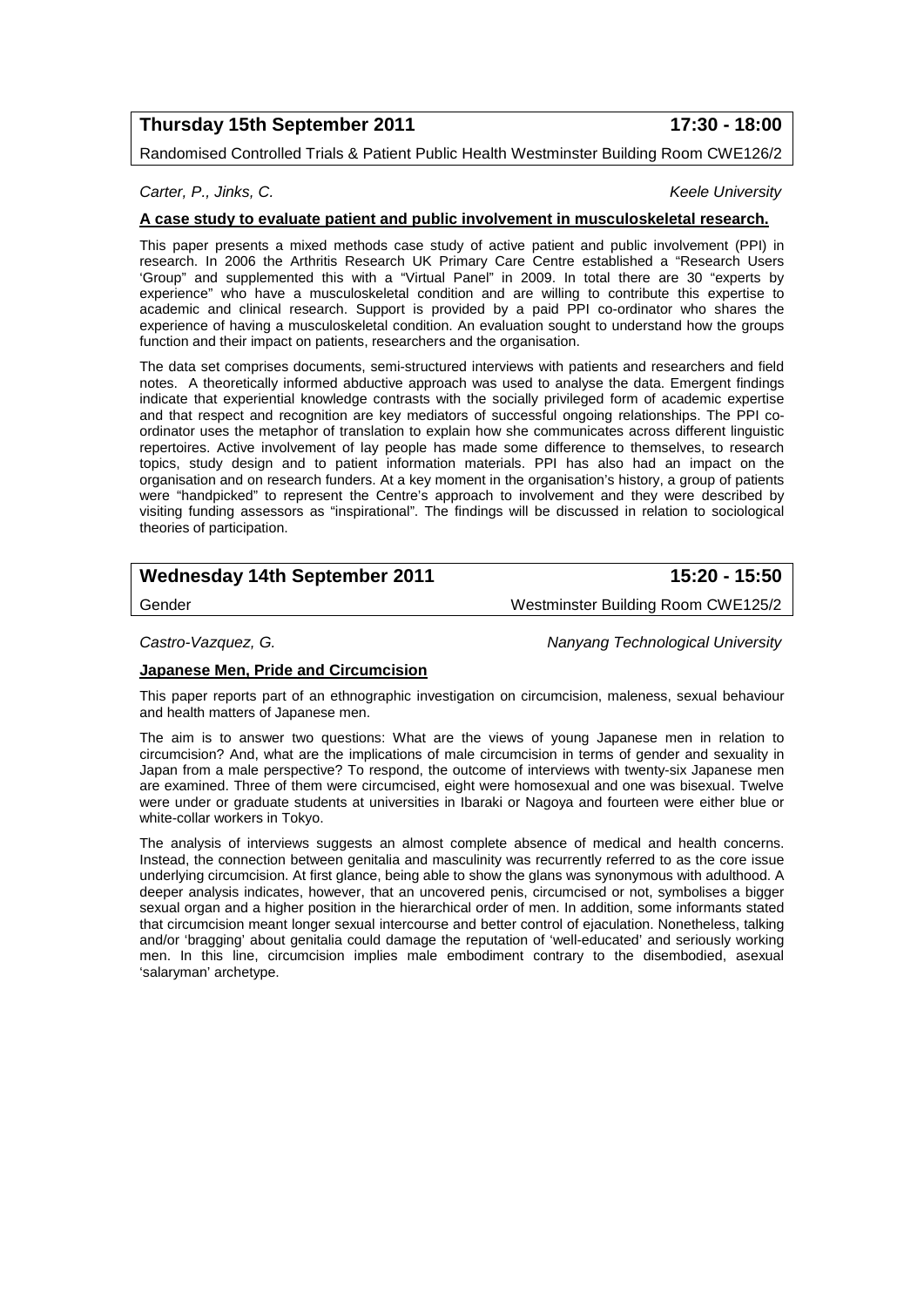**Thursday 15th September 2011** **17:30 - 18:00**

Randomised Controlled Trials & Patient Public Health Westminster Building Room CWE126/2

*Carter, P., Jinks, C.* *Keele University*

**A case study to evaluate patient and public involvement in musculoskeletal research.**

This paper presents a mixed methods case study of active patient and public involvement (PPI) in research. In 2006 the Arthritis Research UK Primary Care Centre established a "Research Users 'Group" and supplemented this with a "Virtual Panel" in 2009. In total there are 30 "experts by experience" who have a musculoskeletal condition and are willing to contribute this expertise to academic and clinical research. Support is provided by a paid PPI co-ordinator who shares the experience of having a musculoskeletal condition. An evaluation sought to understand how the groups function and their impact on patients, researchers and the organisation.

The data set comprises documents, semi-structured interviews with patients and researchers and field notes. A theoretically informed abductive approach was used to analyse the data. Emergent findings indicate that experiential knowledge contrasts with the socially privileged form of academic expertise and that respect and recognition are key mediators of successful ongoing relationships. The PPI co-ordinator uses the metaphor of translation to explain how she communicates across different linguistic repertoires. Active involvement of lay people has made some difference to themselves, to research topics, study design and to patient information materials. PPI has also had an impact on the organisation and on research funders. At a key moment in the organisation's history, a group of patients were "handpicked" to represent the Centre's approach to involvement and they were described by visiting funding assessors as "inspirational". The findings will be discussed in relation to sociological theories of participation.

**Wednesday 14th September 2011** **15:20 - 15:50**

Gender Westminster Building Room CWE125/2

*Castro-Vazquez, G.* *Nanyang Technological University*

**Japanese Men, Pride and Circumcision**

This paper reports part of an ethnographic investigation on circumcision, maleness, sexual behaviour and health matters of Japanese men.

The aim is to answer two questions: What are the views of young Japanese men in relation to circumcision? And, what are the implications of male circumcision in terms of gender and sexuality in Japan from a male perspective? To respond, the outcome of interviews with twenty-six Japanese men are examined. Three of them were circumcised, eight were homosexual and one was bisexual. Twelve were under or graduate students at universities in Ibaraki or Nagoya and fourteen were either blue or white-collar workers in Tokyo.

The analysis of interviews suggests an almost complete absence of medical and health concerns. Instead, the connection between genitalia and masculinity was recurrently referred to as the core issue underlying circumcision. At first glance, being able to show the glans was synonymous with adulthood. A deeper analysis indicates, however, that an uncovered penis, circumcised or not, symbolises a bigger sexual organ and a higher position in the hierarchical order of men. In addition, some informants stated that circumcision meant longer sexual intercourse and better control of ejaculation. Nonetheless, talking and/or 'bragging' about genitalia could damage the reputation of 'well-educated' and seriously working men. In this line, circumcision implies male embodiment contrary to the disembodied, asexual 'salaryman' archetype.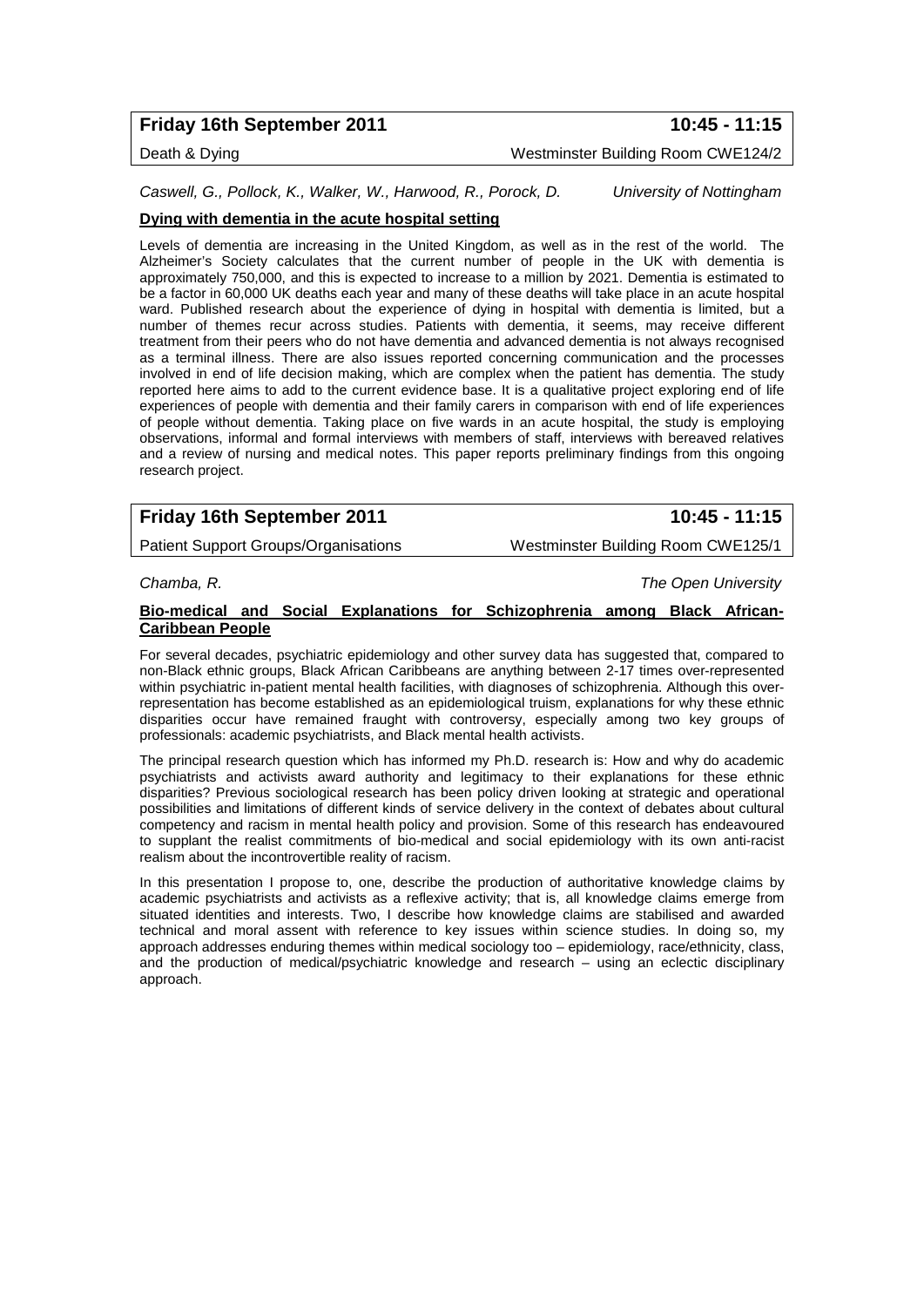**Friday 16th September 2011** **10:45 - 11:15**

Death & Dying — Westminster Building Room CWE124/2

*Caswell, G., Pollock, K., Walker, W., Harwood, R., Porock, D.* — *University of Nottingham*

**Dying with dementia in the acute hospital setting**

Levels of dementia are increasing in the United Kingdom, as well as in the rest of the world. The Alzheimer's Society calculates that the current number of people in the UK with dementia is approximately 750,000, and this is expected to increase to a million by 2021. Dementia is estimated to be a factor in 60,000 UK deaths each year and many of these deaths will take place in an acute hospital ward. Published research about the experience of dying in hospital with dementia is limited, but a number of themes recur across studies. Patients with dementia, it seems, may receive different treatment from their peers who do not have dementia and advanced dementia is not always recognised as a terminal illness. There are also issues reported concerning communication and the processes involved in end of life decision making, which are complex when the patient has dementia. The study reported here aims to add to the current evidence base. It is a qualitative project exploring end of life experiences of people with dementia and their family carers in comparison with end of life experiences of people without dementia. Taking place on five wards in an acute hospital, the study is employing observations, informal and formal interviews with members of staff, interviews with bereaved relatives and a review of nursing and medical notes. This paper reports preliminary findings from this ongoing research project.

**Friday 16th September 2011** **10:45 - 11:15**

Patient Support Groups/Organisations — Westminster Building Room CWE125/1

*Chamba, R.* — *The Open University*

**Bio-medical and Social Explanations for Schizophrenia among Black African-Caribbean People**

For several decades, psychiatric epidemiology and other survey data has suggested that, compared to non-Black ethnic groups, Black African Caribbeans are anything between 2-17 times over-represented within psychiatric in-patient mental health facilities, with diagnoses of schizophrenia. Although this over-representation has become established as an epidemiological truism, explanations for why these ethnic disparities occur have remained fraught with controversy, especially among two key groups of professionals: academic psychiatrists, and Black mental health activists.

The principal research question which has informed my Ph.D. research is: How and why do academic psychiatrists and activists award authority and legitimacy to their explanations for these ethnic disparities? Previous sociological research has been policy driven looking at strategic and operational possibilities and limitations of different kinds of service delivery in the context of debates about cultural competency and racism in mental health policy and provision. Some of this research has endeavoured to supplant the realist commitments of bio-medical and social epidemiology with its own anti-racist realism about the incontrovertible reality of racism.

In this presentation I propose to, one, describe the production of authoritative knowledge claims by academic psychiatrists and activists as a reflexive activity; that is, all knowledge claims emerge from situated identities and interests. Two, I describe how knowledge claims are stabilised and awarded technical and moral assent with reference to key issues within science studies. In doing so, my approach addresses enduring themes within medical sociology too – epidemiology, race/ethnicity, class, and the production of medical/psychiatric knowledge and research – using an eclectic disciplinary approach.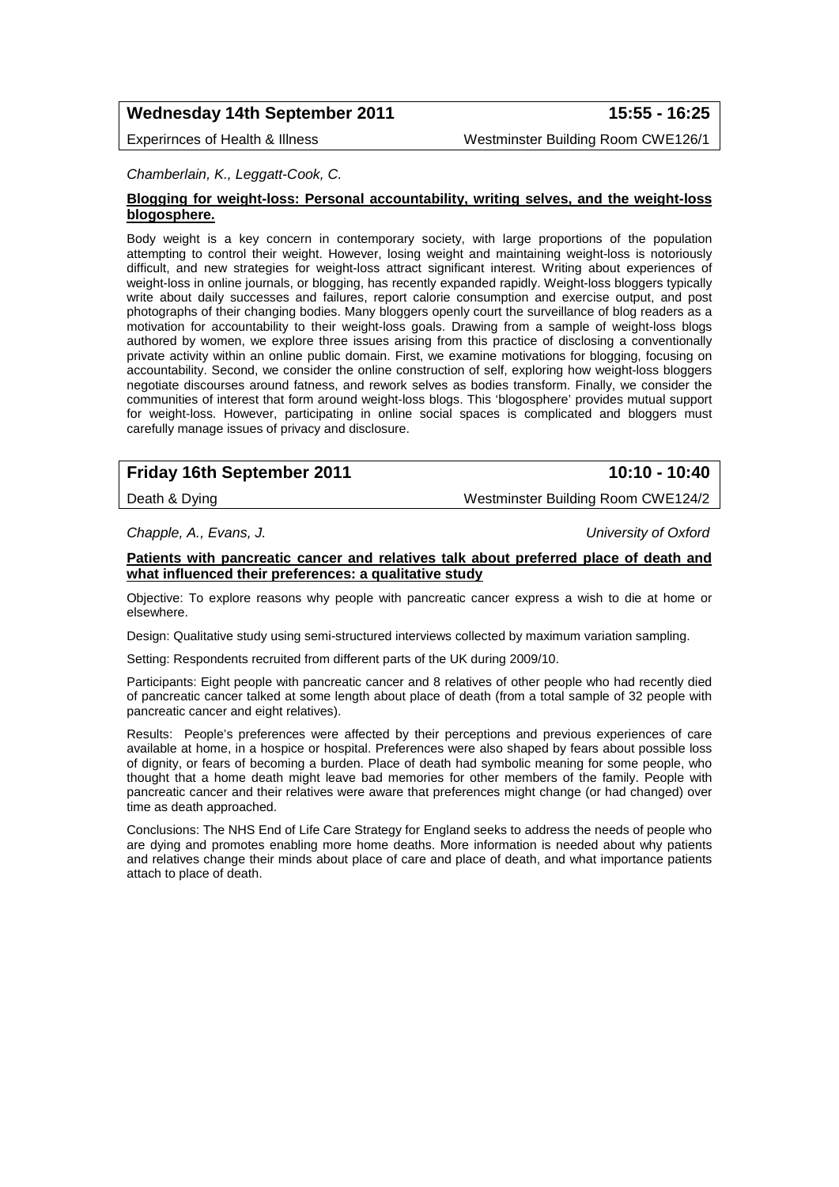**Wednesday 14th September 2011** **15:55 - 16:25**

Experirnces of Health & Illness Westminster Building Room CWE126/1

*Chamberlain, K., Leggatt-Cook, C.*

**Blogging for weight-loss: Personal accountability, writing selves, and the weight-loss blogosphere.**

Body weight is a key concern in contemporary society, with large proportions of the population attempting to control their weight. However, losing weight and maintaining weight-loss is notoriously difficult, and new strategies for weight-loss attract significant interest. Writing about experiences of weight-loss in online journals, or blogging, has recently expanded rapidly. Weight-loss bloggers typically write about daily successes and failures, report calorie consumption and exercise output, and post photographs of their changing bodies. Many bloggers openly court the surveillance of blog readers as a motivation for accountability to their weight-loss goals. Drawing from a sample of weight-loss blogs authored by women, we explore three issues arising from this practice of disclosing a conventionally private activity within an online public domain. First, we examine motivations for blogging, focusing on accountability. Second, we consider the online construction of self, exploring how weight-loss bloggers negotiate discourses around fatness, and rework selves as bodies transform. Finally, we consider the communities of interest that form around weight-loss blogs. This 'blogosphere' provides mutual support for weight-loss. However, participating in online social spaces is complicated and bloggers must carefully manage issues of privacy and disclosure.

**Friday 16th September 2011** **10:10 - 10:40**

Death & Dying Westminster Building Room CWE124/2

*Chapple, A., Evans, J.* *University of Oxford*

**Patients with pancreatic cancer and relatives talk about preferred place of death and what influenced their preferences: a qualitative study**

Objective: To explore reasons why people with pancreatic cancer express a wish to die at home or elsewhere.

Design: Qualitative study using semi-structured interviews collected by maximum variation sampling.

Setting: Respondents recruited from different parts of the UK during 2009/10.

Participants: Eight people with pancreatic cancer and 8 relatives of other people who had recently died of pancreatic cancer talked at some length about place of death (from a total sample of 32 people with pancreatic cancer and eight relatives).

Results: People's preferences were affected by their perceptions and previous experiences of care available at home, in a hospice or hospital. Preferences were also shaped by fears about possible loss of dignity, or fears of becoming a burden. Place of death had symbolic meaning for some people, who thought that a home death might leave bad memories for other members of the family. People with pancreatic cancer and their relatives were aware that preferences might change (or had changed) over time as death approached.

Conclusions: The NHS End of Life Care Strategy for England seeks to address the needs of people who are dying and promotes enabling more home deaths. More information is needed about why patients and relatives change their minds about place of care and place of death, and what importance patients attach to place of death.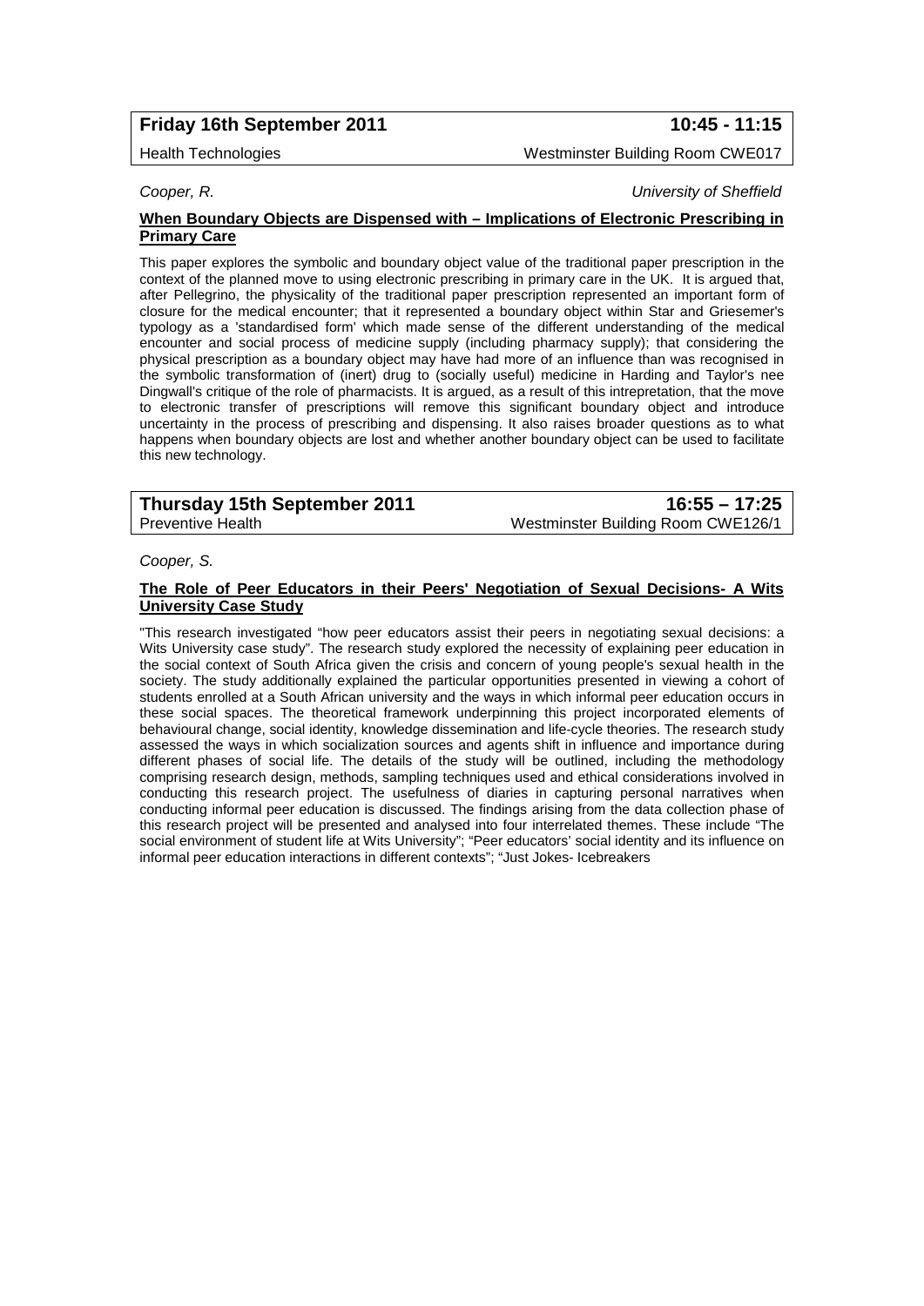**Friday 16th September 2011** **10:45 - 11:15**

Health Technologies — Westminster Building Room CWE017

*Cooper, R.* — *University of Sheffield*

**When Boundary Objects are Dispensed with – Implications of Electronic Prescribing in Primary Care**

This paper explores the symbolic and boundary object value of the traditional paper prescription in the context of the planned move to using electronic prescribing in primary care in the UK. It is argued that, after Pellegrino, the physicality of the traditional paper prescription represented an important form of closure for the medical encounter; that it represented a boundary object within Star and Griesemer's typology as a 'standardised form' which made sense of the different understanding of the medical encounter and social process of medicine supply (including pharmacy supply); that considering the physical prescription as a boundary object may have had more of an influence than was recognised in the symbolic transformation of (inert) drug to (socially useful) medicine in Harding and Taylor's nee Dingwall's critique of the role of pharmacists. It is argued, as a result of this intrepretation, that the move to electronic transfer of prescriptions will remove this significant boundary object and introduce uncertainty in the process of prescribing and dispensing. It also raises broader questions as to what happens when boundary objects are lost and whether another boundary object can be used to facilitate this new technology.

**Thursday 15th September 2011** **16:55 – 17:25**

Preventive Health — Westminster Building Room CWE126/1

*Cooper, S.*

**The Role of Peer Educators in their Peers' Negotiation of Sexual Decisions- A Wits University Case Study**

"This research investigated "how peer educators assist their peers in negotiating sexual decisions: a Wits University case study". The research study explored the necessity of explaining peer education in the social context of South Africa given the crisis and concern of young people's sexual health in the society. The study additionally explained the particular opportunities presented in viewing a cohort of students enrolled at a South African university and the ways in which informal peer education occurs in these social spaces. The theoretical framework underpinning this project incorporated elements of behavioural change, social identity, knowledge dissemination and life-cycle theories. The research study assessed the ways in which socialization sources and agents shift in influence and importance during different phases of social life. The details of the study will be outlined, including the methodology comprising research design, methods, sampling techniques used and ethical considerations involved in conducting this research project. The usefulness of diaries in capturing personal narratives when conducting informal peer education is discussed. The findings arising from the data collection phase of this research project will be presented and analysed into four interrelated themes. These include "The social environment of student life at Wits University"; "Peer educators' social identity and its influence on informal peer education interactions in different contexts"; "Just Jokes- Icebreakers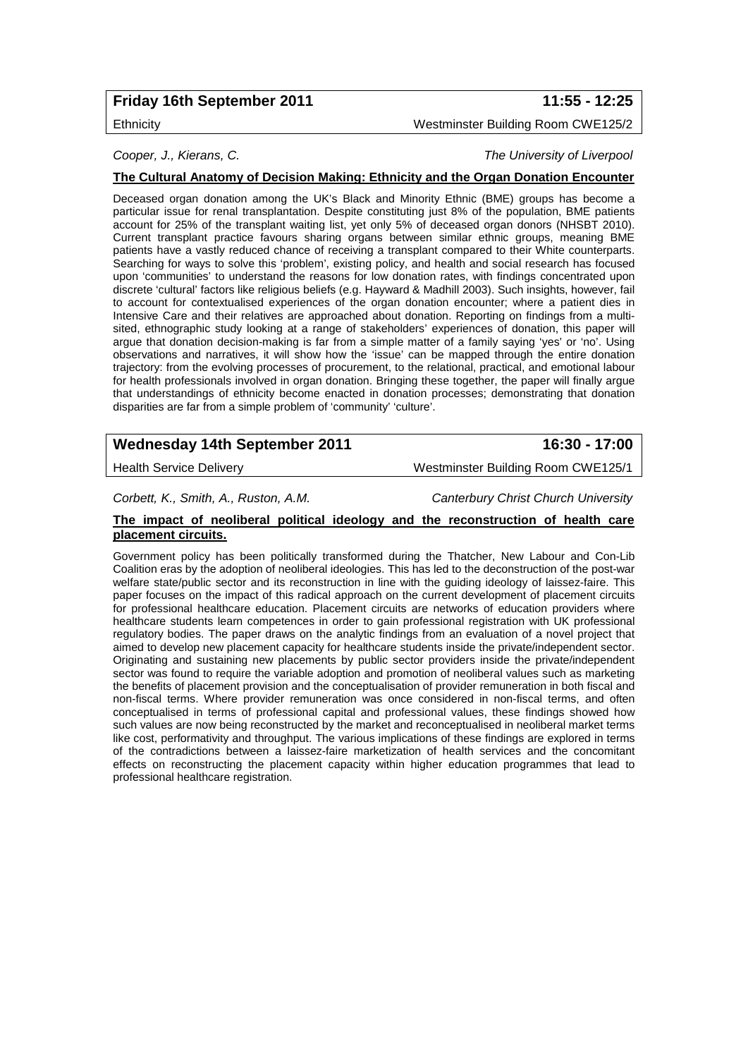**Friday 16th September 2011** **11:55 - 12:25**

Ethnicity Westminster Building Room CWE125/2

*Cooper, J., Kierans, C.* *The University of Liverpool*

**The Cultural Anatomy of Decision Making: Ethnicity and the Organ Donation Encounter**

Deceased organ donation among the UK's Black and Minority Ethnic (BME) groups has become a particular issue for renal transplantation. Despite constituting just 8% of the population, BME patients account for 25% of the transplant waiting list, yet only 5% of deceased organ donors (NHSBT 2010). Current transplant practice favours sharing organs between similar ethnic groups, meaning BME patients have a vastly reduced chance of receiving a transplant compared to their White counterparts. Searching for ways to solve this 'problem', existing policy, and health and social research has focused upon 'communities' to understand the reasons for low donation rates, with findings concentrated upon discrete 'cultural' factors like religious beliefs (e.g. Hayward & Madhill 2003). Such insights, however, fail to account for contextualised experiences of the organ donation encounter; where a patient dies in Intensive Care and their relatives are approached about donation. Reporting on findings from a multi-sited, ethnographic study looking at a range of stakeholders' experiences of donation, this paper will argue that donation decision-making is far from a simple matter of a family saying 'yes' or 'no'. Using observations and narratives, it will show how the 'issue' can be mapped through the entire donation trajectory: from the evolving processes of procurement, to the relational, practical, and emotional labour for health professionals involved in organ donation. Bringing these together, the paper will finally argue that understandings of ethnicity become enacted in donation processes; demonstrating that donation disparities are far from a simple problem of 'community' 'culture'.

**Wednesday 14th September 2011** **16:30 - 17:00**

Health Service Delivery Westminster Building Room CWE125/1

*Corbett, K., Smith, A., Ruston, A.M.* *Canterbury Christ Church University*

**The impact of neoliberal political ideology and the reconstruction of health care placement circuits.**

Government policy has been politically transformed during the Thatcher, New Labour and Con-Lib Coalition eras by the adoption of neoliberal ideologies. This has led to the deconstruction of the post-war welfare state/public sector and its reconstruction in line with the guiding ideology of laissez-faire. This paper focuses on the impact of this radical approach on the current development of placement circuits for professional healthcare education. Placement circuits are networks of education providers where healthcare students learn competences in order to gain professional registration with UK professional regulatory bodies. The paper draws on the analytic findings from an evaluation of a novel project that aimed to develop new placement capacity for healthcare students inside the private/independent sector. Originating and sustaining new placements by public sector providers inside the private/independent sector was found to require the variable adoption and promotion of neoliberal values such as marketing the benefits of placement provision and the conceptualisation of provider remuneration in both fiscal and non-fiscal terms. Where provider remuneration was once considered in non-fiscal terms, and often conceptualised in terms of professional capital and professional values, these findings showed how such values are now being reconstructed by the market and reconceptualised in neoliberal market terms like cost, performativity and throughput. The various implications of these findings are explored in terms of the contradictions between a laissez-faire marketization of health services and the concomitant effects on reconstructing the placement capacity within higher education programmes that lead to professional healthcare registration.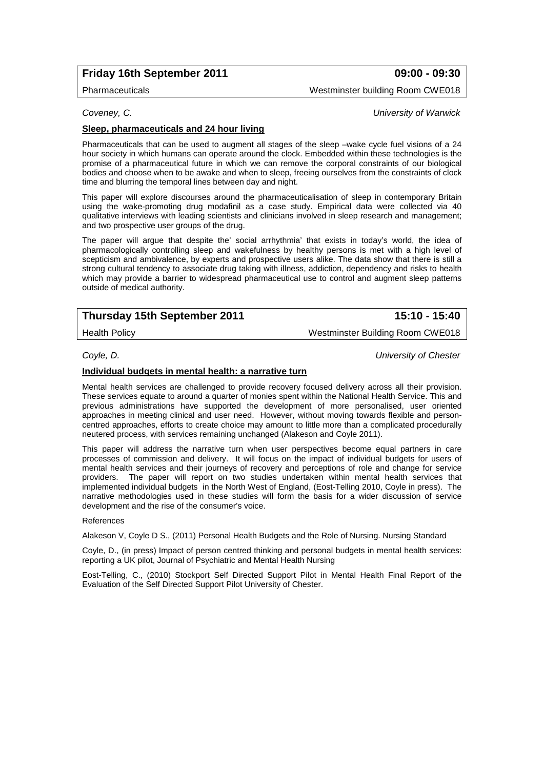**Friday 16th September 2011** **09:00 - 09:30**

Pharmaceuticals Westminster building Room CWE018

*Coveney, C.* *University of Warwick*

**Sleep, pharmaceuticals and 24 hour living**

Pharmaceuticals that can be used to augment all stages of the sleep –wake cycle fuel visions of a 24 hour society in which humans can operate around the clock. Embedded within these technologies is the promise of a pharmaceutical future in which we can remove the corporal constraints of our biological bodies and choose when to be awake and when to sleep, freeing ourselves from the constraints of clock time and blurring the temporal lines between day and night.

This paper will explore discourses around the pharmaceuticalisation of sleep in contemporary Britain using the wake-promoting drug modafinil as a case study. Empirical data were collected via 40 qualitative interviews with leading scientists and clinicians involved in sleep research and management; and two prospective user groups of the drug.

The paper will argue that despite the' social arrhythmia' that exists in today's world, the idea of pharmacologically controlling sleep and wakefulness by healthy persons is met with a high level of scepticism and ambivalence, by experts and prospective users alike. The data show that there is still a strong cultural tendency to associate drug taking with illness, addiction, dependency and risks to health which may provide a barrier to widespread pharmaceutical use to control and augment sleep patterns outside of medical authority.

**Thursday 15th September 2011** **15:10 - 15:40**

Health Policy Westminster Building Room CWE018

*Coyle, D.* *University of Chester*

**Individual budgets in mental health: a narrative turn**

Mental health services are challenged to provide recovery focused delivery across all their provision. These services equate to around a quarter of monies spent within the National Health Service. This and previous administrations have supported the development of more personalised, user oriented approaches in meeting clinical and user need. However, without moving towards flexible and person-centred approaches, efforts to create choice may amount to little more than a complicated procedurally neutered process, with services remaining unchanged (Alakeson and Coyle 2011).

This paper will address the narrative turn when user perspectives become equal partners in care processes of commission and delivery. It will focus on the impact of individual budgets for users of mental health services and their journeys of recovery and perceptions of role and change for service providers. The paper will report on two studies undertaken within mental health services that implemented individual budgets in the North West of England, (Eost-Telling 2010, Coyle in press). The narrative methodologies used in these studies will form the basis for a wider discussion of service development and the rise of the consumer's voice.

References

Alakeson V, Coyle D S., (2011) Personal Health Budgets and the Role of Nursing. Nursing Standard

Coyle, D., (in press) Impact of person centred thinking and personal budgets in mental health services: reporting a UK pilot, Journal of Psychiatric and Mental Health Nursing

Eost-Telling, C., (2010) Stockport Self Directed Support Pilot in Mental Health Final Report of the Evaluation of the Self Directed Support Pilot University of Chester.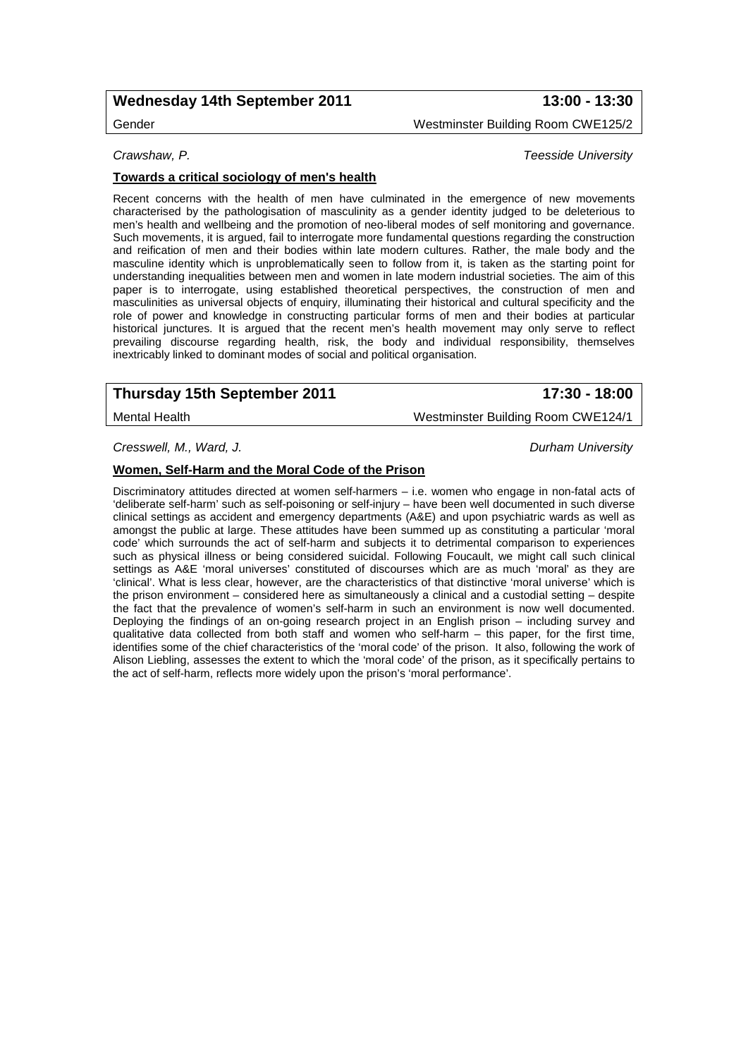## Wednesday 14th September 2011 — 13:00 - 13:30

Gender — Westminster Building Room CWE125/2

*Crawshaw, P.* — *Teesside University*

**Towards a critical sociology of men's health**

Recent concerns with the health of men have culminated in the emergence of new movements characterised by the pathologisation of masculinity as a gender identity judged to be deleterious to men's health and wellbeing and the promotion of neo-liberal modes of self monitoring and governance. Such movements, it is argued, fail to interrogate more fundamental questions regarding the construction and reification of men and their bodies within late modern cultures. Rather, the male body and the masculine identity which is unproblematically seen to follow from it, is taken as the starting point for understanding inequalities between men and women in late modern industrial societies. The aim of this paper is to interrogate, using established theoretical perspectives, the construction of men and masculinities as universal objects of enquiry, illuminating their historical and cultural specificity and the role of power and knowledge in constructing particular forms of men and their bodies at particular historical junctures. It is argued that the recent men's health movement may only serve to reflect prevailing discourse regarding health, risk, the body and individual responsibility, themselves inextricably linked to dominant modes of social and political organisation.

## Thursday 15th September 2011 — 17:30 - 18:00

Mental Health — Westminster Building Room CWE124/1

*Cresswell, M., Ward, J.* — *Durham University*

**Women, Self-Harm and the Moral Code of the Prison**

Discriminatory attitudes directed at women self-harmers – i.e. women who engage in non-fatal acts of 'deliberate self-harm' such as self-poisoning or self-injury – have been well documented in such diverse clinical settings as accident and emergency departments (A&E) and upon psychiatric wards as well as amongst the public at large. These attitudes have been summed up as constituting a particular 'moral code' which surrounds the act of self-harm and subjects it to detrimental comparison to experiences such as physical illness or being considered suicidal. Following Foucault, we might call such clinical settings as A&E 'moral universes' constituted of discourses which are as much 'moral' as they are 'clinical'. What is less clear, however, are the characteristics of that distinctive 'moral universe' which is the prison environment – considered here as simultaneously a clinical and a custodial setting – despite the fact that the prevalence of women's self-harm in such an environment is now well documented. Deploying the findings of an on-going research project in an English prison – including survey and qualitative data collected from both staff and women who self-harm – this paper, for the first time, identifies some of the chief characteristics of the 'moral code' of the prison. It also, following the work of Alison Liebling, assesses the extent to which the 'moral code' of the prison, as it specifically pertains to the act of self-harm, reflects more widely upon the prison's 'moral performance'.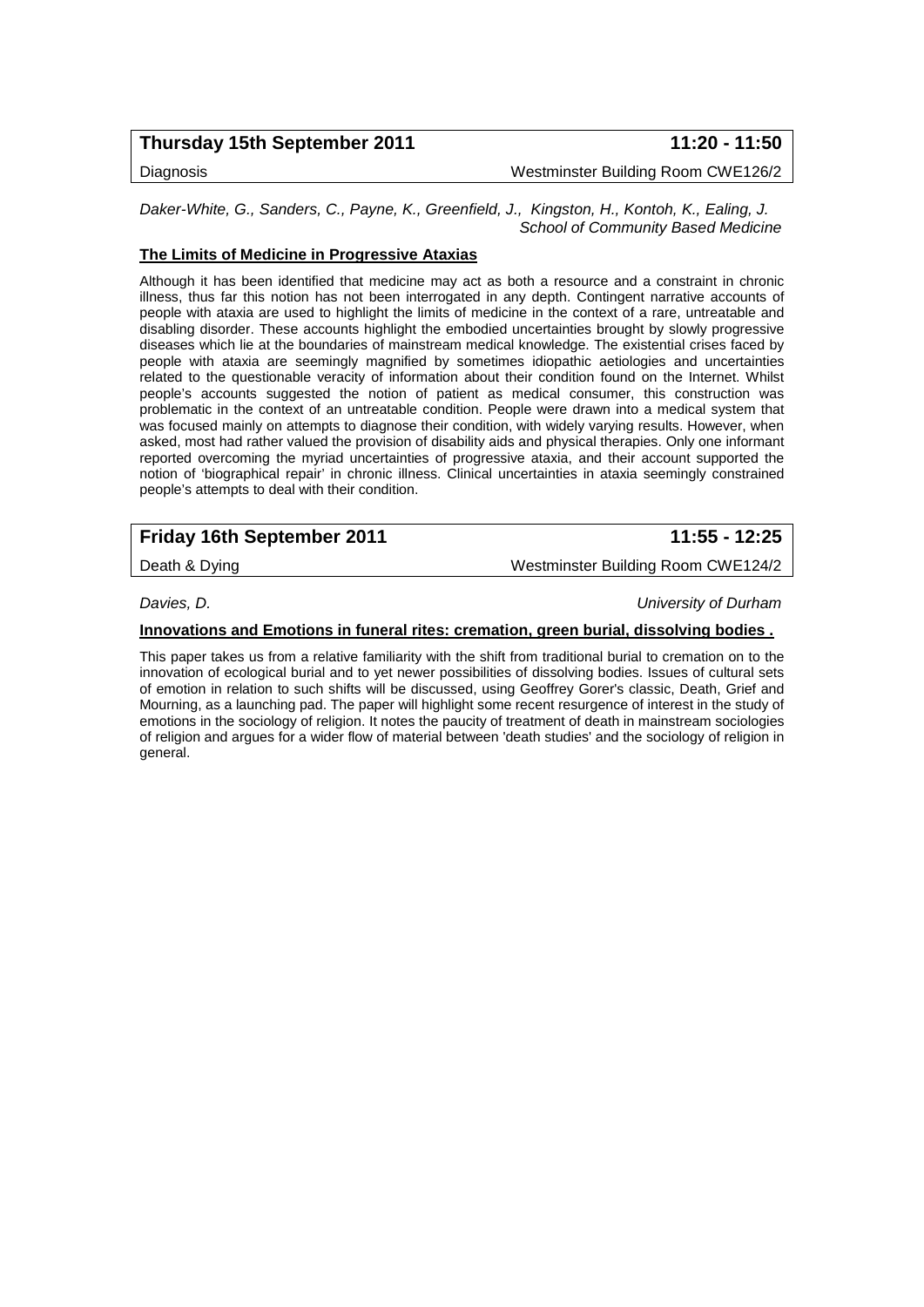**Thursday 15th September 2011** **11:20 - 11:50**

Diagnosis Westminster Building Room CWE126/2

*Daker-White, G., Sanders, C., Payne, K., Greenfield, J., Kingston, H., Kontoh, K., Ealing, J.*
*School of Community Based Medicine*

**The Limits of Medicine in Progressive Ataxias**

Although it has been identified that medicine may act as both a resource and a constraint in chronic illness, thus far this notion has not been interrogated in any depth. Contingent narrative accounts of people with ataxia are used to highlight the limits of medicine in the context of a rare, untreatable and disabling disorder. These accounts highlight the embodied uncertainties brought by slowly progressive diseases which lie at the boundaries of mainstream medical knowledge. The existential crises faced by people with ataxia are seemingly magnified by sometimes idiopathic aetiologies and uncertainties related to the questionable veracity of information about their condition found on the Internet. Whilst people's accounts suggested the notion of patient as medical consumer, this construction was problematic in the context of an untreatable condition. People were drawn into a medical system that was focused mainly on attempts to diagnose their condition, with widely varying results. However, when asked, most had rather valued the provision of disability aids and physical therapies. Only one informant reported overcoming the myriad uncertainties of progressive ataxia, and their account supported the notion of 'biographical repair' in chronic illness. Clinical uncertainties in ataxia seemingly constrained people's attempts to deal with their condition.

**Friday 16th September 2011** **11:55 - 12:25**

Death & Dying Westminster Building Room CWE124/2

*Davies, D.* *University of Durham*

**Innovations and Emotions in funeral rites: cremation, green burial, dissolving bodies .**

This paper takes us from a relative familiarity with the shift from traditional burial to cremation on to the innovation of ecological burial and to yet newer possibilities of dissolving bodies. Issues of cultural sets of emotion in relation to such shifts will be discussed, using Geoffrey Gorer's classic, Death, Grief and Mourning, as a launching pad. The paper will highlight some recent resurgence of interest in the study of emotions in the sociology of religion. It notes the paucity of treatment of death in mainstream sociologies of religion and argues for a wider flow of material between 'death studies' and the sociology of religion in general.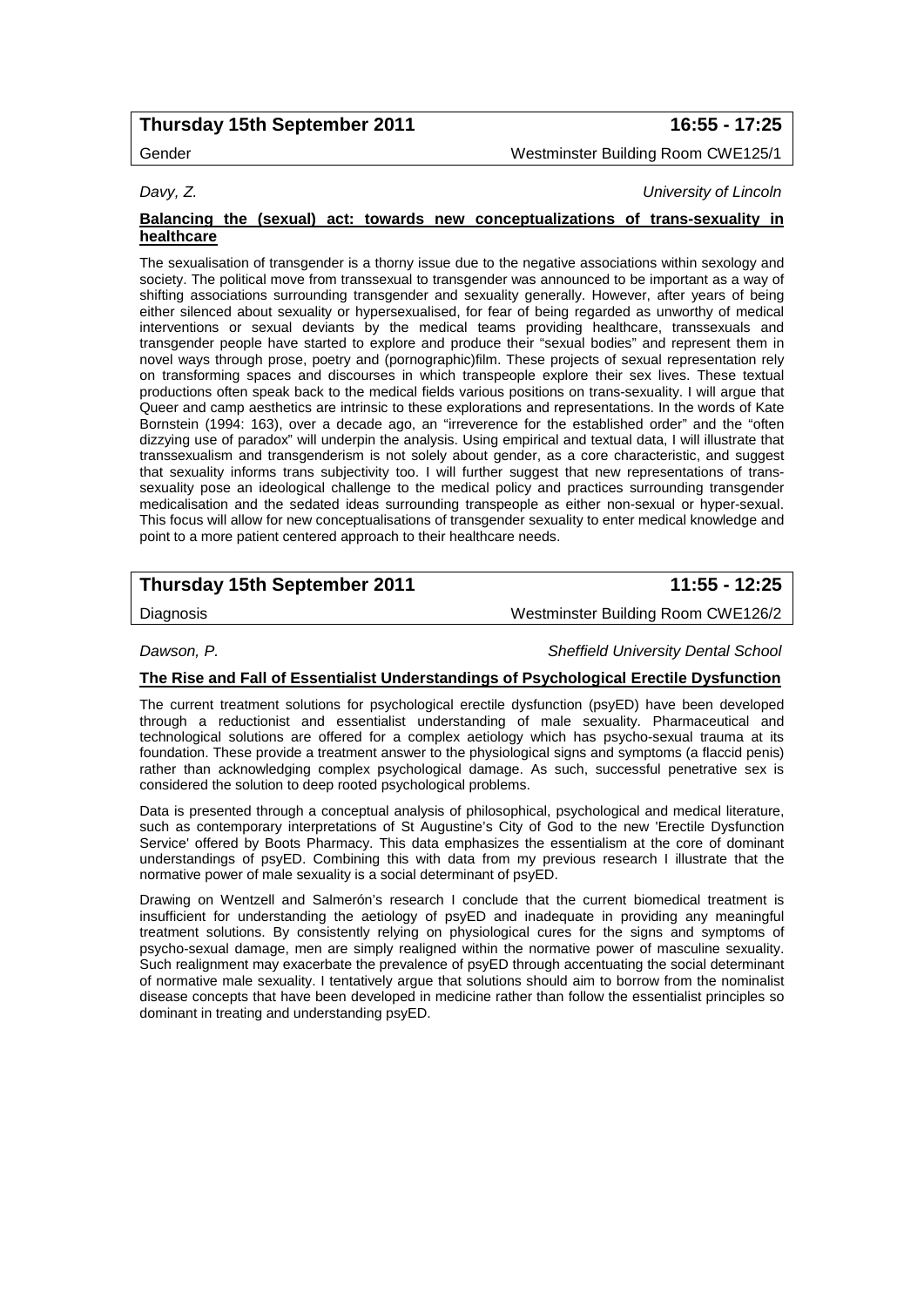**Thursday 15th September 2011** **16:55 - 17:25**

Gender Westminster Building Room CWE125/1

*Davy, Z.* *University of Lincoln*

**Balancing the (sexual) act: towards new conceptualizations of trans-sexuality in healthcare**

The sexualisation of transgender is a thorny issue due to the negative associations within sexology and society. The political move from transsexual to transgender was announced to be important as a way of shifting associations surrounding transgender and sexuality generally. However, after years of being either silenced about sexuality or hypersexualised, for fear of being regarded as unworthy of medical interventions or sexual deviants by the medical teams providing healthcare, transsexuals and transgender people have started to explore and produce their "sexual bodies" and represent them in novel ways through prose, poetry and (pornographic)film. These projects of sexual representation rely on transforming spaces and discourses in which transpeople explore their sex lives. These textual productions often speak back to the medical fields various positions on trans-sexuality. I will argue that Queer and camp aesthetics are intrinsic to these explorations and representations. In the words of Kate Bornstein (1994: 163), over a decade ago, an "irreverence for the established order" and the "often dizzying use of paradox" will underpin the analysis. Using empirical and textual data, I will illustrate that transsexualism and transgenderism is not solely about gender, as a core characteristic, and suggest that sexuality informs trans subjectivity too. I will further suggest that new representations of trans-sexuality pose an ideological challenge to the medical policy and practices surrounding transgender medicalisation and the sedated ideas surrounding transpeople as either non-sexual or hyper-sexual. This focus will allow for new conceptualisations of transgender sexuality to enter medical knowledge and point to a more patient centered approach to their healthcare needs.

**Thursday 15th September 2011** **11:55 - 12:25**

Diagnosis Westminster Building Room CWE126/2

*Dawson, P.* *Sheffield University Dental School*

**The Rise and Fall of Essentialist Understandings of Psychological Erectile Dysfunction**

The current treatment solutions for psychological erectile dysfunction (psyED) have been developed through a reductionist and essentialist understanding of male sexuality. Pharmaceutical and technological solutions are offered for a complex aetiology which has psycho-sexual trauma at its foundation. These provide a treatment answer to the physiological signs and symptoms (a flaccid penis) rather than acknowledging complex psychological damage. As such, successful penetrative sex is considered the solution to deep rooted psychological problems.

Data is presented through a conceptual analysis of philosophical, psychological and medical literature, such as contemporary interpretations of St Augustine's City of God to the new 'Erectile Dysfunction Service' offered by Boots Pharmacy. This data emphasizes the essentialism at the core of dominant understandings of psyED. Combining this with data from my previous research I illustrate that the normative power of male sexuality is a social determinant of psyED.

Drawing on Wentzell and Salmerón's research I conclude that the current biomedical treatment is insufficient for understanding the aetiology of psyED and inadequate in providing any meaningful treatment solutions. By consistently relying on physiological cures for the signs and symptoms of psycho-sexual damage, men are simply realigned within the normative power of masculine sexuality. Such realignment may exacerbate the prevalence of psyED through accentuating the social determinant of normative male sexuality. I tentatively argue that solutions should aim to borrow from the nominalist disease concepts that have been developed in medicine rather than follow the essentialist principles so dominant in treating and understanding psyED.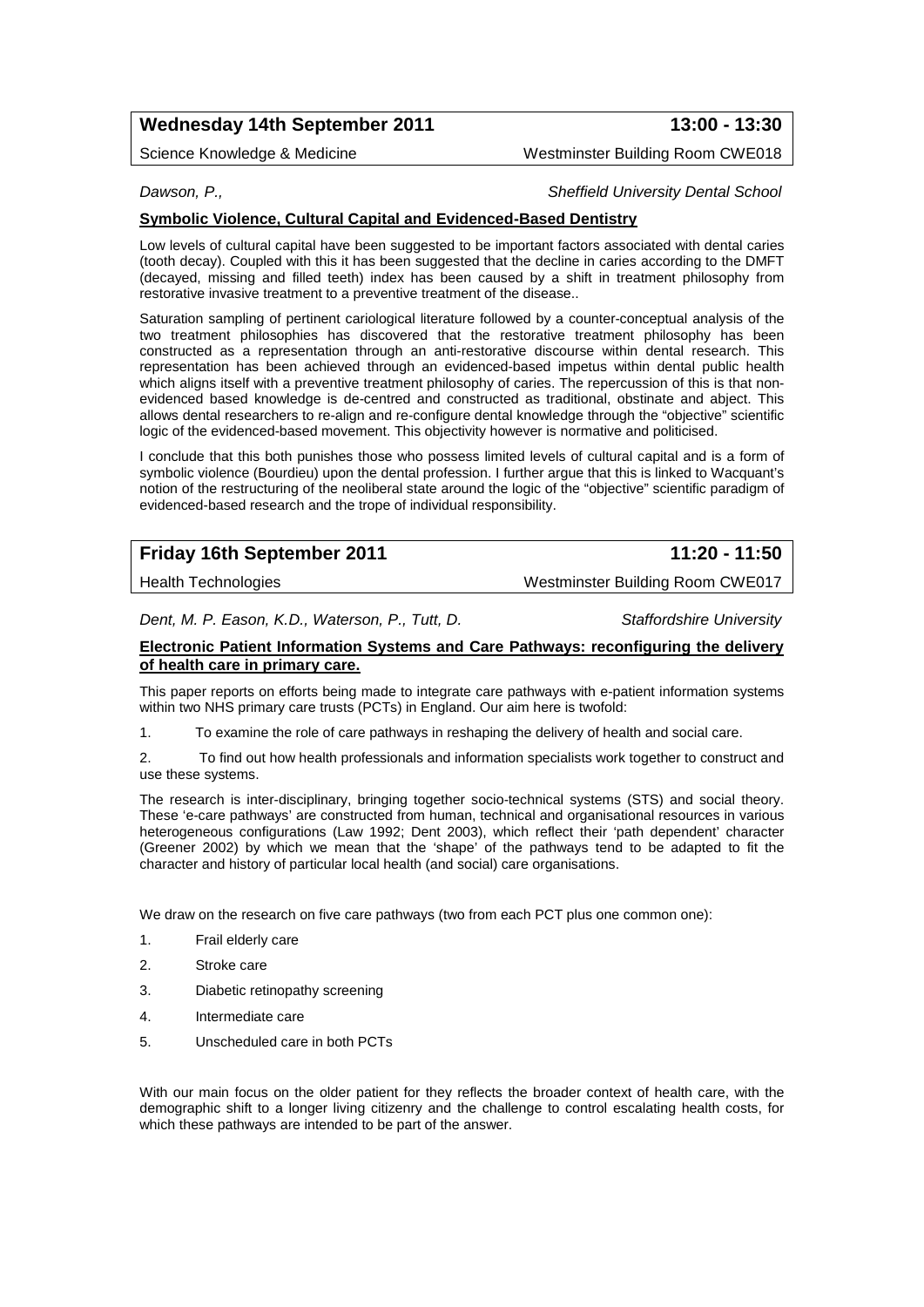**Wednesday 14th September 2011** **13:00 - 13:30**

Science Knowledge & Medicine — Westminster Building Room CWE018

*Dawson, P.,* — *Sheffield University Dental School*

### Symbolic Violence, Cultural Capital and Evidenced-Based Dentistry

Low levels of cultural capital have been suggested to be important factors associated with dental caries (tooth decay). Coupled with this it has been suggested that the decline in caries according to the DMFT (decayed, missing and filled teeth) index has been caused by a shift in treatment philosophy from restorative invasive treatment to a preventive treatment of the disease..

Saturation sampling of pertinent cariological literature followed by a counter-conceptual analysis of the two treatment philosophies has discovered that the restorative treatment philosophy has been constructed as a representation through an anti-restorative discourse within dental research. This representation has been achieved through an evidenced-based impetus within dental public health which aligns itself with a preventive treatment philosophy of caries. The repercussion of this is that non-evidenced based knowledge is de-centred and constructed as traditional, obstinate and abject. This allows dental researchers to re-align and re-configure dental knowledge through the "objective" scientific logic of the evidenced-based movement. This objectivity however is normative and politicised.

I conclude that this both punishes those who possess limited levels of cultural capital and is a form of symbolic violence (Bourdieu) upon the dental profession. I further argue that this is linked to Wacquant's notion of the restructuring of the neoliberal state around the logic of the "objective" scientific paradigm of evidenced-based research and the trope of individual responsibility.

**Friday 16th September 2011** **11:20 - 11:50**

Health Technologies — Westminster Building Room CWE017

*Dent, M. P. Eason, K.D., Waterson, P., Tutt, D.* — *Staffordshire University*

### Electronic Patient Information Systems and Care Pathways: reconfiguring the delivery of health care in primary care.

This paper reports on efforts being made to integrate care pathways with e-patient information systems within two NHS primary care trusts (PCTs) in England. Our aim here is twofold:

1. To examine the role of care pathways in reshaping the delivery of health and social care.
2. To find out how health professionals and information specialists work together to construct and use these systems.

The research is inter-disciplinary, bringing together socio-technical systems (STS) and social theory. These 'e-care pathways' are constructed from human, technical and organisational resources in various heterogeneous configurations (Law 1992; Dent 2003), which reflect their 'path dependent' character (Greener 2002) by which we mean that the 'shape' of the pathways tend to be adapted to fit the character and history of particular local health (and social) care organisations.

We draw on the research on five care pathways (two from each PCT plus one common one):

1. Frail elderly care
2. Stroke care
3. Diabetic retinopathy screening
4. Intermediate care
5. Unscheduled care in both PCTs

With our main focus on the older patient for they reflects the broader context of health care, with the demographic shift to a longer living citizenry and the challenge to control escalating health costs, for which these pathways are intended to be part of the answer.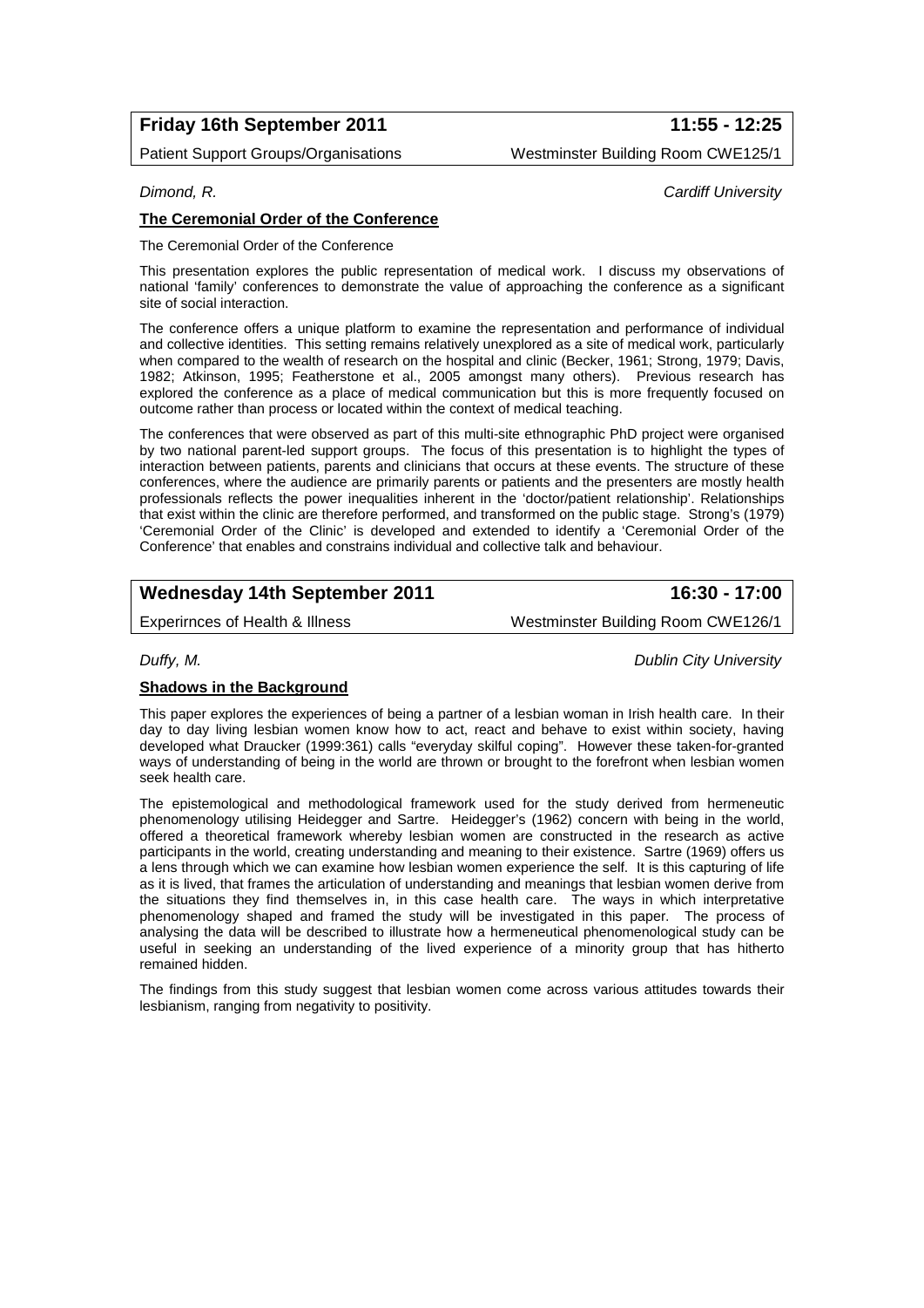**Friday 16th September 2011** **11:55 - 12:25**

Patient Support Groups/Organisations — Westminster Building Room CWE125/1

*Dimond, R.* — *Cardiff University*

**The Ceremonial Order of the Conference**

The Ceremonial Order of the Conference

This presentation explores the public representation of medical work. I discuss my observations of national 'family' conferences to demonstrate the value of approaching the conference as a significant site of social interaction.

The conference offers a unique platform to examine the representation and performance of individual and collective identities. This setting remains relatively unexplored as a site of medical work, particularly when compared to the wealth of research on the hospital and clinic (Becker, 1961; Strong, 1979; Davis, 1982; Atkinson, 1995; Featherstone et al., 2005 amongst many others). Previous research has explored the conference as a place of medical communication but this is more frequently focused on outcome rather than process or located within the context of medical teaching.

The conferences that were observed as part of this multi-site ethnographic PhD project were organised by two national parent-led support groups. The focus of this presentation is to highlight the types of interaction between patients, parents and clinicians that occurs at these events. The structure of these conferences, where the audience are primarily parents or patients and the presenters are mostly health professionals reflects the power inequalities inherent in the 'doctor/patient relationship'. Relationships that exist within the clinic are therefore performed, and transformed on the public stage. Strong's (1979) 'Ceremonial Order of the Clinic' is developed and extended to identify a 'Ceremonial Order of the Conference' that enables and constrains individual and collective talk and behaviour.

**Wednesday 14th September 2011** **16:30 - 17:00**

Experirnces of Health & Illness — Westminster Building Room CWE126/1

*Duffy, M.* — *Dublin City University*

**Shadows in the Background**

This paper explores the experiences of being a partner of a lesbian woman in Irish health care. In their day to day living lesbian women know how to act, react and behave to exist within society, having developed what Draucker (1999:361) calls "everyday skilful coping". However these taken-for-granted ways of understanding of being in the world are thrown or brought to the forefront when lesbian women seek health care.

The epistemological and methodological framework used for the study derived from hermeneutic phenomenology utilising Heidegger and Sartre. Heidegger's (1962) concern with being in the world, offered a theoretical framework whereby lesbian women are constructed in the research as active participants in the world, creating understanding and meaning to their existence. Sartre (1969) offers us a lens through which we can examine how lesbian women experience the self. It is this capturing of life as it is lived, that frames the articulation of understanding and meanings that lesbian women derive from the situations they find themselves in, in this case health care. The ways in which interpretative phenomenology shaped and framed the study will be investigated in this paper. The process of analysing the data will be described to illustrate how a hermeneutical phenomenological study can be useful in seeking an understanding of the lived experience of a minority group that has hitherto remained hidden.

The findings from this study suggest that lesbian women come across various attitudes towards their lesbianism, ranging from negativity to positivity.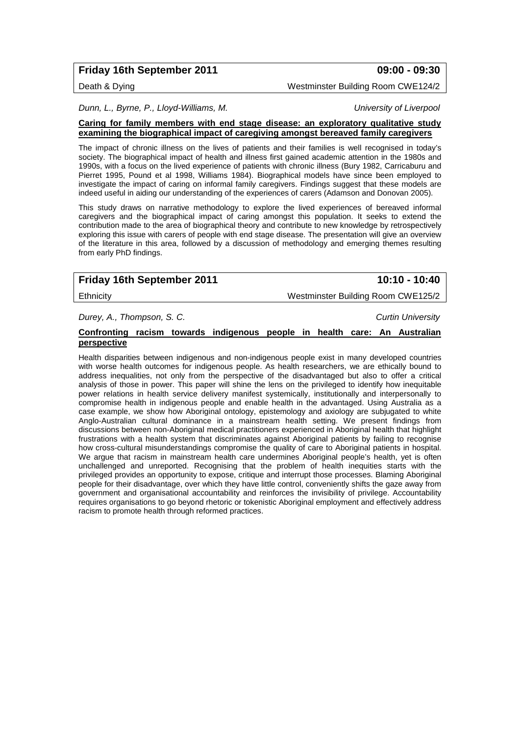**Friday 16th September 2011** **09:00 - 09:30**

Death & Dying — Westminster Building Room CWE124/2

*Dunn, L., Byrne, P., Lloyd-Williams, M.* — *University of Liverpool*

**Caring for family members with end stage disease: an exploratory qualitative study examining the biographical impact of caregiving amongst bereaved family caregivers**

The impact of chronic illness on the lives of patients and their families is well recognised in today's society. The biographical impact of health and illness first gained academic attention in the 1980s and 1990s, with a focus on the lived experience of patients with chronic illness (Bury 1982, Carricaburu and Pierret 1995, Pound et al 1998, Williams 1984). Biographical models have since been employed to investigate the impact of caring on informal family caregivers. Findings suggest that these models are indeed useful in aiding our understanding of the experiences of carers (Adamson and Donovan 2005).

This study draws on narrative methodology to explore the lived experiences of bereaved informal caregivers and the biographical impact of caring amongst this population. It seeks to extend the contribution made to the area of biographical theory and contribute to new knowledge by retrospectively exploring this issue with carers of people with end stage disease. The presentation will give an overview of the literature in this area, followed by a discussion of methodology and emerging themes resulting from early PhD findings.

**Friday 16th September 2011** **10:10 - 10:40**

Ethnicity — Westminster Building Room CWE125/2

*Durey, A., Thompson, S. C.* — *Curtin University*

**Confronting racism towards indigenous people in health care: An Australian perspective**

Health disparities between indigenous and non-indigenous people exist in many developed countries with worse health outcomes for indigenous people. As health researchers, we are ethically bound to address inequalities, not only from the perspective of the disadvantaged but also to offer a critical analysis of those in power. This paper will shine the lens on the privileged to identify how inequitable power relations in health service delivery manifest systemically, institutionally and interpersonally to compromise health in indigenous people and enable health in the advantaged. Using Australia as a case example, we show how Aboriginal ontology, epistemology and axiology are subjugated to white Anglo-Australian cultural dominance in a mainstream health setting. We present findings from discussions between non-Aboriginal medical practitioners experienced in Aboriginal health that highlight frustrations with a health system that discriminates against Aboriginal patients by failing to recognise how cross-cultural misunderstandings compromise the quality of care to Aboriginal patients in hospital. We argue that racism in mainstream health care undermines Aboriginal people's health, yet is often unchallenged and unreported. Recognising that the problem of health inequities starts with the privileged provides an opportunity to expose, critique and interrupt those processes. Blaming Aboriginal people for their disadvantage, over which they have little control, conveniently shifts the gaze away from government and organisational accountability and reinforces the invisibility of privilege. Accountability requires organisations to go beyond rhetoric or tokenistic Aboriginal employment and effectively address racism to promote health through reformed practices.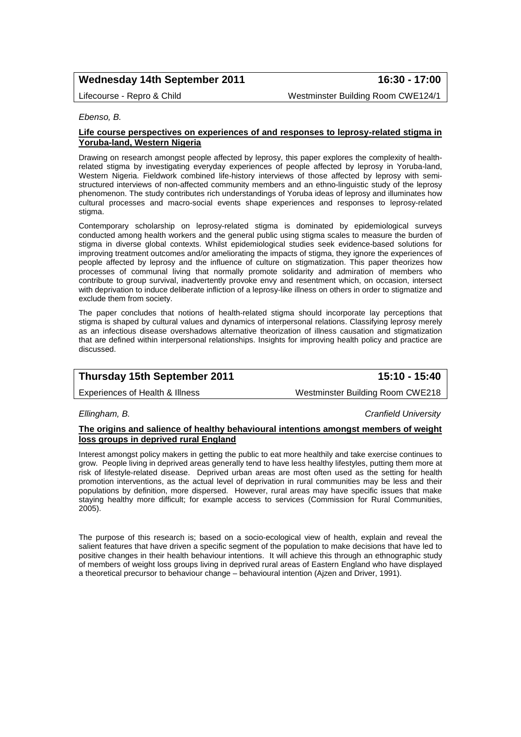## Wednesday 14th September 2011 — 16:30 - 17:00

Lifecourse - Repro & Child — Westminster Building Room CWE124/1

*Ebenso, B.*

**Life course perspectives on experiences of and responses to leprosy-related stigma in Yoruba-land, Western Nigeria**

Drawing on research amongst people affected by leprosy, this paper explores the complexity of health-related stigma by investigating everyday experiences of people affected by leprosy in Yoruba-land, Western Nigeria. Fieldwork combined life-history interviews of those affected by leprosy with semi-structured interviews of non-affected community members and an ethno-linguistic study of the leprosy phenomenon. The study contributes rich understandings of Yoruba ideas of leprosy and illuminates how cultural processes and macro-social events shape experiences and responses to leprosy-related stigma.

Contemporary scholarship on leprosy-related stigma is dominated by epidemiological surveys conducted among health workers and the general public using stigma scales to measure the burden of stigma in diverse global contexts. Whilst epidemiological studies seek evidence-based solutions for improving treatment outcomes and/or ameliorating the impacts of stigma, they ignore the experiences of people affected by leprosy and the influence of culture on stigmatization. This paper theorizes how processes of communal living that normally promote solidarity and admiration of members who contribute to group survival, inadvertently provoke envy and resentment which, on occasion, intersect with deprivation to induce deliberate infliction of a leprosy-like illness on others in order to stigmatize and exclude them from society.

The paper concludes that notions of health-related stigma should incorporate lay perceptions that stigma is shaped by cultural values and dynamics of interpersonal relations. Classifying leprosy merely as an infectious disease overshadows alternative theorization of illness causation and stigmatization that are defined within interpersonal relationships. Insights for improving health policy and practice are discussed.

## Thursday 15th September 2011 — 15:10 - 15:40

Experiences of Health & Illness — Westminster Building Room CWE218

*Ellingham, B.* — *Cranfield University*

**The origins and salience of healthy behavioural intentions amongst members of weight loss groups in deprived rural England**

Interest amongst policy makers in getting the public to eat more healthily and take exercise continues to grow. People living in deprived areas generally tend to have less healthy lifestyles, putting them more at risk of lifestyle-related disease. Deprived urban areas are most often used as the setting for health promotion interventions, as the actual level of deprivation in rural communities may be less and their populations by definition, more dispersed. However, rural areas may have specific issues that make staying healthy more difficult; for example access to services (Commission for Rural Communities, 2005).

The purpose of this research is; based on a socio-ecological view of health, explain and reveal the salient features that have driven a specific segment of the population to make decisions that have led to positive changes in their health behaviour intentions. It will achieve this through an ethnographic study of members of weight loss groups living in deprived rural areas of Eastern England who have displayed a theoretical precursor to behaviour change – behavioural intention (Ajzen and Driver, 1991).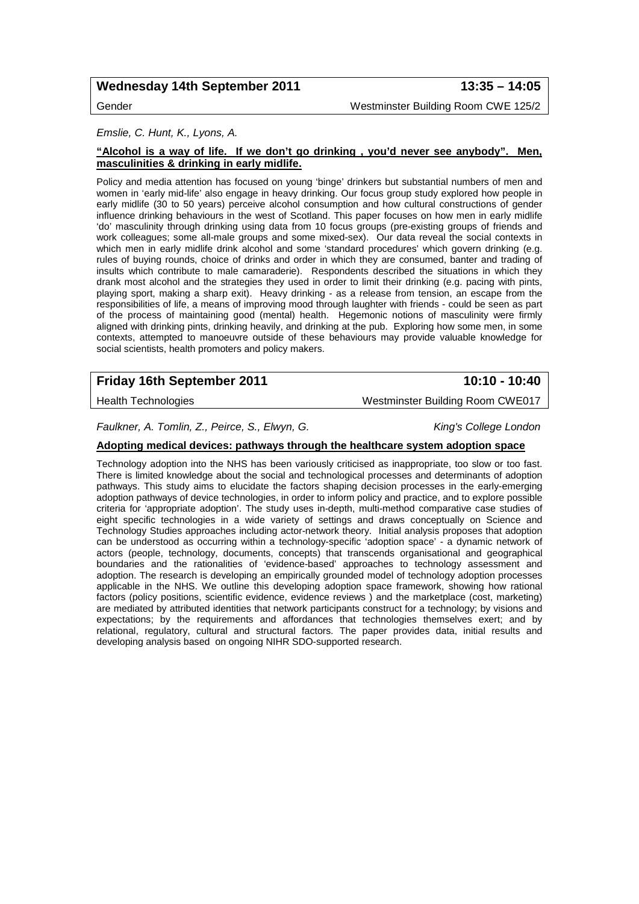**Wednesday 14th September 2011** **13:35 – 14:05**

Gender Westminster Building Room CWE 125/2

*Emslie, C. Hunt, K., Lyons, A.*

**"Alcohol is a way of life. If we don't go drinking , you'd never see anybody". Men, masculinities & drinking in early midlife.**

Policy and media attention has focused on young 'binge' drinkers but substantial numbers of men and women in 'early mid-life' also engage in heavy drinking. Our focus group study explored how people in early midlife (30 to 50 years) perceive alcohol consumption and how cultural constructions of gender influence drinking behaviours in the west of Scotland. This paper focuses on how men in early midlife 'do' masculinity through drinking using data from 10 focus groups (pre-existing groups of friends and work colleagues; some all-male groups and some mixed-sex). Our data reveal the social contexts in which men in early midlife drink alcohol and some 'standard procedures' which govern drinking (e.g. rules of buying rounds, choice of drinks and order in which they are consumed, banter and trading of insults which contribute to male camaraderie). Respondents described the situations in which they drank most alcohol and the strategies they used in order to limit their drinking (e.g. pacing with pints, playing sport, making a sharp exit). Heavy drinking - as a release from tension, an escape from the responsibilities of life, a means of improving mood through laughter with friends - could be seen as part of the process of maintaining good (mental) health. Hegemonic notions of masculinity were firmly aligned with drinking pints, drinking heavily, and drinking at the pub. Exploring how some men, in some contexts, attempted to manoeuvre outside of these behaviours may provide valuable knowledge for social scientists, health promoters and policy makers.

**Friday 16th September 2011** **10:10 - 10:40**

Health Technologies Westminster Building Room CWE017

*Faulkner, A. Tomlin, Z., Peirce, S., Elwyn, G.* *King's College London*

**Adopting medical devices: pathways through the healthcare system adoption space**

Technology adoption into the NHS has been variously criticised as inappropriate, too slow or too fast. There is limited knowledge about the social and technological processes and determinants of adoption pathways. This study aims to elucidate the factors shaping decision processes in the early-emerging adoption pathways of device technologies, in order to inform policy and practice, and to explore possible criteria for 'appropriate adoption'. The study uses in-depth, multi-method comparative case studies of eight specific technologies in a wide variety of settings and draws conceptually on Science and Technology Studies approaches including actor-network theory. Initial analysis proposes that adoption can be understood as occurring within a technology-specific 'adoption space' - a dynamic network of actors (people, technology, documents, concepts) that transcends organisational and geographical boundaries and the rationalities of 'evidence-based' approaches to technology assessment and adoption. The research is developing an empirically grounded model of technology adoption processes applicable in the NHS. We outline this developing adoption space framework, showing how rational factors (policy positions, scientific evidence, evidence reviews ) and the marketplace (cost, marketing) are mediated by attributed identities that network participants construct for a technology; by visions and expectations; by the requirements and affordances that technologies themselves exert; and by relational, regulatory, cultural and structural factors. The paper provides data, initial results and developing analysis based on ongoing NIHR SDO-supported research.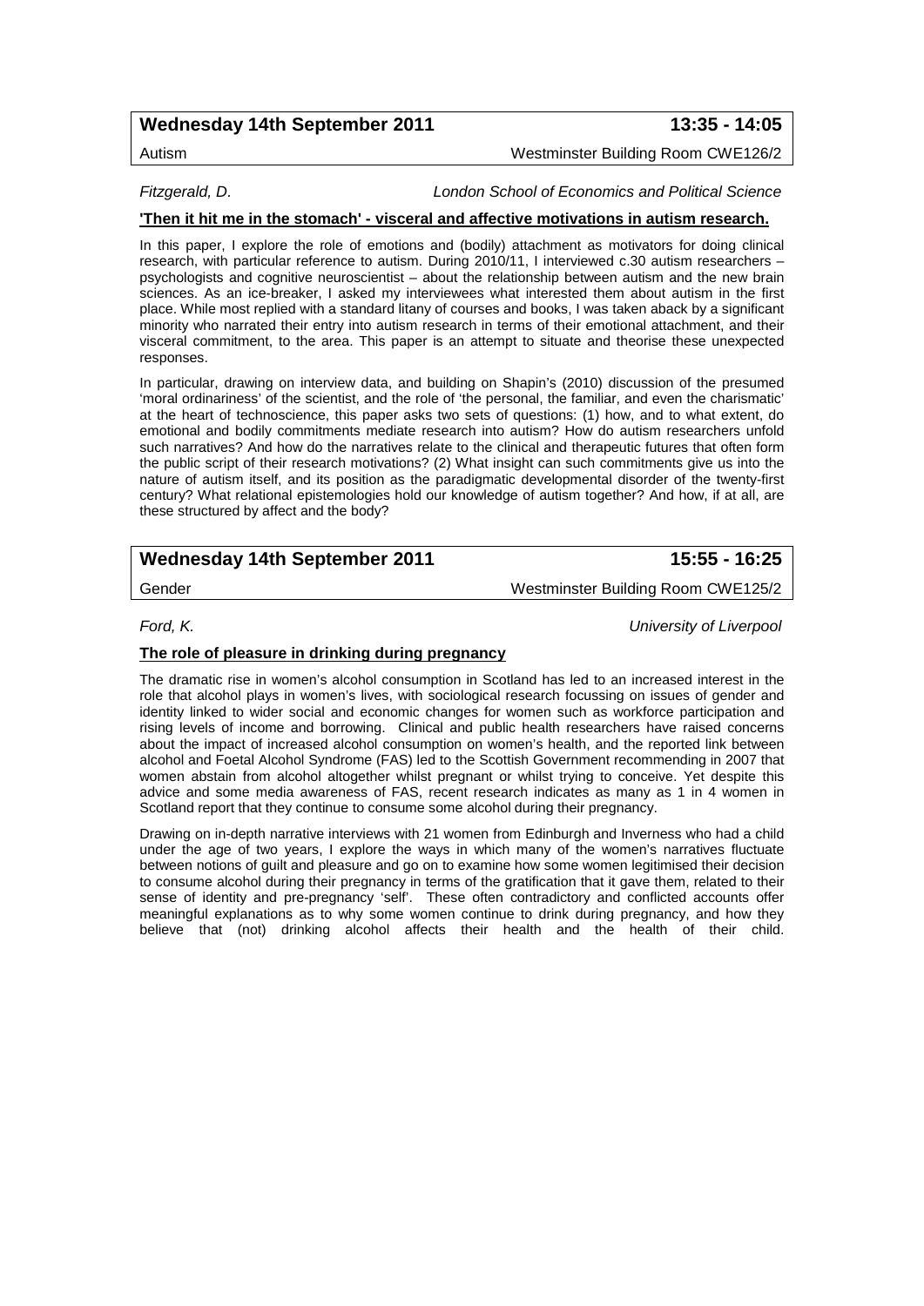## Wednesday 14th September 2011 — 13:35 - 14:05

Autism — Westminster Building Room CWE126/2

*Fitzgerald, D.* — *London School of Economics and Political Science*

### 'Then it hit me in the stomach' - visceral and affective motivations in autism research.

In this paper, I explore the role of emotions and (bodily) attachment as motivators for doing clinical research, with particular reference to autism. During 2010/11, I interviewed c.30 autism researchers – psychologists and cognitive neuroscientist – about the relationship between autism and the new brain sciences. As an ice-breaker, I asked my interviewees what interested them about autism in the first place. While most replied with a standard litany of courses and books, I was taken aback by a significant minority who narrated their entry into autism research in terms of their emotional attachment, and their visceral commitment, to the area. This paper is an attempt to situate and theorise these unexpected responses.

In particular, drawing on interview data, and building on Shapin's (2010) discussion of the presumed 'moral ordinariness' of the scientist, and the role of 'the personal, the familiar, and even the charismatic' at the heart of technoscience, this paper asks two sets of questions: (1) how, and to what extent, do emotional and bodily commitments mediate research into autism? How do autism researchers unfold such narratives? And how do the narratives relate to the clinical and therapeutic futures that often form the public script of their research motivations? (2) What insight can such commitments give us into the nature of autism itself, and its position as the paradigmatic developmental disorder of the twenty-first century? What relational epistemologies hold our knowledge of autism together? And how, if at all, are these structured by affect and the body?

## Wednesday 14th September 2011 — 15:55 - 16:25

Gender — Westminster Building Room CWE125/2

*Ford, K.* — *University of Liverpool*

### The role of pleasure in drinking during pregnancy

The dramatic rise in women's alcohol consumption in Scotland has led to an increased interest in the role that alcohol plays in women's lives, with sociological research focussing on issues of gender and identity linked to wider social and economic changes for women such as workforce participation and rising levels of income and borrowing. Clinical and public health researchers have raised concerns about the impact of increased alcohol consumption on women's health, and the reported link between alcohol and Foetal Alcohol Syndrome (FAS) led to the Scottish Government recommending in 2007 that women abstain from alcohol altogether whilst pregnant or whilst trying to conceive. Yet despite this advice and some media awareness of FAS, recent research indicates as many as 1 in 4 women in Scotland report that they continue to consume some alcohol during their pregnancy.

Drawing on in-depth narrative interviews with 21 women from Edinburgh and Inverness who had a child under the age of two years, I explore the ways in which many of the women's narratives fluctuate between notions of guilt and pleasure and go on to examine how some women legitimised their decision to consume alcohol during their pregnancy in terms of the gratification that it gave them, related to their sense of identity and pre-pregnancy 'self'. These often contradictory and conflicted accounts offer meaningful explanations as to why some women continue to drink during pregnancy, and how they believe that (not) drinking alcohol affects their health and the health of their child.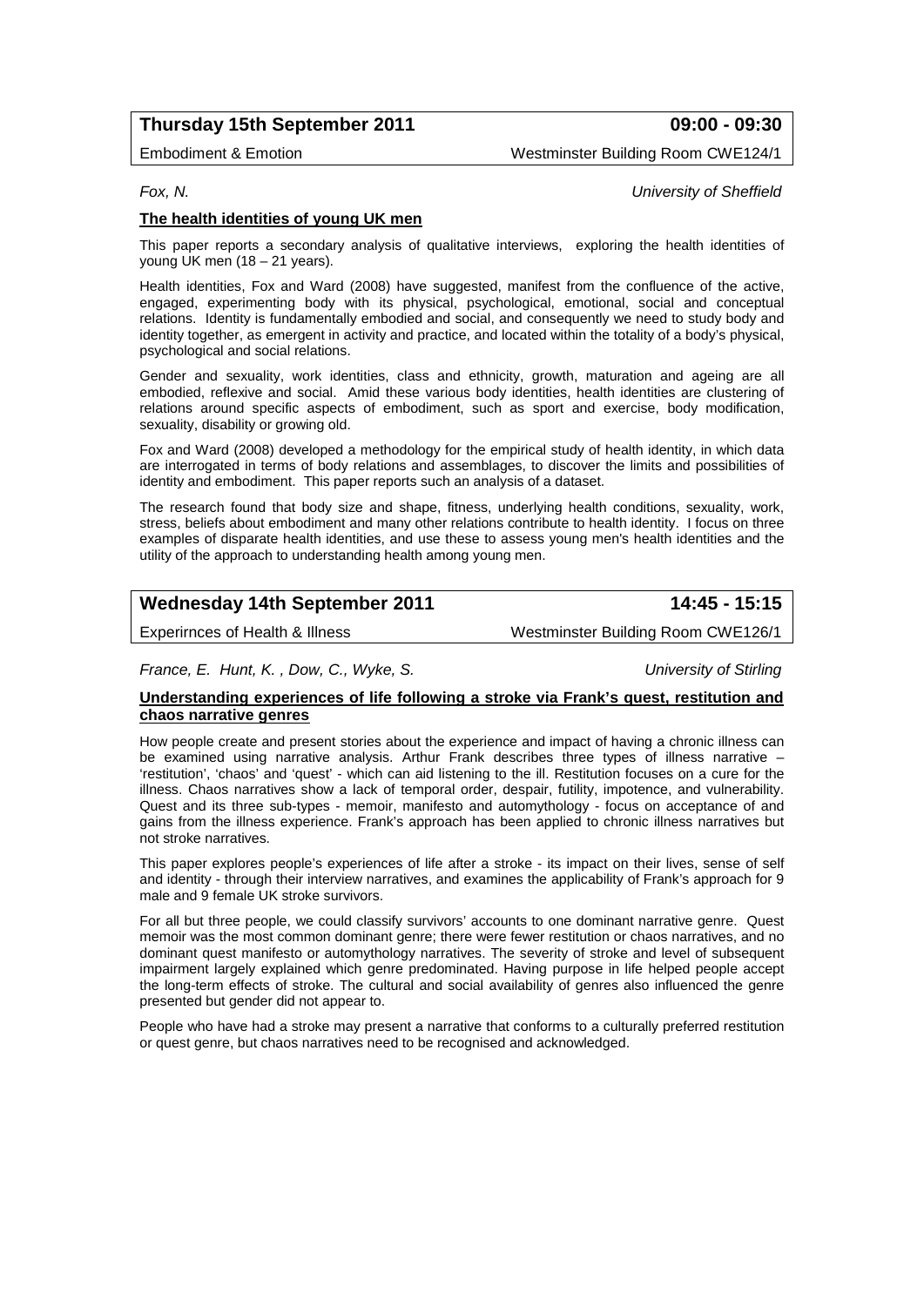## Thursday 15th September 2011 — 09:00 - 09:30

Embodiment & Emotion — Westminster Building Room CWE124/1

*Fox, N.* — *University of Sheffield*

**The health identities of young UK men**

This paper reports a secondary analysis of qualitative interviews, exploring the health identities of young UK men (18 – 21 years).

Health identities, Fox and Ward (2008) have suggested, manifest from the confluence of the active, engaged, experimenting body with its physical, psychological, emotional, social and conceptual relations. Identity is fundamentally embodied and social, and consequently we need to study body and identity together, as emergent in activity and practice, and located within the totality of a body's physical, psychological and social relations.

Gender and sexuality, work identities, class and ethnicity, growth, maturation and ageing are all embodied, reflexive and social. Amid these various body identities, health identities are clustering of relations around specific aspects of embodiment, such as sport and exercise, body modification, sexuality, disability or growing old.

Fox and Ward (2008) developed a methodology for the empirical study of health identity, in which data are interrogated in terms of body relations and assemblages, to discover the limits and possibilities of identity and embodiment. This paper reports such an analysis of a dataset.

The research found that body size and shape, fitness, underlying health conditions, sexuality, work, stress, beliefs about embodiment and many other relations contribute to health identity. I focus on three examples of disparate health identities, and use these to assess young men's health identities and the utility of the approach to understanding health among young men.

## Wednesday 14th September 2011 — 14:45 - 15:15

Experirnces of Health & Illness — Westminster Building Room CWE126/1

*France, E. Hunt, K. , Dow, C., Wyke, S.* — *University of Stirling*

**Understanding experiences of life following a stroke via Frank's quest, restitution and chaos narrative genres**

How people create and present stories about the experience and impact of having a chronic illness can be examined using narrative analysis. Arthur Frank describes three types of illness narrative – 'restitution', 'chaos' and 'quest' - which can aid listening to the ill. Restitution focuses on a cure for the illness. Chaos narratives show a lack of temporal order, despair, futility, impotence, and vulnerability. Quest and its three sub-types - memoir, manifesto and automythology - focus on acceptance of and gains from the illness experience. Frank's approach has been applied to chronic illness narratives but not stroke narratives.

This paper explores people's experiences of life after a stroke - its impact on their lives, sense of self and identity - through their interview narratives, and examines the applicability of Frank's approach for 9 male and 9 female UK stroke survivors.

For all but three people, we could classify survivors' accounts to one dominant narrative genre. Quest memoir was the most common dominant genre; there were fewer restitution or chaos narratives, and no dominant quest manifesto or automythology narratives. The severity of stroke and level of subsequent impairment largely explained which genre predominated. Having purpose in life helped people accept the long-term effects of stroke. The cultural and social availability of genres also influenced the genre presented but gender did not appear to.

People who have had a stroke may present a narrative that conforms to a culturally preferred restitution or quest genre, but chaos narratives need to be recognised and acknowledged.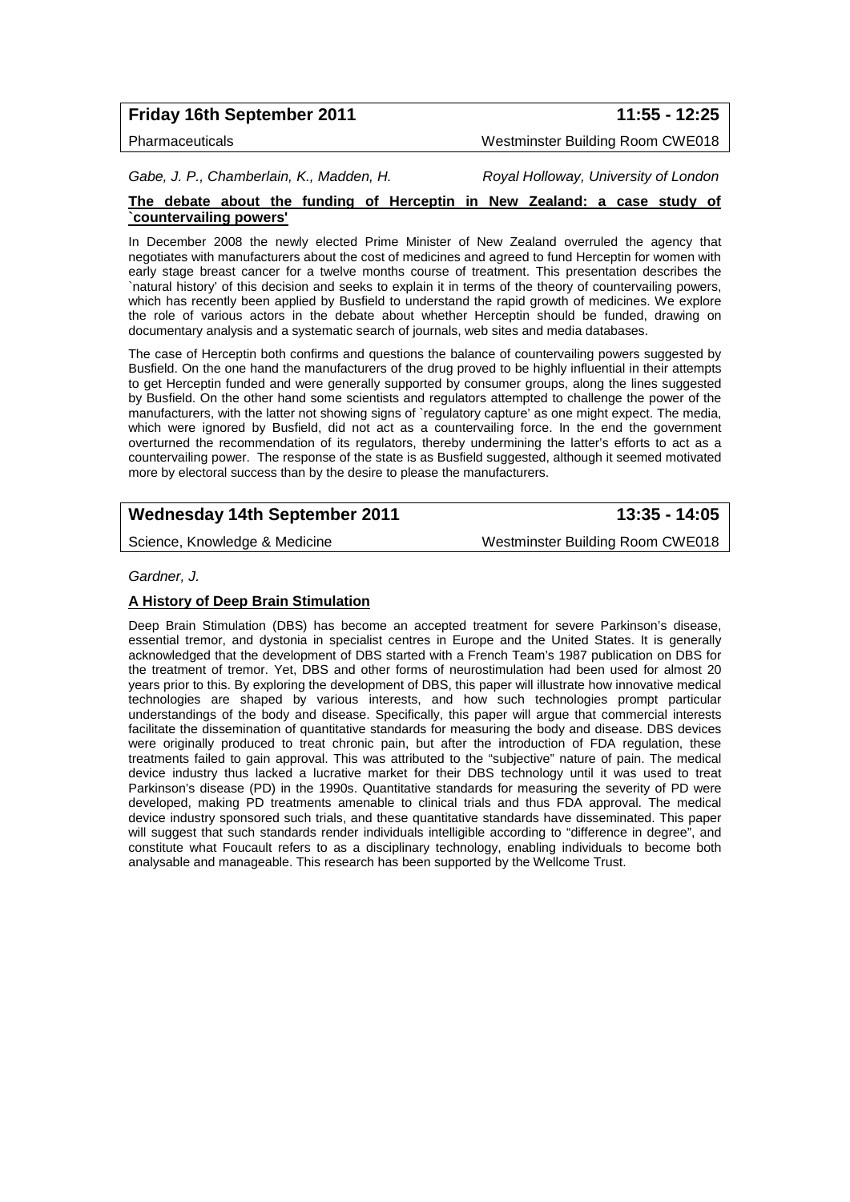**Friday 16th September 2011** **11:55 - 12:25**

Pharmaceuticals Westminster Building Room CWE018

*Gabe, J. P., Chamberlain, K., Madden, H.* *Royal Holloway, University of London*

**The debate about the funding of Herceptin in New Zealand: a case study of `countervailing powers'**

In December 2008 the newly elected Prime Minister of New Zealand overruled the agency that negotiates with manufacturers about the cost of medicines and agreed to fund Herceptin for women with early stage breast cancer for a twelve months course of treatment. This presentation describes the `natural history' of this decision and seeks to explain it in terms of the theory of countervailing powers, which has recently been applied by Busfield to understand the rapid growth of medicines. We explore the role of various actors in the debate about whether Herceptin should be funded, drawing on documentary analysis and a systematic search of journals, web sites and media databases.

The case of Herceptin both confirms and questions the balance of countervailing powers suggested by Busfield. On the one hand the manufacturers of the drug proved to be highly influential in their attempts to get Herceptin funded and were generally supported by consumer groups, along the lines suggested by Busfield. On the other hand some scientists and regulators attempted to challenge the power of the manufacturers, with the latter not showing signs of `regulatory capture' as one might expect. The media, which were ignored by Busfield, did not act as a countervailing force. In the end the government overturned the recommendation of its regulators, thereby undermining the latter's efforts to act as a countervailing power. The response of the state is as Busfield suggested, although it seemed motivated more by electoral success than by the desire to please the manufacturers.

**Wednesday 14th September 2011** **13:35 - 14:05**

Science, Knowledge & Medicine Westminster Building Room CWE018

*Gardner, J.*

**A History of Deep Brain Stimulation**

Deep Brain Stimulation (DBS) has become an accepted treatment for severe Parkinson's disease, essential tremor, and dystonia in specialist centres in Europe and the United States. It is generally acknowledged that the development of DBS started with a French Team's 1987 publication on DBS for the treatment of tremor. Yet, DBS and other forms of neurostimulation had been used for almost 20 years prior to this. By exploring the development of DBS, this paper will illustrate how innovative medical technologies are shaped by various interests, and how such technologies prompt particular understandings of the body and disease. Specifically, this paper will argue that commercial interests facilitate the dissemination of quantitative standards for measuring the body and disease. DBS devices were originally produced to treat chronic pain, but after the introduction of FDA regulation, these treatments failed to gain approval. This was attributed to the "subjective" nature of pain. The medical device industry thus lacked a lucrative market for their DBS technology until it was used to treat Parkinson's disease (PD) in the 1990s. Quantitative standards for measuring the severity of PD were developed, making PD treatments amenable to clinical trials and thus FDA approval. The medical device industry sponsored such trials, and these quantitative standards have disseminated. This paper will suggest that such standards render individuals intelligible according to "difference in degree", and constitute what Foucault refers to as a disciplinary technology, enabling individuals to become both analysable and manageable. This research has been supported by the Wellcome Trust.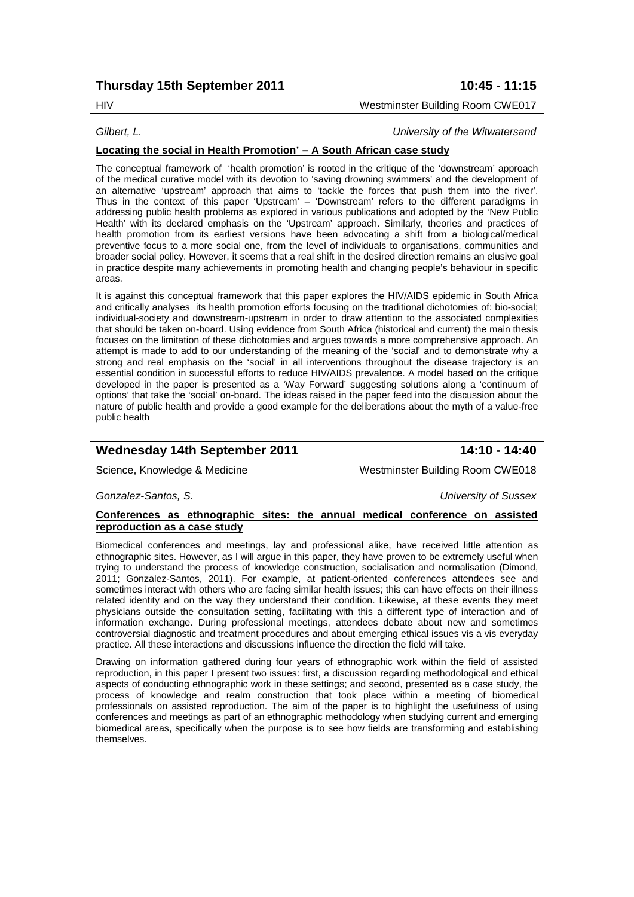**Thursday 15th September 2011** | **10:45 - 11:15**

HIV | Westminster Building Room CWE017

*Gilbert, L.* | *University of the Witwatersand*

**Locating the social in Health Promotion' – A South African case study**

The conceptual framework of 'health promotion' is rooted in the critique of the 'downstream' approach of the medical curative model with its devotion to 'saving drowning swimmers' and the development of an alternative 'upstream' approach that aims to 'tackle the forces that push them into the river'. Thus in the context of this paper 'Upstream' – 'Downstream' refers to the different paradigms in addressing public health problems as explored in various publications and adopted by the 'New Public Health' with its declared emphasis on the 'Upstream' approach. Similarly, theories and practices of health promotion from its earliest versions have been advocating a shift from a biological/medical preventive focus to a more social one, from the level of individuals to organisations, communities and broader social policy. However, it seems that a real shift in the desired direction remains an elusive goal in practice despite many achievements in promoting health and changing people's behaviour in specific areas.

It is against this conceptual framework that this paper explores the HIV/AIDS epidemic in South Africa and critically analyses its health promotion efforts focusing on the traditional dichotomies of: bio-social; individual-society and downstream-upstream in order to draw attention to the associated complexities that should be taken on-board. Using evidence from South Africa (historical and current) the main thesis focuses on the limitation of these dichotomies and argues towards a more comprehensive approach. An attempt is made to add to our understanding of the meaning of the 'social' and to demonstrate why a strong and real emphasis on the 'social' in all interventions throughout the disease trajectory is an essential condition in successful efforts to reduce HIV/AIDS prevalence. A model based on the critique developed in the paper is presented as a 'Way Forward' suggesting solutions along a 'continuum of options' that take the 'social' on-board. The ideas raised in the paper feed into the discussion about the nature of public health and provide a good example for the deliberations about the myth of a value-free public health

**Wednesday 14th September 2011** | **14:10 - 14:40**

Science, Knowledge & Medicine | Westminster Building Room CWE018

*Gonzalez-Santos, S.* | *University of Sussex*

**Conferences as ethnographic sites: the annual medical conference on assisted reproduction as a case study**

Biomedical conferences and meetings, lay and professional alike, have received little attention as ethnographic sites. However, as I will argue in this paper, they have proven to be extremely useful when trying to understand the process of knowledge construction, socialisation and normalisation (Dimond, 2011; Gonzalez-Santos, 2011). For example, at patient-oriented conferences attendees see and sometimes interact with others who are facing similar health issues; this can have effects on their illness related identity and on the way they understand their condition. Likewise, at these events they meet physicians outside the consultation setting, facilitating with this a different type of interaction and of information exchange. During professional meetings, attendees debate about new and sometimes controversial diagnostic and treatment procedures and about emerging ethical issues vis a vis everyday practice. All these interactions and discussions influence the direction the field will take.

Drawing on information gathered during four years of ethnographic work within the field of assisted reproduction, in this paper I present two issues: first, a discussion regarding methodological and ethical aspects of conducting ethnographic work in these settings; and second, presented as a case study, the process of knowledge and realm construction that took place within a meeting of biomedical professionals on assisted reproduction. The aim of the paper is to highlight the usefulness of using conferences and meetings as part of an ethnographic methodology when studying current and emerging biomedical areas, specifically when the purpose is to see how fields are transforming and establishing themselves.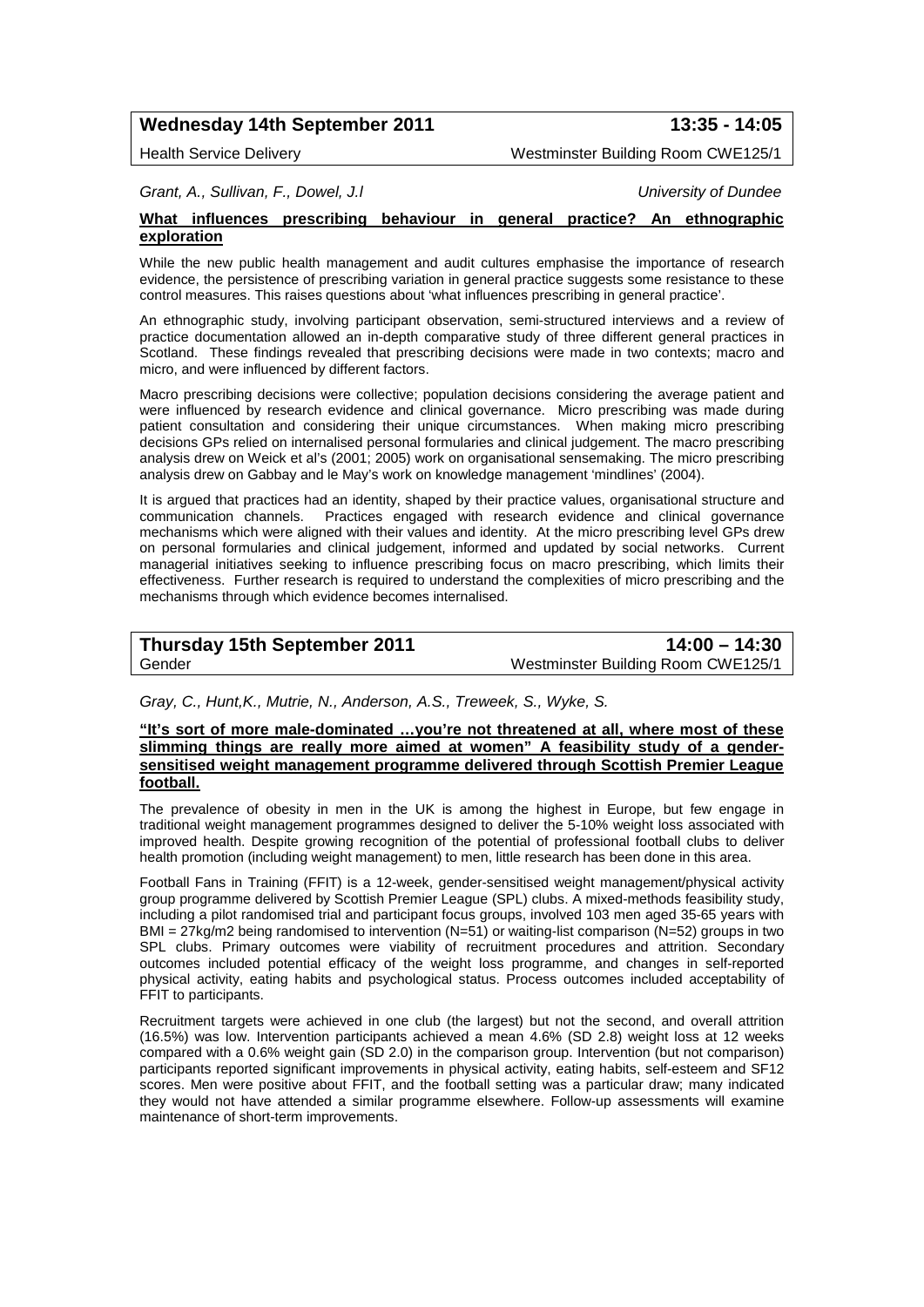**Wednesday 14th September 2011** **13:35 - 14:05**

Health Service Delivery Westminster Building Room CWE125/1

*Grant, A., Sullivan, F., Dowel, J.l* *University of Dundee*

**What influences prescribing behaviour in general practice? An ethnographic exploration**

While the new public health management and audit cultures emphasise the importance of research evidence, the persistence of prescribing variation in general practice suggests some resistance to these control measures. This raises questions about 'what influences prescribing in general practice'.

An ethnographic study, involving participant observation, semi-structured interviews and a review of practice documentation allowed an in-depth comparative study of three different general practices in Scotland. These findings revealed that prescribing decisions were made in two contexts; macro and micro, and were influenced by different factors.

Macro prescribing decisions were collective; population decisions considering the average patient and were influenced by research evidence and clinical governance. Micro prescribing was made during patient consultation and considering their unique circumstances. When making micro prescribing decisions GPs relied on internalised personal formularies and clinical judgement. The macro prescribing analysis drew on Weick et al's (2001; 2005) work on organisational sensemaking. The micro prescribing analysis drew on Gabbay and le May's work on knowledge management 'mindlines' (2004).

It is argued that practices had an identity, shaped by their practice values, organisational structure and communication channels. Practices engaged with research evidence and clinical governance mechanisms which were aligned with their values and identity. At the micro prescribing level GPs drew on personal formularies and clinical judgement, informed and updated by social networks. Current managerial initiatives seeking to influence prescribing focus on macro prescribing, which limits their effectiveness. Further research is required to understand the complexities of micro prescribing and the mechanisms through which evidence becomes internalised.

**Thursday 15th September 2011** **14:00 – 14:30**

Gender Westminster Building Room CWE125/1

*Gray, C., Hunt,K., Mutrie, N., Anderson, A.S., Treweek, S., Wyke, S.*

**"It's sort of more male-dominated …you're not threatened at all, where most of these slimming things are really more aimed at women" A feasibility study of a gender-sensitised weight management programme delivered through Scottish Premier League football.**

The prevalence of obesity in men in the UK is among the highest in Europe, but few engage in traditional weight management programmes designed to deliver the 5-10% weight loss associated with improved health. Despite growing recognition of the potential of professional football clubs to deliver health promotion (including weight management) to men, little research has been done in this area.

Football Fans in Training (FFIT) is a 12-week, gender-sensitised weight management/physical activity group programme delivered by Scottish Premier League (SPL) clubs. A mixed-methods feasibility study, including a pilot randomised trial and participant focus groups, involved 103 men aged 35-65 years with BMI = 27kg/m2 being randomised to intervention (N=51) or waiting-list comparison (N=52) groups in two SPL clubs. Primary outcomes were viability of recruitment procedures and attrition. Secondary outcomes included potential efficacy of the weight loss programme, and changes in self-reported physical activity, eating habits and psychological status. Process outcomes included acceptability of FFIT to participants.

Recruitment targets were achieved in one club (the largest) but not the second, and overall attrition (16.5%) was low. Intervention participants achieved a mean 4.6% (SD 2.8) weight loss at 12 weeks compared with a 0.6% weight gain (SD 2.0) in the comparison group. Intervention (but not comparison) participants reported significant improvements in physical activity, eating habits, self-esteem and SF12 scores. Men were positive about FFIT, and the football setting was a particular draw; many indicated they would not have attended a similar programme elsewhere. Follow-up assessments will examine maintenance of short-term improvements.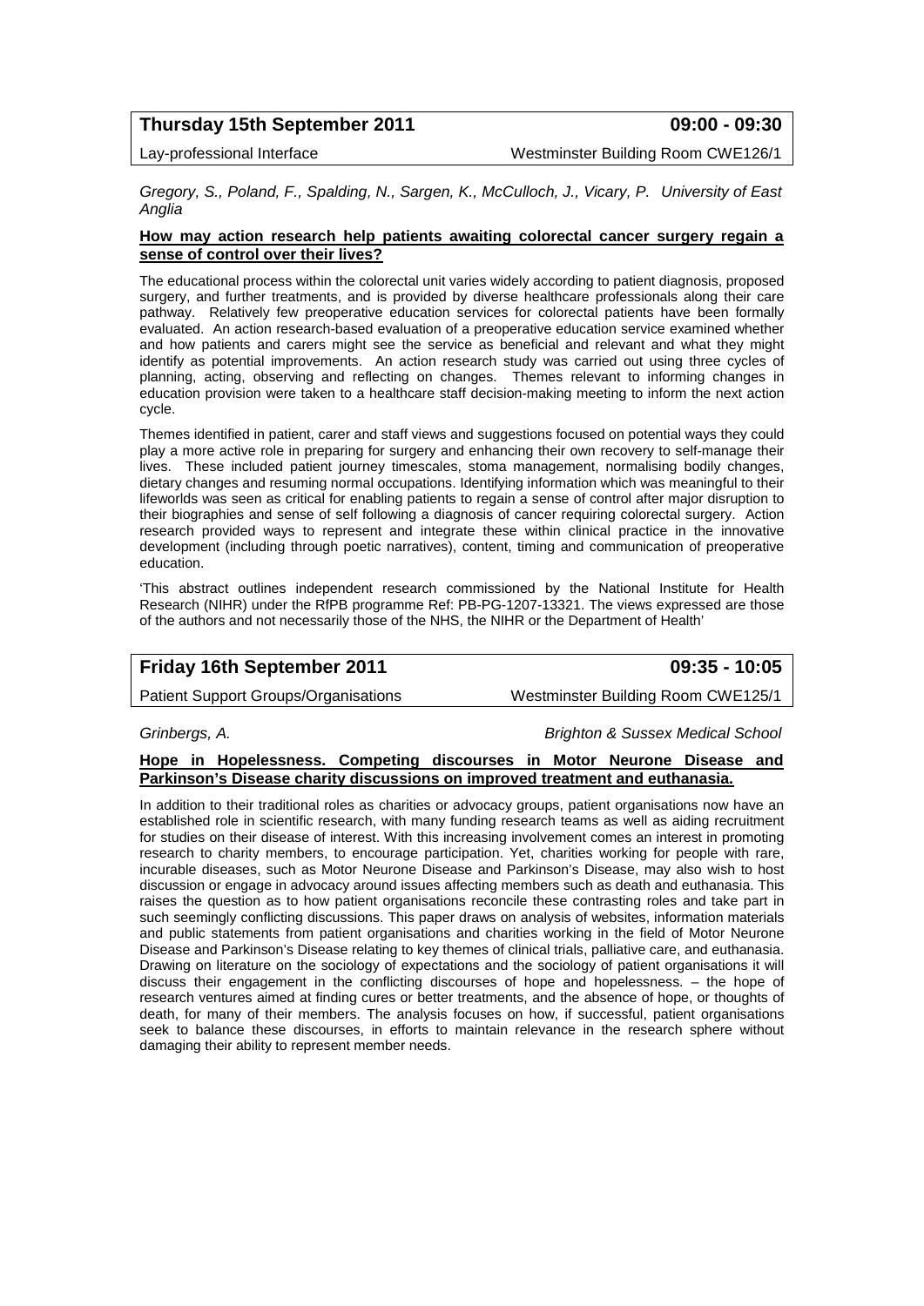**Thursday 15th September 2011** **09:00 - 09:30**

Lay-professional Interface Westminster Building Room CWE126/1

*Gregory, S., Poland, F., Spalding, N., Sargen, K., McCulloch, J., Vicary, P. University of East Anglia*

**How may action research help patients awaiting colorectal cancer surgery regain a sense of control over their lives?**

The educational process within the colorectal unit varies widely according to patient diagnosis, proposed surgery, and further treatments, and is provided by diverse healthcare professionals along their care pathway. Relatively few preoperative education services for colorectal patients have been formally evaluated. An action research-based evaluation of a preoperative education service examined whether and how patients and carers might see the service as beneficial and relevant and what they might identify as potential improvements. An action research study was carried out using three cycles of planning, acting, observing and reflecting on changes. Themes relevant to informing changes in education provision were taken to a healthcare staff decision-making meeting to inform the next action cycle.

Themes identified in patient, carer and staff views and suggestions focused on potential ways they could play a more active role in preparing for surgery and enhancing their own recovery to self-manage their lives. These included patient journey timescales, stoma management, normalising bodily changes, dietary changes and resuming normal occupations. Identifying information which was meaningful to their lifeworlds was seen as critical for enabling patients to regain a sense of control after major disruption to their biographies and sense of self following a diagnosis of cancer requiring colorectal surgery. Action research provided ways to represent and integrate these within clinical practice in the innovative development (including through poetic narratives), content, timing and communication of preoperative education.

'This abstract outlines independent research commissioned by the National Institute for Health Research (NIHR) under the RfPB programme Ref: PB-PG-1207-13321. The views expressed are those of the authors and not necessarily those of the NHS, the NIHR or the Department of Health'

**Friday 16th September 2011** **09:35 - 10:05**

Patient Support Groups/Organisations Westminster Building Room CWE125/1

*Grinbergs, A. Brighton & Sussex Medical School*

**Hope in Hopelessness. Competing discourses in Motor Neurone Disease and Parkinson's Disease charity discussions on improved treatment and euthanasia.**

In addition to their traditional roles as charities or advocacy groups, patient organisations now have an established role in scientific research, with many funding research teams as well as aiding recruitment for studies on their disease of interest. With this increasing involvement comes an interest in promoting research to charity members, to encourage participation. Yet, charities working for people with rare, incurable diseases, such as Motor Neurone Disease and Parkinson's Disease, may also wish to host discussion or engage in advocacy around issues affecting members such as death and euthanasia. This raises the question as to how patient organisations reconcile these contrasting roles and take part in such seemingly conflicting discussions. This paper draws on analysis of websites, information materials and public statements from patient organisations and charities working in the field of Motor Neurone Disease and Parkinson's Disease relating to key themes of clinical trials, palliative care, and euthanasia. Drawing on literature on the sociology of expectations and the sociology of patient organisations it will discuss their engagement in the conflicting discourses of hope and hopelessness. – the hope of research ventures aimed at finding cures or better treatments, and the absence of hope, or thoughts of death, for many of their members. The analysis focuses on how, if successful, patient organisations seek to balance these discourses, in efforts to maintain relevance in the research sphere without damaging their ability to represent member needs.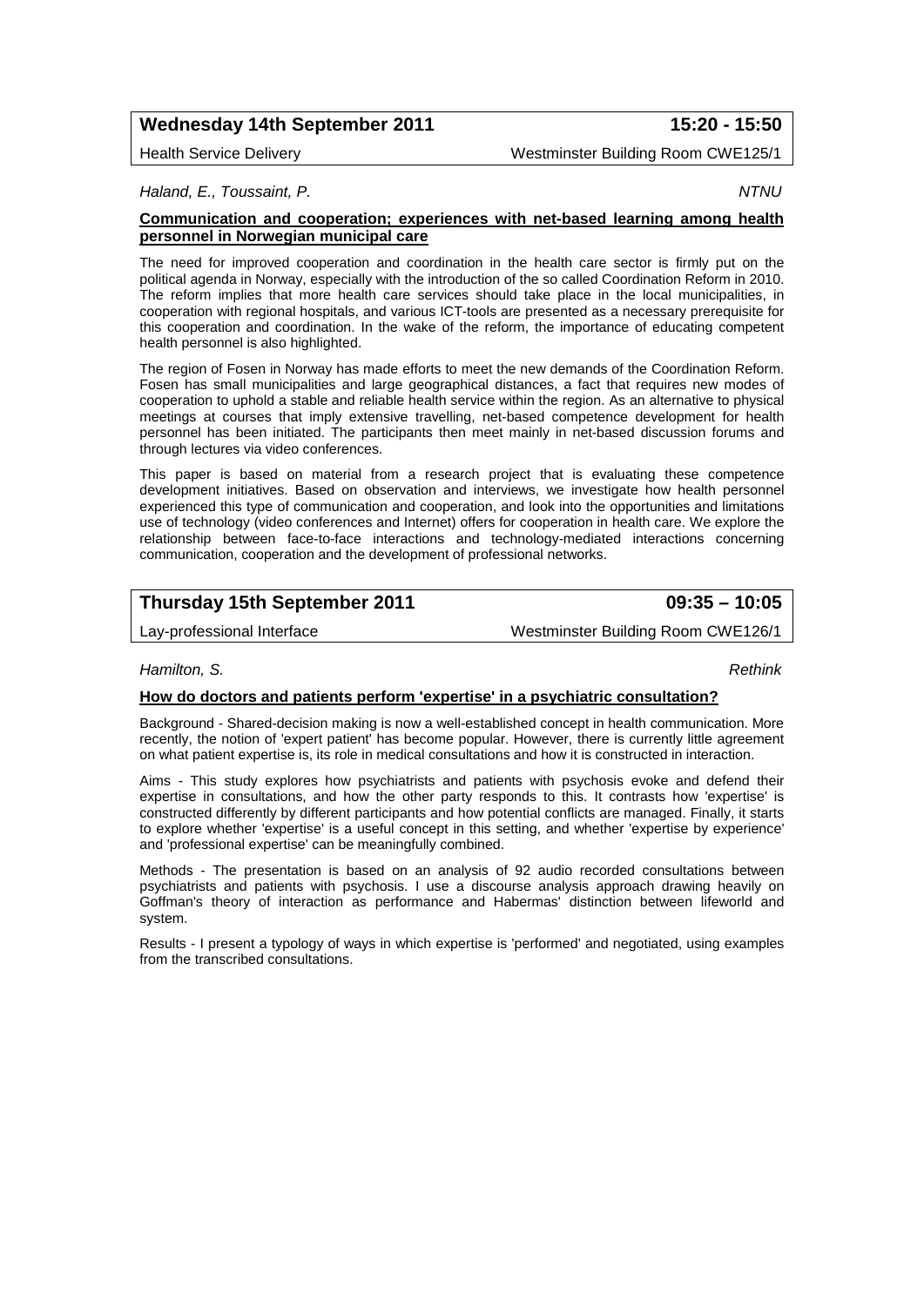**Wednesday 14th September 2011** **15:20 - 15:50**

Health Service Delivery — Westminster Building Room CWE125/1

*Haland, E., Toussaint, P.* — *NTNU*

**Communication and cooperation; experiences with net-based learning among health personnel in Norwegian municipal care**

The need for improved cooperation and coordination in the health care sector is firmly put on the political agenda in Norway, especially with the introduction of the so called Coordination Reform in 2010. The reform implies that more health care services should take place in the local municipalities, in cooperation with regional hospitals, and various ICT-tools are presented as a necessary prerequisite for this cooperation and coordination. In the wake of the reform, the importance of educating competent health personnel is also highlighted.

The region of Fosen in Norway has made efforts to meet the new demands of the Coordination Reform. Fosen has small municipalities and large geographical distances, a fact that requires new modes of cooperation to uphold a stable and reliable health service within the region. As an alternative to physical meetings at courses that imply extensive travelling, net-based competence development for health personnel has been initiated. The participants then meet mainly in net-based discussion forums and through lectures via video conferences.

This paper is based on material from a research project that is evaluating these competence development initiatives. Based on observation and interviews, we investigate how health personnel experienced this type of communication and cooperation, and look into the opportunities and limitations use of technology (video conferences and Internet) offers for cooperation in health care. We explore the relationship between face-to-face interactions and technology-mediated interactions concerning communication, cooperation and the development of professional networks.

**Thursday 15th September 2011** **09:35 – 10:05**

Lay-professional Interface — Westminster Building Room CWE126/1

*Hamilton, S.* — *Rethink*

**How do doctors and patients perform 'expertise' in a psychiatric consultation?**

Background - Shared-decision making is now a well-established concept in health communication. More recently, the notion of 'expert patient' has become popular. However, there is currently little agreement on what patient expertise is, its role in medical consultations and how it is constructed in interaction.

Aims - This study explores how psychiatrists and patients with psychosis evoke and defend their expertise in consultations, and how the other party responds to this. It contrasts how 'expertise' is constructed differently by different participants and how potential conflicts are managed. Finally, it starts to explore whether 'expertise' is a useful concept in this setting, and whether 'expertise by experience' and 'professional expertise' can be meaningfully combined.

Methods - The presentation is based on an analysis of 92 audio recorded consultations between psychiatrists and patients with psychosis. I use a discourse analysis approach drawing heavily on Goffman's theory of interaction as performance and Habermas' distinction between lifeworld and system.

Results - I present a typology of ways in which expertise is 'performed' and negotiated, using examples from the transcribed consultations.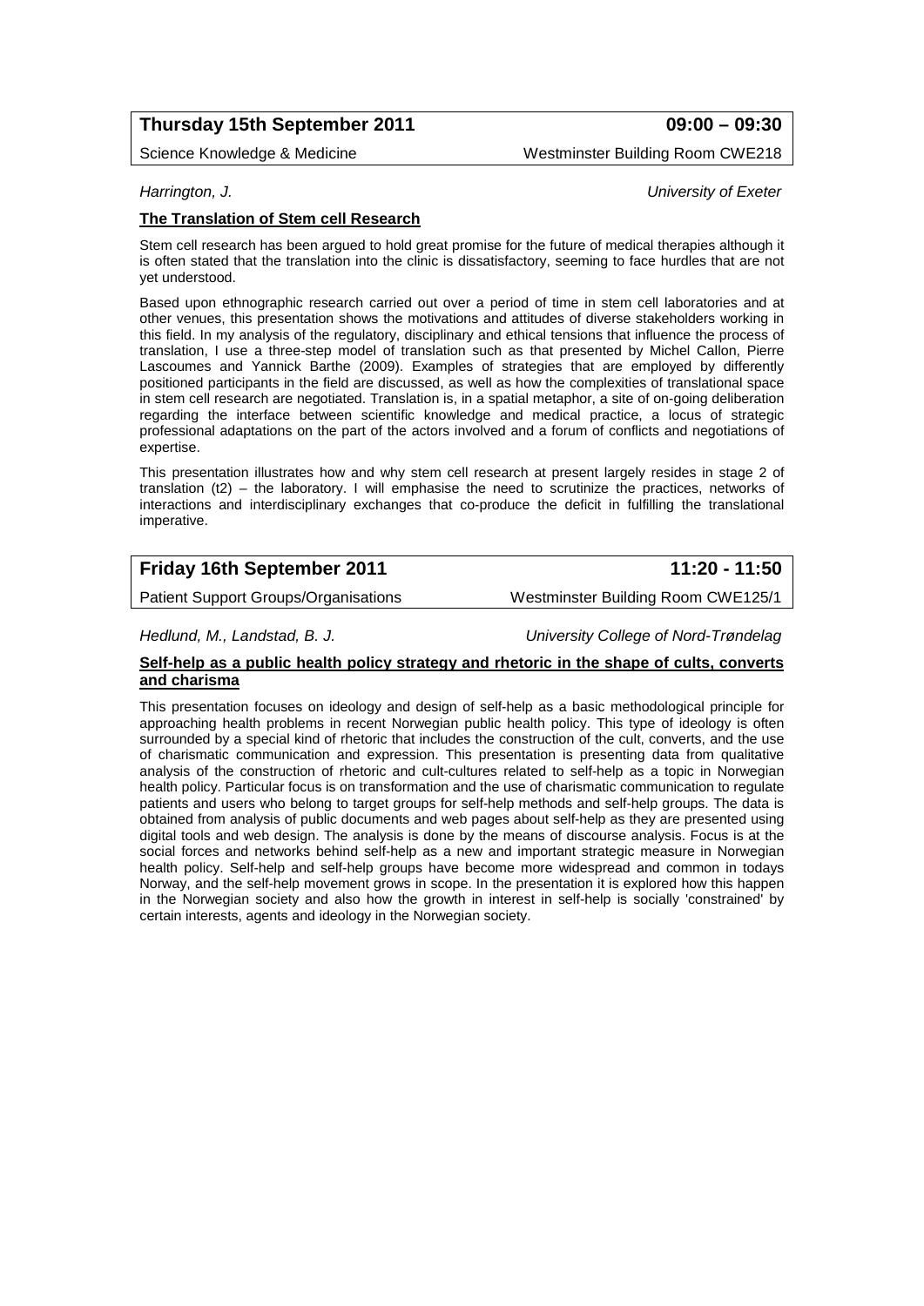## Thursday 15th September 2011 — 09:00 – 09:30

Science Knowledge & Medicine — Westminster Building Room CWE218

*Harrington, J.* — *University of Exeter*

### The Translation of Stem cell Research

Stem cell research has been argued to hold great promise for the future of medical therapies although it is often stated that the translation into the clinic is dissatisfactory, seeming to face hurdles that are not yet understood.

Based upon ethnographic research carried out over a period of time in stem cell laboratories and at other venues, this presentation shows the motivations and attitudes of diverse stakeholders working in this field. In my analysis of the regulatory, disciplinary and ethical tensions that influence the process of translation, I use a three-step model of translation such as that presented by Michel Callon, Pierre Lascoumes and Yannick Barthe (2009). Examples of strategies that are employed by differently positioned participants in the field are discussed, as well as how the complexities of translational space in stem cell research are negotiated. Translation is, in a spatial metaphor, a site of on-going deliberation regarding the interface between scientific knowledge and medical practice, a locus of strategic professional adaptations on the part of the actors involved and a forum of conflicts and negotiations of expertise.

This presentation illustrates how and why stem cell research at present largely resides in stage 2 of translation (t2) – the laboratory. I will emphasise the need to scrutinize the practices, networks of interactions and interdisciplinary exchanges that co-produce the deficit in fulfilling the translational imperative.

## Friday 16th September 2011 — 11:20 - 11:50

Patient Support Groups/Organisations — Westminster Building Room CWE125/1

*Hedlund, M., Landstad, B. J.* — *University College of Nord-Trøndelag*

### Self-help as a public health policy strategy and rhetoric in the shape of cults, converts and charisma

This presentation focuses on ideology and design of self-help as a basic methodological principle for approaching health problems in recent Norwegian public health policy. This type of ideology is often surrounded by a special kind of rhetoric that includes the construction of the cult, converts, and the use of charismatic communication and expression. This presentation is presenting data from qualitative analysis of the construction of rhetoric and cult-cultures related to self-help as a topic in Norwegian health policy. Particular focus is on transformation and the use of charismatic communication to regulate patients and users who belong to target groups for self-help methods and self-help groups. The data is obtained from analysis of public documents and web pages about self-help as they are presented using digital tools and web design. The analysis is done by the means of discourse analysis. Focus is at the social forces and networks behind self-help as a new and important strategic measure in Norwegian health policy. Self-help and self-help groups have become more widespread and common in todays Norway, and the self-help movement grows in scope. In the presentation it is explored how this happen in the Norwegian society and also how the growth in interest in self-help is socially 'constrained' by certain interests, agents and ideology in the Norwegian society.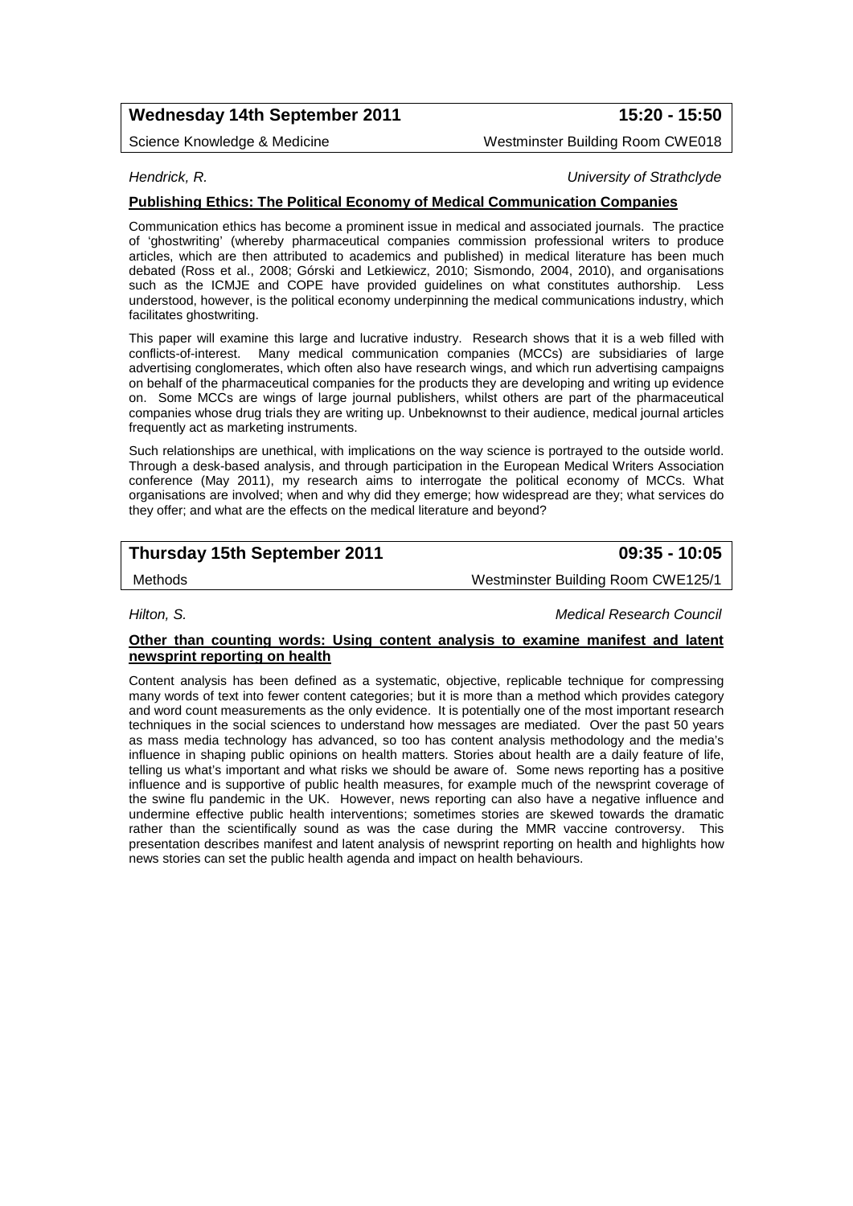**Wednesday 14th September 2011** **15:20 - 15:50**

Science Knowledge & Medicine — Westminster Building Room CWE018

*Hendrick, R.* — *University of Strathclyde*

**Publishing Ethics: The Political Economy of Medical Communication Companies**

Communication ethics has become a prominent issue in medical and associated journals. The practice of 'ghostwriting' (whereby pharmaceutical companies commission professional writers to produce articles, which are then attributed to academics and published) in medical literature has been much debated (Ross et al., 2008; Górski and Letkiewicz, 2010; Sismondo, 2004, 2010), and organisations such as the ICMJE and COPE have provided guidelines on what constitutes authorship. Less understood, however, is the political economy underpinning the medical communications industry, which facilitates ghostwriting.

This paper will examine this large and lucrative industry. Research shows that it is a web filled with conflicts-of-interest. Many medical communication companies (MCCs) are subsidiaries of large advertising conglomerates, which often also have research wings, and which run advertising campaigns on behalf of the pharmaceutical companies for the products they are developing and writing up evidence on. Some MCCs are wings of large journal publishers, whilst others are part of the pharmaceutical companies whose drug trials they are writing up. Unbeknownst to their audience, medical journal articles frequently act as marketing instruments.

Such relationships are unethical, with implications on the way science is portrayed to the outside world. Through a desk-based analysis, and through participation in the European Medical Writers Association conference (May 2011), my research aims to interrogate the political economy of MCCs. What organisations are involved; when and why did they emerge; how widespread are they; what services do they offer; and what are the effects on the medical literature and beyond?

**Thursday 15th September 2011** **09:35 - 10:05**

Methods — Westminster Building Room CWE125/1

*Hilton, S.* — *Medical Research Council*

**Other than counting words: Using content analysis to examine manifest and latent newsprint reporting on health**

Content analysis has been defined as a systematic, objective, replicable technique for compressing many words of text into fewer content categories; but it is more than a method which provides category and word count measurements as the only evidence. It is potentially one of the most important research techniques in the social sciences to understand how messages are mediated. Over the past 50 years as mass media technology has advanced, so too has content analysis methodology and the media's influence in shaping public opinions on health matters. Stories about health are a daily feature of life, telling us what's important and what risks we should be aware of. Some news reporting has a positive influence and is supportive of public health measures, for example much of the newsprint coverage of the swine flu pandemic in the UK. However, news reporting can also have a negative influence and undermine effective public health interventions; sometimes stories are skewed towards the dramatic rather than the scientifically sound as was the case during the MMR vaccine controversy. This presentation describes manifest and latent analysis of newsprint reporting on health and highlights how news stories can set the public health agenda and impact on health behaviours.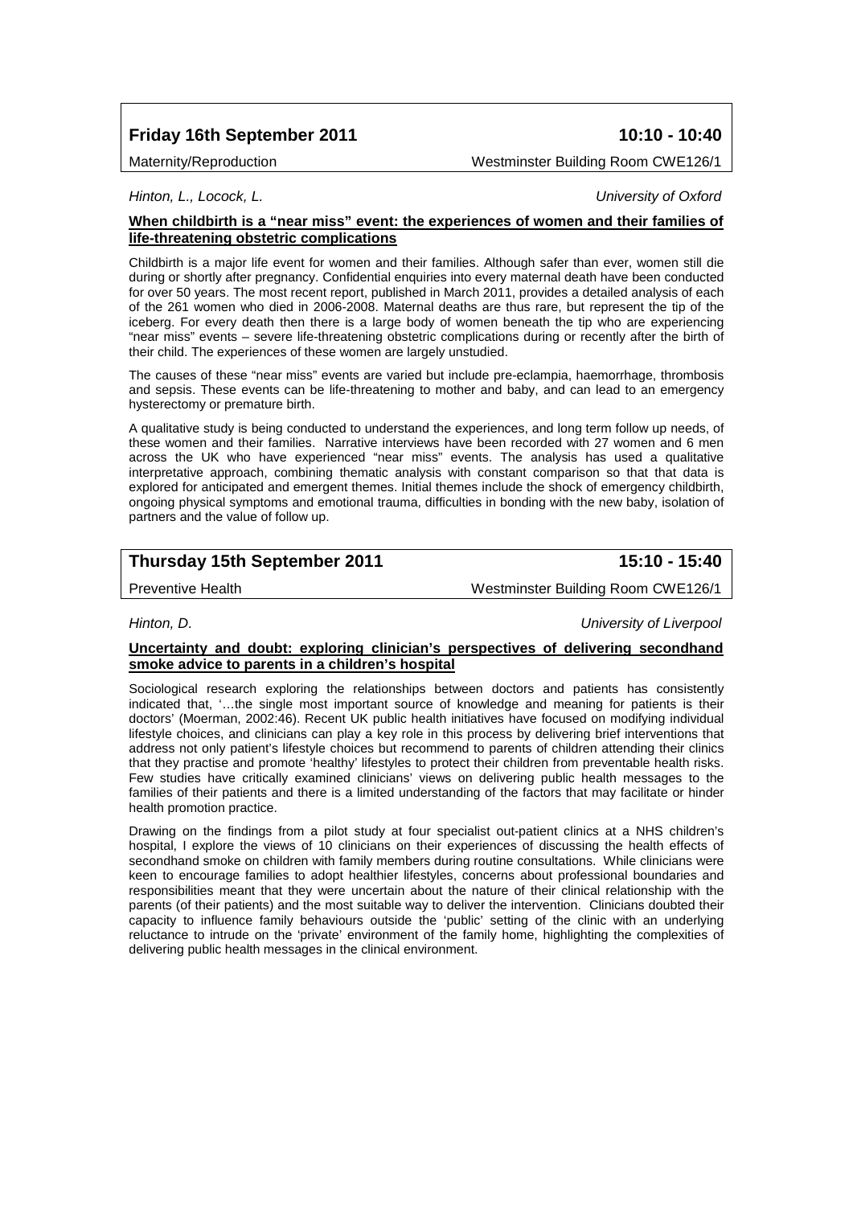## Friday 16th September 2011 — 10:10 - 10:40

Maternity/Reproduction — Westminster Building Room CWE126/1

*Hinton, L., Locock, L.* — *University of Oxford*

**When childbirth is a "near miss" event: the experiences of women and their families of life-threatening obstetric complications**

Childbirth is a major life event for women and their families. Although safer than ever, women still die during or shortly after pregnancy. Confidential enquiries into every maternal death have been conducted for over 50 years. The most recent report, published in March 2011, provides a detailed analysis of each of the 261 women who died in 2006-2008. Maternal deaths are thus rare, but represent the tip of the iceberg. For every death then there is a large body of women beneath the tip who are experiencing "near miss" events – severe life-threatening obstetric complications during or recently after the birth of their child. The experiences of these women are largely unstudied.

The causes of these "near miss" events are varied but include pre-eclampia, haemorrhage, thrombosis and sepsis. These events can be life-threatening to mother and baby, and can lead to an emergency hysterectomy or premature birth.

A qualitative study is being conducted to understand the experiences, and long term follow up needs, of these women and their families. Narrative interviews have been recorded with 27 women and 6 men across the UK who have experienced "near miss" events. The analysis has used a qualitative interpretative approach, combining thematic analysis with constant comparison so that that data is explored for anticipated and emergent themes. Initial themes include the shock of emergency childbirth, ongoing physical symptoms and emotional trauma, difficulties in bonding with the new baby, isolation of partners and the value of follow up.

## Thursday 15th September 2011 — 15:10 - 15:40

Preventive Health — Westminster Building Room CWE126/1

*Hinton, D.* — *University of Liverpool*

**Uncertainty and doubt: exploring clinician's perspectives of delivering secondhand smoke advice to parents in a children's hospital**

Sociological research exploring the relationships between doctors and patients has consistently indicated that, '…the single most important source of knowledge and meaning for patients is their doctors' (Moerman, 2002:46). Recent UK public health initiatives have focused on modifying individual lifestyle choices, and clinicians can play a key role in this process by delivering brief interventions that address not only patient's lifestyle choices but recommend to parents of children attending their clinics that they practise and promote 'healthy' lifestyles to protect their children from preventable health risks. Few studies have critically examined clinicians' views on delivering public health messages to the families of their patients and there is a limited understanding of the factors that may facilitate or hinder health promotion practice.

Drawing on the findings from a pilot study at four specialist out-patient clinics at a NHS children's hospital, I explore the views of 10 clinicians on their experiences of discussing the health effects of secondhand smoke on children with family members during routine consultations. While clinicians were keen to encourage families to adopt healthier lifestyles, concerns about professional boundaries and responsibilities meant that they were uncertain about the nature of their clinical relationship with the parents (of their patients) and the most suitable way to deliver the intervention. Clinicians doubted their capacity to influence family behaviours outside the 'public' setting of the clinic with an underlying reluctance to intrude on the 'private' environment of the family home, highlighting the complexities of delivering public health messages in the clinical environment.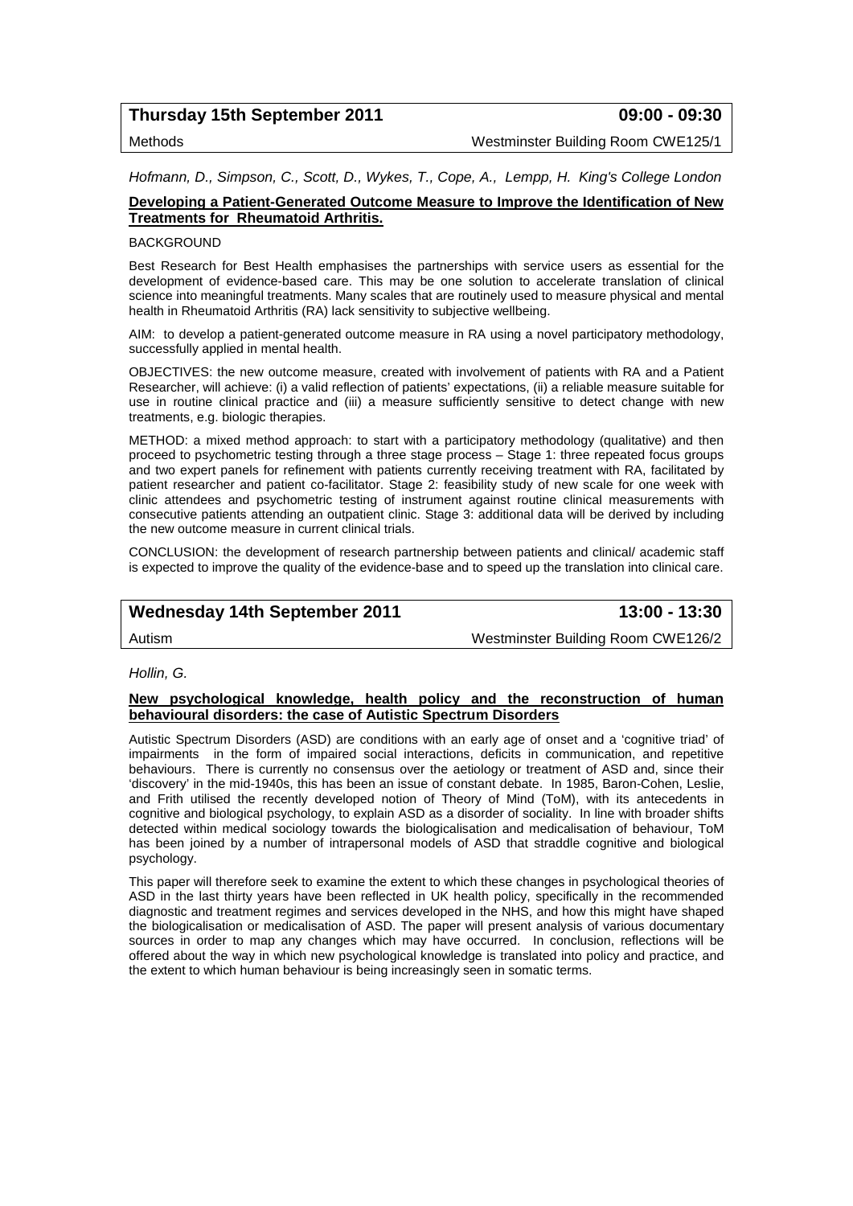**Thursday 15th September 2011** **09:00 - 09:30**

Methods Westminster Building Room CWE125/1

*Hofmann, D., Simpson, C., Scott, D., Wykes, T., Cope, A., Lempp, H. King's College London*

## Developing a Patient-Generated Outcome Measure to Improve the Identification of New Treatments for Rheumatoid Arthritis.

BACKGROUND

Best Research for Best Health emphasises the partnerships with service users as essential for the development of evidence-based care. This may be one solution to accelerate translation of clinical science into meaningful treatments. Many scales that are routinely used to measure physical and mental health in Rheumatoid Arthritis (RA) lack sensitivity to subjective wellbeing.

AIM: to develop a patient-generated outcome measure in RA using a novel participatory methodology, successfully applied in mental health.

OBJECTIVES: the new outcome measure, created with involvement of patients with RA and a Patient Researcher, will achieve: (i) a valid reflection of patients' expectations, (ii) a reliable measure suitable for use in routine clinical practice and (iii) a measure sufficiently sensitive to detect change with new treatments, e.g. biologic therapies.

METHOD: a mixed method approach: to start with a participatory methodology (qualitative) and then proceed to psychometric testing through a three stage process – Stage 1: three repeated focus groups and two expert panels for refinement with patients currently receiving treatment with RA, facilitated by patient researcher and patient co-facilitator. Stage 2: feasibility study of new scale for one week with clinic attendees and psychometric testing of instrument against routine clinical measurements with consecutive patients attending an outpatient clinic. Stage 3: additional data will be derived by including the new outcome measure in current clinical trials.

CONCLUSION: the development of research partnership between patients and clinical/ academic staff is expected to improve the quality of the evidence-base and to speed up the translation into clinical care.

**Wednesday 14th September 2011** **13:00 - 13:30**

Autism Westminster Building Room CWE126/2

*Hollin, G.*

## New psychological knowledge, health policy and the reconstruction of human behavioural disorders: the case of Autistic Spectrum Disorders

Autistic Spectrum Disorders (ASD) are conditions with an early age of onset and a 'cognitive triad' of impairments in the form of impaired social interactions, deficits in communication, and repetitive behaviours. There is currently no consensus over the aetiology or treatment of ASD and, since their 'discovery' in the mid-1940s, this has been an issue of constant debate. In 1985, Baron-Cohen, Leslie, and Frith utilised the recently developed notion of Theory of Mind (ToM), with its antecedents in cognitive and biological psychology, to explain ASD as a disorder of sociality. In line with broader shifts detected within medical sociology towards the biologicalisation and medicalisation of behaviour, ToM has been joined by a number of intrapersonal models of ASD that straddle cognitive and biological psychology.

This paper will therefore seek to examine the extent to which these changes in psychological theories of ASD in the last thirty years have been reflected in UK health policy, specifically in the recommended diagnostic and treatment regimes and services developed in the NHS, and how this might have shaped the biologicalisation or medicalisation of ASD. The paper will present analysis of various documentary sources in order to map any changes which may have occurred. In conclusion, reflections will be offered about the way in which new psychological knowledge is translated into policy and practice, and the extent to which human behaviour is being increasingly seen in somatic terms.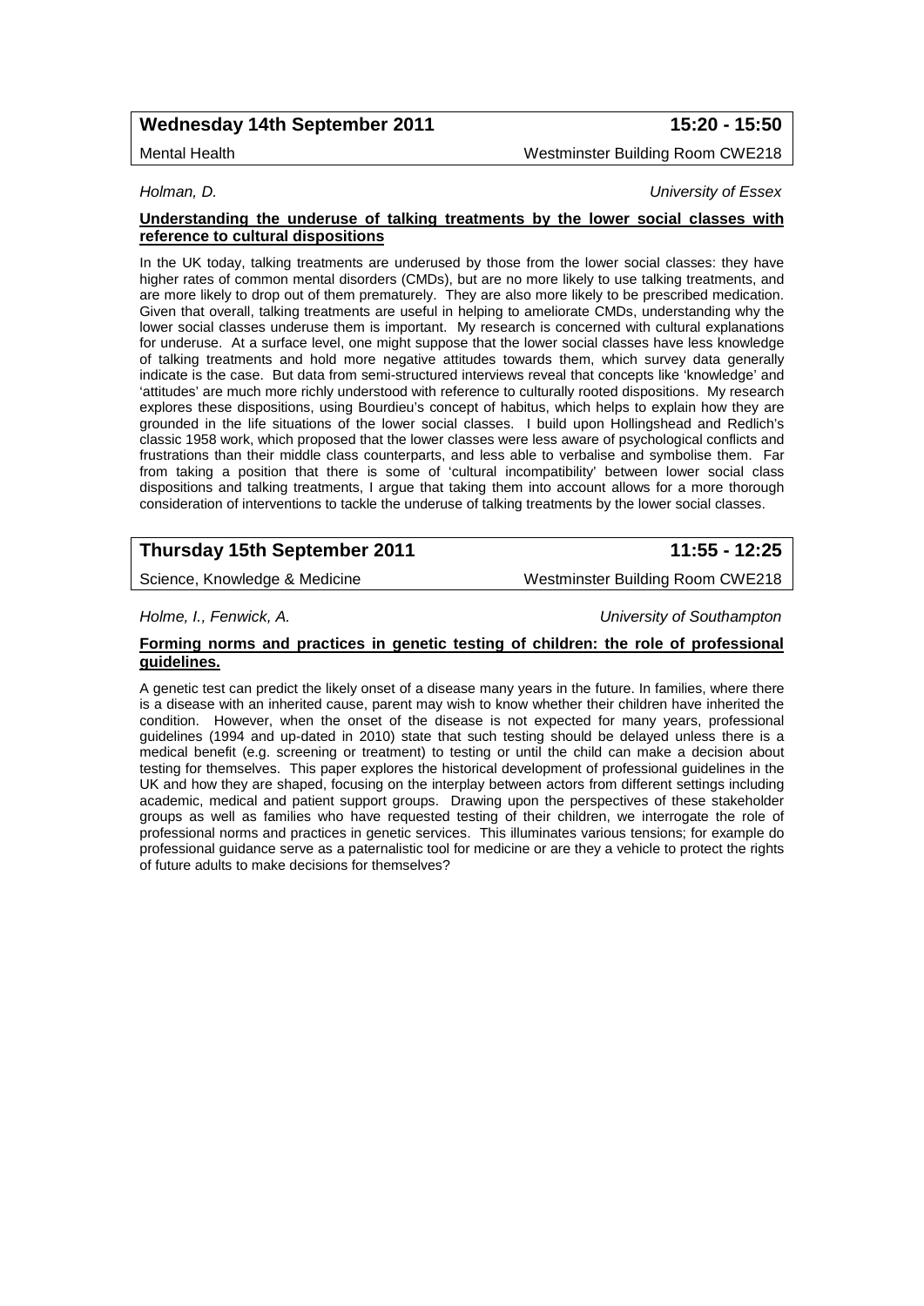**Wednesday 14th September 2011** **15:20 - 15:50**

Mental Health — Westminster Building Room CWE218

*Holman, D.* — *University of Essex*

**Understanding the underuse of talking treatments by the lower social classes with reference to cultural dispositions**

In the UK today, talking treatments are underused by those from the lower social classes: they have higher rates of common mental disorders (CMDs), but are no more likely to use talking treatments, and are more likely to drop out of them prematurely. They are also more likely to be prescribed medication. Given that overall, talking treatments are useful in helping to ameliorate CMDs, understanding why the lower social classes underuse them is important. My research is concerned with cultural explanations for underuse. At a surface level, one might suppose that the lower social classes have less knowledge of talking treatments and hold more negative attitudes towards them, which survey data generally indicate is the case. But data from semi-structured interviews reveal that concepts like 'knowledge' and 'attitudes' are much more richly understood with reference to culturally rooted dispositions. My research explores these dispositions, using Bourdieu's concept of habitus, which helps to explain how they are grounded in the life situations of the lower social classes. I build upon Hollingshead and Redlich's classic 1958 work, which proposed that the lower classes were less aware of psychological conflicts and frustrations than their middle class counterparts, and less able to verbalise and symbolise them. Far from taking a position that there is some of 'cultural incompatibility' between lower social class dispositions and talking treatments, I argue that taking them into account allows for a more thorough consideration of interventions to tackle the underuse of talking treatments by the lower social classes.

**Thursday 15th September 2011** **11:55 - 12:25**

Science, Knowledge & Medicine — Westminster Building Room CWE218

*Holme, I., Fenwick, A.* — *University of Southampton*

**Forming norms and practices in genetic testing of children: the role of professional guidelines.**

A genetic test can predict the likely onset of a disease many years in the future. In families, where there is a disease with an inherited cause, parent may wish to know whether their children have inherited the condition. However, when the onset of the disease is not expected for many years, professional guidelines (1994 and up-dated in 2010) state that such testing should be delayed unless there is a medical benefit (e.g. screening or treatment) to testing or until the child can make a decision about testing for themselves. This paper explores the historical development of professional guidelines in the UK and how they are shaped, focusing on the interplay between actors from different settings including academic, medical and patient support groups. Drawing upon the perspectives of these stakeholder groups as well as families who have requested testing of their children, we interrogate the role of professional norms and practices in genetic services. This illuminates various tensions; for example do professional guidance serve as a paternalistic tool for medicine or are they a vehicle to protect the rights of future adults to make decisions for themselves?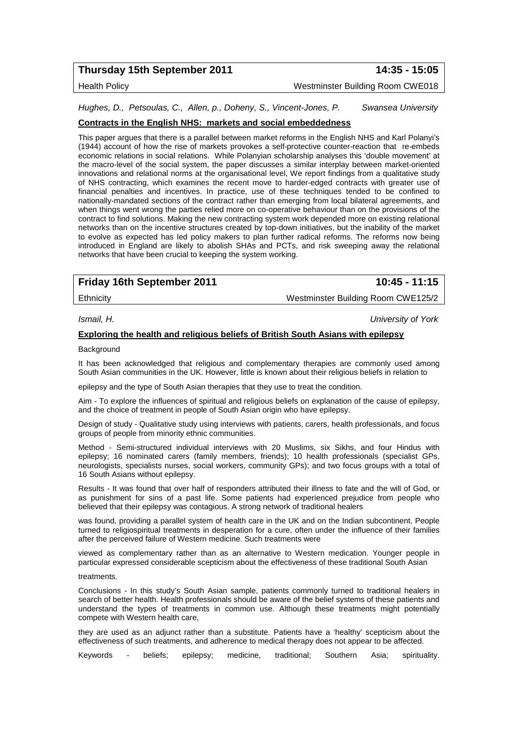**Thursday 15th September 2011** **14:35 - 15:05**

Health Policy Westminster Building Room CWE018

*Hughes, D., Petsoulas, C., Allen, p., Doheny, S., Vincent-Jones, P.* *Swansea University*

**Contracts in the English NHS: markets and social embeddedness**

This paper argues that there is a parallel between market reforms in the English NHS and Karl Polanyi's (1944) account of how the rise of markets provokes a self-protective counter-reaction that re-embeds economic relations in social relations. While Polanyian scholarship analyses this 'double movement' at the macro-level of the social system, the paper discusses a similar interplay between market-oriented innovations and relational norms at the organisational level, We report findings from a qualitative study of NHS contracting, which examines the recent move to harder-edged contracts with greater use of financial penalties and incentives. In practice, use of these techniques tended to be confined to nationally-mandated sections of the contract rather than emerging from local bilateral agreements, and when things went wrong the parties relied more on co-operative behaviour than on the provisions of the contract to find solutions. Making the new contracting system work depended more on existing relational networks than on the incentive structures created by top-down initiatives, but the inability of the market to evolve as expected has led policy makers to plan further radical reforms. The reforms now being introduced in England are likely to abolish SHAs and PCTs, and risk sweeping away the relational networks that have been crucial to keeping the system working.

**Friday 16th September 2011** **10:45 - 11:15**

Ethnicity Westminster Building Room CWE125/2

*Ismail, H.* *University of York*

**Exploring the health and religious beliefs of British South Asians with epilepsy**

Background

It has been acknowledged that religious and complementary therapies are commonly used among South Asian communities in the UK. However, little is known about their religious beliefs in relation to epilepsy and the type of South Asian therapies that they use to treat the condition.

Aim - To explore the influences of spiritual and religious beliefs on explanation of the cause of epilepsy, and the choice of treatment in people of South Asian origin who have epilepsy.

Design of study - Qualitative study using interviews with patients, carers, health professionals, and focus groups of people from minority ethnic communities.

Method - Semi-structured individual interviews with 20 Muslims, six Sikhs, and four Hindus with epilepsy; 16 nominated carers (family members, friends); 10 health professionals (specialist GPs, neurologists, specialists nurses, social workers, community GPs); and two focus groups with a total of 16 South Asians without epilepsy.

Results - It was found that over half of responders attributed their illness to fate and the will of God, or as punishment for sins of a past life. Some patients had experienced prejudice from people who believed that their epilepsy was contagious. A strong network of traditional healers was found, providing a parallel system of health care in the UK and on the Indian subcontinent. People turned to religiospiritual treatments in desperation for a cure, often under the influence of their families after the perceived failure of Western medicine. Such treatments were viewed as complementary rather than as an alternative to Western medication. Younger people in particular expressed considerable scepticism about the effectiveness of these traditional South Asian treatments.

Conclusions - In this study's South Asian sample, patients commonly turned to traditional healers in search of better health. Health professionals should be aware of the belief systems of these patients and understand the types of treatments in common use. Although these treatments might potentially compete with Western health care, they are used as an adjunct rather than a substitute. Patients have a 'healthy' scepticism about the effectiveness of such treatments, and adherence to medical therapy does not appear to be affected.

Keywords - beliefs; epilepsy; medicine, traditional; Southern Asia; spirituality.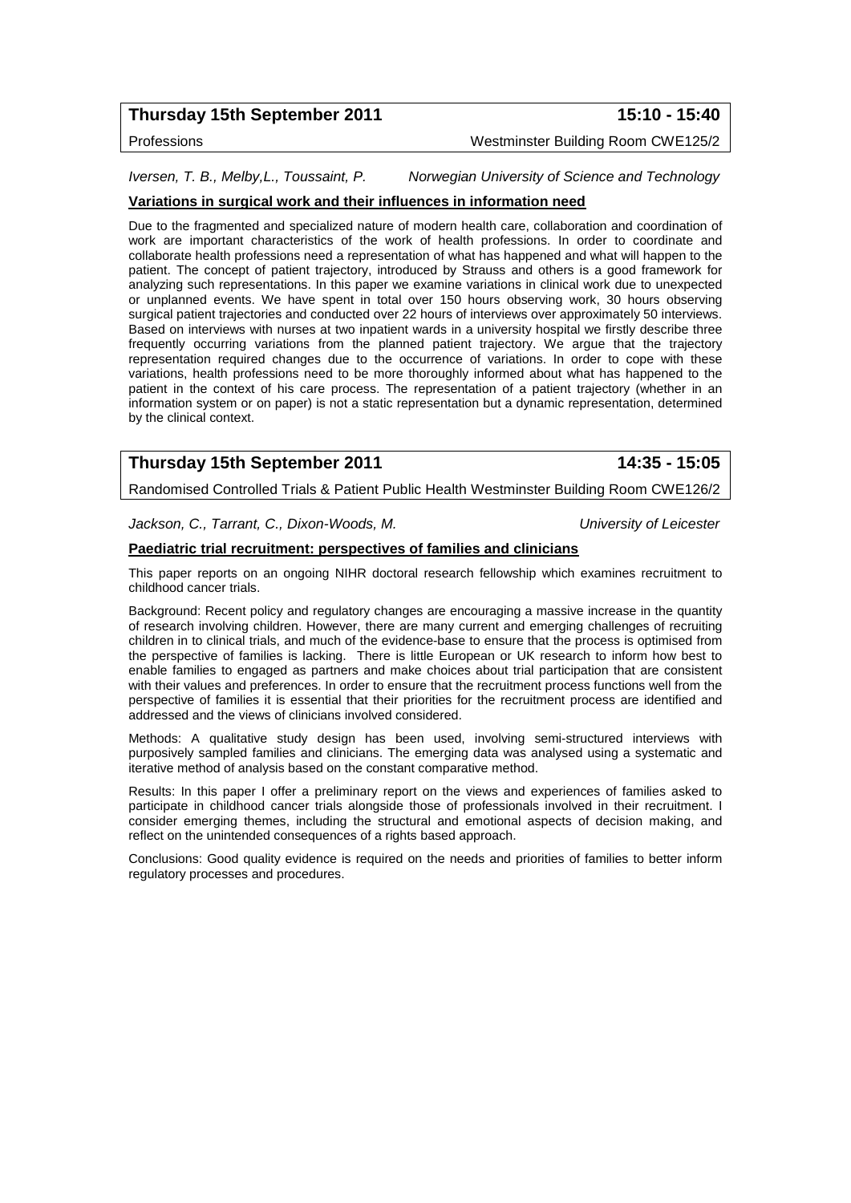**Thursday 15th September 2011** **15:10 - 15:40**

Professions Westminster Building Room CWE125/2

*Iversen, T. B., Melby,L., Toussaint, P.* *Norwegian University of Science and Technology*

**Variations in surgical work and their influences in information need**

Due to the fragmented and specialized nature of modern health care, collaboration and coordination of work are important characteristics of the work of health professions. In order to coordinate and collaborate health professions need a representation of what has happened and what will happen to the patient. The concept of patient trajectory, introduced by Strauss and others is a good framework for analyzing such representations. In this paper we examine variations in clinical work due to unexpected or unplanned events. We have spent in total over 150 hours observing work, 30 hours observing surgical patient trajectories and conducted over 22 hours of interviews over approximately 50 interviews. Based on interviews with nurses at two inpatient wards in a university hospital we firstly describe three frequently occurring variations from the planned patient trajectory. We argue that the trajectory representation required changes due to the occurrence of variations. In order to cope with these variations, health professions need to be more thoroughly informed about what has happened to the patient in the context of his care process. The representation of a patient trajectory (whether in an information system or on paper) is not a static representation but a dynamic representation, determined by the clinical context.

**Thursday 15th September 2011** **14:35 - 15:05**

Randomised Controlled Trials & Patient Public Health Westminster Building Room CWE126/2

*Jackson, C., Tarrant, C., Dixon-Woods, M.* *University of Leicester*

**Paediatric trial recruitment: perspectives of families and clinicians**

This paper reports on an ongoing NIHR doctoral research fellowship which examines recruitment to childhood cancer trials.

Background: Recent policy and regulatory changes are encouraging a massive increase in the quantity of research involving children. However, there are many current and emerging challenges of recruiting children in to clinical trials, and much of the evidence-base to ensure that the process is optimised from the perspective of families is lacking. There is little European or UK research to inform how best to enable families to engaged as partners and make choices about trial participation that are consistent with their values and preferences. In order to ensure that the recruitment process functions well from the perspective of families it is essential that their priorities for the recruitment process are identified and addressed and the views of clinicians involved considered.

Methods: A qualitative study design has been used, involving semi-structured interviews with purposively sampled families and clinicians. The emerging data was analysed using a systematic and iterative method of analysis based on the constant comparative method.

Results: In this paper I offer a preliminary report on the views and experiences of families asked to participate in childhood cancer trials alongside those of professionals involved in their recruitment. I consider emerging themes, including the structural and emotional aspects of decision making, and reflect on the unintended consequences of a rights based approach.

Conclusions: Good quality evidence is required on the needs and priorities of families to better inform regulatory processes and procedures.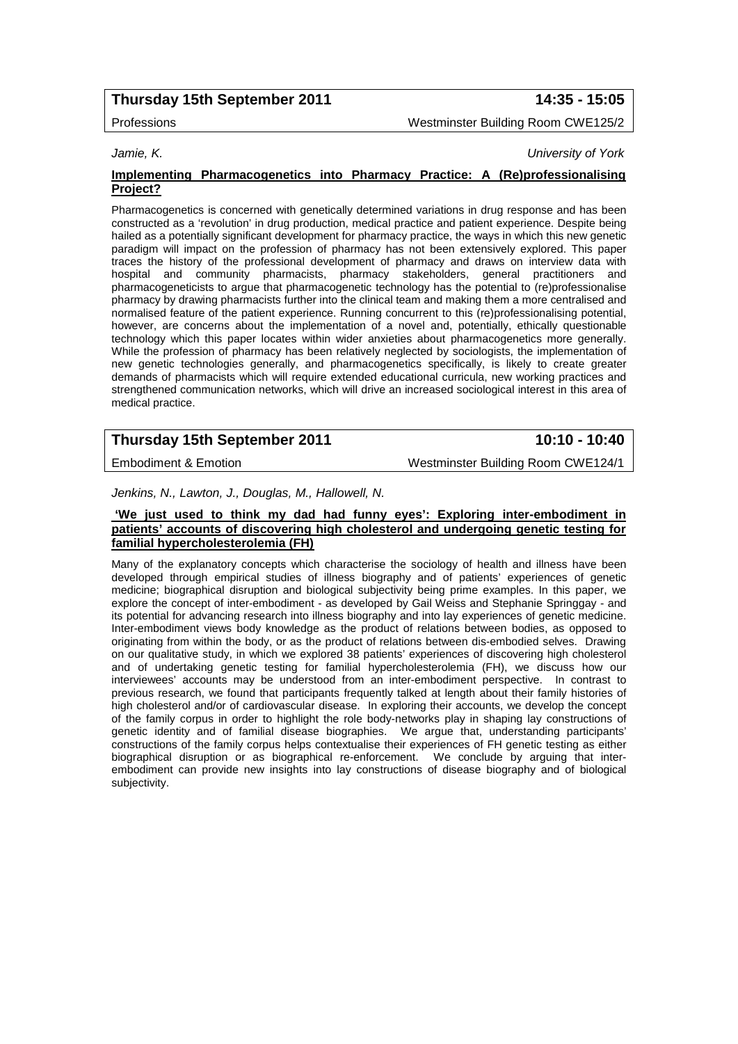**Thursday 15th September 2011** **14:35 - 15:05**

Professions Westminster Building Room CWE125/2

*Jamie, K.* *University of York*

**Implementing Pharmacogenetics into Pharmacy Practice: A (Re)professionalising Project?**

Pharmacogenetics is concerned with genetically determined variations in drug response and has been constructed as a 'revolution' in drug production, medical practice and patient experience. Despite being hailed as a potentially significant development for pharmacy practice, the ways in which this new genetic paradigm will impact on the profession of pharmacy has not been extensively explored. This paper traces the history of the professional development of pharmacy and draws on interview data with hospital and community pharmacists, pharmacy stakeholders, general practitioners and pharmacogeneticists to argue that pharmacogenetic technology has the potential to (re)professionalise pharmacy by drawing pharmacists further into the clinical team and making them a more centralised and normalised feature of the patient experience. Running concurrent to this (re)professionalising potential, however, are concerns about the implementation of a novel and, potentially, ethically questionable technology which this paper locates within wider anxieties about pharmacogenetics more generally. While the profession of pharmacy has been relatively neglected by sociologists, the implementation of new genetic technologies generally, and pharmacogenetics specifically, is likely to create greater demands of pharmacists which will require extended educational curricula, new working practices and strengthened communication networks, which will drive an increased sociological interest in this area of medical practice.

**Thursday 15th September 2011** **10:10 - 10:40**

Embodiment & Emotion Westminster Building Room CWE124/1

*Jenkins, N., Lawton, J., Douglas, M., Hallowell, N.*

**'We just used to think my dad had funny eyes': Exploring inter-embodiment in patients' accounts of discovering high cholesterol and undergoing genetic testing for familial hypercholesterolemia (FH)**

Many of the explanatory concepts which characterise the sociology of health and illness have been developed through empirical studies of illness biography and of patients' experiences of genetic medicine; biographical disruption and biological subjectivity being prime examples. In this paper, we explore the concept of inter-embodiment - as developed by Gail Weiss and Stephanie Springgay - and its potential for advancing research into illness biography and into lay experiences of genetic medicine. Inter-embodiment views body knowledge as the product of relations between bodies, as opposed to originating from within the body, or as the product of relations between dis-embodied selves. Drawing on our qualitative study, in which we explored 38 patients' experiences of discovering high cholesterol and of undertaking genetic testing for familial hypercholesterolemia (FH), we discuss how our interviewees' accounts may be understood from an inter-embodiment perspective. In contrast to previous research, we found that participants frequently talked at length about their family histories of high cholesterol and/or of cardiovascular disease. In exploring their accounts, we develop the concept of the family corpus in order to highlight the role body-networks play in shaping lay constructions of genetic identity and of familial disease biographies. We argue that, understanding participants' constructions of the family corpus helps contextualise their experiences of FH genetic testing as either biographical disruption or as biographical re-enforcement. We conclude by arguing that inter-embodiment can provide new insights into lay constructions of disease biography and of biological subjectivity.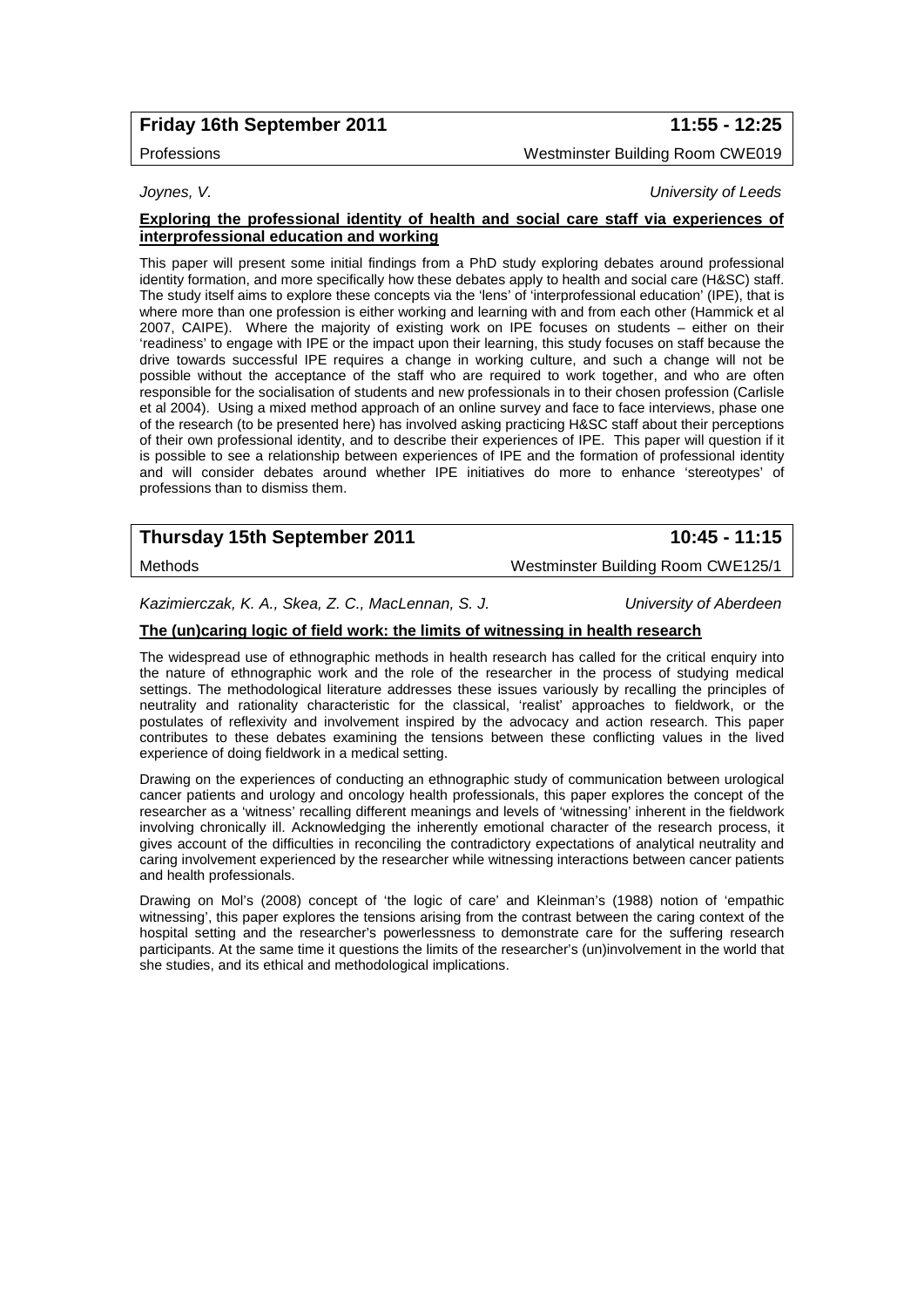**Friday 16th September 2011** **11:55 - 12:25**

Professions Westminster Building Room CWE019

*Joynes, V.* *University of Leeds*

**Exploring the professional identity of health and social care staff via experiences of interprofessional education and working**

This paper will present some initial findings from a PhD study exploring debates around professional identity formation, and more specifically how these debates apply to health and social care (H&SC) staff. The study itself aims to explore these concepts via the 'lens' of 'interprofessional education' (IPE), that is where more than one profession is either working and learning with and from each other (Hammick et al 2007, CAIPE). Where the majority of existing work on IPE focuses on students – either on their 'readiness' to engage with IPE or the impact upon their learning, this study focuses on staff because the drive towards successful IPE requires a change in working culture, and such a change will not be possible without the acceptance of the staff who are required to work together, and who are often responsible for the socialisation of students and new professionals in to their chosen profession (Carlisle et al 2004). Using a mixed method approach of an online survey and face to face interviews, phase one of the research (to be presented here) has involved asking practicing H&SC staff about their perceptions of their own professional identity, and to describe their experiences of IPE. This paper will question if it is possible to see a relationship between experiences of IPE and the formation of professional identity and will consider debates around whether IPE initiatives do more to enhance 'stereotypes' of professions than to dismiss them.

**Thursday 15th September 2011** **10:45 - 11:15**

Methods Westminster Building Room CWE125/1

*Kazimierczak, K. A., Skea, Z. C., MacLennan, S. J.* *University of Aberdeen*

**The (un)caring logic of field work: the limits of witnessing in health research**

The widespread use of ethnographic methods in health research has called for the critical enquiry into the nature of ethnographic work and the role of the researcher in the process of studying medical settings. The methodological literature addresses these issues variously by recalling the principles of neutrality and rationality characteristic for the classical, 'realist' approaches to fieldwork, or the postulates of reflexivity and involvement inspired by the advocacy and action research. This paper contributes to these debates examining the tensions between these conflicting values in the lived experience of doing fieldwork in a medical setting.

Drawing on the experiences of conducting an ethnographic study of communication between urological cancer patients and urology and oncology health professionals, this paper explores the concept of the researcher as a 'witness' recalling different meanings and levels of 'witnessing' inherent in the fieldwork involving chronically ill. Acknowledging the inherently emotional character of the research process, it gives account of the difficulties in reconciling the contradictory expectations of analytical neutrality and caring involvement experienced by the researcher while witnessing interactions between cancer patients and health professionals.

Drawing on Mol's (2008) concept of 'the logic of care' and Kleinman's (1988) notion of 'empathic witnessing', this paper explores the tensions arising from the contrast between the caring context of the hospital setting and the researcher's powerlessness to demonstrate care for the suffering research participants. At the same time it questions the limits of the researcher's (un)involvement in the world that she studies, and its ethical and methodological implications.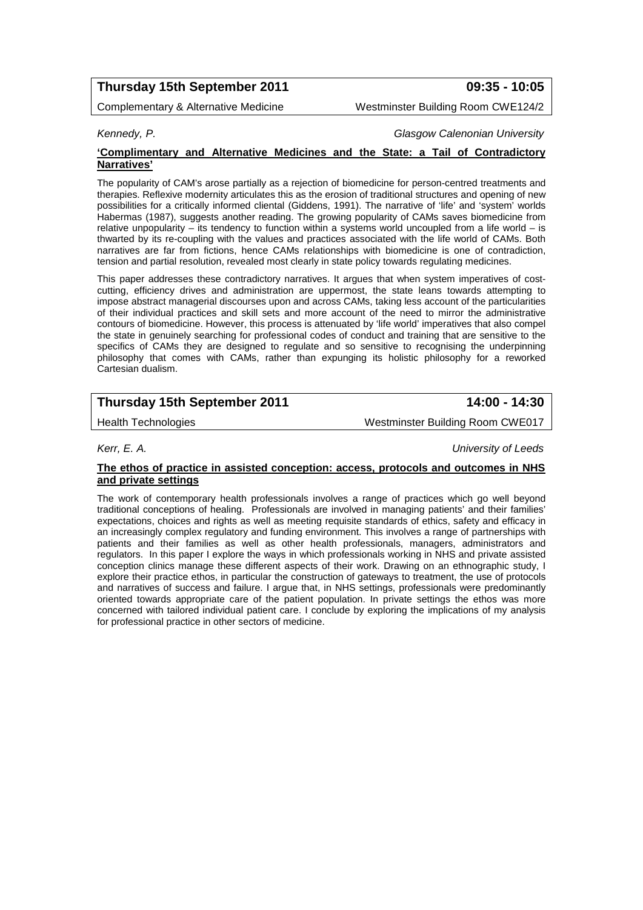**Thursday 15th September 2011** **09:35 - 10:05**

Complementary & Alternative Medicine — Westminster Building Room CWE124/2

*Kennedy, P.* — *Glasgow Calenonian University*

**'Complimentary and Alternative Medicines and the State: a Tail of Contradictory Narratives'**

The popularity of CAM's arose partially as a rejection of biomedicine for person-centred treatments and therapies. Reflexive modernity articulates this as the erosion of traditional structures and opening of new possibilities for a critically informed cliental (Giddens, 1991). The narrative of 'life' and 'system' worlds Habermas (1987), suggests another reading. The growing popularity of CAMs saves biomedicine from relative unpopularity – its tendency to function within a systems world uncoupled from a life world – is thwarted by its re-coupling with the values and practices associated with the life world of CAMs. Both narratives are far from fictions, hence CAMs relationships with biomedicine is one of contradiction, tension and partial resolution, revealed most clearly in state policy towards regulating medicines.

This paper addresses these contradictory narratives. It argues that when system imperatives of cost-cutting, efficiency drives and administration are uppermost, the state leans towards attempting to impose abstract managerial discourses upon and across CAMs, taking less account of the particularities of their individual practices and skill sets and more account of the need to mirror the administrative contours of biomedicine. However, this process is attenuated by 'life world' imperatives that also compel the state in genuinely searching for professional codes of conduct and training that are sensitive to the specifics of CAMs they are designed to regulate and so sensitive to recognising the underpinning philosophy that comes with CAMs, rather than expunging its holistic philosophy for a reworked Cartesian dualism.

**Thursday 15th September 2011** **14:00 - 14:30**

Health Technologies — Westminster Building Room CWE017

*Kerr, E. A.* — *University of Leeds*

**The ethos of practice in assisted conception: access, protocols and outcomes in NHS and private settings**

The work of contemporary health professionals involves a range of practices which go well beyond traditional conceptions of healing. Professionals are involved in managing patients' and their families' expectations, choices and rights as well as meeting requisite standards of ethics, safety and efficacy in an increasingly complex regulatory and funding environment. This involves a range of partnerships with patients and their families as well as other health professionals, managers, administrators and regulators. In this paper I explore the ways in which professionals working in NHS and private assisted conception clinics manage these different aspects of their work. Drawing on an ethnographic study, I explore their practice ethos, in particular the construction of gateways to treatment, the use of protocols and narratives of success and failure. I argue that, in NHS settings, professionals were predominantly oriented towards appropriate care of the patient population. In private settings the ethos was more concerned with tailored individual patient care. I conclude by exploring the implications of my analysis for professional practice in other sectors of medicine.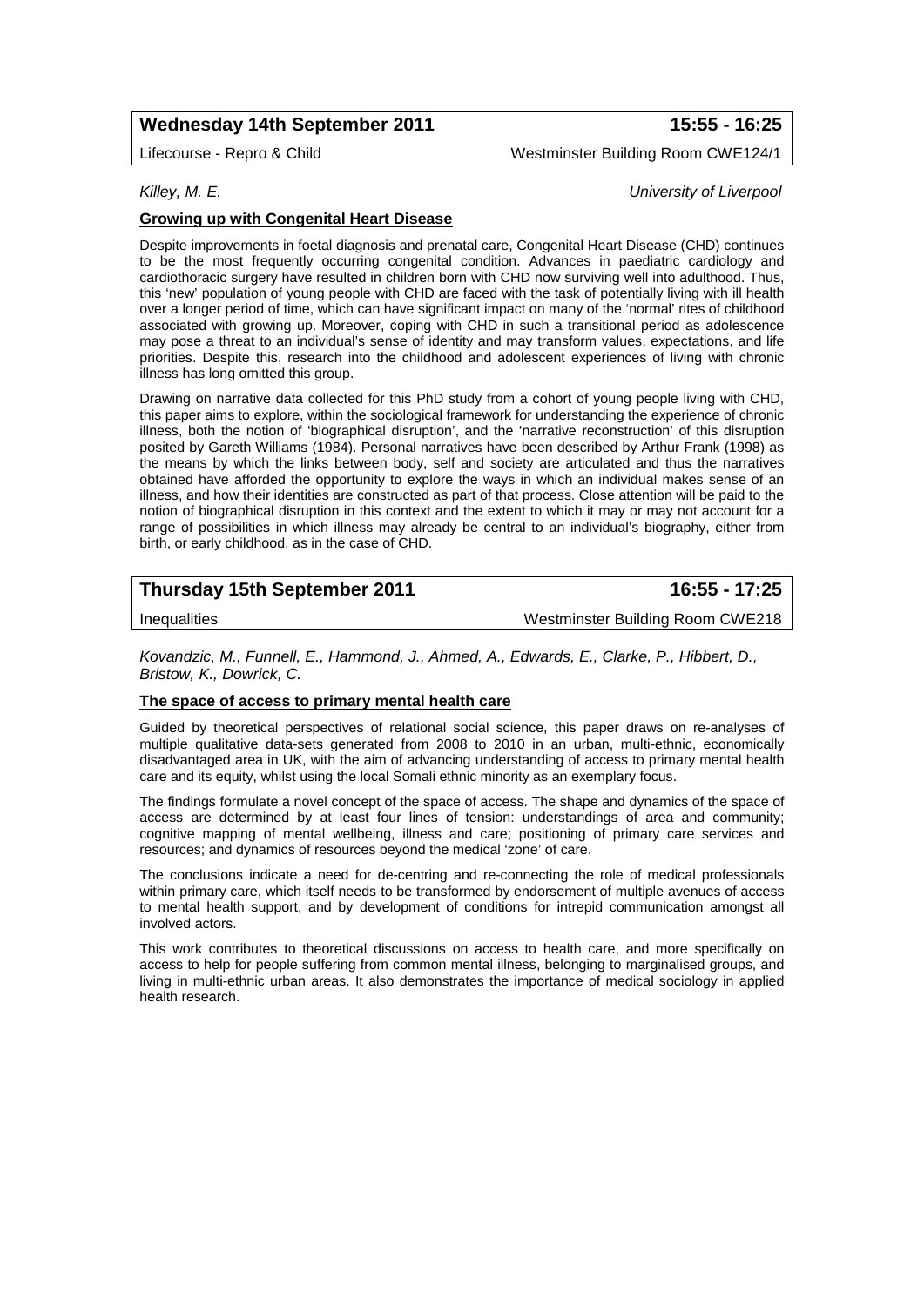## Wednesday 14th September 2011 — 15:55 - 16:25

Lifecourse - Repro & Child — Westminster Building Room CWE124/1

*Killey, M. E.* — *University of Liverpool*

### Growing up with Congenital Heart Disease

Despite improvements in foetal diagnosis and prenatal care, Congenital Heart Disease (CHD) continues to be the most frequently occurring congenital condition. Advances in paediatric cardiology and cardiothoracic surgery have resulted in children born with CHD now surviving well into adulthood. Thus, this 'new' population of young people with CHD are faced with the task of potentially living with ill health over a longer period of time, which can have significant impact on many of the 'normal' rites of childhood associated with growing up. Moreover, coping with CHD in such a transitional period as adolescence may pose a threat to an individual's sense of identity and may transform values, expectations, and life priorities. Despite this, research into the childhood and adolescent experiences of living with chronic illness has long omitted this group.

Drawing on narrative data collected for this PhD study from a cohort of young people living with CHD, this paper aims to explore, within the sociological framework for understanding the experience of chronic illness, both the notion of 'biographical disruption', and the 'narrative reconstruction' of this disruption posited by Gareth Williams (1984). Personal narratives have been described by Arthur Frank (1998) as the means by which the links between body, self and society are articulated and thus the narratives obtained have afforded the opportunity to explore the ways in which an individual makes sense of an illness, and how their identities are constructed as part of that process. Close attention will be paid to the notion of biographical disruption in this context and the extent to which it may or may not account for a range of possibilities in which illness may already be central to an individual's biography, either from birth, or early childhood, as in the case of CHD.

## Thursday 15th September 2011 — 16:55 - 17:25

Inequalities — Westminster Building Room CWE218

*Kovandzic, M., Funnell, E., Hammond, J., Ahmed, A., Edwards, E., Clarke, P., Hibbert, D., Bristow, K., Dowrick, C.*

### The space of access to primary mental health care

Guided by theoretical perspectives of relational social science, this paper draws on re-analyses of multiple qualitative data-sets generated from 2008 to 2010 in an urban, multi-ethnic, economically disadvantaged area in UK, with the aim of advancing understanding of access to primary mental health care and its equity, whilst using the local Somali ethnic minority as an exemplary focus.

The findings formulate a novel concept of the space of access. The shape and dynamics of the space of access are determined by at least four lines of tension: understandings of area and community; cognitive mapping of mental wellbeing, illness and care; positioning of primary care services and resources; and dynamics of resources beyond the medical 'zone' of care.

The conclusions indicate a need for de-centring and re-connecting the role of medical professionals within primary care, which itself needs to be transformed by endorsement of multiple avenues of access to mental health support, and by development of conditions for intrepid communication amongst all involved actors.

This work contributes to theoretical discussions on access to health care, and more specifically on access to help for people suffering from common mental illness, belonging to marginalised groups, and living in multi-ethnic urban areas. It also demonstrates the importance of medical sociology in applied health research.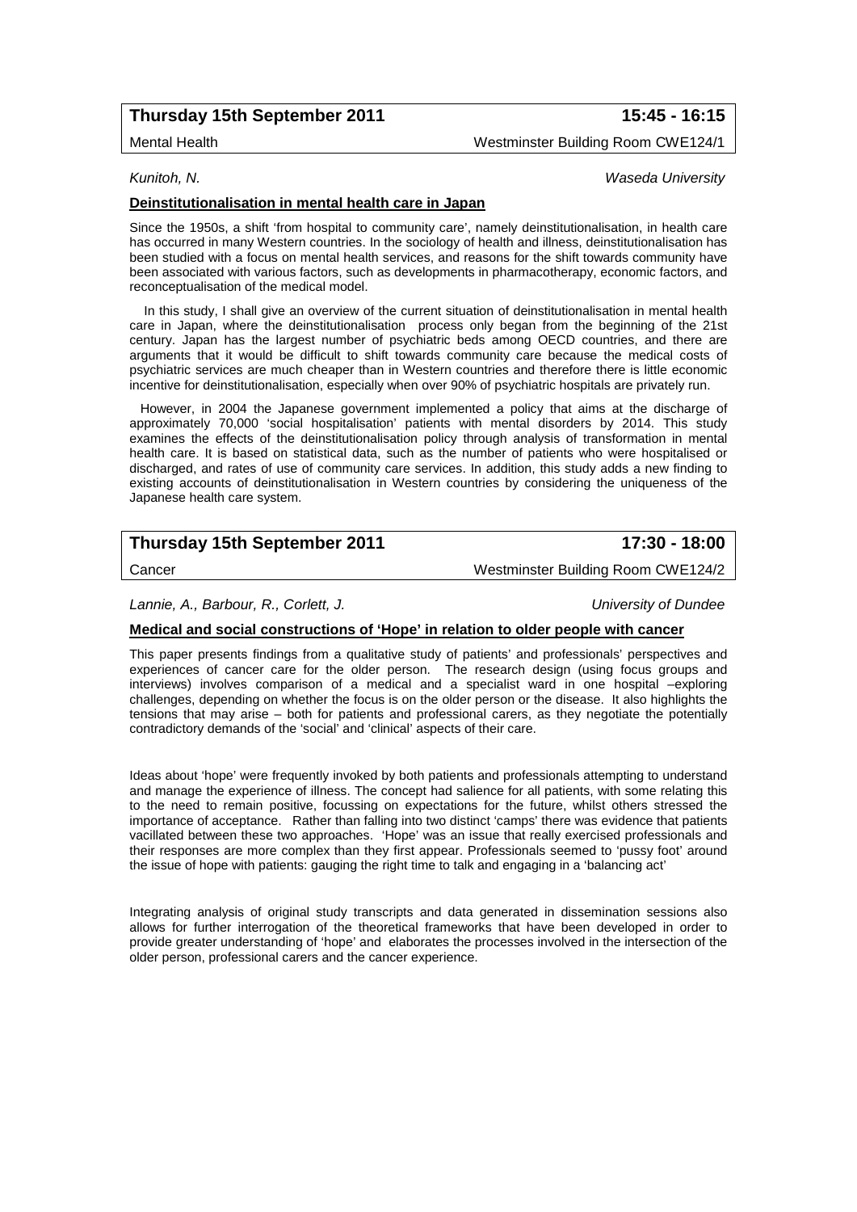**Thursday 15th September 2011** **15:45 - 16:15**

Mental Health Westminster Building Room CWE124/1

*Kunitoh, N.* *Waseda University*

**Deinstitutionalisation in mental health care in Japan**

Since the 1950s, a shift 'from hospital to community care', namely deinstitutionalisation, in health care has occurred in many Western countries. In the sociology of health and illness, deinstitutionalisation has been studied with a focus on mental health services, and reasons for the shift towards community have been associated with various factors, such as developments in pharmacotherapy, economic factors, and reconceptualisation of the medical model.

In this study, I shall give an overview of the current situation of deinstitutionalisation in mental health care in Japan, where the deinstitutionalisation process only began from the beginning of the 21st century. Japan has the largest number of psychiatric beds among OECD countries, and there are arguments that it would be difficult to shift towards community care because the medical costs of psychiatric services are much cheaper than in Western countries and therefore there is little economic incentive for deinstitutionalisation, especially when over 90% of psychiatric hospitals are privately run.

However, in 2004 the Japanese government implemented a policy that aims at the discharge of approximately 70,000 'social hospitalisation' patients with mental disorders by 2014. This study examines the effects of the deinstitutionalisation policy through analysis of transformation in mental health care. It is based on statistical data, such as the number of patients who were hospitalised or discharged, and rates of use of community care services. In addition, this study adds a new finding to existing accounts of deinstitutionalisation in Western countries by considering the uniqueness of the Japanese health care system.

**Thursday 15th September 2011** **17:30 - 18:00**

Cancer Westminster Building Room CWE124/2

*Lannie, A., Barbour, R., Corlett, J.* *University of Dundee*

**Medical and social constructions of 'Hope' in relation to older people with cancer**

This paper presents findings from a qualitative study of patients' and professionals' perspectives and experiences of cancer care for the older person. The research design (using focus groups and interviews) involves comparison of a medical and a specialist ward in one hospital –exploring challenges, depending on whether the focus is on the older person or the disease. It also highlights the tensions that may arise – both for patients and professional carers, as they negotiate the potentially contradictory demands of the 'social' and 'clinical' aspects of their care.

Ideas about 'hope' were frequently invoked by both patients and professionals attempting to understand and manage the experience of illness. The concept had salience for all patients, with some relating this to the need to remain positive, focussing on expectations for the future, whilst others stressed the importance of acceptance. Rather than falling into two distinct 'camps' there was evidence that patients vacillated between these two approaches. 'Hope' was an issue that really exercised professionals and their responses are more complex than they first appear. Professionals seemed to 'pussy foot' around the issue of hope with patients: gauging the right time to talk and engaging in a 'balancing act'

Integrating analysis of original study transcripts and data generated in dissemination sessions also allows for further interrogation of the theoretical frameworks that have been developed in order to provide greater understanding of 'hope' and elaborates the processes involved in the intersection of the older person, professional carers and the cancer experience.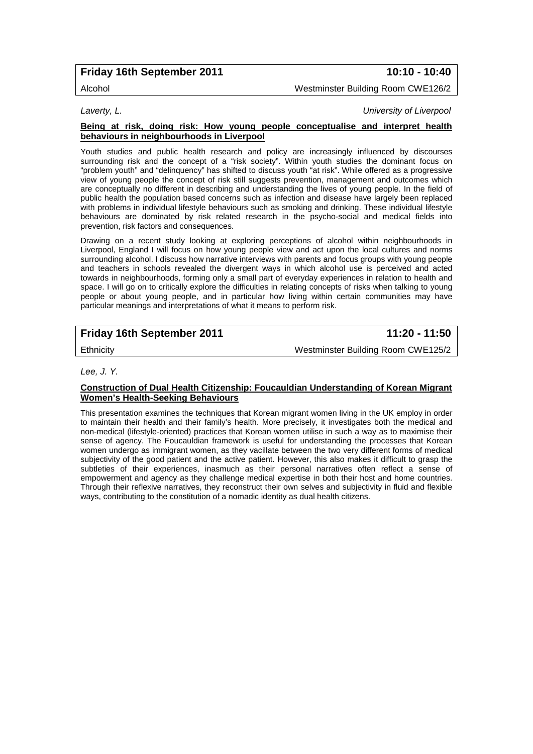**Friday 16th September 2011** | **10:10 - 10:40**

Alcohol | Westminster Building Room CWE126/2

*Laverty, L.* | *University of Liverpool*

**Being at risk, doing risk: How young people conceptualise and interpret health behaviours in neighbourhoods in Liverpool**

Youth studies and public health research and policy are increasingly influenced by discourses surrounding risk and the concept of a "risk society". Within youth studies the dominant focus on "problem youth" and "delinquency" has shifted to discuss youth "at risk". While offered as a progressive view of young people the concept of risk still suggests prevention, management and outcomes which are conceptually no different in describing and understanding the lives of young people. In the field of public health the population based concerns such as infection and disease have largely been replaced with problems in individual lifestyle behaviours such as smoking and drinking. These individual lifestyle behaviours are dominated by risk related research in the psycho-social and medical fields into prevention, risk factors and consequences.

Drawing on a recent study looking at exploring perceptions of alcohol within neighbourhoods in Liverpool, England I will focus on how young people view and act upon the local cultures and norms surrounding alcohol. I discuss how narrative interviews with parents and focus groups with young people and teachers in schools revealed the divergent ways in which alcohol use is perceived and acted towards in neighbourhoods, forming only a small part of everyday experiences in relation to health and space. I will go on to critically explore the difficulties in relating concepts of risks when talking to young people or about young people, and in particular how living within certain communities may have particular meanings and interpretations of what it means to perform risk.

**Friday 16th September 2011** | **11:20 - 11:50**

Ethnicity | Westminster Building Room CWE125/2

*Lee, J. Y.*

**Construction of Dual Health Citizenship: Foucauldian Understanding of Korean Migrant Women's Health-Seeking Behaviours**

This presentation examines the techniques that Korean migrant women living in the UK employ in order to maintain their health and their family's health. More precisely, it investigates both the medical and non-medical (lifestyle-oriented) practices that Korean women utilise in such a way as to maximise their sense of agency. The Foucauldian framework is useful for understanding the processes that Korean women undergo as immigrant women, as they vacillate between the two very different forms of medical subjectivity of the good patient and the active patient. However, this also makes it difficult to grasp the subtleties of their experiences, inasmuch as their personal narratives often reflect a sense of empowerment and agency as they challenge medical expertise in both their host and home countries. Through their reflexive narratives, they reconstruct their own selves and subjectivity in fluid and flexible ways, contributing to the constitution of a nomadic identity as dual health citizens.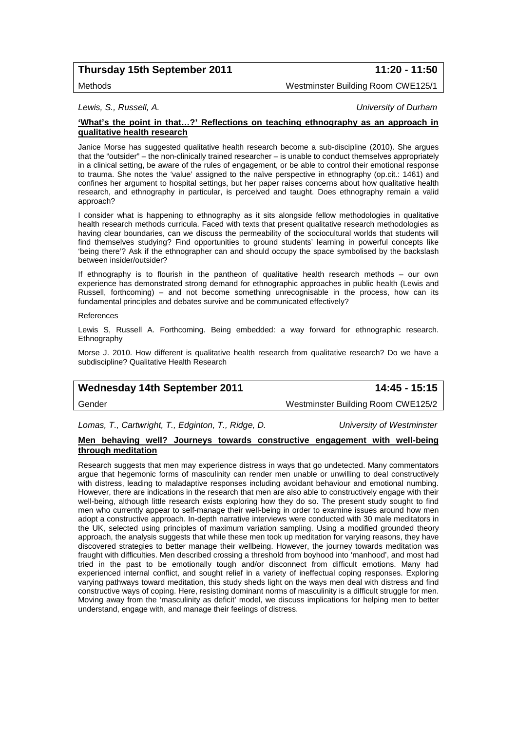## Thursday 15th September 2011 — 11:20 - 11:50

Methods — Westminster Building Room CWE125/1

*Lewis, S., Russell, A.* — *University of Durham*

### 'What's the point in that…?' Reflections on teaching ethnography as an approach in qualitative health research

Janice Morse has suggested qualitative health research become a sub-discipline (2010). She argues that the "outsider" – the non-clinically trained researcher – is unable to conduct themselves appropriately in a clinical setting, be aware of the rules of engagement, or be able to control their emotional response to trauma. She notes the 'value' assigned to the naïve perspective in ethnography (op.cit.: 1461) and confines her argument to hospital settings, but her paper raises concerns about how qualitative health research, and ethnography in particular, is perceived and taught. Does ethnography remain a valid approach?

I consider what is happening to ethnography as it sits alongside fellow methodologies in qualitative health research methods curricula. Faced with texts that present qualitative research methodologies as having clear boundaries, can we discuss the permeability of the sociocultural worlds that students will find themselves studying? Find opportunities to ground students' learning in powerful concepts like 'being there'? Ask if the ethnographer can and should occupy the space symbolised by the backslash between insider/outsider?

If ethnography is to flourish in the pantheon of qualitative health research methods – our own experience has demonstrated strong demand for ethnographic approaches in public health (Lewis and Russell, forthcoming) – and not become something unrecognisable in the process, how can its fundamental principles and debates survive and be communicated effectively?

References

Lewis S, Russell A. Forthcoming. Being embedded: a way forward for ethnographic research. Ethnography

Morse J. 2010. How different is qualitative health research from qualitative research? Do we have a subdiscipline? Qualitative Health Research

## Wednesday 14th September 2011 — 14:45 - 15:15

Gender — Westminster Building Room CWE125/2

*Lomas, T., Cartwright, T., Edginton, T., Ridge, D.* — *University of Westminster*

### Men behaving well? Journeys towards constructive engagement with well-being through meditation

Research suggests that men may experience distress in ways that go undetected. Many commentators argue that hegemonic forms of masculinity can render men unable or unwilling to deal constructively with distress, leading to maladaptive responses including avoidant behaviour and emotional numbing. However, there are indications in the research that men are also able to constructively engage with their well-being, although little research exists exploring how they do so. The present study sought to find men who currently appear to self-manage their well-being in order to examine issues around how men adopt a constructive approach. In-depth narrative interviews were conducted with 30 male meditators in the UK, selected using principles of maximum variation sampling. Using a modified grounded theory approach, the analysis suggests that while these men took up meditation for varying reasons, they have discovered strategies to better manage their wellbeing. However, the journey towards meditation was fraught with difficulties. Men described crossing a threshold from boyhood into 'manhood', and most had tried in the past to be emotionally tough and/or disconnect from difficult emotions. Many had experienced internal conflict, and sought relief in a variety of ineffectual coping responses. Exploring varying pathways toward meditation, this study sheds light on the ways men deal with distress and find constructive ways of coping. Here, resisting dominant norms of masculinity is a difficult struggle for men. Moving away from the 'masculinity as deficit' model, we discuss implications for helping men to better understand, engage with, and manage their feelings of distress.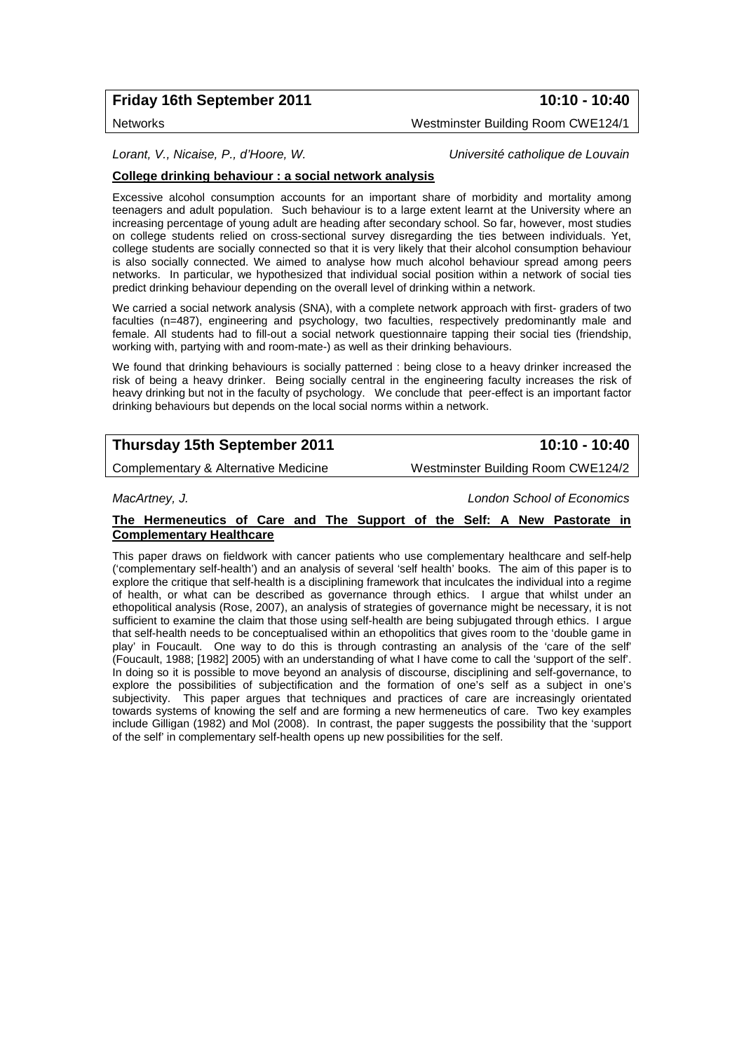**Friday 16th September 2011** **10:10 - 10:40**

Networks — Westminster Building Room CWE124/1

*Lorant, V., Nicaise, P., d'Hoore, W.* — *Université catholique de Louvain*

**College drinking behaviour : a social network analysis**

Excessive alcohol consumption accounts for an important share of morbidity and mortality among teenagers and adult population. Such behaviour is to a large extent learnt at the University where an increasing percentage of young adult are heading after secondary school. So far, however, most studies on college students relied on cross-sectional survey disregarding the ties between individuals. Yet, college students are socially connected so that it is very likely that their alcohol consumption behaviour is also socially connected. We aimed to analyse how much alcohol behaviour spread among peers networks. In particular, we hypothesized that individual social position within a network of social ties predict drinking behaviour depending on the overall level of drinking within a network.

We carried a social network analysis (SNA), with a complete network approach with first- graders of two faculties (n=487), engineering and psychology, two faculties, respectively predominantly male and female. All students had to fill-out a social network questionnaire tapping their social ties (friendship, working with, partying with and room-mate-) as well as their drinking behaviours.

We found that drinking behaviours is socially patterned : being close to a heavy drinker increased the risk of being a heavy drinker. Being socially central in the engineering faculty increases the risk of heavy drinking but not in the faculty of psychology. We conclude that peer-effect is an important factor drinking behaviours but depends on the local social norms within a network.

**Thursday 15th September 2011** **10:10 - 10:40**

Complementary & Alternative Medicine — Westminster Building Room CWE124/2

*MacArtney, J.* — *London School of Economics*

**The Hermeneutics of Care and The Support of the Self: A New Pastorate in Complementary Healthcare**

This paper draws on fieldwork with cancer patients who use complementary healthcare and self-help ('complementary self-health') and an analysis of several 'self health' books. The aim of this paper is to explore the critique that self-health is a disciplining framework that inculcates the individual into a regime of health, or what can be described as governance through ethics. I argue that whilst under an ethopolitical analysis (Rose, 2007), an analysis of strategies of governance might be necessary, it is not sufficient to examine the claim that those using self-health are being subjugated through ethics. I argue that self-health needs to be conceptualised within an ethopolitics that gives room to the 'double game in play' in Foucault. One way to do this is through contrasting an analysis of the 'care of the self' (Foucault, 1988; [1982] 2005) with an understanding of what I have come to call the 'support of the self'. In doing so it is possible to move beyond an analysis of discourse, disciplining and self-governance, to explore the possibilities of subjectification and the formation of one's self as a subject in one's subjectivity. This paper argues that techniques and practices of care are increasingly orientated towards systems of knowing the self and are forming a new hermeneutics of care. Two key examples include Gilligan (1982) and Mol (2008). In contrast, the paper suggests the possibility that the 'support of the self' in complementary self-health opens up new possibilities for the self.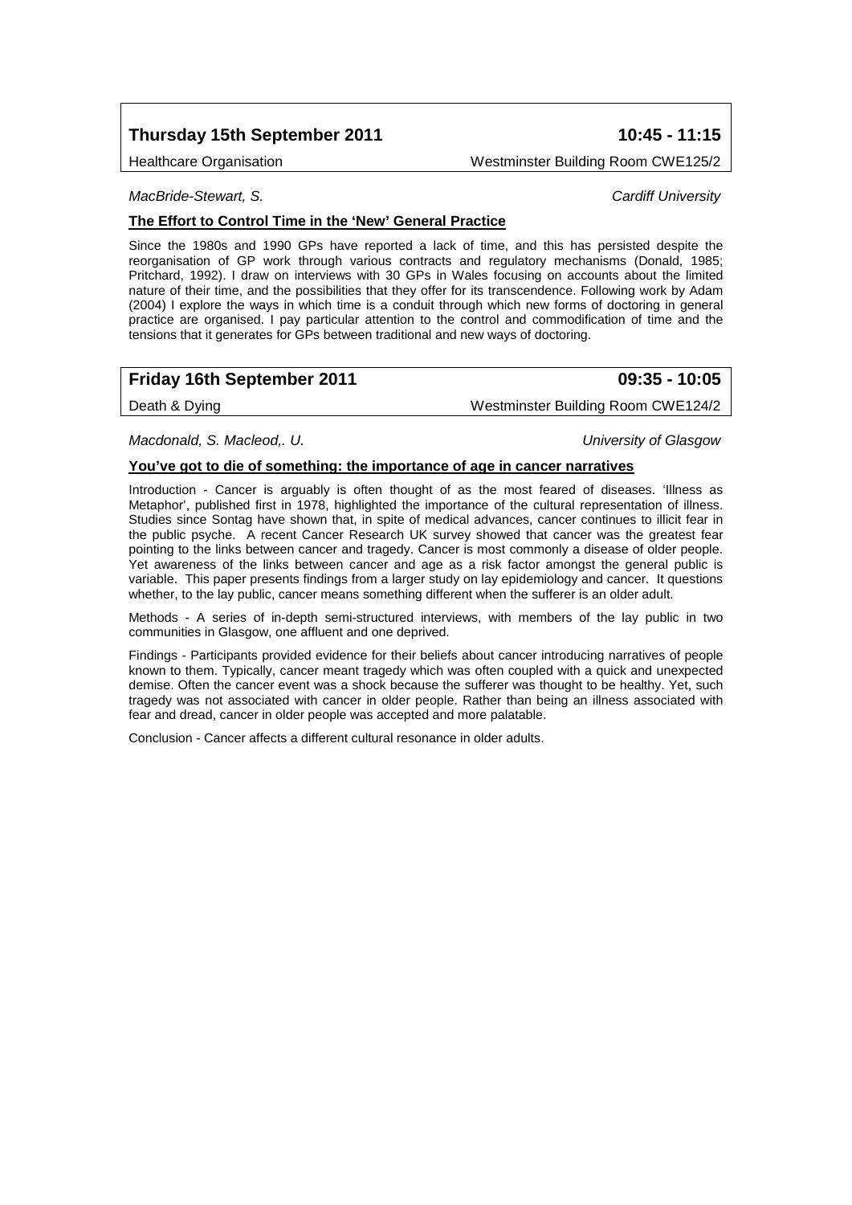## Thursday 15th September 2011 — 10:45 - 11:15

Healthcare Organisation — Westminster Building Room CWE125/2

*MacBride-Stewart, S.* — *Cardiff University*

**The Effort to Control Time in the 'New' General Practice**

Since the 1980s and 1990 GPs have reported a lack of time, and this has persisted despite the reorganisation of GP work through various contracts and regulatory mechanisms (Donald, 1985; Pritchard, 1992). I draw on interviews with 30 GPs in Wales focusing on accounts about the limited nature of their time, and the possibilities that they offer for its transcendence. Following work by Adam (2004) I explore the ways in which time is a conduit through which new forms of doctoring in general practice are organised. I pay particular attention to the control and commodification of time and the tensions that it generates for GPs between traditional and new ways of doctoring.

## Friday 16th September 2011 — 09:35 - 10:05

Death & Dying — Westminster Building Room CWE124/2

*Macdonald, S. Macleod,. U.* — *University of Glasgow*

**You've got to die of something: the importance of age in cancer narratives**

Introduction - Cancer is arguably is often thought of as the most feared of diseases. 'Illness as Metaphor', published first in 1978, highlighted the importance of the cultural representation of illness. Studies since Sontag have shown that, in spite of medical advances, cancer continues to illicit fear in the public psyche. A recent Cancer Research UK survey showed that cancer was the greatest fear pointing to the links between cancer and tragedy. Cancer is most commonly a disease of older people. Yet awareness of the links between cancer and age as a risk factor amongst the general public is variable. This paper presents findings from a larger study on lay epidemiology and cancer. It questions whether, to the lay public, cancer means something different when the sufferer is an older adult.

Methods - A series of in-depth semi-structured interviews, with members of the lay public in two communities in Glasgow, one affluent and one deprived.

Findings - Participants provided evidence for their beliefs about cancer introducing narratives of people known to them. Typically, cancer meant tragedy which was often coupled with a quick and unexpected demise. Often the cancer event was a shock because the sufferer was thought to be healthy. Yet, such tragedy was not associated with cancer in older people. Rather than being an illness associated with fear and dread, cancer in older people was accepted and more palatable.

Conclusion - Cancer affects a different cultural resonance in older adults.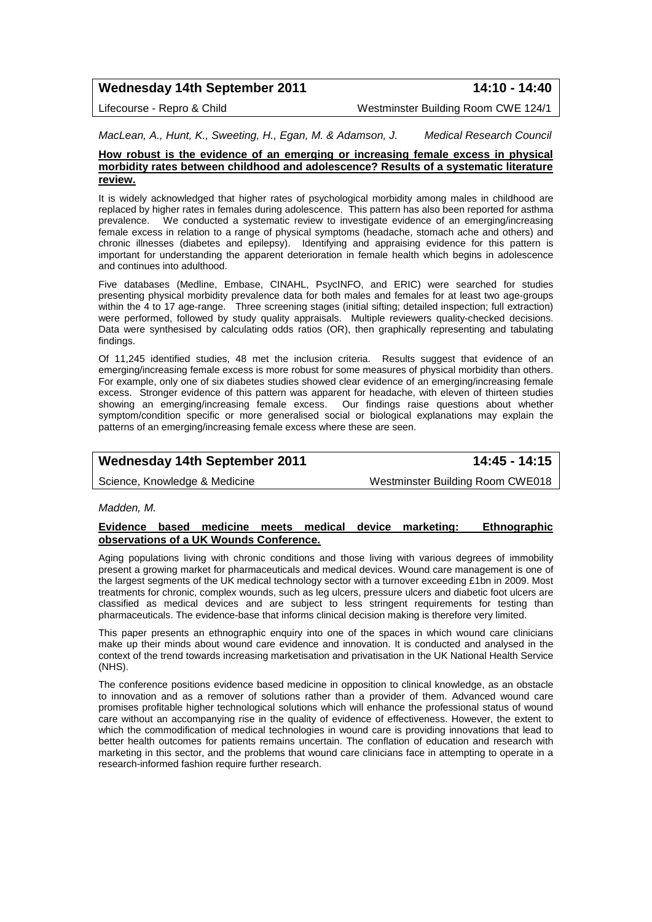**Wednesday 14th September 2011** **14:10 - 14:40**

Lifecourse - Repro & Child Westminster Building Room CWE 124/1

*MacLean, A., Hunt, K., Sweeting, H., Egan, M. & Adamson, J.* *Medical Research Council*

**How robust is the evidence of an emerging or increasing female excess in physical morbidity rates between childhood and adolescence? Results of a systematic literature review.**

It is widely acknowledged that higher rates of psychological morbidity among males in childhood are replaced by higher rates in females during adolescence. This pattern has also been reported for asthma prevalence. We conducted a systematic review to investigate evidence of an emerging/increasing female excess in relation to a range of physical symptoms (headache, stomach ache and others) and chronic illnesses (diabetes and epilepsy). Identifying and appraising evidence for this pattern is important for understanding the apparent deterioration in female health which begins in adolescence and continues into adulthood.

Five databases (Medline, Embase, CINAHL, PsycINFO, and ERIC) were searched for studies presenting physical morbidity prevalence data for both males and females for at least two age-groups within the 4 to 17 age-range. Three screening stages (initial sifting; detailed inspection; full extraction) were performed, followed by study quality appraisals. Multiple reviewers quality-checked decisions. Data were synthesised by calculating odds ratios (OR), then graphically representing and tabulating findings.

Of 11,245 identified studies, 48 met the inclusion criteria. Results suggest that evidence of an emerging/increasing female excess is more robust for some measures of physical morbidity than others. For example, only one of six diabetes studies showed clear evidence of an emerging/increasing female excess. Stronger evidence of this pattern was apparent for headache, with eleven of thirteen studies showing an emerging/increasing female excess. Our findings raise questions about whether symptom/condition specific or more generalised social or biological explanations may explain the patterns of an emerging/increasing female excess where these are seen.

**Wednesday 14th September 2011** **14:45 - 14:15**

Science, Knowledge & Medicine Westminster Building Room CWE018

*Madden, M.*

**Evidence based medicine meets medical device marketing: Ethnographic observations of a UK Wounds Conference.**

Aging populations living with chronic conditions and those living with various degrees of immobility present a growing market for pharmaceuticals and medical devices. Wound care management is one of the largest segments of the UK medical technology sector with a turnover exceeding £1bn in 2009. Most treatments for chronic, complex wounds, such as leg ulcers, pressure ulcers and diabetic foot ulcers are classified as medical devices and are subject to less stringent requirements for testing than pharmaceuticals. The evidence-base that informs clinical decision making is therefore very limited.

This paper presents an ethnographic enquiry into one of the spaces in which wound care clinicians make up their minds about wound care evidence and innovation. It is conducted and analysed in the context of the trend towards increasing marketisation and privatisation in the UK National Health Service (NHS).

The conference positions evidence based medicine in opposition to clinical knowledge, as an obstacle to innovation and as a remover of solutions rather than a provider of them. Advanced wound care promises profitable higher technological solutions which will enhance the professional status of wound care without an accompanying rise in the quality of evidence of effectiveness. However, the extent to which the commodification of medical technologies in wound care is providing innovations that lead to better health outcomes for patients remains uncertain. The conflation of education and research with marketing in this sector, and the problems that wound care clinicians face in attempting to operate in a research-informed fashion require further research.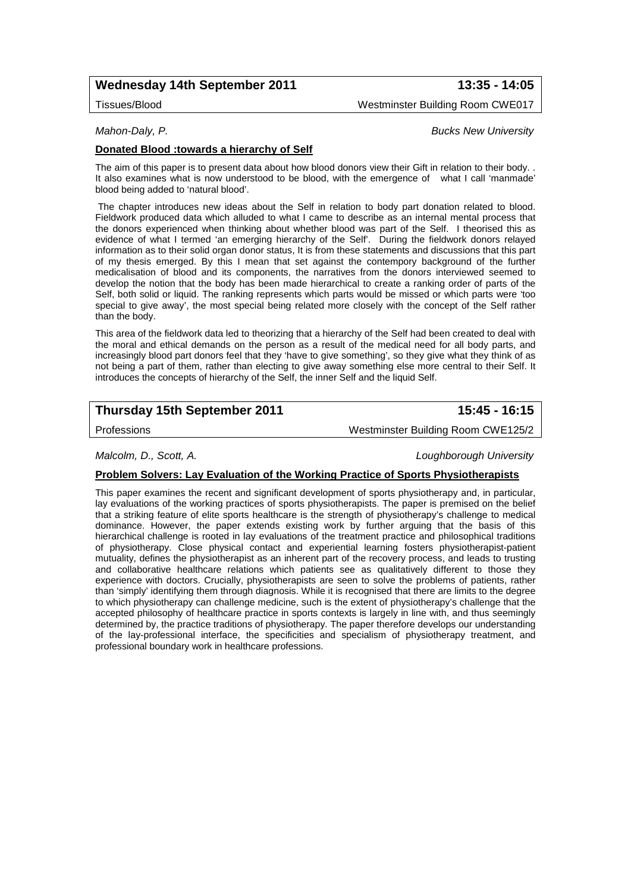| **Wednesday 14th September 2011** | **13:35 - 14:05** |
|---|---|
| Tissues/Blood | Westminster Building Room CWE017 |

*Mahon-Daly, P.* — *Bucks New University*

**Donated Blood :towards a hierarchy of Self**

The aim of this paper is to present data about how blood donors view their Gift in relation to their body. . It also examines what is now understood to be blood, with the emergence of what I call 'manmade' blood being added to 'natural blood'.

The chapter introduces new ideas about the Self in relation to body part donation related to blood. Fieldwork produced data which alluded to what I came to describe as an internal mental process that the donors experienced when thinking about whether blood was part of the Self. I theorised this as evidence of what I termed 'an emerging hierarchy of the Self'. During the fieldwork donors relayed information as to their solid organ donor status, It is from these statements and discussions that this part of my thesis emerged. By this I mean that set against the contempory background of the further medicalisation of blood and its components, the narratives from the donors interviewed seemed to develop the notion that the body has been made hierarchical to create a ranking order of parts of the Self, both solid or liquid. The ranking represents which parts would be missed or which parts were 'too special to give away', the most special being related more closely with the concept of the Self rather than the body.

This area of the fieldwork data led to theorizing that a hierarchy of the Self had been created to deal with the moral and ethical demands on the person as a result of the medical need for all body parts, and increasingly blood part donors feel that they 'have to give something', so they give what they think of as not being a part of them, rather than electing to give away something else more central to their Self. It introduces the concepts of hierarchy of the Self, the inner Self and the liquid Self.

| **Thursday 15th September 2011** | **15:45 - 16:15** |
|---|---|
| Professions | Westminster Building Room CWE125/2 |

*Malcolm, D., Scott, A.* — *Loughborough University*

**Problem Solvers: Lay Evaluation of the Working Practice of Sports Physiotherapists**

This paper examines the recent and significant development of sports physiotherapy and, in particular, lay evaluations of the working practices of sports physiotherapists. The paper is premised on the belief that a striking feature of elite sports healthcare is the strength of physiotherapy's challenge to medical dominance. However, the paper extends existing work by further arguing that the basis of this hierarchical challenge is rooted in lay evaluations of the treatment practice and philosophical traditions of physiotherapy. Close physical contact and experiential learning fosters physiotherapist-patient mutuality, defines the physiotherapist as an inherent part of the recovery process, and leads to trusting and collaborative healthcare relations which patients see as qualitatively different to those they experience with doctors. Crucially, physiotherapists are seen to solve the problems of patients, rather than 'simply' identifying them through diagnosis. While it is recognised that there are limits to the degree to which physiotherapy can challenge medicine, such is the extent of physiotherapy's challenge that the accepted philosophy of healthcare practice in sports contexts is largely in line with, and thus seemingly determined by, the practice traditions of physiotherapy. The paper therefore develops our understanding of the lay-professional interface, the specificities and specialism of physiotherapy treatment, and professional boundary work in healthcare professions.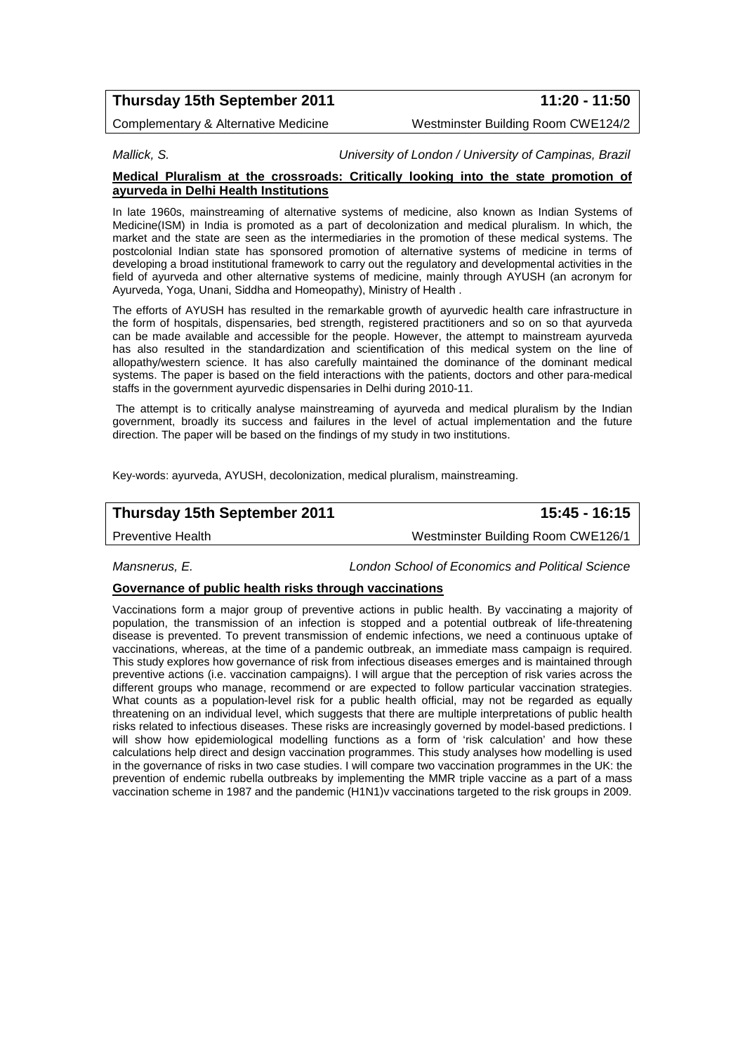## Thursday 15th September 2011 — 11:20 - 11:50

Complementary & Alternative Medicine — Westminster Building Room CWE124/2

*Mallick, S.* — *University of London / University of Campinas, Brazil*

### Medical Pluralism at the crossroads: Critically looking into the state promotion of ayurveda in Delhi Health Institutions

In late 1960s, mainstreaming of alternative systems of medicine, also known as Indian Systems of Medicine(ISM) in India is promoted as a part of decolonization and medical pluralism. In which, the market and the state are seen as the intermediaries in the promotion of these medical systems. The postcolonial Indian state has sponsored promotion of alternative systems of medicine in terms of developing a broad institutional framework to carry out the regulatory and developmental activities in the field of ayurveda and other alternative systems of medicine, mainly through AYUSH (an acronym for Ayurveda, Yoga, Unani, Siddha and Homeopathy), Ministry of Health .

The efforts of AYUSH has resulted in the remarkable growth of ayurvedic health care infrastructure in the form of hospitals, dispensaries, bed strength, registered practitioners and so on so that ayurveda can be made available and accessible for the people. However, the attempt to mainstream ayurveda has also resulted in the standardization and scientification of this medical system on the line of allopathy/western science. It has also carefully maintained the dominance of the dominant medical systems. The paper is based on the field interactions with the patients, doctors and other para-medical staffs in the government ayurvedic dispensaries in Delhi during 2010-11.

The attempt is to critically analyse mainstreaming of ayurveda and medical pluralism by the Indian government, broadly its success and failures in the level of actual implementation and the future direction. The paper will be based on the findings of my study in two institutions.

Key-words: ayurveda, AYUSH, decolonization, medical pluralism, mainstreaming.

## Thursday 15th September 2011 — 15:45 - 16:15

Preventive Health — Westminster Building Room CWE126/1

*Mansnerus, E.* — *London School of Economics and Political Science*

### Governance of public health risks through vaccinations

Vaccinations form a major group of preventive actions in public health. By vaccinating a majority of population, the transmission of an infection is stopped and a potential outbreak of life-threatening disease is prevented. To prevent transmission of endemic infections, we need a continuous uptake of vaccinations, whereas, at the time of a pandemic outbreak, an immediate mass campaign is required. This study explores how governance of risk from infectious diseases emerges and is maintained through preventive actions (i.e. vaccination campaigns). I will argue that the perception of risk varies across the different groups who manage, recommend or are expected to follow particular vaccination strategies. What counts as a population-level risk for a public health official, may not be regarded as equally threatening on an individual level, which suggests that there are multiple interpretations of public health risks related to infectious diseases. These risks are increasingly governed by model-based predictions. I will show how epidemiological modelling functions as a form of 'risk calculation' and how these calculations help direct and design vaccination programmes. This study analyses how modelling is used in the governance of risks in two case studies. I will compare two vaccination programmes in the UK: the prevention of endemic rubella outbreaks by implementing the MMR triple vaccine as a part of a mass vaccination scheme in 1987 and the pandemic (H1N1)v vaccinations targeted to the risk groups in 2009.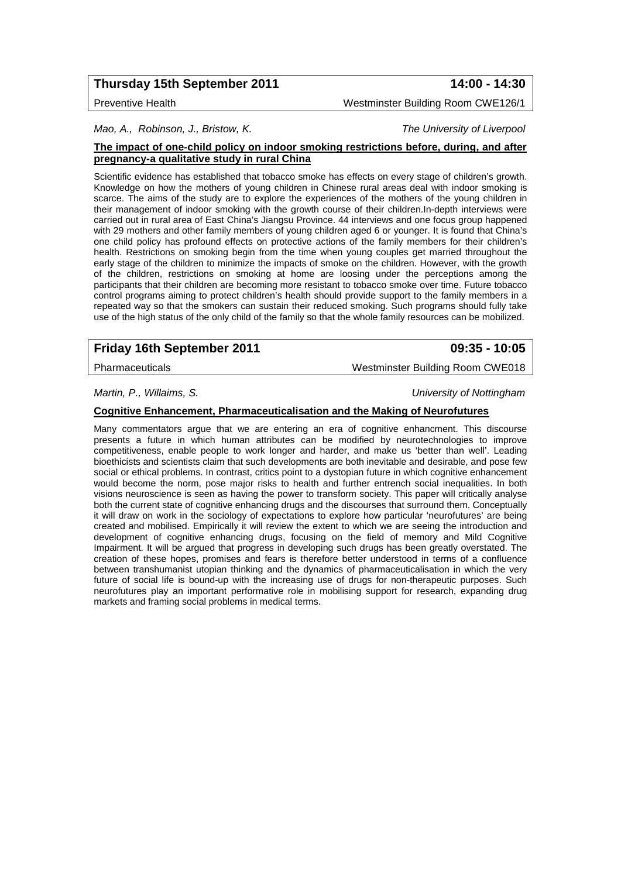## Thursday 15th September 2011 — 14:00 - 14:30

Preventive Health — Westminster Building Room CWE126/1

*Mao, A., Robinson, J., Bristow, K.* — *The University of Liverpool*

**The impact of one-child policy on indoor smoking restrictions before, during, and after pregnancy-a qualitative study in rural China**

Scientific evidence has established that tobacco smoke has effects on every stage of children's growth. Knowledge on how the mothers of young children in Chinese rural areas deal with indoor smoking is scarce. The aims of the study are to explore the experiences of the mothers of the young children in their management of indoor smoking with the growth course of their children.In-depth interviews were carried out in rural area of East China's Jiangsu Province. 44 interviews and one focus group happened with 29 mothers and other family members of young children aged 6 or younger. It is found that China's one child policy has profound effects on protective actions of the family members for their children's health. Restrictions on smoking begin from the time when young couples get married throughout the early stage of the children to minimize the impacts of smoke on the children. However, with the growth of the children, restrictions on smoking at home are loosing under the perceptions among the participants that their children are becoming more resistant to tobacco smoke over time. Future tobacco control programs aiming to protect children's health should provide support to the family members in a repeated way so that the smokers can sustain their reduced smoking. Such programs should fully take use of the high status of the only child of the family so that the whole family resources can be mobilized.

## Friday 16th September 2011 — 09:35 - 10:05

Pharmaceuticals — Westminster Building Room CWE018

*Martin, P., Willaims, S.* — *University of Nottingham*

**Cognitive Enhancement, Pharmaceuticalisation and the Making of Neurofutures**

Many commentators argue that we are entering an era of cognitive enhancment. This discourse presents a future in which human attributes can be modified by neurotechnologies to improve competitiveness, enable people to work longer and harder, and make us 'better than well'. Leading bioethicists and scientists claim that such developments are both inevitable and desirable, and pose few social or ethical problems. In contrast, critics point to a dystopian future in which cognitive enhancement would become the norm, pose major risks to health and further entrench social inequalities. In both visions neuroscience is seen as having the power to transform society. This paper will critically analyse both the current state of cognitive enhancing drugs and the discourses that surround them. Conceptually it will draw on work in the sociology of expectations to explore how particular 'neurofutures' are being created and mobilised. Empirically it will review the extent to which we are seeing the introduction and development of cognitive enhancing drugs, focusing on the field of memory and Mild Cognitive Impairment. It will be argued that progress in developing such drugs has been greatly overstated. The creation of these hopes, promises and fears is therefore better understood in terms of a confluence between transhumanist utopian thinking and the dynamics of pharmaceuticalisation in which the very future of social life is bound-up with the increasing use of drugs for non-therapeutic purposes. Such neurofutures play an important performative role in mobilising support for research, expanding drug markets and framing social problems in medical terms.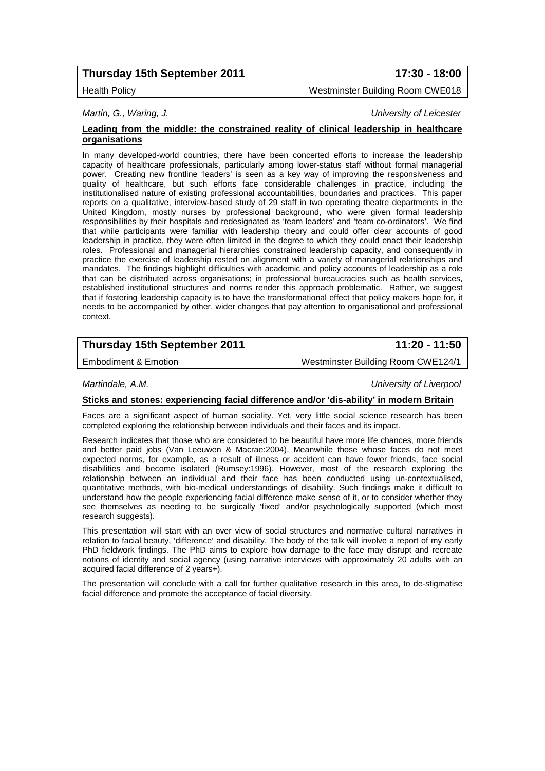| **Thursday 15th September 2011** | **17:30 - 18:00** |
|---|---|
| Health Policy | Westminster Building Room CWE018 |

*Martin, G., Waring, J.* — *University of Leicester*

**Leading from the middle: the constrained reality of clinical leadership in healthcare organisations**

In many developed-world countries, there have been concerted efforts to increase the leadership capacity of healthcare professionals, particularly among lower-status staff without formal managerial power. Creating new frontline 'leaders' is seen as a key way of improving the responsiveness and quality of healthcare, but such efforts face considerable challenges in practice, including the institutionalised nature of existing professional accountabilities, boundaries and practices. This paper reports on a qualitative, interview-based study of 29 staff in two operating theatre departments in the United Kingdom, mostly nurses by professional background, who were given formal leadership responsibilities by their hospitals and redesignated as 'team leaders' and 'team co-ordinators'. We find that while participants were familiar with leadership theory and could offer clear accounts of good leadership in practice, they were often limited in the degree to which they could enact their leadership roles. Professional and managerial hierarchies constrained leadership capacity, and consequently in practice the exercise of leadership rested on alignment with a variety of managerial relationships and mandates. The findings highlight difficulties with academic and policy accounts of leadership as a role that can be distributed across organisations; in professional bureaucracies such as health services, established institutional structures and norms render this approach problematic. Rather, we suggest that if fostering leadership capacity is to have the transformational effect that policy makers hope for, it needs to be accompanied by other, wider changes that pay attention to organisational and professional context.

| **Thursday 15th September 2011** | **11:20 - 11:50** |
|---|---|
| Embodiment & Emotion | Westminster Building Room CWE124/1 |

*Martindale, A.M.* — *University of Liverpool*

**Sticks and stones: experiencing facial difference and/or 'dis-ability' in modern Britain**

Faces are a significant aspect of human sociality. Yet, very little social science research has been completed exploring the relationship between individuals and their faces and its impact.

Research indicates that those who are considered to be beautiful have more life chances, more friends and better paid jobs (Van Leeuwen & Macrae:2004). Meanwhile those whose faces do not meet expected norms, for example, as a result of illness or accident can have fewer friends, face social disabilities and become isolated (Rumsey:1996). However, most of the research exploring the relationship between an individual and their face has been conducted using un-contextualised, quantitative methods, with bio-medical understandings of disability. Such findings make it difficult to understand how the people experiencing facial difference make sense of it, or to consider whether they see themselves as needing to be surgically 'fixed' and/or psychologically supported (which most research suggests).

This presentation will start with an over view of social structures and normative cultural narratives in relation to facial beauty, 'difference' and disability. The body of the talk will involve a report of my early PhD fieldwork findings. The PhD aims to explore how damage to the face may disrupt and recreate notions of identity and social agency (using narrative interviews with approximately 20 adults with an acquired facial difference of 2 years+).

The presentation will conclude with a call for further qualitative research in this area, to de-stigmatise facial difference and promote the acceptance of facial diversity.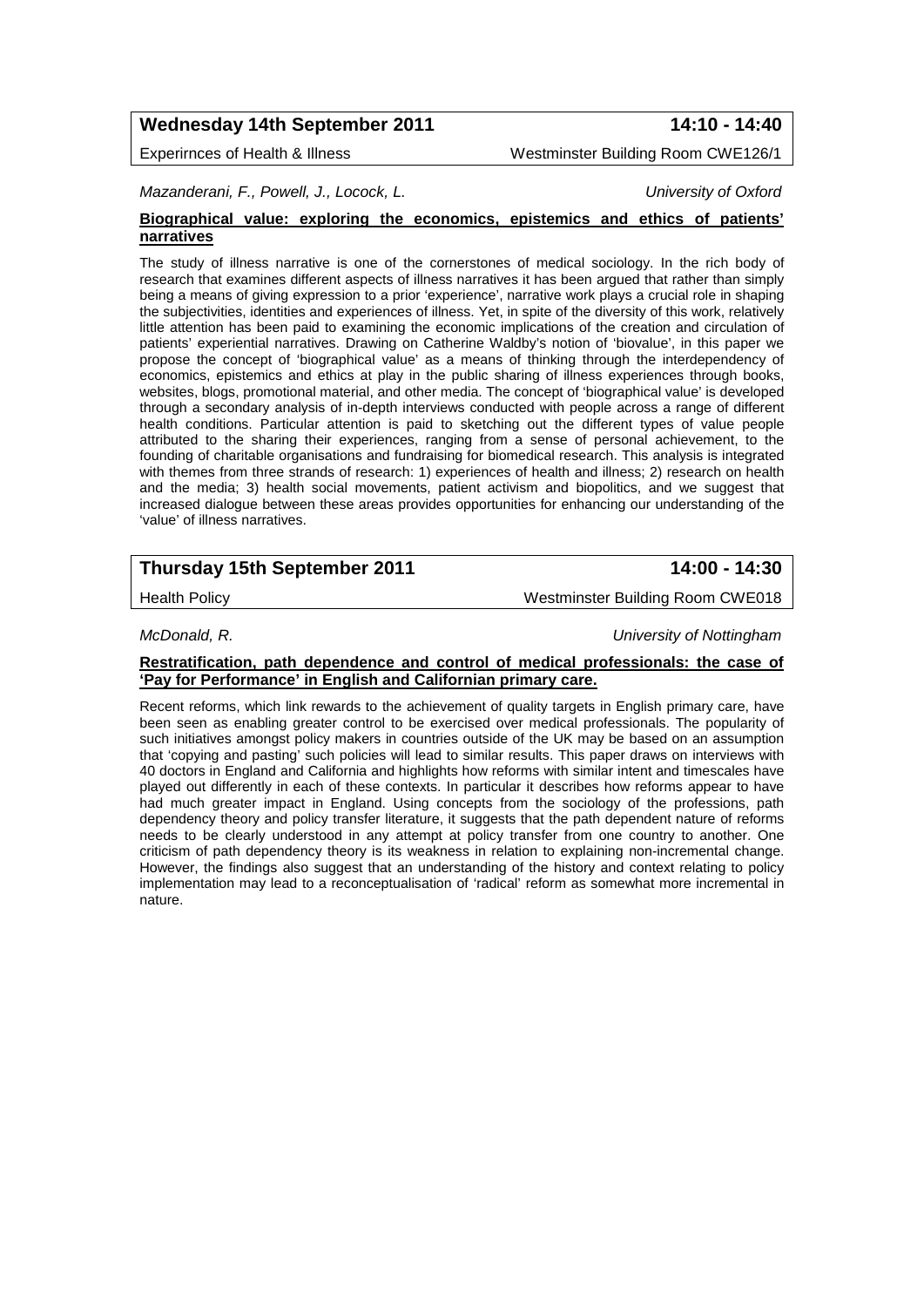**Wednesday 14th September 2011** **14:10 - 14:40**

Experirnces of Health & Illness Westminster Building Room CWE126/1

*Mazanderani, F., Powell, J., Locock, L.* *University of Oxford*

**Biographical value: exploring the economics, epistemics and ethics of patients' narratives**

The study of illness narrative is one of the cornerstones of medical sociology. In the rich body of research that examines different aspects of illness narratives it has been argued that rather than simply being a means of giving expression to a prior 'experience', narrative work plays a crucial role in shaping the subjectivities, identities and experiences of illness. Yet, in spite of the diversity of this work, relatively little attention has been paid to examining the economic implications of the creation and circulation of patients' experiential narratives. Drawing on Catherine Waldby's notion of 'biovalue', in this paper we propose the concept of 'biographical value' as a means of thinking through the interdependency of economics, epistemics and ethics at play in the public sharing of illness experiences through books, websites, blogs, promotional material, and other media. The concept of 'biographical value' is developed through a secondary analysis of in-depth interviews conducted with people across a range of different health conditions. Particular attention is paid to sketching out the different types of value people attributed to the sharing their experiences, ranging from a sense of personal achievement, to the founding of charitable organisations and fundraising for biomedical research. This analysis is integrated with themes from three strands of research: 1) experiences of health and illness; 2) research on health and the media; 3) health social movements, patient activism and biopolitics, and we suggest that increased dialogue between these areas provides opportunities for enhancing our understanding of the 'value' of illness narratives.

**Thursday 15th September 2011** **14:00 - 14:30**

Health Policy Westminster Building Room CWE018

*McDonald, R.* *University of Nottingham*

**Restratification, path dependence and control of medical professionals: the case of 'Pay for Performance' in English and Californian primary care.**

Recent reforms, which link rewards to the achievement of quality targets in English primary care, have been seen as enabling greater control to be exercised over medical professionals. The popularity of such initiatives amongst policy makers in countries outside of the UK may be based on an assumption that 'copying and pasting' such policies will lead to similar results. This paper draws on interviews with 40 doctors in England and California and highlights how reforms with similar intent and timescales have played out differently in each of these contexts. In particular it describes how reforms appear to have had much greater impact in England. Using concepts from the sociology of the professions, path dependency theory and policy transfer literature, it suggests that the path dependent nature of reforms needs to be clearly understood in any attempt at policy transfer from one country to another. One criticism of path dependency theory is its weakness in relation to explaining non-incremental change. However, the findings also suggest that an understanding of the history and context relating to policy implementation may lead to a reconceptualisation of 'radical' reform as somewhat more incremental in nature.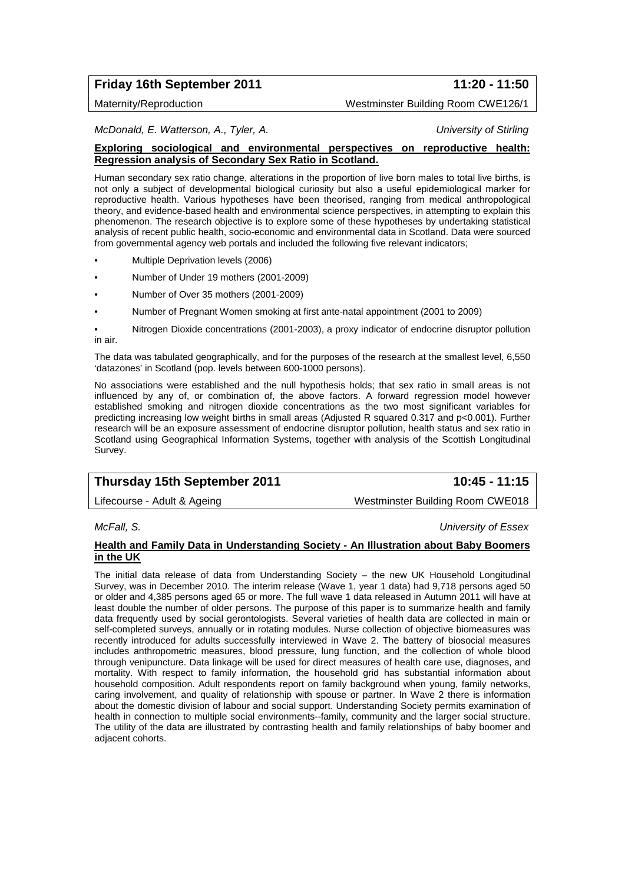**Friday 16th September 2011** **11:20 - 11:50**

Maternity/Reproduction Westminster Building Room CWE126/1

*McDonald, E. Watterson, A., Tyler, A.* *University of Stirling*

**Exploring sociological and environmental perspectives on reproductive health: Regression analysis of Secondary Sex Ratio in Scotland.**

Human secondary sex ratio change, alterations in the proportion of live born males to total live births, is not only a subject of developmental biological curiosity but also a useful epidemiological marker for reproductive health. Various hypotheses have been theorised, ranging from medical anthropological theory, and evidence-based health and environmental science perspectives, in attempting to explain this phenomenon. The research objective is to explore some of these hypotheses by undertaking statistical analysis of recent public health, socio-economic and environmental data in Scotland. Data were sourced from governmental agency web portals and included the following five relevant indicators;

- Multiple Deprivation levels (2006)
- Number of Under 19 mothers (2001-2009)
- Number of Over 35 mothers (2001-2009)
- Number of Pregnant Women smoking at first ante-natal appointment (2001 to 2009)
- Nitrogen Dioxide concentrations (2001-2003), a proxy indicator of endocrine disruptor pollution in air.

The data was tabulated geographically, and for the purposes of the research at the smallest level, 6,550 'datazones' in Scotland (pop. levels between 600-1000 persons).

No associations were established and the null hypothesis holds; that sex ratio in small areas is not influenced by any of, or combination of, the above factors. A forward regression model however established smoking and nitrogen dioxide concentrations as the two most significant variables for predicting increasing low weight births in small areas (Adjusted R squared 0.317 and $p<0.001$). Further research will be an exposure assessment of endocrine disruptor pollution, health status and sex ratio in Scotland using Geographical Information Systems, together with analysis of the Scottish Longitudinal Survey.

**Thursday 15th September 2011** **10:45 - 11:15**

Lifecourse - Adult & Ageing Westminster Building Room CWE018

*McFall, S.* *University of Essex*

**Health and Family Data in Understanding Society - An Illustration about Baby Boomers in the UK**

The initial data release of data from Understanding Society – the new UK Household Longitudinal Survey, was in December 2010. The interim release (Wave 1, year 1 data) had 9,718 persons aged 50 or older and 4,385 persons aged 65 or more. The full wave 1 data released in Autumn 2011 will have at least double the number of older persons. The purpose of this paper is to summarize health and family data frequently used by social gerontologists. Several varieties of health data are collected in main or self-completed surveys, annually or in rotating modules. Nurse collection of objective biomeasures was recently introduced for adults successfully interviewed in Wave 2. The battery of biosocial measures includes anthropometric measures, blood pressure, lung function, and the collection of whole blood through venipuncture. Data linkage will be used for direct measures of health care use, diagnoses, and mortality. With respect to family information, the household grid has substantial information about household composition. Adult respondents report on family background when young, family networks, caring involvement, and quality of relationship with spouse or partner. In Wave 2 there is information about the domestic division of labour and social support. Understanding Society permits examination of health in connection to multiple social environments--family, community and the larger social structure. The utility of the data are illustrated by contrasting health and family relationships of baby boomer and adjacent cohorts.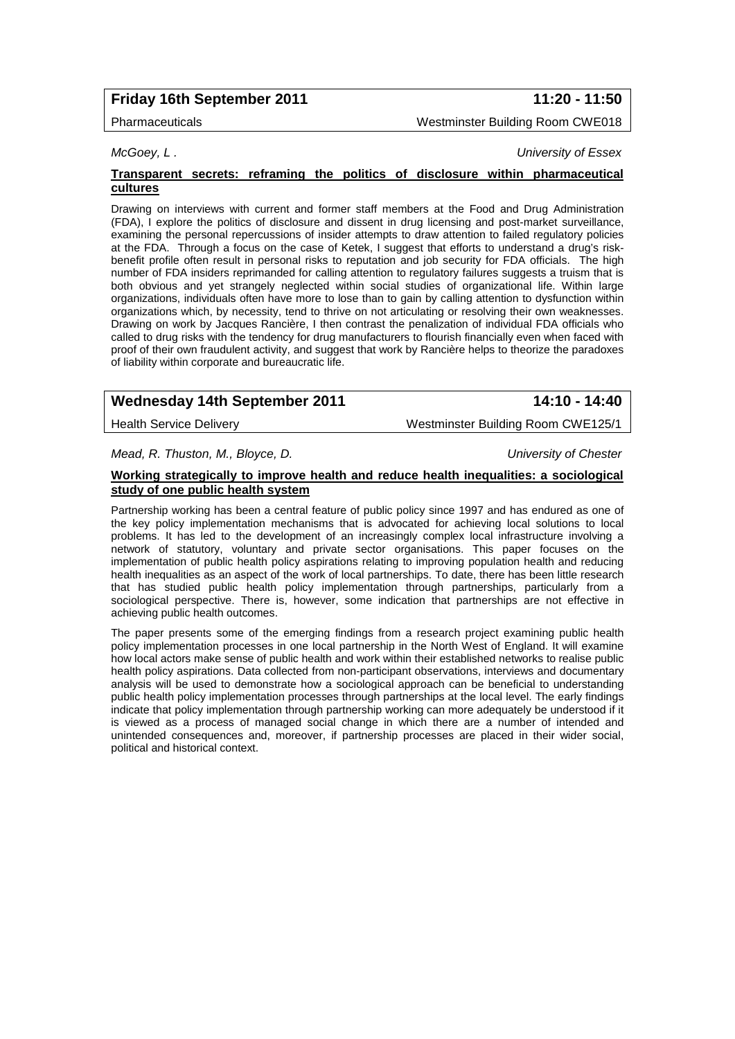## Friday 16th September 2011 — 11:20 - 11:50

Pharmaceuticals — Westminster Building Room CWE018

*McGoey, L .* — *University of Essex*

**Transparent secrets: reframing the politics of disclosure within pharmaceutical cultures**

Drawing on interviews with current and former staff members at the Food and Drug Administration (FDA), I explore the politics of disclosure and dissent in drug licensing and post-market surveillance, examining the personal repercussions of insider attempts to draw attention to failed regulatory policies at the FDA. Through a focus on the case of Ketek, I suggest that efforts to understand a drug's risk-benefit profile often result in personal risks to reputation and job security for FDA officials. The high number of FDA insiders reprimanded for calling attention to regulatory failures suggests a truism that is both obvious and yet strangely neglected within social studies of organizational life. Within large organizations, individuals often have more to lose than to gain by calling attention to dysfunction within organizations which, by necessity, tend to thrive on not articulating or resolving their own weaknesses. Drawing on work by Jacques Rancière, I then contrast the penalization of individual FDA officials who called to drug risks with the tendency for drug manufacturers to flourish financially even when faced with proof of their own fraudulent activity, and suggest that work by Rancière helps to theorize the paradoxes of liability within corporate and bureaucratic life.

## Wednesday 14th September 2011 — 14:10 - 14:40

Health Service Delivery — Westminster Building Room CWE125/1

*Mead, R. Thuston, M., Bloyce, D.* — *University of Chester*

**Working strategically to improve health and reduce health inequalities: a sociological study of one public health system**

Partnership working has been a central feature of public policy since 1997 and has endured as one of the key policy implementation mechanisms that is advocated for achieving local solutions to local problems. It has led to the development of an increasingly complex local infrastructure involving a network of statutory, voluntary and private sector organisations. This paper focuses on the implementation of public health policy aspirations relating to improving population health and reducing health inequalities as an aspect of the work of local partnerships. To date, there has been little research that has studied public health policy implementation through partnerships, particularly from a sociological perspective. There is, however, some indication that partnerships are not effective in achieving public health outcomes.

The paper presents some of the emerging findings from a research project examining public health policy implementation processes in one local partnership in the North West of England. It will examine how local actors make sense of public health and work within their established networks to realise public health policy aspirations. Data collected from non-participant observations, interviews and documentary analysis will be used to demonstrate how a sociological approach can be beneficial to understanding public health policy implementation processes through partnerships at the local level. The early findings indicate that policy implementation through partnership working can more adequately be understood if it is viewed as a process of managed social change in which there are a number of intended and unintended consequences and, moreover, if partnership processes are placed in their wider social, political and historical context.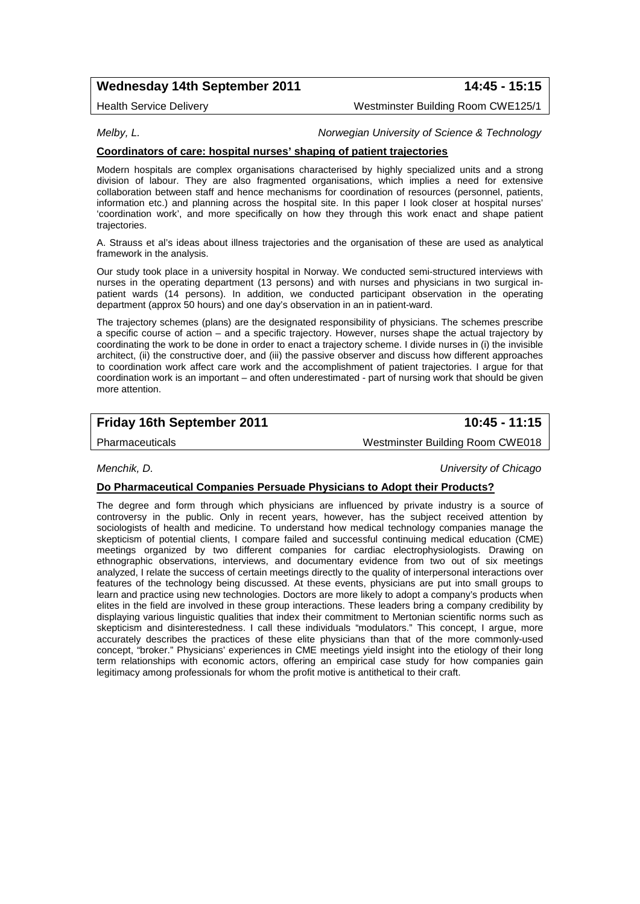## Wednesday 14th September 2011 — 14:45 - 15:15

Health Service Delivery — Westminster Building Room CWE125/1

*Melby, L.* — *Norwegian University of Science & Technology*

### Coordinators of care: hospital nurses' shaping of patient trajectories

Modern hospitals are complex organisations characterised by highly specialized units and a strong division of labour. They are also fragmented organisations, which implies a need for extensive collaboration between staff and hence mechanisms for coordination of resources (personnel, patients, information etc.) and planning across the hospital site. In this paper I look closer at hospital nurses' 'coordination work', and more specifically on how they through this work enact and shape patient trajectories.

A. Strauss et al's ideas about illness trajectories and the organisation of these are used as analytical framework in the analysis.

Our study took place in a university hospital in Norway. We conducted semi-structured interviews with nurses in the operating department (13 persons) and with nurses and physicians in two surgical in-patient wards (14 persons). In addition, we conducted participant observation in the operating department (approx 50 hours) and one day's observation in an in patient-ward.

The trajectory schemes (plans) are the designated responsibility of physicians. The schemes prescribe a specific course of action – and a specific trajectory. However, nurses shape the actual trajectory by coordinating the work to be done in order to enact a trajectory scheme. I divide nurses in (i) the invisible architect, (ii) the constructive doer, and (iii) the passive observer and discuss how different approaches to coordination work affect care work and the accomplishment of patient trajectories. I argue for that coordination work is an important – and often underestimated - part of nursing work that should be given more attention.

## Friday 16th September 2011 — 10:45 - 11:15

Pharmaceuticals — Westminster Building Room CWE018

*Menchik, D.* — *University of Chicago*

### Do Pharmaceutical Companies Persuade Physicians to Adopt their Products?

The degree and form through which physicians are influenced by private industry is a source of controversy in the public. Only in recent years, however, has the subject received attention by sociologists of health and medicine. To understand how medical technology companies manage the skepticism of potential clients, I compare failed and successful continuing medical education (CME) meetings organized by two different companies for cardiac electrophysiologists. Drawing on ethnographic observations, interviews, and documentary evidence from two out of six meetings analyzed, I relate the success of certain meetings directly to the quality of interpersonal interactions over features of the technology being discussed. At these events, physicians are put into small groups to learn and practice using new technologies. Doctors are more likely to adopt a company's products when elites in the field are involved in these group interactions. These leaders bring a company credibility by displaying various linguistic qualities that index their commitment to Mertonian scientific norms such as skepticism and disinterestedness. I call these individuals "modulators." This concept, I argue, more accurately describes the practices of these elite physicians than that of the more commonly-used concept, "broker." Physicians' experiences in CME meetings yield insight into the etiology of their long term relationships with economic actors, offering an empirical case study for how companies gain legitimacy among professionals for whom the profit motive is antithetical to their craft.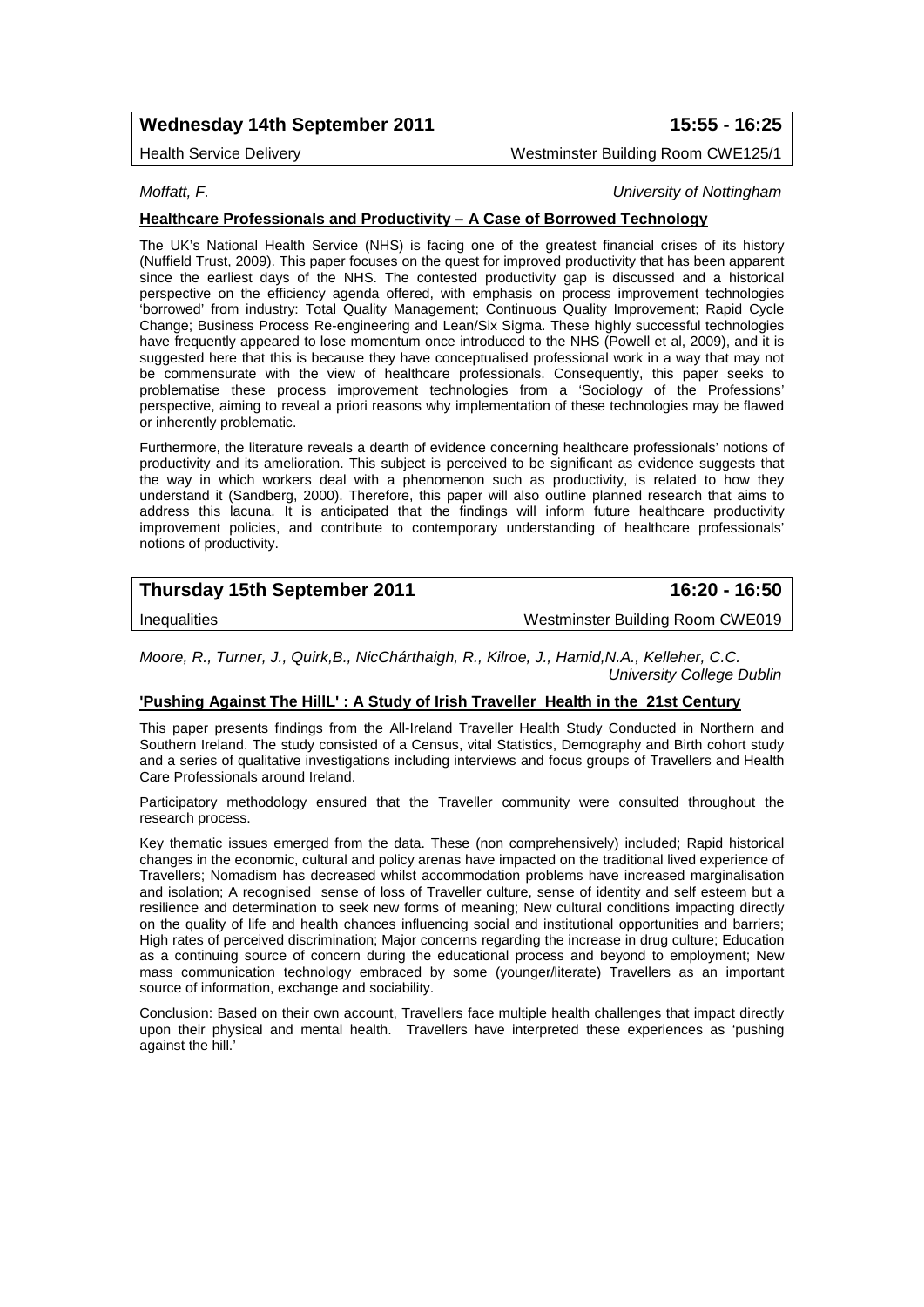**Wednesday 14th September 2011** **15:55 - 16:25**

Health Service Delivery Westminster Building Room CWE125/1

*Moffatt, F.* *University of Nottingham*

**Healthcare Professionals and Productivity – A Case of Borrowed Technology**

The UK's National Health Service (NHS) is facing one of the greatest financial crises of its history (Nuffield Trust, 2009). This paper focuses on the quest for improved productivity that has been apparent since the earliest days of the NHS. The contested productivity gap is discussed and a historical perspective on the efficiency agenda offered, with emphasis on process improvement technologies 'borrowed' from industry: Total Quality Management; Continuous Quality Improvement; Rapid Cycle Change; Business Process Re-engineering and Lean/Six Sigma. These highly successful technologies have frequently appeared to lose momentum once introduced to the NHS (Powell et al, 2009), and it is suggested here that this is because they have conceptualised professional work in a way that may not be commensurate with the view of healthcare professionals. Consequently, this paper seeks to problematise these process improvement technologies from a 'Sociology of the Professions' perspective, aiming to reveal a priori reasons why implementation of these technologies may be flawed or inherently problematic.

Furthermore, the literature reveals a dearth of evidence concerning healthcare professionals' notions of productivity and its amelioration. This subject is perceived to be significant as evidence suggests that the way in which workers deal with a phenomenon such as productivity, is related to how they understand it (Sandberg, 2000). Therefore, this paper will also outline planned research that aims to address this lacuna. It is anticipated that the findings will inform future healthcare productivity improvement policies, and contribute to contemporary understanding of healthcare professionals' notions of productivity.

**Thursday 15th September 2011** **16:20 - 16:50**

Inequalities Westminster Building Room CWE019

*Moore, R., Turner, J., Quirk,B., NicChárthaigh, R., Kilroe, J., Hamid,N.A., Kelleher, C.C.*
*University College Dublin*

**'Pushing Against The HillL' : A Study of Irish Traveller Health in the 21st Century**

This paper presents findings from the All-Ireland Traveller Health Study Conducted in Northern and Southern Ireland. The study consisted of a Census, vital Statistics, Demography and Birth cohort study and a series of qualitative investigations including interviews and focus groups of Travellers and Health Care Professionals around Ireland.

Participatory methodology ensured that the Traveller community were consulted throughout the research process.

Key thematic issues emerged from the data. These (non comprehensively) included; Rapid historical changes in the economic, cultural and policy arenas have impacted on the traditional lived experience of Travellers; Nomadism has decreased whilst accommodation problems have increased marginalisation and isolation; A recognised sense of loss of Traveller culture, sense of identity and self esteem but a resilience and determination to seek new forms of meaning; New cultural conditions impacting directly on the quality of life and health chances influencing social and institutional opportunities and barriers; High rates of perceived discrimination; Major concerns regarding the increase in drug culture; Education as a continuing source of concern during the educational process and beyond to employment; New mass communication technology embraced by some (younger/literate) Travellers as an important source of information, exchange and sociability.

Conclusion: Based on their own account, Travellers face multiple health challenges that impact directly upon their physical and mental health. Travellers have interpreted these experiences as 'pushing against the hill.'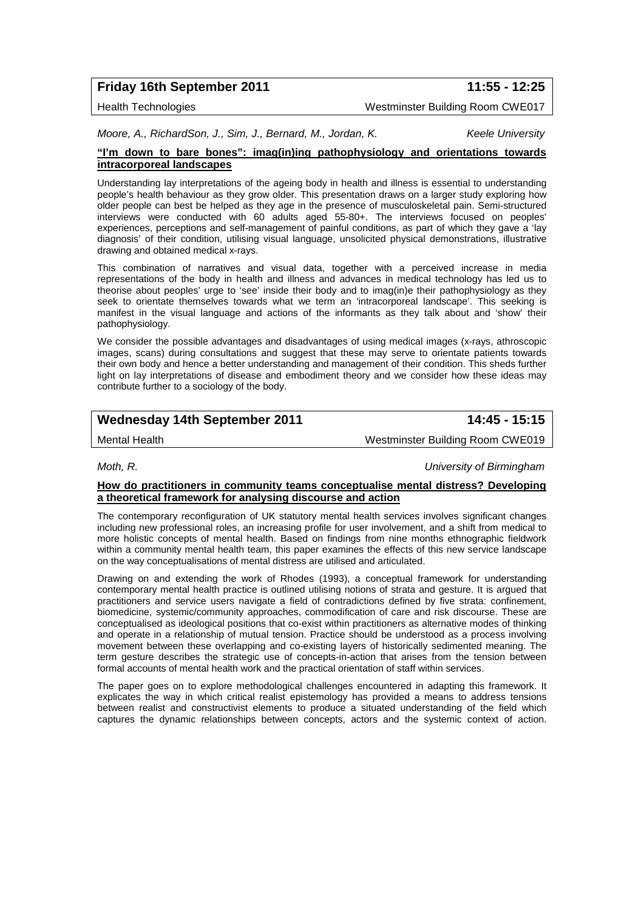**Friday 16th September 2011** **11:55 - 12:25**

Health Technologies Westminster Building Room CWE017

*Moore, A., RichardSon, J., Sim, J., Bernard, M., Jordan, K.* *Keele University*

**"I'm down to bare bones": imag(in)ing pathophysiology and orientations towards intracorporeal landscapes**

Understanding lay interpretations of the ageing body in health and illness is essential to understanding people's health behaviour as they grow older. This presentation draws on a larger study exploring how older people can best be helped as they age in the presence of musculoskeletal pain. Semi-structured interviews were conducted with 60 adults aged 55-80+. The interviews focused on peoples' experiences, perceptions and self-management of painful conditions, as part of which they gave a 'lay diagnosis' of their condition, utilising visual language, unsolicited physical demonstrations, illustrative drawing and obtained medical x-rays.

This combination of narratives and visual data, together with a perceived increase in media representations of the body in health and illness and advances in medical technology has led us to theorise about peoples' urge to 'see' inside their body and to imag(in)e their pathophysiology as they seek to orientate themselves towards what we term an 'intracorporeal landscape'. This seeking is manifest in the visual language and actions of the informants as they talk about and 'show' their pathophysiology.

We consider the possible advantages and disadvantages of using medical images (x-rays, athroscopic images, scans) during consultations and suggest that these may serve to orientate patients towards their own body and hence a better understanding and management of their condition. This sheds further light on lay interpretations of disease and embodiment theory and we consider how these ideas may contribute further to a sociology of the body.

**Wednesday 14th September 2011** **14:45 - 15:15**

Mental Health Westminster Building Room CWE019

*Moth, R.* *University of Birmingham*

**How do practitioners in community teams conceptualise mental distress? Developing a theoretical framework for analysing discourse and action**

The contemporary reconfiguration of UK statutory mental health services involves significant changes including new professional roles, an increasing profile for user involvement, and a shift from medical to more holistic concepts of mental health. Based on findings from nine months ethnographic fieldwork within a community mental health team, this paper examines the effects of this new service landscape on the way conceptualisations of mental distress are utilised and articulated.

Drawing on and extending the work of Rhodes (1993), a conceptual framework for understanding contemporary mental health practice is outlined utilising notions of strata and gesture. It is argued that practitioners and service users navigate a field of contradictions defined by five strata: confinement, biomedicine, systemic/community approaches, commodification of care and risk discourse. These are conceptualised as ideological positions that co-exist within practitioners as alternative modes of thinking and operate in a relationship of mutual tension. Practice should be understood as a process involving movement between these overlapping and co-existing layers of historically sedimented meaning. The term gesture describes the strategic use of concepts-in-action that arises from the tension between formal accounts of mental health work and the practical orientation of staff within services.

The paper goes on to explore methodological challenges encountered in adapting this framework. It explicates the way in which critical realist epistemology has provided a means to address tensions between realist and constructivist elements to produce a situated understanding of the field which captures the dynamic relationships between concepts, actors and the systemic context of action.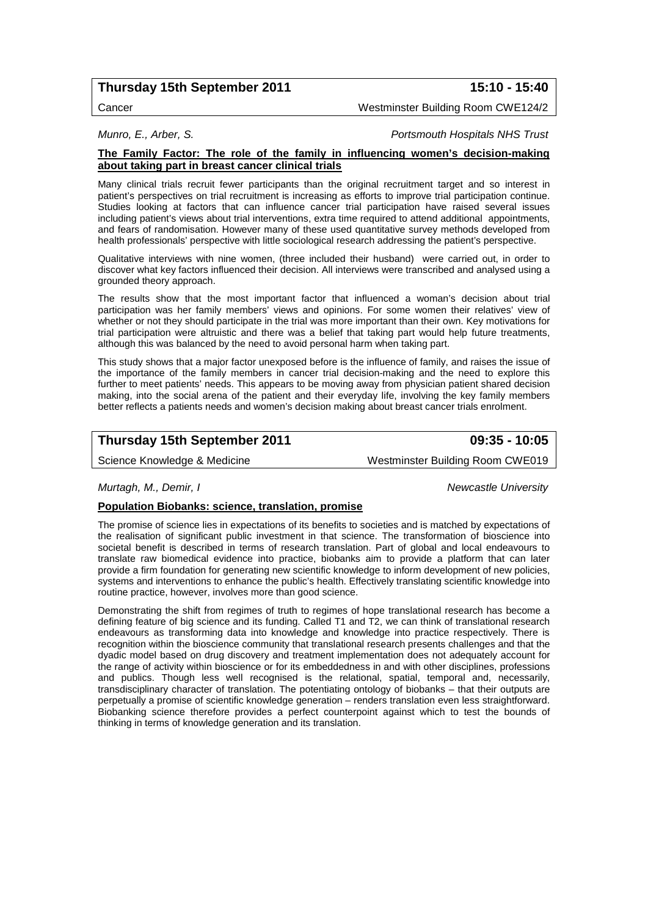**Thursday 15th September 2011** **15:10 - 15:40**

Cancer Westminster Building Room CWE124/2

*Munro, E., Arber, S.* *Portsmouth Hospitals NHS Trust*

**The Family Factor: The role of the family in influencing women's decision-making about taking part in breast cancer clinical trials**

Many clinical trials recruit fewer participants than the original recruitment target and so interest in patient's perspectives on trial recruitment is increasing as efforts to improve trial participation continue. Studies looking at factors that can influence cancer trial participation have raised several issues including patient's views about trial interventions, extra time required to attend additional appointments, and fears of randomisation. However many of these used quantitative survey methods developed from health professionals' perspective with little sociological research addressing the patient's perspective.

Qualitative interviews with nine women, (three included their husband) were carried out, in order to discover what key factors influenced their decision. All interviews were transcribed and analysed using a grounded theory approach.

The results show that the most important factor that influenced a woman's decision about trial participation was her family members' views and opinions. For some women their relatives' view of whether or not they should participate in the trial was more important than their own. Key motivations for trial participation were altruistic and there was a belief that taking part would help future treatments, although this was balanced by the need to avoid personal harm when taking part.

This study shows that a major factor unexposed before is the influence of family, and raises the issue of the importance of the family members in cancer trial decision-making and the need to explore this further to meet patients' needs. This appears to be moving away from physician patient shared decision making, into the social arena of the patient and their everyday life, involving the key family members better reflects a patients needs and women's decision making about breast cancer trials enrolment.

**Thursday 15th September 2011** **09:35 - 10:05**

Science Knowledge & Medicine Westminster Building Room CWE019

*Murtagh, M., Demir, I* *Newcastle University*

**Population Biobanks: science, translation, promise**

The promise of science lies in expectations of its benefits to societies and is matched by expectations of the realisation of significant public investment in that science. The transformation of bioscience into societal benefit is described in terms of research translation. Part of global and local endeavours to translate raw biomedical evidence into practice, biobanks aim to provide a platform that can later provide a firm foundation for generating new scientific knowledge to inform development of new policies, systems and interventions to enhance the public's health. Effectively translating scientific knowledge into routine practice, however, involves more than good science.

Demonstrating the shift from regimes of truth to regimes of hope translational research has become a defining feature of big science and its funding. Called T1 and T2, we can think of translational research endeavours as transforming data into knowledge and knowledge into practice respectively. There is recognition within the bioscience community that translational research presents challenges and that the dyadic model based on drug discovery and treatment implementation does not adequately account for the range of activity within bioscience or for its embeddedness in and with other disciplines, professions and publics. Though less well recognised is the relational, spatial, temporal and, necessarily, transdisciplinary character of translation. The potentiating ontology of biobanks – that their outputs are perpetually a promise of scientific knowledge generation – renders translation even less straightforward. Biobanking science therefore provides a perfect counterpoint against which to test the bounds of thinking in terms of knowledge generation and its translation.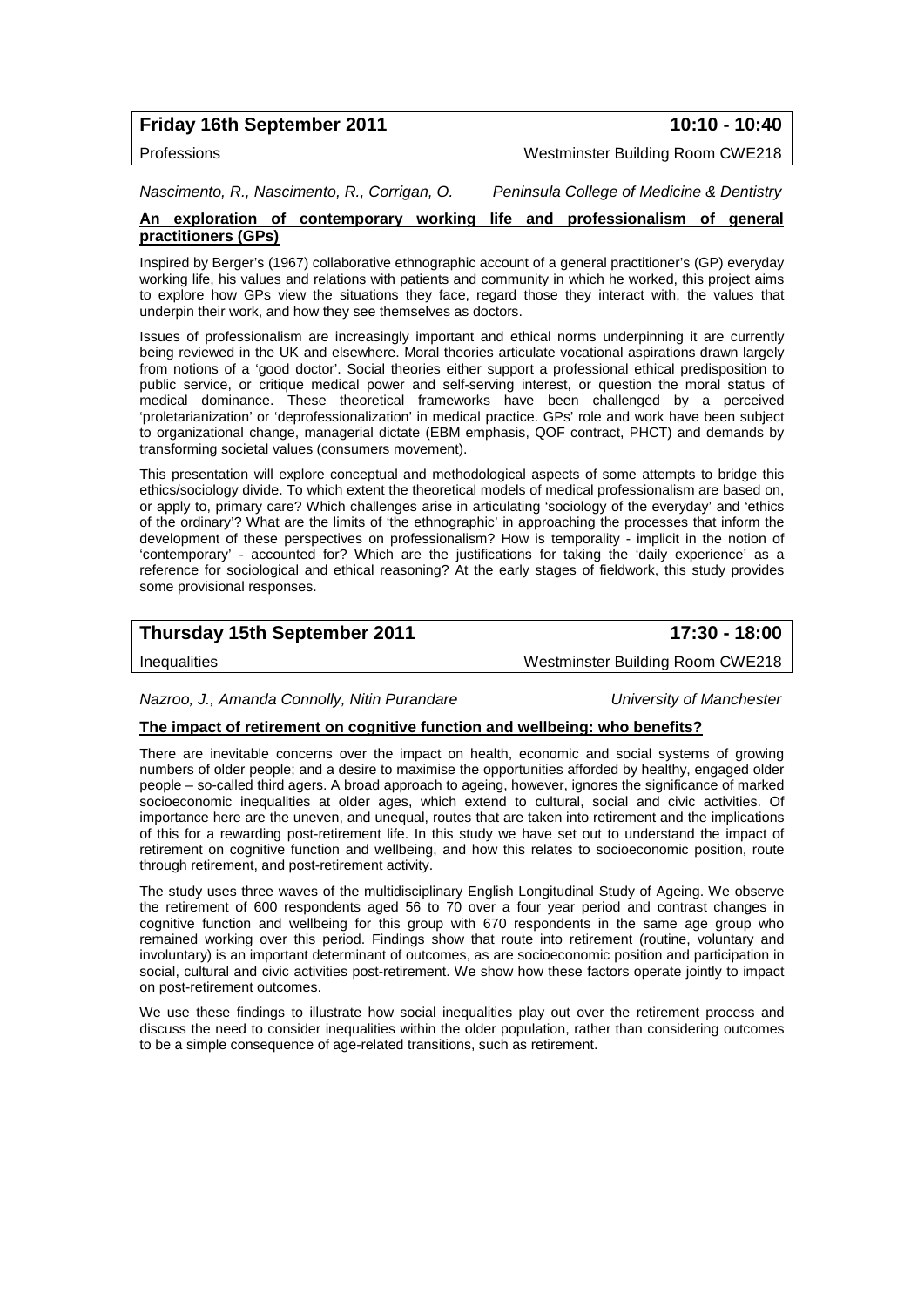**Friday 16th September 2011** **10:10 - 10:40**

Professions Westminster Building Room CWE218

*Nascimento, R., Nascimento, R., Corrigan, O.* *Peninsula College of Medicine & Dentistry*

**An exploration of contemporary working life and professionalism of general practitioners (GPs)**

Inspired by Berger's (1967) collaborative ethnographic account of a general practitioner's (GP) everyday working life, his values and relations with patients and community in which he worked, this project aims to explore how GPs view the situations they face, regard those they interact with, the values that underpin their work, and how they see themselves as doctors.

Issues of professionalism are increasingly important and ethical norms underpinning it are currently being reviewed in the UK and elsewhere. Moral theories articulate vocational aspirations drawn largely from notions of a 'good doctor'. Social theories either support a professional ethical predisposition to public service, or critique medical power and self-serving interest, or question the moral status of medical dominance. These theoretical frameworks have been challenged by a perceived 'proletarianization' or 'deprofessionalization' in medical practice. GPs' role and work have been subject to organizational change, managerial dictate (EBM emphasis, QOF contract, PHCT) and demands by transforming societal values (consumers movement).

This presentation will explore conceptual and methodological aspects of some attempts to bridge this ethics/sociology divide. To which extent the theoretical models of medical professionalism are based on, or apply to, primary care? Which challenges arise in articulating 'sociology of the everyday' and 'ethics of the ordinary'? What are the limits of 'the ethnographic' in approaching the processes that inform the development of these perspectives on professionalism? How is temporality - implicit in the notion of 'contemporary' - accounted for? Which are the justifications for taking the 'daily experience' as a reference for sociological and ethical reasoning? At the early stages of fieldwork, this study provides some provisional responses.

**Thursday 15th September 2011** **17:30 - 18:00**

Inequalities Westminster Building Room CWE218

*Nazroo, J., Amanda Connolly, Nitin Purandare* *University of Manchester*

**The impact of retirement on cognitive function and wellbeing: who benefits?**

There are inevitable concerns over the impact on health, economic and social systems of growing numbers of older people; and a desire to maximise the opportunities afforded by healthy, engaged older people – so-called third agers. A broad approach to ageing, however, ignores the significance of marked socioeconomic inequalities at older ages, which extend to cultural, social and civic activities. Of importance here are the uneven, and unequal, routes that are taken into retirement and the implications of this for a rewarding post-retirement life. In this study we have set out to understand the impact of retirement on cognitive function and wellbeing, and how this relates to socioeconomic position, route through retirement, and post-retirement activity.

The study uses three waves of the multidisciplinary English Longitudinal Study of Ageing. We observe the retirement of 600 respondents aged 56 to 70 over a four year period and contrast changes in cognitive function and wellbeing for this group with 670 respondents in the same age group who remained working over this period. Findings show that route into retirement (routine, voluntary and involuntary) is an important determinant of outcomes, as are socioeconomic position and participation in social, cultural and civic activities post-retirement. We show how these factors operate jointly to impact on post-retirement outcomes.

We use these findings to illustrate how social inequalities play out over the retirement process and discuss the need to consider inequalities within the older population, rather than considering outcomes to be a simple consequence of age-related transitions, such as retirement.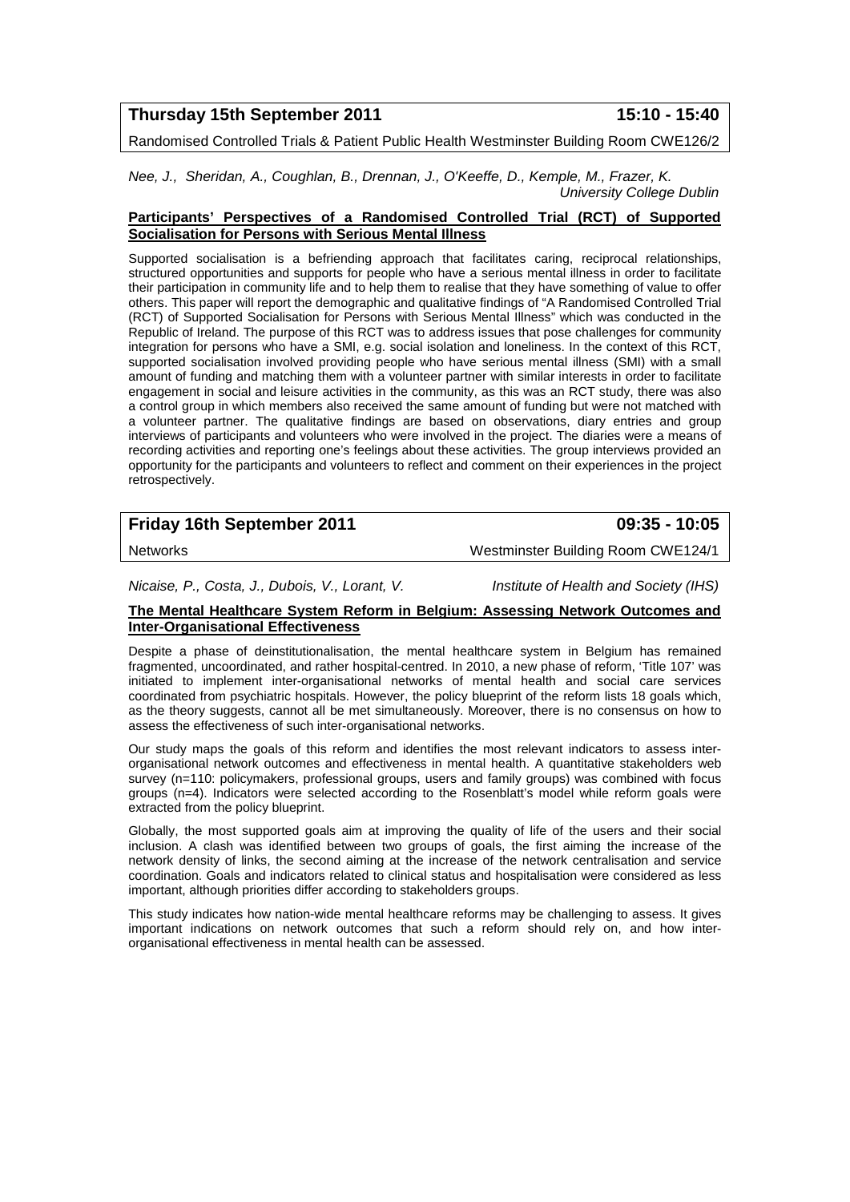**Thursday 15th September 2011** **15:10 - 15:40**

Randomised Controlled Trials & Patient Public Health Westminster Building Room CWE126/2

*Nee, J., Sheridan, A., Coughlan, B., Drennan, J., O'Keeffe, D., Kemple, M., Frazer, K.*
*University College Dublin*

**Participants' Perspectives of a Randomised Controlled Trial (RCT) of Supported Socialisation for Persons with Serious Mental Illness**

Supported socialisation is a befriending approach that facilitates caring, reciprocal relationships, structured opportunities and supports for people who have a serious mental illness in order to facilitate their participation in community life and to help them to realise that they have something of value to offer others. This paper will report the demographic and qualitative findings of "A Randomised Controlled Trial (RCT) of Supported Socialisation for Persons with Serious Mental Illness" which was conducted in the Republic of Ireland. The purpose of this RCT was to address issues that pose challenges for community integration for persons who have a SMI, e.g. social isolation and loneliness. In the context of this RCT, supported socialisation involved providing people who have serious mental illness (SMI) with a small amount of funding and matching them with a volunteer partner with similar interests in order to facilitate engagement in social and leisure activities in the community, as this was an RCT study, there was also a control group in which members also received the same amount of funding but were not matched with a volunteer partner. The qualitative findings are based on observations, diary entries and group interviews of participants and volunteers who were involved in the project. The diaries were a means of recording activities and reporting one's feelings about these activities. The group interviews provided an opportunity for the participants and volunteers to reflect and comment on their experiences in the project retrospectively.

**Friday 16th September 2011** **09:35 - 10:05**

Networks Westminster Building Room CWE124/1

*Nicaise, P., Costa, J., Dubois, V., Lorant, V.* *Institute of Health and Society (IHS)*

**The Mental Healthcare System Reform in Belgium: Assessing Network Outcomes and Inter-Organisational Effectiveness**

Despite a phase of deinstitutionalisation, the mental healthcare system in Belgium has remained fragmented, uncoordinated, and rather hospital-centred. In 2010, a new phase of reform, 'Title 107' was initiated to implement inter-organisational networks of mental health and social care services coordinated from psychiatric hospitals. However, the policy blueprint of the reform lists 18 goals which, as the theory suggests, cannot all be met simultaneously. Moreover, there is no consensus on how to assess the effectiveness of such inter-organisational networks.

Our study maps the goals of this reform and identifies the most relevant indicators to assess inter-organisational network outcomes and effectiveness in mental health. A quantitative stakeholders web survey (n=110: policymakers, professional groups, users and family groups) was combined with focus groups (n=4). Indicators were selected according to the Rosenblatt's model while reform goals were extracted from the policy blueprint.

Globally, the most supported goals aim at improving the quality of life of the users and their social inclusion. A clash was identified between two groups of goals, the first aiming the increase of the network density of links, the second aiming at the increase of the network centralisation and service coordination. Goals and indicators related to clinical status and hospitalisation were considered as less important, although priorities differ according to stakeholders groups.

This study indicates how nation-wide mental healthcare reforms may be challenging to assess. It gives important indications on network outcomes that such a reform should rely on, and how inter-organisational effectiveness in mental health can be assessed.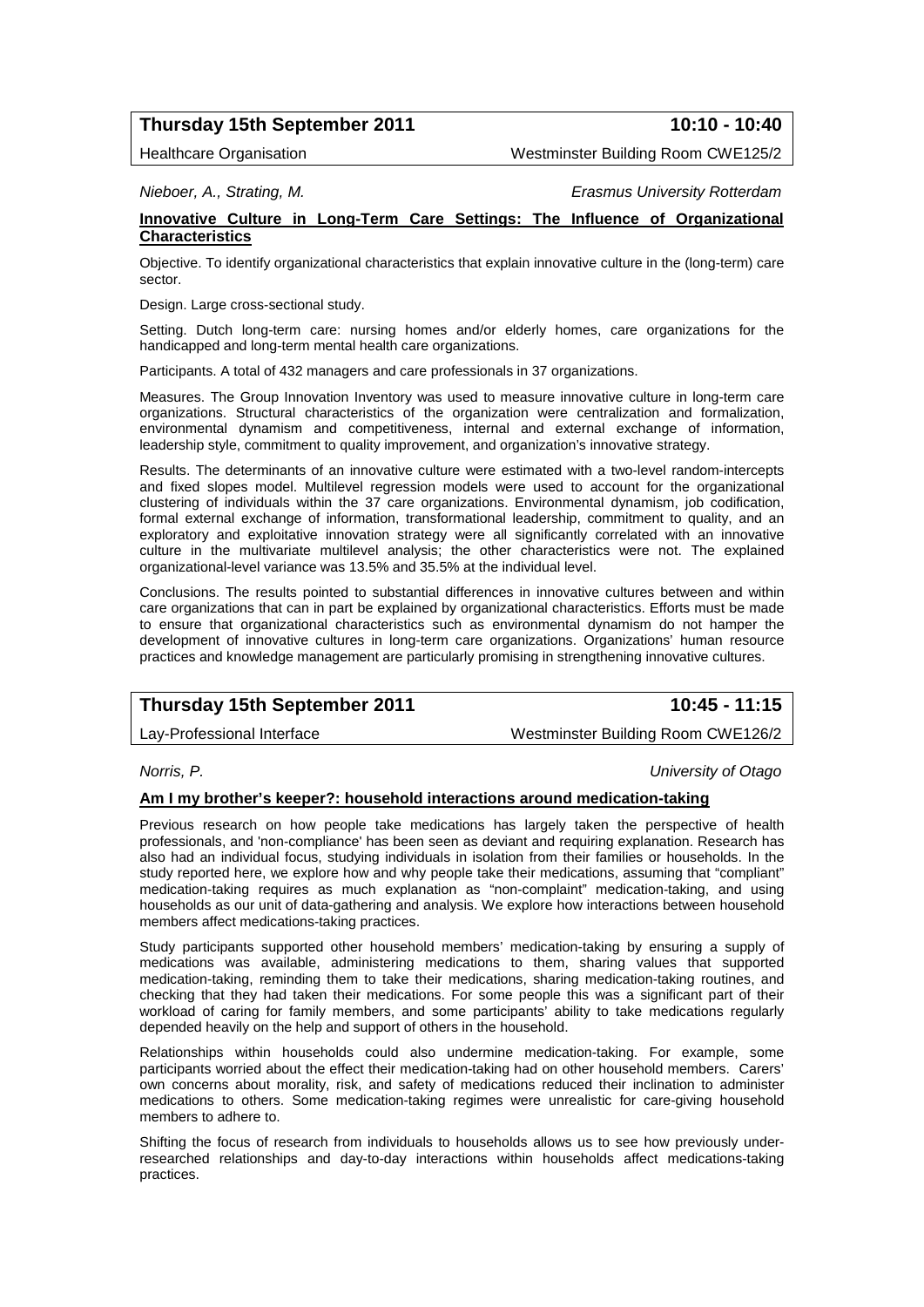**Thursday 15th September 2011** **10:10 - 10:40**

Healthcare Organisation Westminster Building Room CWE125/2

*Nieboer, A., Strating, M.* *Erasmus University Rotterdam*

**Innovative Culture in Long-Term Care Settings: The Influence of Organizational Characteristics**

Objective. To identify organizational characteristics that explain innovative culture in the (long-term) care sector.

Design. Large cross-sectional study.

Setting. Dutch long-term care: nursing homes and/or elderly homes, care organizations for the handicapped and long-term mental health care organizations.

Participants. A total of 432 managers and care professionals in 37 organizations.

Measures. The Group Innovation Inventory was used to measure innovative culture in long-term care organizations. Structural characteristics of the organization were centralization and formalization, environmental dynamism and competitiveness, internal and external exchange of information, leadership style, commitment to quality improvement, and organization's innovative strategy.

Results. The determinants of an innovative culture were estimated with a two-level random-intercepts and fixed slopes model. Multilevel regression models were used to account for the organizational clustering of individuals within the 37 care organizations. Environmental dynamism, job codification, formal external exchange of information, transformational leadership, commitment to quality, and an exploratory and exploitative innovation strategy were all significantly correlated with an innovative culture in the multivariate multilevel analysis; the other characteristics were not. The explained organizational-level variance was 13.5% and 35.5% at the individual level.

Conclusions. The results pointed to substantial differences in innovative cultures between and within care organizations that can in part be explained by organizational characteristics. Efforts must be made to ensure that organizational characteristics such as environmental dynamism do not hamper the development of innovative cultures in long-term care organizations. Organizations' human resource practices and knowledge management are particularly promising in strengthening innovative cultures.

**Thursday 15th September 2011** **10:45 - 11:15**

Lay-Professional Interface Westminster Building Room CWE126/2

*Norris, P.* *University of Otago*

**Am I my brother's keeper?: household interactions around medication-taking**

Previous research on how people take medications has largely taken the perspective of health professionals, and 'non-compliance' has been seen as deviant and requiring explanation. Research has also had an individual focus, studying individuals in isolation from their families or households. In the study reported here, we explore how and why people take their medications, assuming that "compliant" medication-taking requires as much explanation as "non-complaint" medication-taking, and using households as our unit of data-gathering and analysis. We explore how interactions between household members affect medications-taking practices.

Study participants supported other household members' medication-taking by ensuring a supply of medications was available, administering medications to them, sharing values that supported medication-taking, reminding them to take their medications, sharing medication-taking routines, and checking that they had taken their medications. For some people this was a significant part of their workload of caring for family members, and some participants' ability to take medications regularly depended heavily on the help and support of others in the household.

Relationships within households could also undermine medication-taking. For example, some participants worried about the effect their medication-taking had on other household members. Carers' own concerns about morality, risk, and safety of medications reduced their inclination to administer medications to others. Some medication-taking regimes were unrealistic for care-giving household members to adhere to.

Shifting the focus of research from individuals to households allows us to see how previously under-researched relationships and day-to-day interactions within households affect medications-taking practices.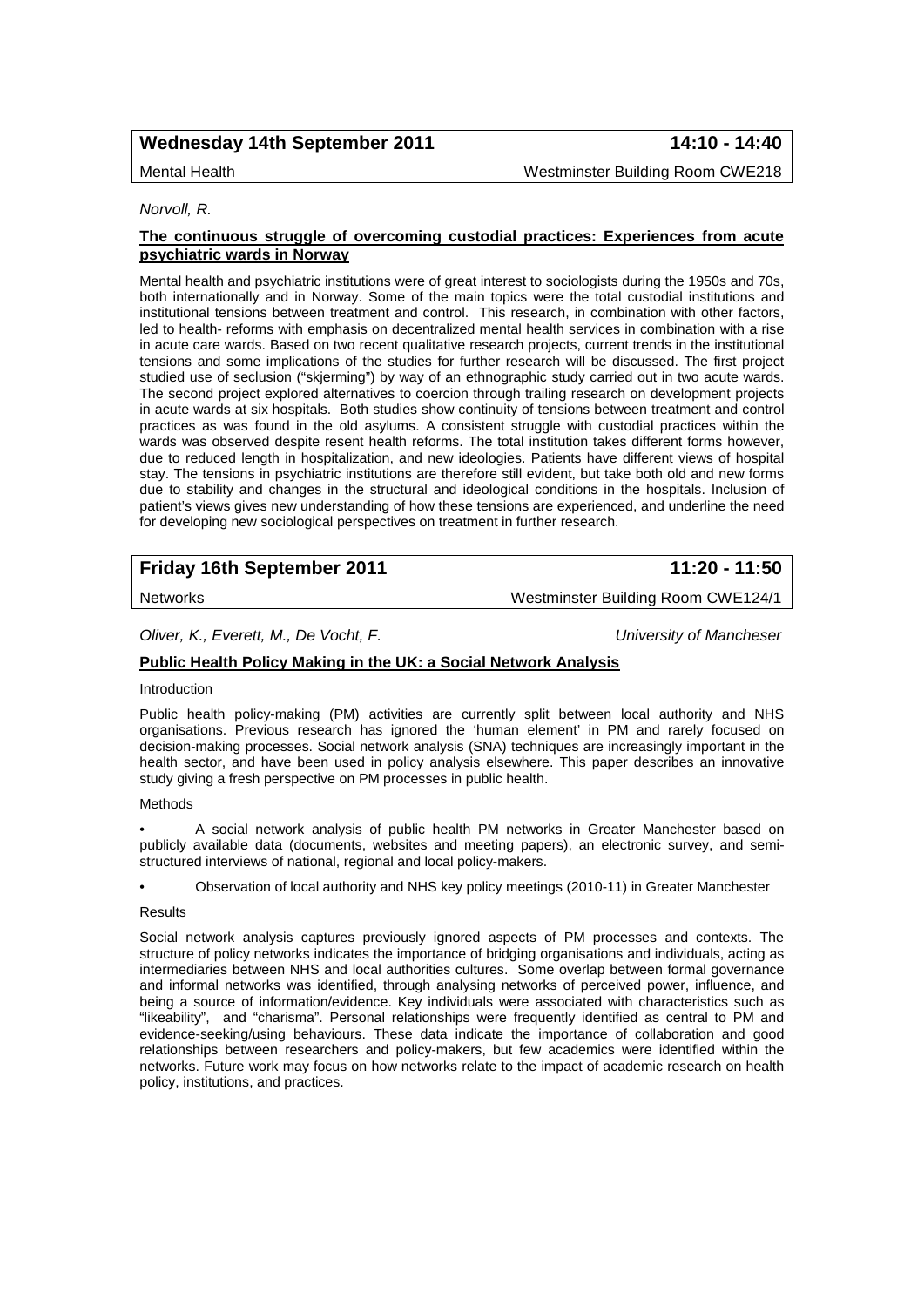## Wednesday 14th September 2011 — 14:10 - 14:40

Mental Health — Westminster Building Room CWE218

*Norvoll, R.*

### The continuous struggle of overcoming custodial practices: Experiences from acute psychiatric wards in Norway

Mental health and psychiatric institutions were of great interest to sociologists during the 1950s and 70s, both internationally and in Norway. Some of the main topics were the total custodial institutions and institutional tensions between treatment and control. This research, in combination with other factors, led to health- reforms with emphasis on decentralized mental health services in combination with a rise in acute care wards. Based on two recent qualitative research projects, current trends in the institutional tensions and some implications of the studies for further research will be discussed. The first project studied use of seclusion ("skjerming") by way of an ethnographic study carried out in two acute wards. The second project explored alternatives to coercion through trailing research on development projects in acute wards at six hospitals. Both studies show continuity of tensions between treatment and control practices as was found in the old asylums. A consistent struggle with custodial practices within the wards was observed despite resent health reforms. The total institution takes different forms however, due to reduced length in hospitalization, and new ideologies. Patients have different views of hospital stay. The tensions in psychiatric institutions are therefore still evident, but take both old and new forms due to stability and changes in the structural and ideological conditions in the hospitals. Inclusion of patient's views gives new understanding of how these tensions are experienced, and underline the need for developing new sociological perspectives on treatment in further research.

## Friday 16th September 2011 — 11:20 - 11:50

Networks — Westminster Building Room CWE124/1

*Oliver, K., Everett, M., De Vocht, F.* — *University of Manchester*

### Public Health Policy Making in the UK: a Social Network Analysis

Introduction

Public health policy-making (PM) activities are currently split between local authority and NHS organisations. Previous research has ignored the 'human element' in PM and rarely focused on decision-making processes. Social network analysis (SNA) techniques are increasingly important in the health sector, and have been used in policy analysis elsewhere. This paper describes an innovative study giving a fresh perspective on PM processes in public health.

Methods

- A social network analysis of public health PM networks in Greater Manchester based on publicly available data (documents, websites and meeting papers), an electronic survey, and semi-structured interviews of national, regional and local policy-makers.
- Observation of local authority and NHS key policy meetings (2010-11) in Greater Manchester

Results

Social network analysis captures previously ignored aspects of PM processes and contexts. The structure of policy networks indicates the importance of bridging organisations and individuals, acting as intermediaries between NHS and local authorities cultures. Some overlap between formal governance and informal networks was identified, through analysing networks of perceived power, influence, and being a source of information/evidence. Key individuals were associated with characteristics such as "likeability", and "charisma". Personal relationships were frequently identified as central to PM and evidence-seeking/using behaviours. These data indicate the importance of collaboration and good relationships between researchers and policy-makers, but few academics were identified within the networks. Future work may focus on how networks relate to the impact of academic research on health policy, institutions, and practices.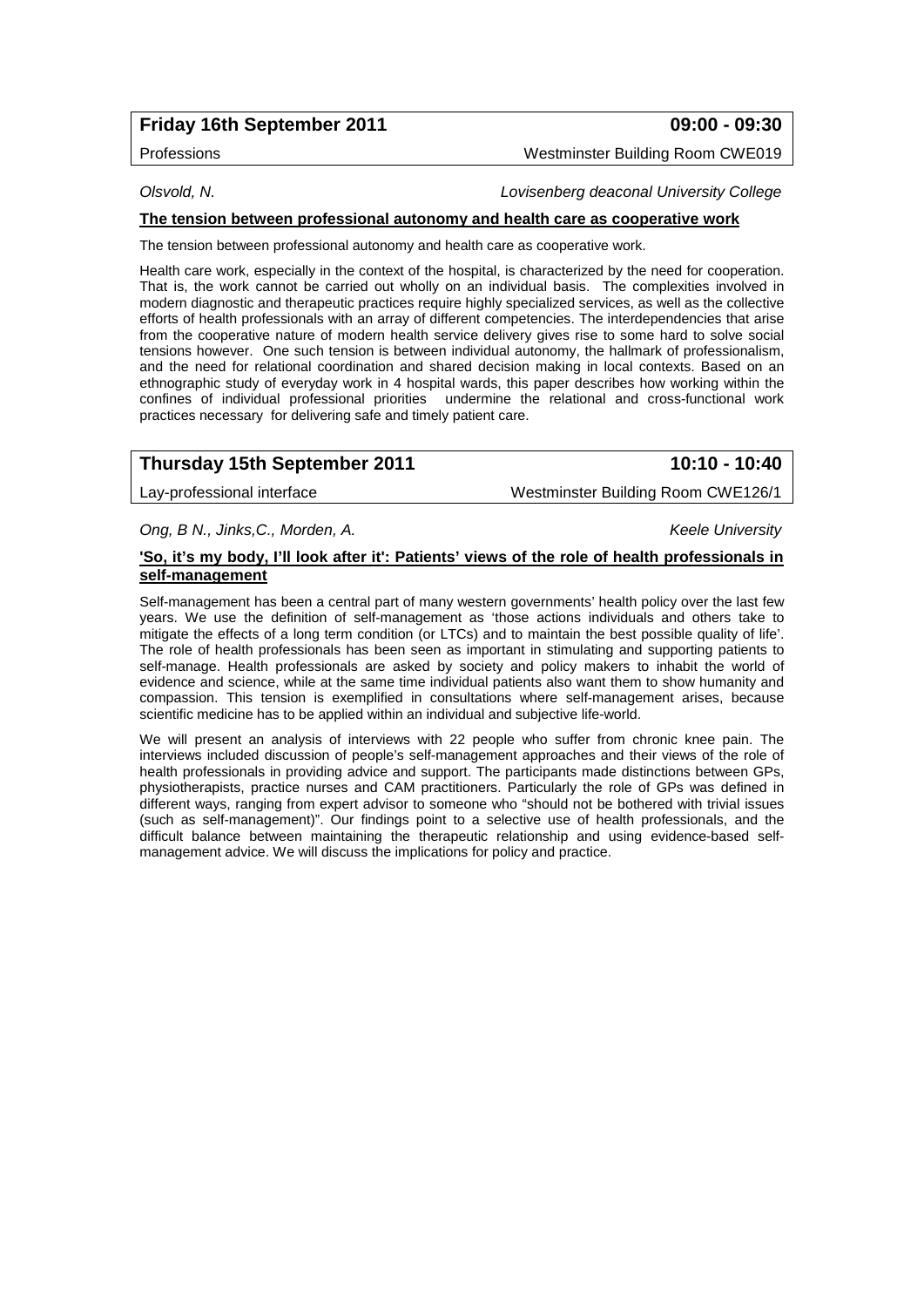## Friday 16th September 2011 — 09:00 - 09:30

Professions — Westminster Building Room CWE019

*Olsvold, N.* — *Lovisenberg deaconal University College*

**The tension between professional autonomy and health care as cooperative work**

The tension between professional autonomy and health care as cooperative work.

Health care work, especially in the context of the hospital, is characterized by the need for cooperation. That is, the work cannot be carried out wholly on an individual basis. The complexities involved in modern diagnostic and therapeutic practices require highly specialized services, as well as the collective efforts of health professionals with an array of different competencies. The interdependencies that arise from the cooperative nature of modern health service delivery gives rise to some hard to solve social tensions however. One such tension is between individual autonomy, the hallmark of professionalism, and the need for relational coordination and shared decision making in local contexts. Based on an ethnographic study of everyday work in 4 hospital wards, this paper describes how working within the confines of individual professional priorities undermine the relational and cross-functional work practices necessary for delivering safe and timely patient care.

## Thursday 15th September 2011 — 10:10 - 10:40

Lay-professional interface — Westminster Building Room CWE126/1

*Ong, B N., Jinks,C., Morden, A.* — *Keele University*

**'So, it's my body, I'll look after it': Patients' views of the role of health professionals in self-management**

Self-management has been a central part of many western governments' health policy over the last few years. We use the definition of self-management as 'those actions individuals and others take to mitigate the effects of a long term condition (or LTCs) and to maintain the best possible quality of life'. The role of health professionals has been seen as important in stimulating and supporting patients to self-manage. Health professionals are asked by society and policy makers to inhabit the world of evidence and science, while at the same time individual patients also want them to show humanity and compassion. This tension is exemplified in consultations where self-management arises, because scientific medicine has to be applied within an individual and subjective life-world.

We will present an analysis of interviews with 22 people who suffer from chronic knee pain. The interviews included discussion of people's self-management approaches and their views of the role of health professionals in providing advice and support. The participants made distinctions between GPs, physiotherapists, practice nurses and CAM practitioners. Particularly the role of GPs was defined in different ways, ranging from expert advisor to someone who "should not be bothered with trivial issues (such as self-management)". Our findings point to a selective use of health professionals, and the difficult balance between maintaining the therapeutic relationship and using evidence-based self-management advice. We will discuss the implications for policy and practice.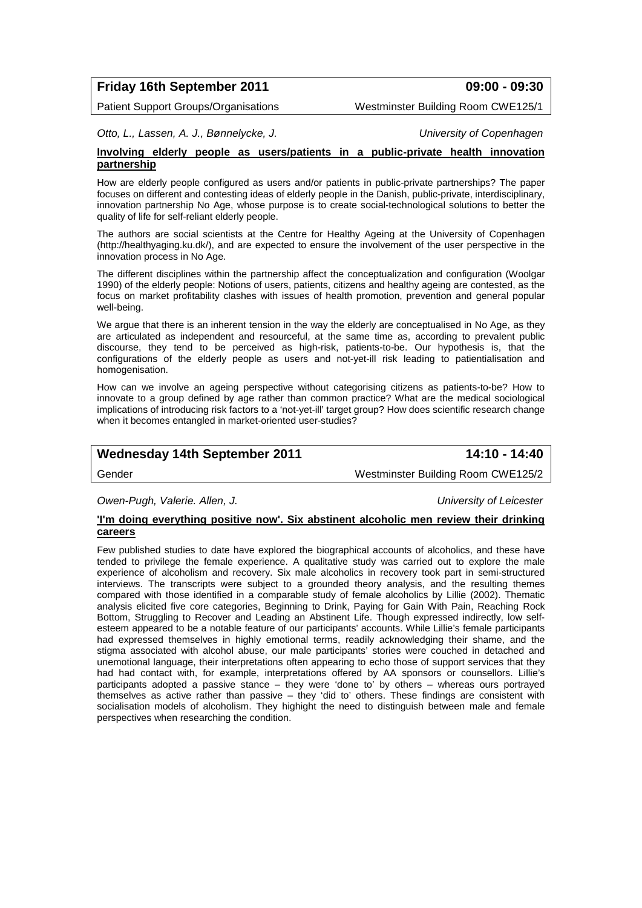**Friday 16th September 2011** **09:00 - 09:30**

Patient Support Groups/Organisations Westminster Building Room CWE125/1

*Otto, L., Lassen, A. J., Bønnelycke, J.* *University of Copenhagen*

**Involving elderly people as users/patients in a public-private health innovation partnership**

How are elderly people configured as users and/or patients in public-private partnerships? The paper focuses on different and contesting ideas of elderly people in the Danish, public-private, interdisciplinary, innovation partnership No Age, whose purpose is to create social-technological solutions to better the quality of life for self-reliant elderly people.

The authors are social scientists at the Centre for Healthy Ageing at the University of Copenhagen (http://healthyaging.ku.dk/), and are expected to ensure the involvement of the user perspective in the innovation process in No Age.

The different disciplines within the partnership affect the conceptualization and configuration (Woolgar 1990) of the elderly people: Notions of users, patients, citizens and healthy ageing are contested, as the focus on market profitability clashes with issues of health promotion, prevention and general popular well-being.

We argue that there is an inherent tension in the way the elderly are conceptualised in No Age, as they are articulated as independent and resourceful, at the same time as, according to prevalent public discourse, they tend to be perceived as high-risk, patients-to-be. Our hypothesis is, that the configurations of the elderly people as users and not-yet-ill risk leading to patientialisation and homogenisation.

How can we involve an ageing perspective without categorising citizens as patients-to-be? How to innovate to a group defined by age rather than common practice? What are the medical sociological implications of introducing risk factors to a 'not-yet-ill' target group? How does scientific research change when it becomes entangled in market-oriented user-studies?

**Wednesday 14th September 2011** **14:10 - 14:40**

Gender Westminster Building Room CWE125/2

*Owen-Pugh, Valerie. Allen, J.* *University of Leicester*

**'I'm doing everything positive now'. Six abstinent alcoholic men review their drinking careers**

Few published studies to date have explored the biographical accounts of alcoholics, and these have tended to privilege the female experience. A qualitative study was carried out to explore the male experience of alcoholism and recovery. Six male alcoholics in recovery took part in semi-structured interviews. The transcripts were subject to a grounded theory analysis, and the resulting themes compared with those identified in a comparable study of female alcoholics by Lillie (2002). Thematic analysis elicited five core categories, Beginning to Drink, Paying for Gain With Pain, Reaching Rock Bottom, Struggling to Recover and Leading an Abstinent Life. Though expressed indirectly, low self-esteem appeared to be a notable feature of our participants' accounts. While Lillie's female participants had expressed themselves in highly emotional terms, readily acknowledging their shame, and the stigma associated with alcohol abuse, our male participants' stories were couched in detached and unemotional language, their interpretations often appearing to echo those of support services that they had had contact with, for example, interpretations offered by AA sponsors or counsellors. Lillie's participants adopted a passive stance – they were 'done to' by others – whereas ours portrayed themselves as active rather than passive – they 'did to' others. These findings are consistent with socialisation models of alcoholism. They highight the need to distinguish between male and female perspectives when researching the condition.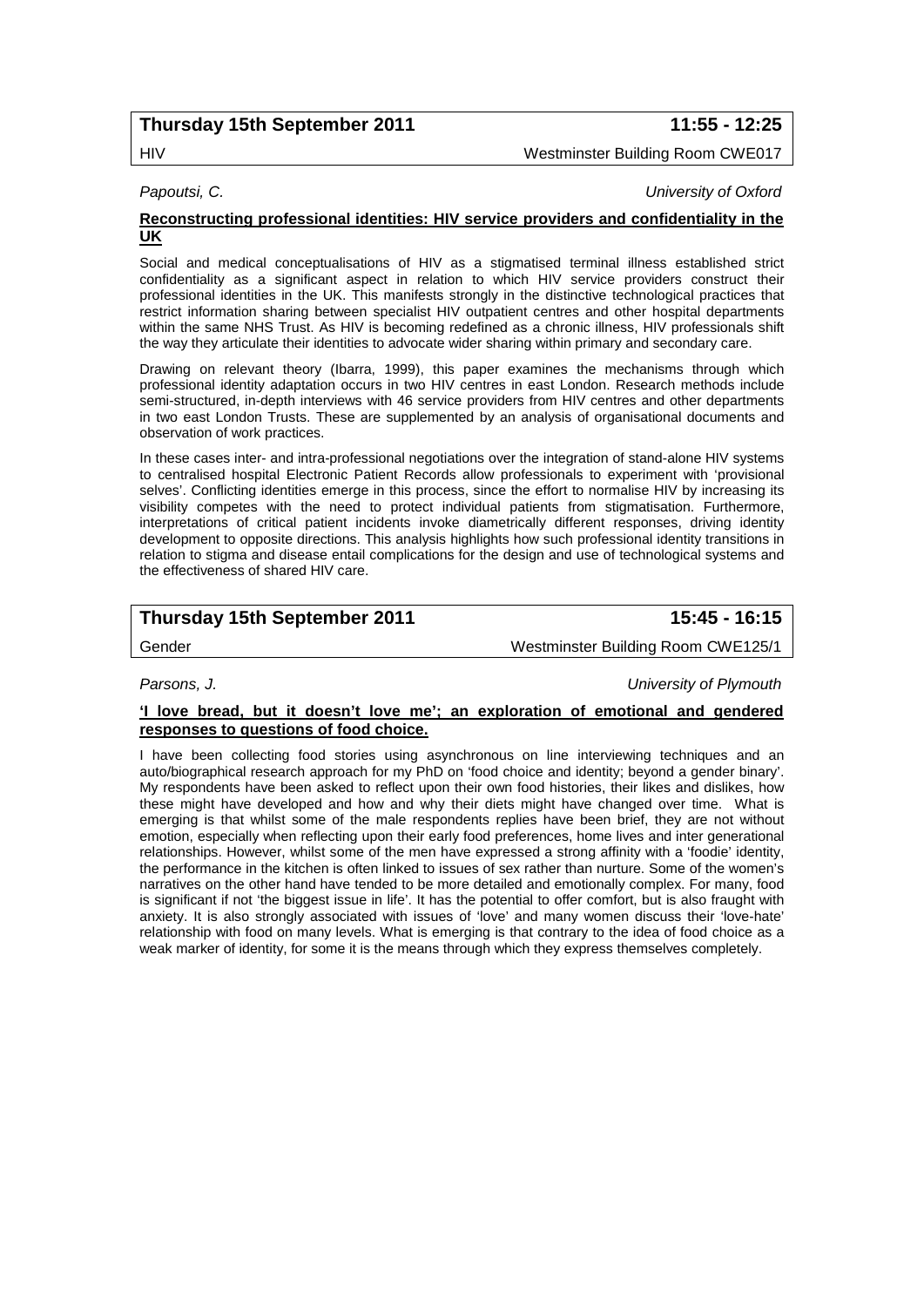## Thursday 15th September 2011 — 11:55 - 12:25

HIV — Westminster Building Room CWE017

*Papoutsi, C.* — *University of Oxford*

**Reconstructing professional identities: HIV service providers and confidentiality in the UK**

Social and medical conceptualisations of HIV as a stigmatised terminal illness established strict confidentiality as a significant aspect in relation to which HIV service providers construct their professional identities in the UK. This manifests strongly in the distinctive technological practices that restrict information sharing between specialist HIV outpatient centres and other hospital departments within the same NHS Trust. As HIV is becoming redefined as a chronic illness, HIV professionals shift the way they articulate their identities to advocate wider sharing within primary and secondary care.

Drawing on relevant theory (Ibarra, 1999), this paper examines the mechanisms through which professional identity adaptation occurs in two HIV centres in east London. Research methods include semi-structured, in-depth interviews with 46 service providers from HIV centres and other departments in two east London Trusts. These are supplemented by an analysis of organisational documents and observation of work practices.

In these cases inter- and intra-professional negotiations over the integration of stand-alone HIV systems to centralised hospital Electronic Patient Records allow professionals to experiment with 'provisional selves'. Conflicting identities emerge in this process, since the effort to normalise HIV by increasing its visibility competes with the need to protect individual patients from stigmatisation. Furthermore, interpretations of critical patient incidents invoke diametrically different responses, driving identity development to opposite directions. This analysis highlights how such professional identity transitions in relation to stigma and disease entail complications for the design and use of technological systems and the effectiveness of shared HIV care.

## Thursday 15th September 2011 — 15:45 - 16:15

Gender — Westminster Building Room CWE125/1

*Parsons, J.* — *University of Plymouth*

**'I love bread, but it doesn't love me'; an exploration of emotional and gendered responses to questions of food choice.**

I have been collecting food stories using asynchronous on line interviewing techniques and an auto/biographical research approach for my PhD on 'food choice and identity; beyond a gender binary'. My respondents have been asked to reflect upon their own food histories, their likes and dislikes, how these might have developed and how and why their diets might have changed over time. What is emerging is that whilst some of the male respondents replies have been brief, they are not without emotion, especially when reflecting upon their early food preferences, home lives and inter generational relationships. However, whilst some of the men have expressed a strong affinity with a 'foodie' identity, the performance in the kitchen is often linked to issues of sex rather than nurture. Some of the women's narratives on the other hand have tended to be more detailed and emotionally complex. For many, food is significant if not 'the biggest issue in life'. It has the potential to offer comfort, but is also fraught with anxiety. It is also strongly associated with issues of 'love' and many women discuss their 'love-hate' relationship with food on many levels. What is emerging is that contrary to the idea of food choice as a weak marker of identity, for some it is the means through which they express themselves completely.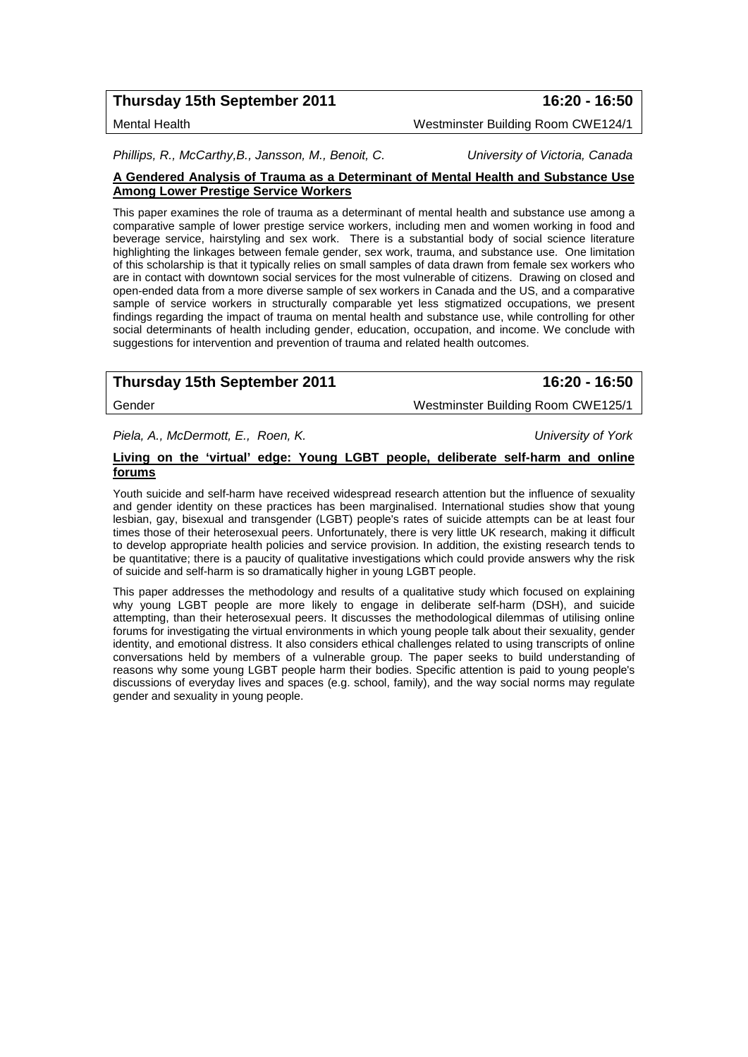**Thursday 15th September 2011** **16:20 - 16:50**

Mental Health Westminster Building Room CWE124/1

*Phillips, R., McCarthy,B., Jansson, M., Benoit, C.* *University of Victoria, Canada*

**A Gendered Analysis of Trauma as a Determinant of Mental Health and Substance Use Among Lower Prestige Service Workers**

This paper examines the role of trauma as a determinant of mental health and substance use among a comparative sample of lower prestige service workers, including men and women working in food and beverage service, hairstyling and sex work. There is a substantial body of social science literature highlighting the linkages between female gender, sex work, trauma, and substance use. One limitation of this scholarship is that it typically relies on small samples of data drawn from female sex workers who are in contact with downtown social services for the most vulnerable of citizens. Drawing on closed and open-ended data from a more diverse sample of sex workers in Canada and the US, and a comparative sample of service workers in structurally comparable yet less stigmatized occupations, we present findings regarding the impact of trauma on mental health and substance use, while controlling for other social determinants of health including gender, education, occupation, and income. We conclude with suggestions for intervention and prevention of trauma and related health outcomes.

**Thursday 15th September 2011** **16:20 - 16:50**

Gender Westminster Building Room CWE125/1

*Piela, A., McDermott, E., Roen, K.* *University of York*

**Living on the 'virtual' edge: Young LGBT people, deliberate self-harm and online forums**

Youth suicide and self-harm have received widespread research attention but the influence of sexuality and gender identity on these practices has been marginalised. International studies show that young lesbian, gay, bisexual and transgender (LGBT) people's rates of suicide attempts can be at least four times those of their heterosexual peers. Unfortunately, there is very little UK research, making it difficult to develop appropriate health policies and service provision. In addition, the existing research tends to be quantitative; there is a paucity of qualitative investigations which could provide answers why the risk of suicide and self-harm is so dramatically higher in young LGBT people.

This paper addresses the methodology and results of a qualitative study which focused on explaining why young LGBT people are more likely to engage in deliberate self-harm (DSH), and suicide attempting, than their heterosexual peers. It discusses the methodological dilemmas of utilising online forums for investigating the virtual environments in which young people talk about their sexuality, gender identity, and emotional distress. It also considers ethical challenges related to using transcripts of online conversations held by members of a vulnerable group. The paper seeks to build understanding of reasons why some young LGBT people harm their bodies. Specific attention is paid to young people's discussions of everyday lives and spaces (e.g. school, family), and the way social norms may regulate gender and sexuality in young people.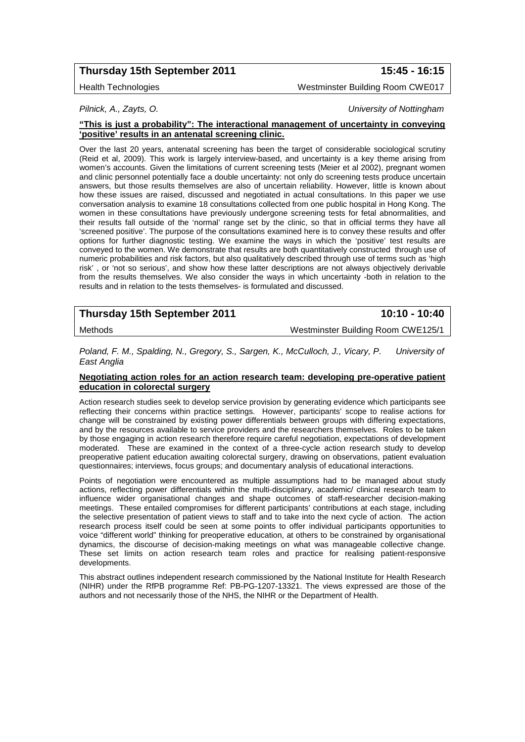**Thursday 15th September 2011** **15:45 - 16:15**

Health Technologies Westminster Building Room CWE017

*Pilnick, A., Zayts, O.* *University of Nottingham*

**"This is just a probability": The interactional management of uncertainty in conveying 'positive' results in an antenatal screening clinic.**

Over the last 20 years, antenatal screening has been the target of considerable sociological scrutiny (Reid et al, 2009). This work is largely interview-based, and uncertainty is a key theme arising from women's accounts. Given the limitations of current screening tests (Meier et al 2002), pregnant women and clinic personnel potentially face a double uncertainty: not only do screening tests produce uncertain answers, but those results themselves are also of uncertain reliability. However, little is known about how these issues are raised, discussed and negotiated in actual consultations. In this paper we use conversation analysis to examine 18 consultations collected from one public hospital in Hong Kong. The women in these consultations have previously undergone screening tests for fetal abnormalities, and their results fall outside of the 'normal' range set by the clinic, so that in official terms they have all 'screened positive'. The purpose of the consultations examined here is to convey these results and offer options for further diagnostic testing. We examine the ways in which the 'positive' test results are conveyed to the women. We demonstrate that results are both quantitatively constructed through use of numeric probabilities and risk factors, but also qualitatively described through use of terms such as 'high risk' , or 'not so serious', and show how these latter descriptions are not always objectively derivable from the results themselves. We also consider the ways in which uncertainty -both in relation to the results and in relation to the tests themselves- is formulated and discussed.

**Thursday 15th September 2011** **10:10 - 10:40**

Methods Westminster Building Room CWE125/1

*Poland, F. M., Spalding, N., Gregory, S., Sargen, K., McCulloch, J., Vicary, P.* *University of East Anglia*

**Negotiating action roles for an action research team: developing pre-operative patient education in colorectal surgery**

Action research studies seek to develop service provision by generating evidence which participants see reflecting their concerns within practice settings. However, participants' scope to realise actions for change will be constrained by existing power differentials between groups with differing expectations, and by the resources available to service providers and the researchers themselves. Roles to be taken by those engaging in action research therefore require careful negotiation, expectations of development moderated. These are examined in the context of a three-cycle action research study to develop preoperative patient education awaiting colorectal surgery, drawing on observations, patient evaluation questionnaires; interviews, focus groups; and documentary analysis of educational interactions.

Points of negotiation were encountered as multiple assumptions had to be managed about study actions, reflecting power differentials within the multi-disciplinary, academic/ clinical research team to influence wider organisational changes and shape outcomes of staff-researcher decision-making meetings. These entailed compromises for different participants' contributions at each stage, including the selective presentation of patient views to staff and to take into the next cycle of action. The action research process itself could be seen at some points to offer individual participants opportunities to voice "different world" thinking for preoperative education, at others to be constrained by organisational dynamics, the discourse of decision-making meetings on what was manageable collective change. These set limits on action research team roles and practice for realising patient-responsive developments.

This abstract outlines independent research commissioned by the National Institute for Health Research (NIHR) under the RfPB programme Ref: PB-PG-1207-13321. The views expressed are those of the authors and not necessarily those of the NHS, the NIHR or the Department of Health.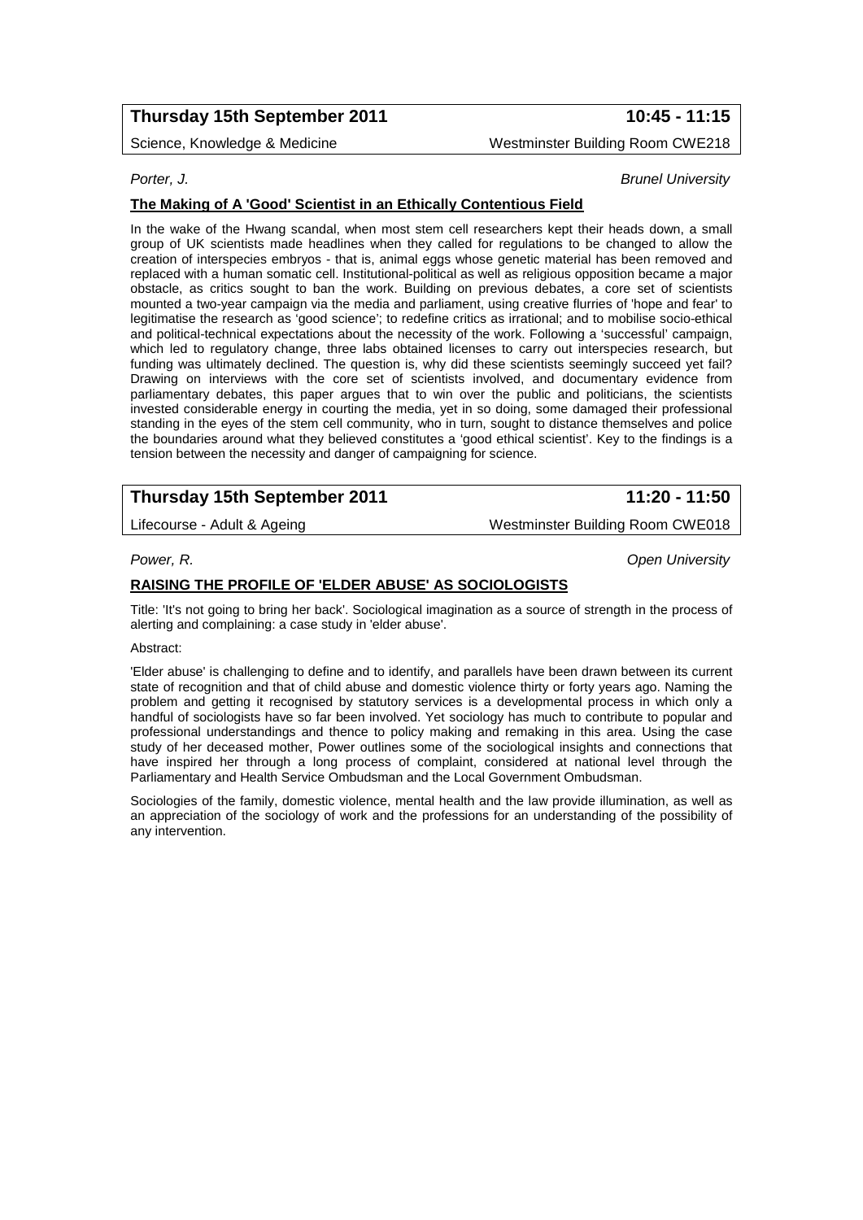**Thursday 15th September 2011** **10:45 - 11:15**

Science, Knowledge & Medicine Westminster Building Room CWE218

*Porter, J.* *Brunel University*

**The Making of A 'Good' Scientist in an Ethically Contentious Field**

In the wake of the Hwang scandal, when most stem cell researchers kept their heads down, a small group of UK scientists made headlines when they called for regulations to be changed to allow the creation of interspecies embryos - that is, animal eggs whose genetic material has been removed and replaced with a human somatic cell. Institutional-political as well as religious opposition became a major obstacle, as critics sought to ban the work. Building on previous debates, a core set of scientists mounted a two-year campaign via the media and parliament, using creative flurries of 'hope and fear' to legitimatise the research as 'good science'; to redefine critics as irrational; and to mobilise socio-ethical and political-technical expectations about the necessity of the work. Following a 'successful' campaign, which led to regulatory change, three labs obtained licenses to carry out interspecies research, but funding was ultimately declined. The question is, why did these scientists seemingly succeed yet fail? Drawing on interviews with the core set of scientists involved, and documentary evidence from parliamentary debates, this paper argues that to win over the public and politicians, the scientists invested considerable energy in courting the media, yet in so doing, some damaged their professional standing in the eyes of the stem cell community, who in turn, sought to distance themselves and police the boundaries around what they believed constitutes a 'good ethical scientist'. Key to the findings is a tension between the necessity and danger of campaigning for science.

**Thursday 15th September 2011** **11:20 - 11:50**

Lifecourse - Adult & Ageing Westminster Building Room CWE018

*Power, R.* *Open University*

**RAISING THE PROFILE OF 'ELDER ABUSE' AS SOCIOLOGISTS**

Title: 'It's not going to bring her back'. Sociological imagination as a source of strength in the process of alerting and complaining: a case study in 'elder abuse'.

Abstract:

'Elder abuse' is challenging to define and to identify, and parallels have been drawn between its current state of recognition and that of child abuse and domestic violence thirty or forty years ago. Naming the problem and getting it recognised by statutory services is a developmental process in which only a handful of sociologists have so far been involved. Yet sociology has much to contribute to popular and professional understandings and thence to policy making and remaking in this area. Using the case study of her deceased mother, Power outlines some of the sociological insights and connections that have inspired her through a long process of complaint, considered at national level through the Parliamentary and Health Service Ombudsman and the Local Government Ombudsman.

Sociologies of the family, domestic violence, mental health and the law provide illumination, as well as an appreciation of the sociology of work and the professions for an understanding of the possibility of any intervention.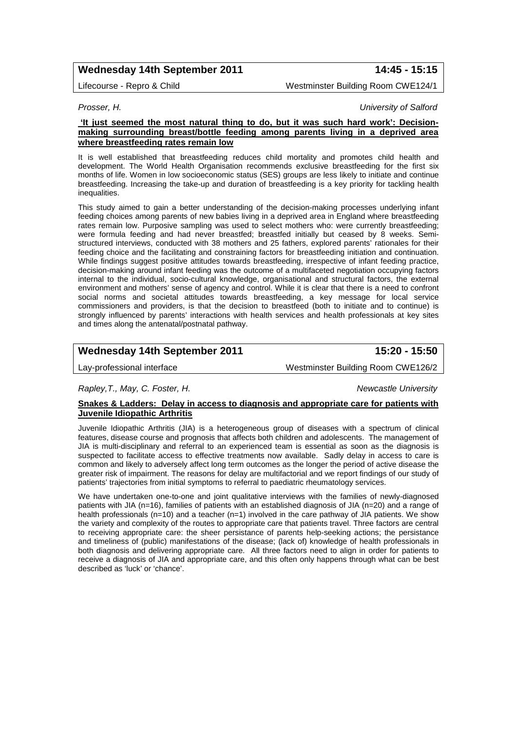**Wednesday 14th September 2011** **14:45 - 15:15**

Lifecourse - Repro & Child — Westminster Building Room CWE124/1

*Prosser, H.* — *University of Salford*

**'It just seemed the most natural thing to do, but it was such hard work': Decision-making surrounding breast/bottle feeding among parents living in a deprived area where breastfeeding rates remain low**

It is well established that breastfeeding reduces child mortality and promotes child health and development. The World Health Organisation recommends exclusive breastfeeding for the first six months of life. Women in low socioeconomic status (SES) groups are less likely to initiate and continue breastfeeding. Increasing the take-up and duration of breastfeeding is a key priority for tackling health inequalities.

This study aimed to gain a better understanding of the decision-making processes underlying infant feeding choices among parents of new babies living in a deprived area in England where breastfeeding rates remain low. Purposive sampling was used to select mothers who: were currently breastfeeding; were formula feeding and had never breastfed; breastfed initially but ceased by 8 weeks. Semi-structured interviews, conducted with 38 mothers and 25 fathers, explored parents' rationales for their feeding choice and the facilitating and constraining factors for breastfeeding initiation and continuation. While findings suggest positive attitudes towards breastfeeding, irrespective of infant feeding practice, decision-making around infant feeding was the outcome of a multifaceted negotiation occupying factors internal to the individual, socio-cultural knowledge, organisational and structural factors, the external environment and mothers' sense of agency and control. While it is clear that there is a need to confront social norms and societal attitudes towards breastfeeding, a key message for local service commissioners and providers, is that the decision to breastfeed (both to initiate and to continue) is strongly influenced by parents' interactions with health services and health professionals at key sites and times along the antenatal/postnatal pathway.

**Wednesday 14th September 2011** **15:20 - 15:50**

Lay-professional interface — Westminster Building Room CWE126/2

*Rapley,T., May, C. Foster, H.* — *Newcastle University*

**Snakes & Ladders: Delay in access to diagnosis and appropriate care for patients with Juvenile Idiopathic Arthritis**

Juvenile Idiopathic Arthritis (JIA) is a heterogeneous group of diseases with a spectrum of clinical features, disease course and prognosis that affects both children and adolescents. The management of JIA is multi-disciplinary and referral to an experienced team is essential as soon as the diagnosis is suspected to facilitate access to effective treatments now available. Sadly delay in access to care is common and likely to adversely affect long term outcomes as the longer the period of active disease the greater risk of impairment. The reasons for delay are multifactorial and we report findings of our study of patients' trajectories from initial symptoms to referral to paediatric rheumatology services.

We have undertaken one-to-one and joint qualitative interviews with the families of newly-diagnosed patients with JIA (n=16), families of patients with an established diagnosis of JIA (n=20) and a range of health professionals (n=10) and a teacher (n=1) involved in the care pathway of JIA patients. We show the variety and complexity of the routes to appropriate care that patients travel. Three factors are central to receiving appropriate care: the sheer persistance of parents help-seeking actions; the persistance and timeliness of (public) manifestations of the disease; (lack of) knowledge of health professionals in both diagnosis and delivering appropriate care. All three factors need to align in order for patients to receive a diagnosis of JIA and appropriate care, and this often only happens through what can be best described as 'luck' or 'chance'.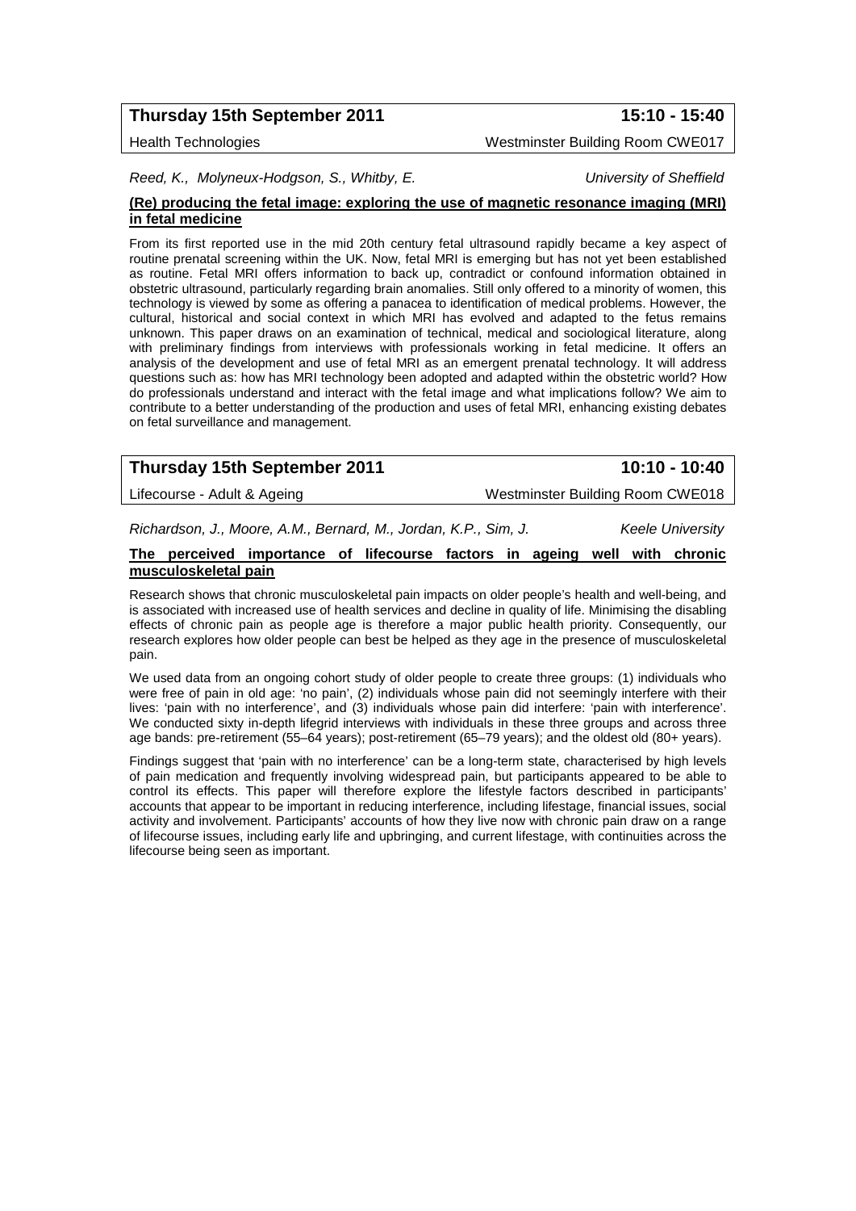**Thursday 15th September 2011** **15:10 - 15:40**

Health Technologies — Westminster Building Room CWE017

*Reed, K., Molyneux-Hodgson, S., Whitby, E.* — *University of Sheffield*

### (Re) producing the fetal image: exploring the use of magnetic resonance imaging (MRI) in fetal medicine

From its first reported use in the mid 20th century fetal ultrasound rapidly became a key aspect of routine prenatal screening within the UK. Now, fetal MRI is emerging but has not yet been established as routine. Fetal MRI offers information to back up, contradict or confound information obtained in obstetric ultrasound, particularly regarding brain anomalies. Still only offered to a minority of women, this technology is viewed by some as offering a panacea to identification of medical problems. However, the cultural, historical and social context in which MRI has evolved and adapted to the fetus remains unknown. This paper draws on an examination of technical, medical and sociological literature, along with preliminary findings from interviews with professionals working in fetal medicine. It offers an analysis of the development and use of fetal MRI as an emergent prenatal technology. It will address questions such as: how has MRI technology been adopted and adapted within the obstetric world? How do professionals understand and interact with the fetal image and what implications follow? We aim to contribute to a better understanding of the production and uses of fetal MRI, enhancing existing debates on fetal surveillance and management.

**Thursday 15th September 2011** **10:10 - 10:40**

Lifecourse - Adult & Ageing — Westminster Building Room CWE018

*Richardson, J., Moore, A.M., Bernard, M., Jordan, K.P., Sim, J.* — *Keele University*

### The perceived importance of lifecourse factors in ageing well with chronic musculoskeletal pain

Research shows that chronic musculoskeletal pain impacts on older people's health and well-being, and is associated with increased use of health services and decline in quality of life. Minimising the disabling effects of chronic pain as people age is therefore a major public health priority. Consequently, our research explores how older people can best be helped as they age in the presence of musculoskeletal pain.

We used data from an ongoing cohort study of older people to create three groups: (1) individuals who were free of pain in old age: 'no pain', (2) individuals whose pain did not seemingly interfere with their lives: 'pain with no interference', and (3) individuals whose pain did interfere: 'pain with interference'. We conducted sixty in-depth lifegrid interviews with individuals in these three groups and across three age bands: pre-retirement (55–64 years); post-retirement (65–79 years); and the oldest old (80+ years).

Findings suggest that 'pain with no interference' can be a long-term state, characterised by high levels of pain medication and frequently involving widespread pain, but participants appeared to be able to control its effects. This paper will therefore explore the lifestyle factors described in participants' accounts that appear to be important in reducing interference, including lifestage, financial issues, social activity and involvement. Participants' accounts of how they live now with chronic pain draw on a range of lifecourse issues, including early life and upbringing, and current lifestage, with continuities across the lifecourse being seen as important.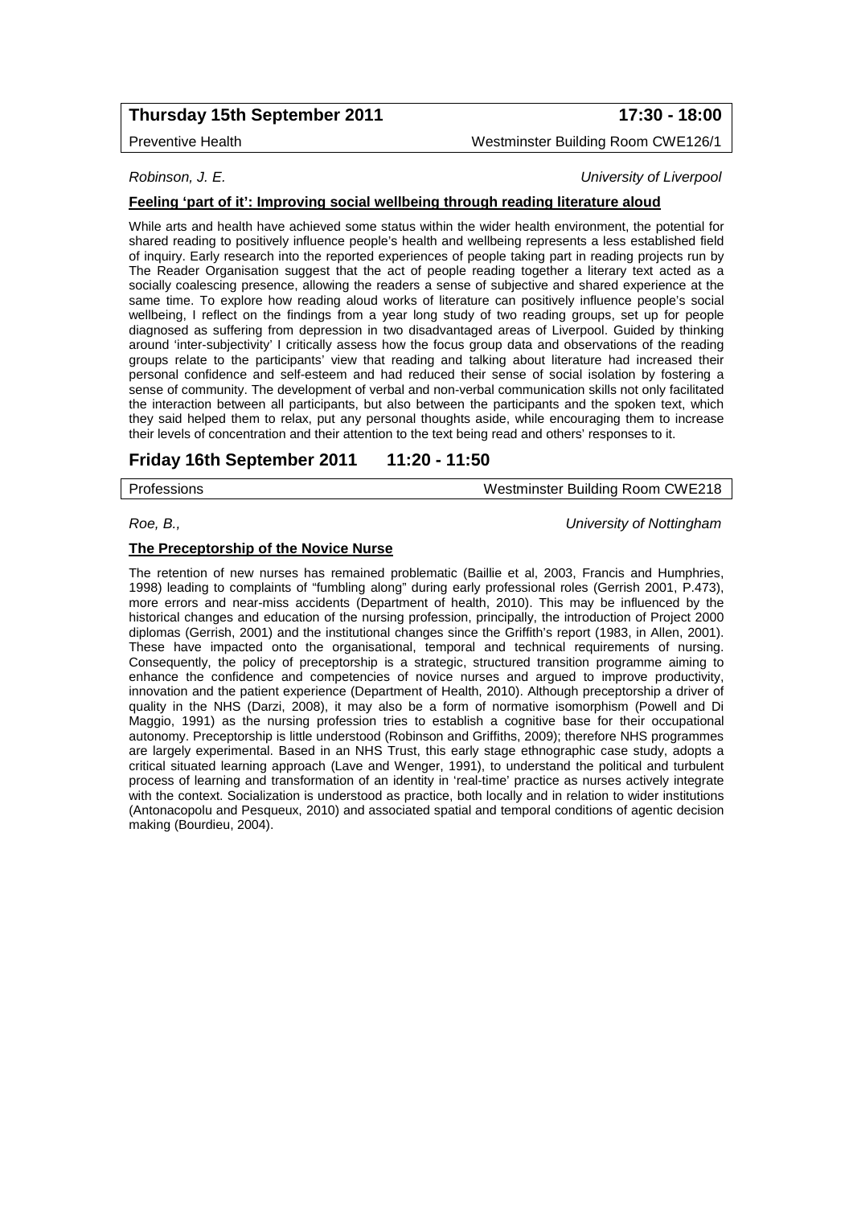## Thursday 15th September 2011 17:30 - 18:00

Preventive Health — Westminster Building Room CWE126/1

*Robinson, J. E.* — *University of Liverpool*

**Feeling 'part of it': Improving social wellbeing through reading literature aloud**

While arts and health have achieved some status within the wider health environment, the potential for shared reading to positively influence people's health and wellbeing represents a less established field of inquiry. Early research into the reported experiences of people taking part in reading projects run by The Reader Organisation suggest that the act of people reading together a literary text acted as a socially coalescing presence, allowing the readers a sense of subjective and shared experience at the same time. To explore how reading aloud works of literature can positively influence people's social wellbeing, I reflect on the findings from a year long study of two reading groups, set up for people diagnosed as suffering from depression in two disadvantaged areas of Liverpool. Guided by thinking around 'inter-subjectivity' I critically assess how the focus group data and observations of the reading groups relate to the participants' view that reading and talking about literature had increased their personal confidence and self-esteem and had reduced their sense of social isolation by fostering a sense of community. The development of verbal and non-verbal communication skills not only facilitated the interaction between all participants, but also between the participants and the spoken text, which they said helped them to relax, put any personal thoughts aside, while encouraging them to increase their levels of concentration and their attention to the text being read and others' responses to it.

## Friday 16th September 2011 11:20 - 11:50

Professions — Westminster Building Room CWE218

*Roe, B.,* — *University of Nottingham*

**The Preceptorship of the Novice Nurse**

The retention of new nurses has remained problematic (Baillie et al, 2003, Francis and Humphries, 1998) leading to complaints of "fumbling along" during early professional roles (Gerrish 2001, P.473), more errors and near-miss accidents (Department of health, 2010). This may be influenced by the historical changes and education of the nursing profession, principally, the introduction of Project 2000 diplomas (Gerrish, 2001) and the institutional changes since the Griffith's report (1983, in Allen, 2001). These have impacted onto the organisational, temporal and technical requirements of nursing. Consequently, the policy of preceptorship is a strategic, structured transition programme aiming to enhance the confidence and competencies of novice nurses and argued to improve productivity, innovation and the patient experience (Department of Health, 2010). Although preceptorship a driver of quality in the NHS (Darzi, 2008), it may also be a form of normative isomorphism (Powell and Di Maggio, 1991) as the nursing profession tries to establish a cognitive base for their occupational autonomy. Preceptorship is little understood (Robinson and Griffiths, 2009); therefore NHS programmes are largely experimental. Based in an NHS Trust, this early stage ethnographic case study, adopts a critical situated learning approach (Lave and Wenger, 1991), to understand the political and turbulent process of learning and transformation of an identity in 'real-time' practice as nurses actively integrate with the context. Socialization is understood as practice, both locally and in relation to wider institutions (Antonacopolu and Pesqueux, 2010) and associated spatial and temporal conditions of agentic decision making (Bourdieu, 2004).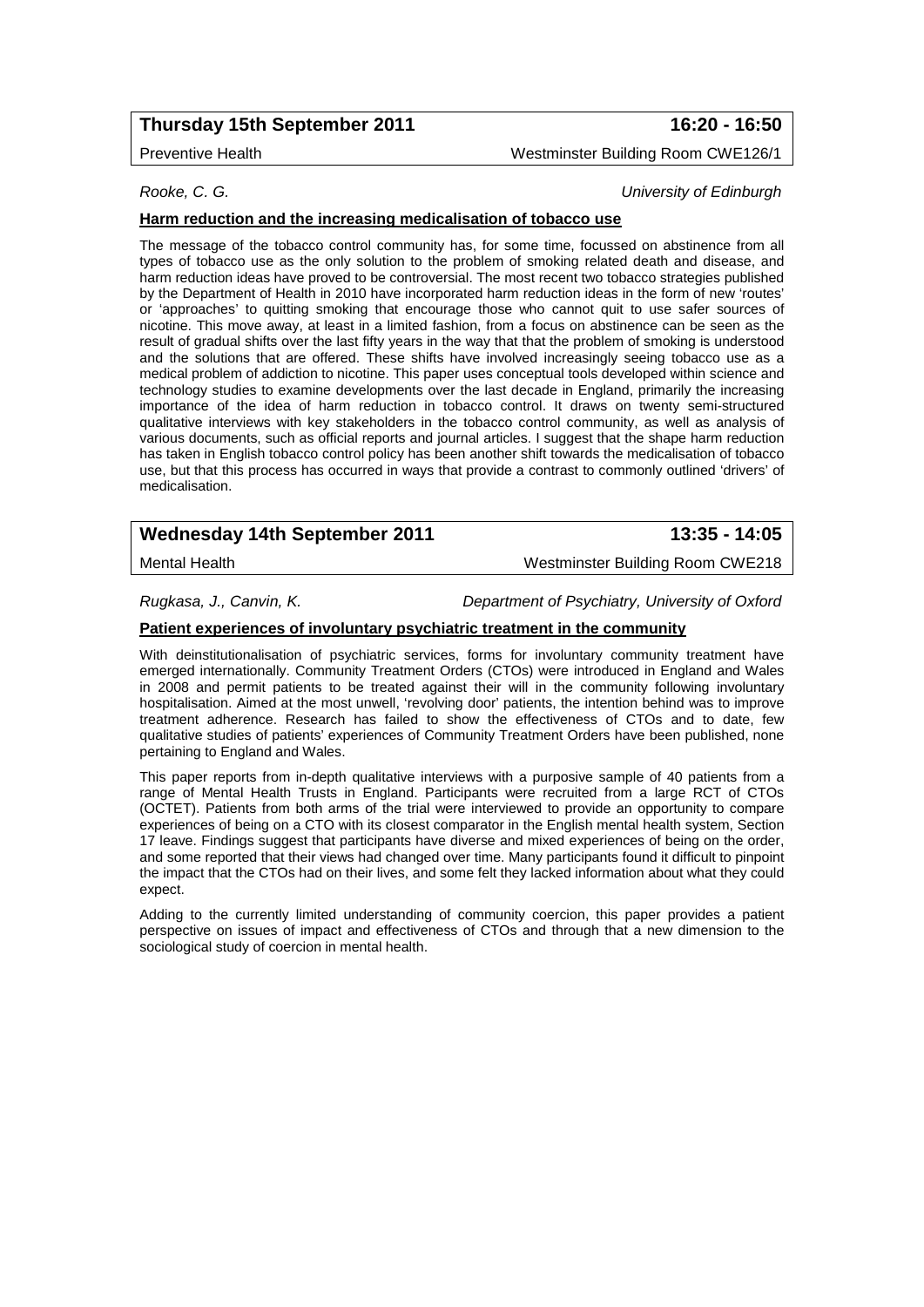**Thursday 15th September 2011** **16:20 - 16:50**

Preventive Health Westminster Building Room CWE126/1

*Rooke, C. G.* *University of Edinburgh*

**Harm reduction and the increasing medicalisation of tobacco use**

The message of the tobacco control community has, for some time, focussed on abstinence from all types of tobacco use as the only solution to the problem of smoking related death and disease, and harm reduction ideas have proved to be controversial. The most recent two tobacco strategies published by the Department of Health in 2010 have incorporated harm reduction ideas in the form of new 'routes' or 'approaches' to quitting smoking that encourage those who cannot quit to use safer sources of nicotine. This move away, at least in a limited fashion, from a focus on abstinence can be seen as the result of gradual shifts over the last fifty years in the way that that the problem of smoking is understood and the solutions that are offered. These shifts have involved increasingly seeing tobacco use as a medical problem of addiction to nicotine. This paper uses conceptual tools developed within science and technology studies to examine developments over the last decade in England, primarily the increasing importance of the idea of harm reduction in tobacco control. It draws on twenty semi-structured qualitative interviews with key stakeholders in the tobacco control community, as well as analysis of various documents, such as official reports and journal articles. I suggest that the shape harm reduction has taken in English tobacco control policy has been another shift towards the medicalisation of tobacco use, but that this process has occurred in ways that provide a contrast to commonly outlined 'drivers' of medicalisation.

**Wednesday 14th September 2011** **13:35 - 14:05**

Mental Health Westminster Building Room CWE218

*Rugkasa, J., Canvin, K.* *Department of Psychiatry, University of Oxford*

**Patient experiences of involuntary psychiatric treatment in the community**

With deinstitutionalisation of psychiatric services, forms for involuntary community treatment have emerged internationally. Community Treatment Orders (CTOs) were introduced in England and Wales in 2008 and permit patients to be treated against their will in the community following involuntary hospitalisation. Aimed at the most unwell, 'revolving door' patients, the intention behind was to improve treatment adherence. Research has failed to show the effectiveness of CTOs and to date, few qualitative studies of patients' experiences of Community Treatment Orders have been published, none pertaining to England and Wales.

This paper reports from in-depth qualitative interviews with a purposive sample of 40 patients from a range of Mental Health Trusts in England. Participants were recruited from a large RCT of CTOs (OCTET). Patients from both arms of the trial were interviewed to provide an opportunity to compare experiences of being on a CTO with its closest comparator in the English mental health system, Section 17 leave. Findings suggest that participants have diverse and mixed experiences of being on the order, and some reported that their views had changed over time. Many participants found it difficult to pinpoint the impact that the CTOs had on their lives, and some felt they lacked information about what they could expect.

Adding to the currently limited understanding of community coercion, this paper provides a patient perspective on issues of impact and effectiveness of CTOs and through that a new dimension to the sociological study of coercion in mental health.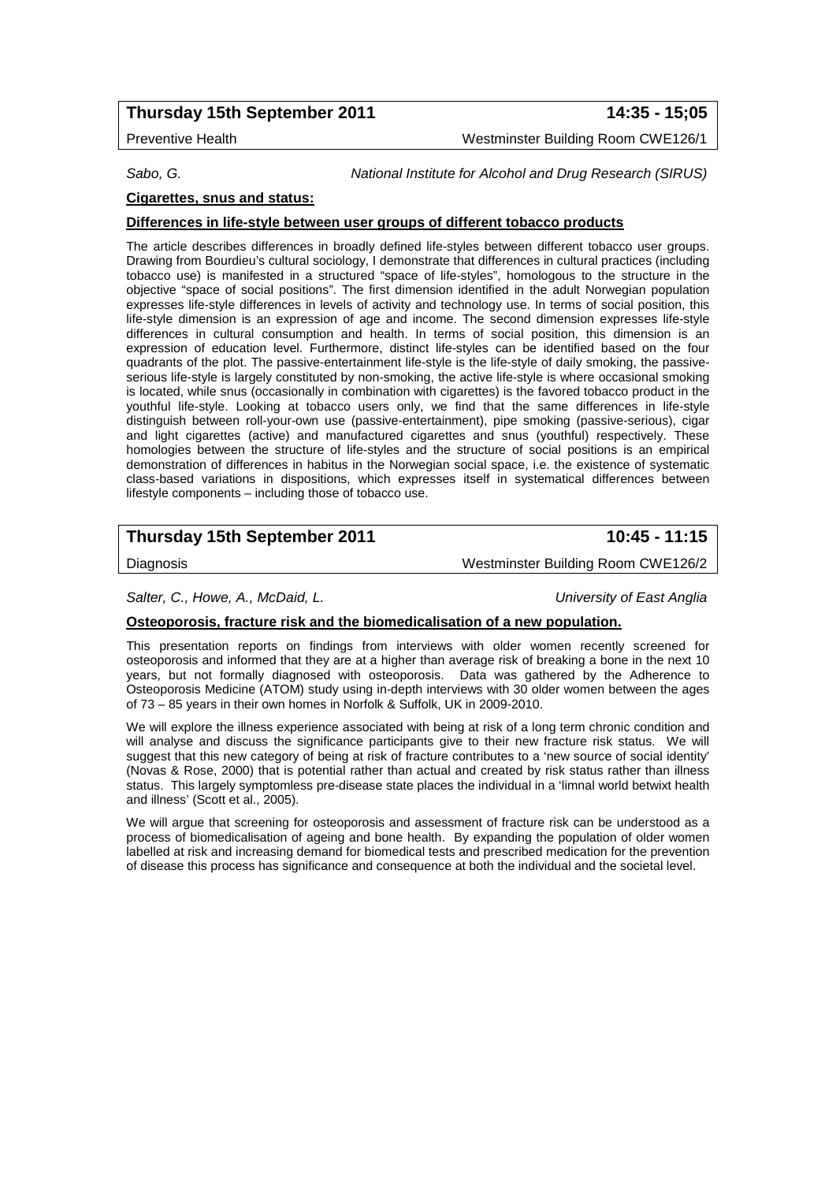**Thursday 15th September 2011** **14:35 - 15;05**

Preventive Health Westminster Building Room CWE126/1

*Sabo, G.* *National Institute for Alcohol and Drug Research (SIRUS)*

**Cigarettes, snus and status:**

**Differences in life-style between user groups of different tobacco products**

The article describes differences in broadly defined life-styles between different tobacco user groups. Drawing from Bourdieu's cultural sociology, I demonstrate that differences in cultural practices (including tobacco use) is manifested in a structured "space of life-styles", homologous to the structure in the objective "space of social positions". The first dimension identified in the adult Norwegian population expresses life-style differences in levels of activity and technology use. In terms of social position, this life-style dimension is an expression of age and income. The second dimension expresses life-style differences in cultural consumption and health. In terms of social position, this dimension is an expression of education level. Furthermore, distinct life-styles can be identified based on the four quadrants of the plot. The passive-entertainment life-style is the life-style of daily smoking, the passive-serious life-style is largely constituted by non-smoking, the active life-style is where occasional smoking is located, while snus (occasionally in combination with cigarettes) is the favored tobacco product in the youthful life-style. Looking at tobacco users only, we find that the same differences in life-style distinguish between roll-your-own use (passive-entertainment), pipe smoking (passive-serious), cigar and light cigarettes (active) and manufactured cigarettes and snus (youthful) respectively. These homologies between the structure of life-styles and the structure of social positions is an empirical demonstration of differences in habitus in the Norwegian social space, i.e. the existence of systematic class-based variations in dispositions, which expresses itself in systematical differences between lifestyle components – including those of tobacco use.

**Thursday 15th September 2011** **10:45 - 11:15**

Diagnosis Westminster Building Room CWE126/2

*Salter, C., Howe, A., McDaid, L.* *University of East Anglia*

**Osteoporosis, fracture risk and the biomedicalisation of a new population.**

This presentation reports on findings from interviews with older women recently screened for osteoporosis and informed that they are at a higher than average risk of breaking a bone in the next 10 years, but not formally diagnosed with osteoporosis. Data was gathered by the Adherence to Osteoporosis Medicine (ATOM) study using in-depth interviews with 30 older women between the ages of 73 – 85 years in their own homes in Norfolk & Suffolk, UK in 2009-2010.

We will explore the illness experience associated with being at risk of a long term chronic condition and will analyse and discuss the significance participants give to their new fracture risk status. We will suggest that this new category of being at risk of fracture contributes to a 'new source of social identity' (Novas & Rose, 2000) that is potential rather than actual and created by risk status rather than illness status. This largely symptomless pre-disease state places the individual in a 'limnal world betwixt health and illness' (Scott et al., 2005).

We will argue that screening for osteoporosis and assessment of fracture risk can be understood as a process of biomedicalisation of ageing and bone health. By expanding the population of older women labelled at risk and increasing demand for biomedical tests and prescribed medication for the prevention of disease this process has significance and consequence at both the individual and the societal level.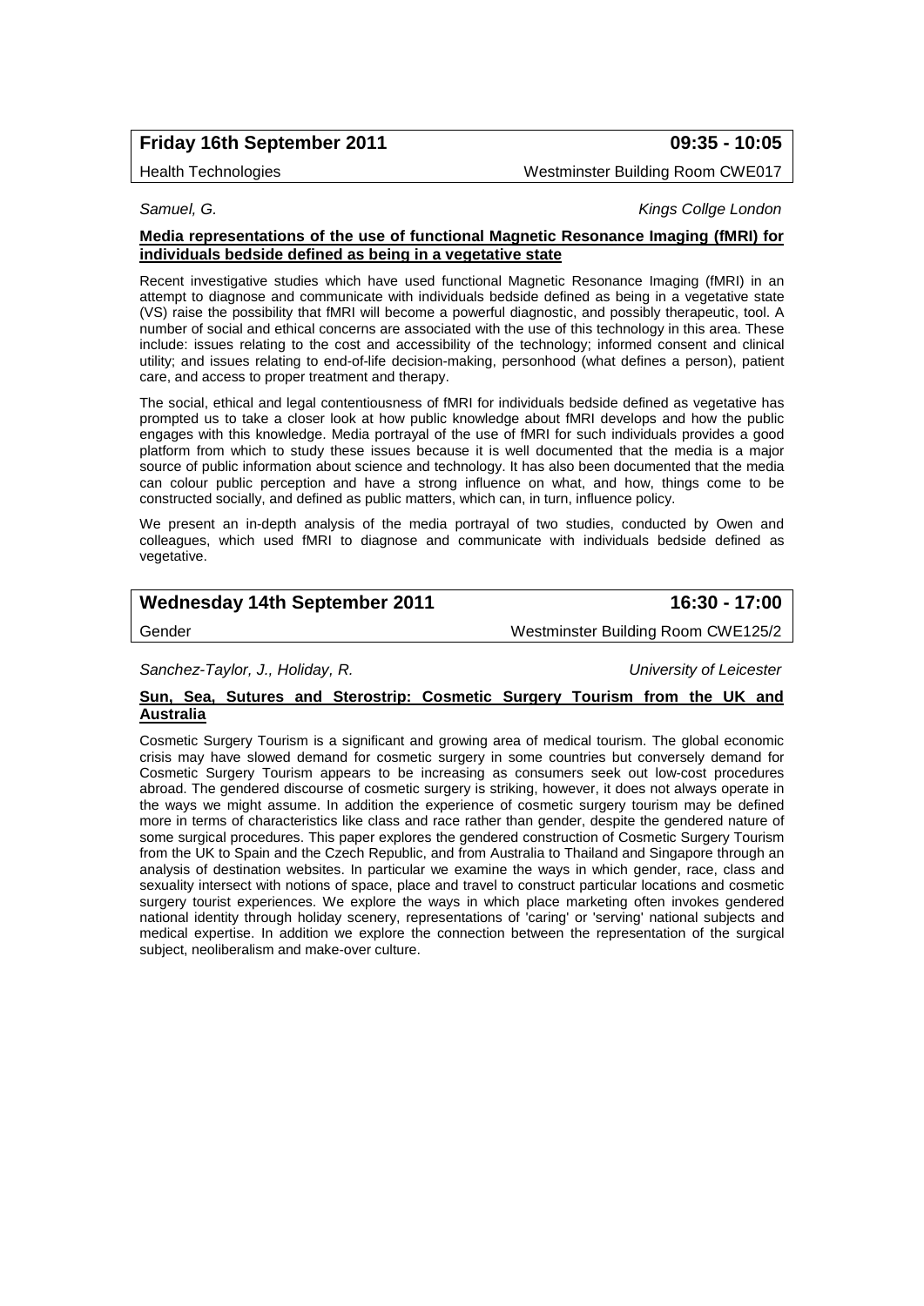## Friday 16th September 2011 — 09:35 - 10:05

Health Technologies — Westminster Building Room CWE017

*Samuel, G.* — *Kings Collge London*

**Media representations of the use of functional Magnetic Resonance Imaging (fMRI) for individuals bedside defined as being in a vegetative state**

Recent investigative studies which have used functional Magnetic Resonance Imaging (fMRI) in an attempt to diagnose and communicate with individuals bedside defined as being in a vegetative state (VS) raise the possibility that fMRI will become a powerful diagnostic, and possibly therapeutic, tool. A number of social and ethical concerns are associated with the use of this technology in this area. These include: issues relating to the cost and accessibility of the technology; informed consent and clinical utility; and issues relating to end-of-life decision-making, personhood (what defines a person), patient care, and access to proper treatment and therapy.

The social, ethical and legal contentiousness of fMRI for individuals bedside defined as vegetative has prompted us to take a closer look at how public knowledge about fMRI develops and how the public engages with this knowledge. Media portrayal of the use of fMRI for such individuals provides a good platform from which to study these issues because it is well documented that the media is a major source of public information about science and technology. It has also been documented that the media can colour public perception and have a strong influence on what, and how, things come to be constructed socially, and defined as public matters, which can, in turn, influence policy.

We present an in-depth analysis of the media portrayal of two studies, conducted by Owen and colleagues, which used fMRI to diagnose and communicate with individuals bedside defined as vegetative.

## Wednesday 14th September 2011 — 16:30 - 17:00

Gender — Westminster Building Room CWE125/2

*Sanchez-Taylor, J., Holiday, R.* — *University of Leicester*

**Sun, Sea, Sutures and Sterostrip: Cosmetic Surgery Tourism from the UK and Australia**

Cosmetic Surgery Tourism is a significant and growing area of medical tourism. The global economic crisis may have slowed demand for cosmetic surgery in some countries but conversely demand for Cosmetic Surgery Tourism appears to be increasing as consumers seek out low-cost procedures abroad. The gendered discourse of cosmetic surgery is striking, however, it does not always operate in the ways we might assume. In addition the experience of cosmetic surgery tourism may be defined more in terms of characteristics like class and race rather than gender, despite the gendered nature of some surgical procedures. This paper explores the gendered construction of Cosmetic Surgery Tourism from the UK to Spain and the Czech Republic, and from Australia to Thailand and Singapore through an analysis of destination websites. In particular we examine the ways in which gender, race, class and sexuality intersect with notions of space, place and travel to construct particular locations and cosmetic surgery tourist experiences. We explore the ways in which place marketing often invokes gendered national identity through holiday scenery, representations of 'caring' or 'serving' national subjects and medical expertise. In addition we explore the connection between the representation of the surgical subject, neoliberalism and make-over culture.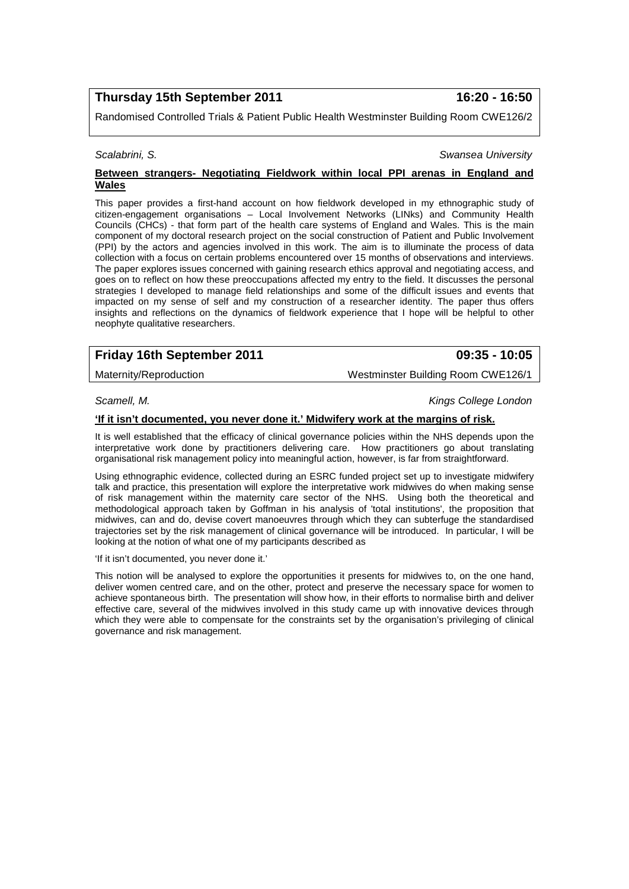**Thursday 15th September 2011** **16:20 - 16:50**

Randomised Controlled Trials & Patient Public Health Westminster Building Room CWE126/2

*Scalabrini, S.* *Swansea University*

**Between strangers- Negotiating Fieldwork within local PPI arenas in England and Wales**

This paper provides a first-hand account on how fieldwork developed in my ethnographic study of citizen-engagement organisations – Local Involvement Networks (LINks) and Community Health Councils (CHCs) - that form part of the health care systems of England and Wales. This is the main component of my doctoral research project on the social construction of Patient and Public Involvement (PPI) by the actors and agencies involved in this work. The aim is to illuminate the process of data collection with a focus on certain problems encountered over 15 months of observations and interviews. The paper explores issues concerned with gaining research ethics approval and negotiating access, and goes on to reflect on how these preoccupations affected my entry to the field. It discusses the personal strategies I developed to manage field relationships and some of the difficult issues and events that impacted on my sense of self and my construction of a researcher identity. The paper thus offers insights and reflections on the dynamics of fieldwork experience that I hope will be helpful to other neophyte qualitative researchers.

**Friday 16th September 2011** **09:35 - 10:05**

Maternity/Reproduction Westminster Building Room CWE126/1

*Scamell, M.* *Kings College London*

**'If it isn't documented, you never done it.' Midwifery work at the margins of risk.**

It is well established that the efficacy of clinical governance policies within the NHS depends upon the interpretative work done by practitioners delivering care. How practitioners go about translating organisational risk management policy into meaningful action, however, is far from straightforward.

Using ethnographic evidence, collected during an ESRC funded project set up to investigate midwifery talk and practice, this presentation will explore the interpretative work midwives do when making sense of risk management within the maternity care sector of the NHS. Using both the theoretical and methodological approach taken by Goffman in his analysis of 'total institutions', the proposition that midwives, can and do, devise covert manoeuvres through which they can subterfuge the standardised trajectories set by the risk management of clinical governance will be introduced. In particular, I will be looking at the notion of what one of my participants described as

'If it isn't documented, you never done it.'

This notion will be analysed to explore the opportunities it presents for midwives to, on the one hand, deliver women centred care, and on the other, protect and preserve the necessary space for women to achieve spontaneous birth. The presentation will show how, in their efforts to normalise birth and deliver effective care, several of the midwives involved in this study came up with innovative devices through which they were able to compensate for the constraints set by the organisation's privileging of clinical governance and risk management.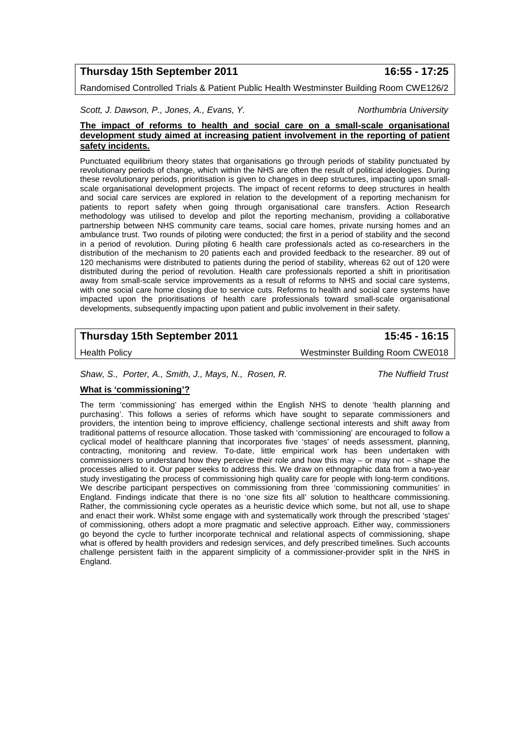**Thursday 15th September 2011** **16:55 - 17:25**

Randomised Controlled Trials & Patient Public Health Westminster Building Room CWE126/2

*Scott, J. Dawson, P., Jones, A., Evans, Y.* *Northumbria University*

**The impact of reforms to health and social care on a small-scale organisational development study aimed at increasing patient involvement in the reporting of patient safety incidents.**

Punctuated equilibrium theory states that organisations go through periods of stability punctuated by revolutionary periods of change, which within the NHS are often the result of political ideologies. During these revolutionary periods, prioritisation is given to changes in deep structures, impacting upon small-scale organisational development projects. The impact of recent reforms to deep structures in health and social care services are explored in relation to the development of a reporting mechanism for patients to report safety when going through organisational care transfers. Action Research methodology was utilised to develop and pilot the reporting mechanism, providing a collaborative partnership between NHS community care teams, social care homes, private nursing homes and an ambulance trust. Two rounds of piloting were conducted; the first in a period of stability and the second in a period of revolution. During piloting 6 health care professionals acted as co-researchers in the distribution of the mechanism to 20 patients each and provided feedback to the researcher. 89 out of 120 mechanisms were distributed to patients during the period of stability, whereas 62 out of 120 were distributed during the period of revolution. Health care professionals reported a shift in prioritisation away from small-scale service improvements as a result of reforms to NHS and social care systems, with one social care home closing due to service cuts. Reforms to health and social care systems have impacted upon the prioritisations of health care professionals toward small-scale organisational developments, subsequently impacting upon patient and public involvement in their safety.

**Thursday 15th September 2011** **15:45 - 16:15**

Health Policy Westminster Building Room CWE018

*Shaw, S., Porter, A., Smith, J., Mays, N., Rosen, R.* *The Nuffield Trust*

**What is 'commissioning'?**

The term 'commissioning' has emerged within the English NHS to denote 'health planning and purchasing'. This follows a series of reforms which have sought to separate commissioners and providers, the intention being to improve efficiency, challenge sectional interests and shift away from traditional patterns of resource allocation. Those tasked with 'commissioning' are encouraged to follow a cyclical model of healthcare planning that incorporates five 'stages' of needs assessment, planning, contracting, monitoring and review. To-date, little empirical work has been undertaken with commissioners to understand how they perceive their role and how this may – or may not – shape the processes allied to it. Our paper seeks to address this. We draw on ethnographic data from a two-year study investigating the process of commissioning high quality care for people with long-term conditions. We describe participant perspectives on commissioning from three 'commissioning communities' in England. Findings indicate that there is no 'one size fits all' solution to healthcare commissioning. Rather, the commissioning cycle operates as a heuristic device which some, but not all, use to shape and enact their work. Whilst some engage with and systematically work through the prescribed 'stages' of commissioning, others adopt a more pragmatic and selective approach. Either way, commissioners go beyond the cycle to further incorporate technical and relational aspects of commissioning, shape what is offered by health providers and redesign services, and defy prescribed timelines. Such accounts challenge persistent faith in the apparent simplicity of a commissioner-provider split in the NHS in England.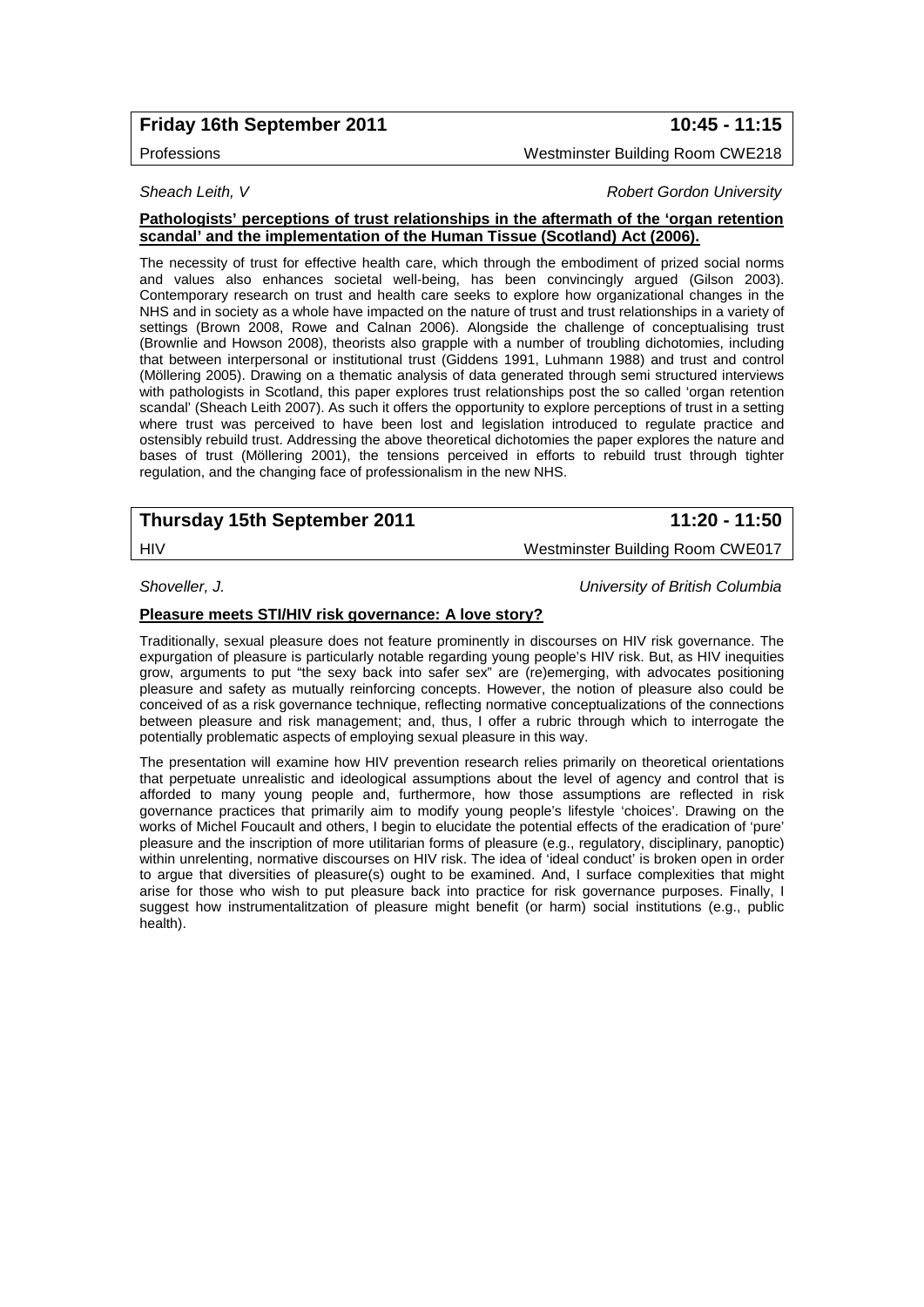**Friday 16th September 2011** **10:45 - 11:15**

Professions Westminster Building Room CWE218

*Sheach Leith, V* *Robert Gordon University*

**Pathologists' perceptions of trust relationships in the aftermath of the 'organ retention scandal' and the implementation of the Human Tissue (Scotland) Act (2006).**

The necessity of trust for effective health care, which through the embodiment of prized social norms and values also enhances societal well-being, has been convincingly argued (Gilson 2003). Contemporary research on trust and health care seeks to explore how organizational changes in the NHS and in society as a whole have impacted on the nature of trust and trust relationships in a variety of settings (Brown 2008, Rowe and Calnan 2006). Alongside the challenge of conceptualising trust (Brownlie and Howson 2008), theorists also grapple with a number of troubling dichotomies, including that between interpersonal or institutional trust (Giddens 1991, Luhmann 1988) and trust and control (Möllering 2005). Drawing on a thematic analysis of data generated through semi structured interviews with pathologists in Scotland, this paper explores trust relationships post the so called 'organ retention scandal' (Sheach Leith 2007). As such it offers the opportunity to explore perceptions of trust in a setting where trust was perceived to have been lost and legislation introduced to regulate practice and ostensibly rebuild trust. Addressing the above theoretical dichotomies the paper explores the nature and bases of trust (Möllering 2001), the tensions perceived in efforts to rebuild trust through tighter regulation, and the changing face of professionalism in the new NHS.

**Thursday 15th September 2011** **11:20 - 11:50**

HIV Westminster Building Room CWE017

*Shoveller, J.* *University of British Columbia*

**Pleasure meets STI/HIV risk governance: A love story?**

Traditionally, sexual pleasure does not feature prominently in discourses on HIV risk governance. The expurgation of pleasure is particularly notable regarding young people's HIV risk. But, as HIV inequities grow, arguments to put "the sexy back into safer sex" are (re)emerging, with advocates positioning pleasure and safety as mutually reinforcing concepts. However, the notion of pleasure also could be conceived of as a risk governance technique, reflecting normative conceptualizations of the connections between pleasure and risk management; and, thus, I offer a rubric through which to interrogate the potentially problematic aspects of employing sexual pleasure in this way.

The presentation will examine how HIV prevention research relies primarily on theoretical orientations that perpetuate unrealistic and ideological assumptions about the level of agency and control that is afforded to many young people and, furthermore, how those assumptions are reflected in risk governance practices that primarily aim to modify young people's lifestyle 'choices'. Drawing on the works of Michel Foucault and others, I begin to elucidate the potential effects of the eradication of 'pure' pleasure and the inscription of more utilitarian forms of pleasure (e.g., regulatory, disciplinary, panoptic) within unrelenting, normative discourses on HIV risk. The idea of 'ideal conduct' is broken open in order to argue that diversities of pleasure(s) ought to be examined. And, I surface complexities that might arise for those who wish to put pleasure back into practice for risk governance purposes. Finally, I suggest how instrumentalitzation of pleasure might benefit (or harm) social institutions (e.g., public health).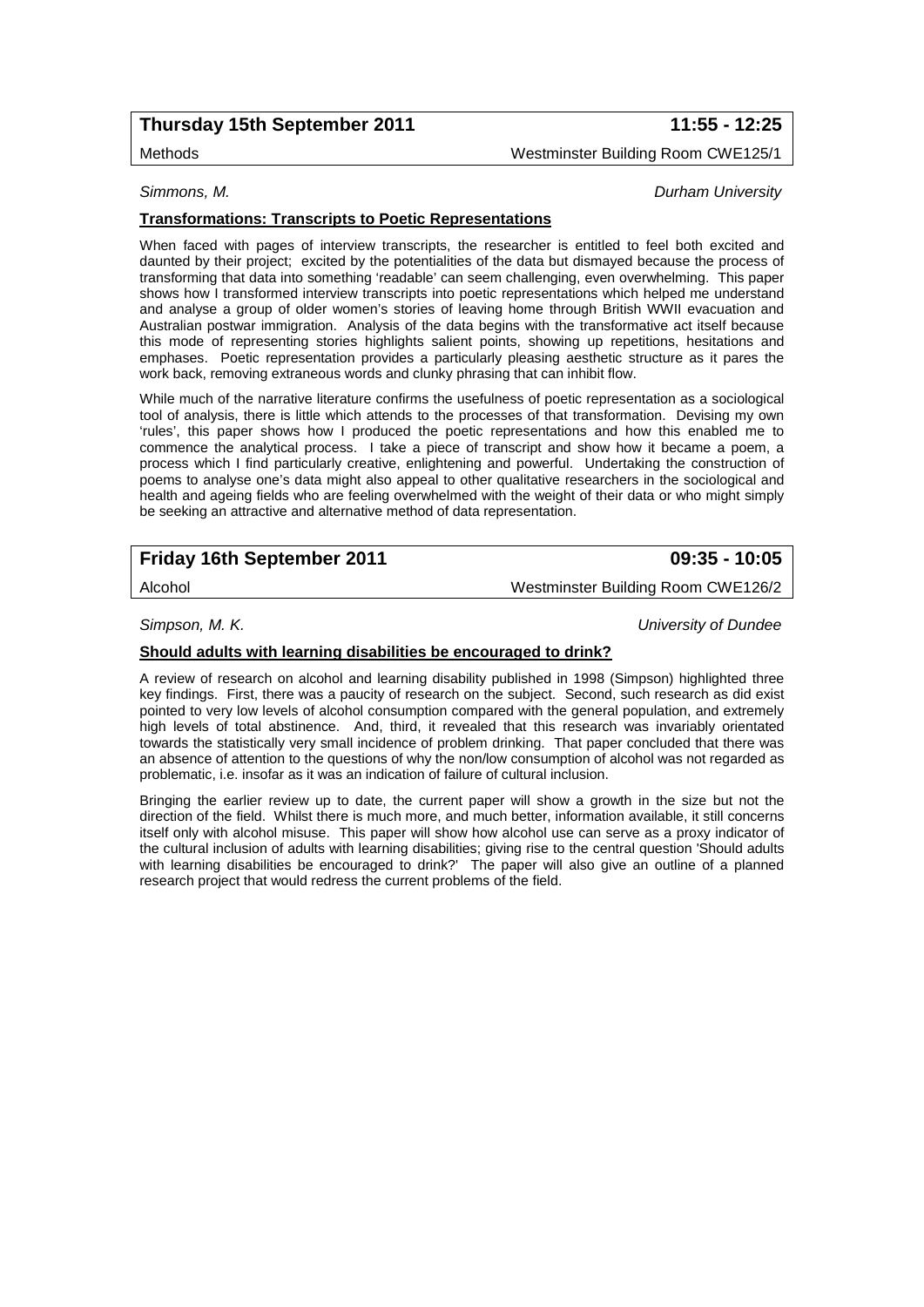**Thursday 15th September 2011** **11:55 - 12:25**

Methods — Westminster Building Room CWE125/1

*Simmons, M.* — *Durham University*

**Transformations: Transcripts to Poetic Representations**

When faced with pages of interview transcripts, the researcher is entitled to feel both excited and daunted by their project; excited by the potentialities of the data but dismayed because the process of transforming that data into something 'readable' can seem challenging, even overwhelming. This paper shows how I transformed interview transcripts into poetic representations which helped me understand and analyse a group of older women's stories of leaving home through British WWII evacuation and Australian postwar immigration. Analysis of the data begins with the transformative act itself because this mode of representing stories highlights salient points, showing up repetitions, hesitations and emphases. Poetic representation provides a particularly pleasing aesthetic structure as it pares the work back, removing extraneous words and clunky phrasing that can inhibit flow.

While much of the narrative literature confirms the usefulness of poetic representation as a sociological tool of analysis, there is little which attends to the processes of that transformation. Devising my own 'rules', this paper shows how I produced the poetic representations and how this enabled me to commence the analytical process. I take a piece of transcript and show how it became a poem, a process which I find particularly creative, enlightening and powerful. Undertaking the construction of poems to analyse one's data might also appeal to other qualitative researchers in the sociological and health and ageing fields who are feeling overwhelmed with the weight of their data or who might simply be seeking an attractive and alternative method of data representation.

**Friday 16th September 2011** **09:35 - 10:05**

Alcohol — Westminster Building Room CWE126/2

*Simpson, M. K.* — *University of Dundee*

**Should adults with learning disabilities be encouraged to drink?**

A review of research on alcohol and learning disability published in 1998 (Simpson) highlighted three key findings. First, there was a paucity of research on the subject. Second, such research as did exist pointed to very low levels of alcohol consumption compared with the general population, and extremely high levels of total abstinence. And, third, it revealed that this research was invariably orientated towards the statistically very small incidence of problem drinking. That paper concluded that there was an absence of attention to the questions of why the non/low consumption of alcohol was not regarded as problematic, i.e. insofar as it was an indication of failure of cultural inclusion.

Bringing the earlier review up to date, the current paper will show a growth in the size but not the direction of the field. Whilst there is much more, and much better, information available, it still concerns itself only with alcohol misuse. This paper will show how alcohol use can serve as a proxy indicator of the cultural inclusion of adults with learning disabilities; giving rise to the central question 'Should adults with learning disabilities be encouraged to drink?' The paper will also give an outline of a planned research project that would redress the current problems of the field.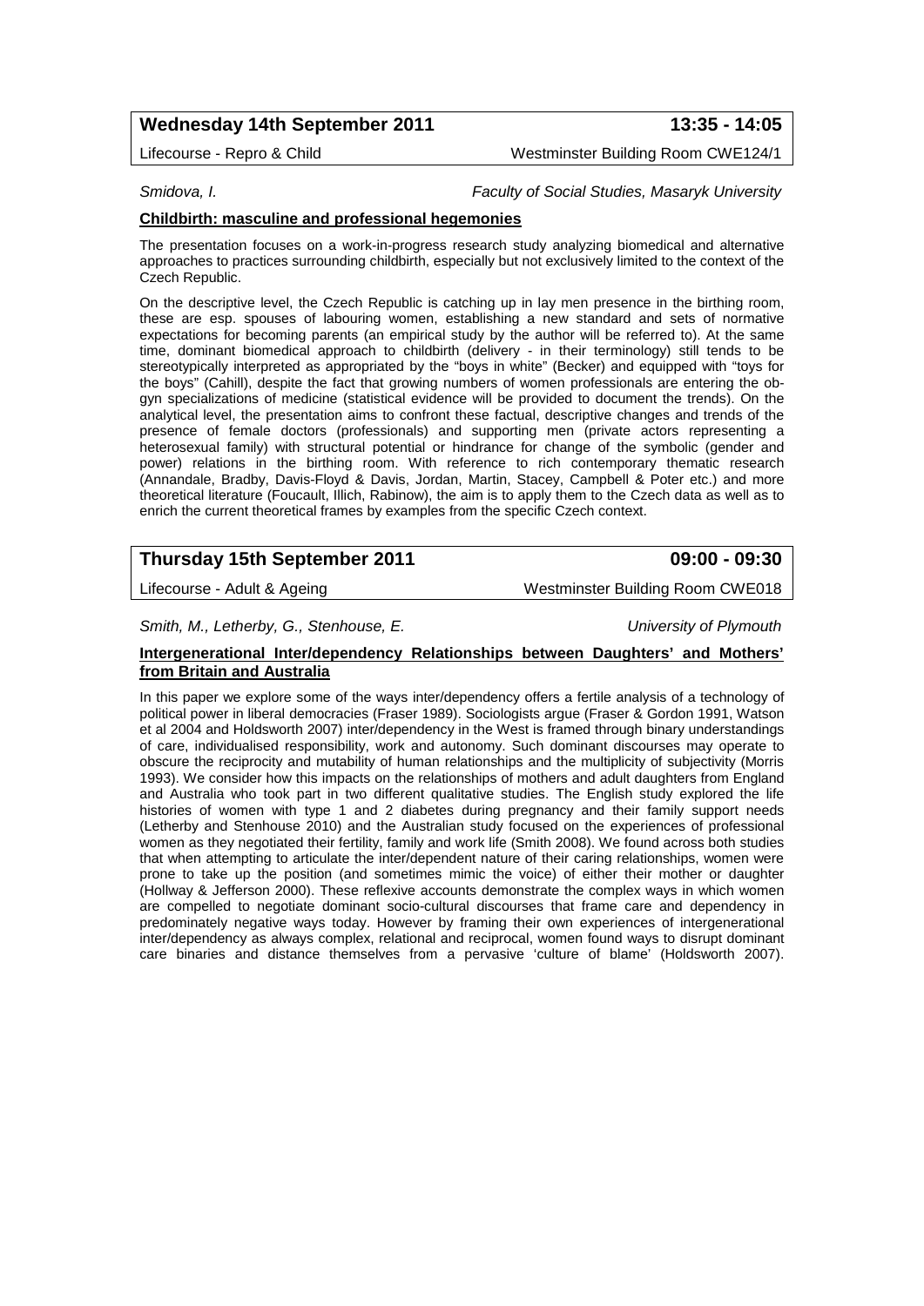**Wednesday 14th September 2011** **13:35 - 14:05**

Lifecourse - Repro & Child Westminster Building Room CWE124/1

*Smidova, I.* *Faculty of Social Studies, Masaryk University*

**Childbirth: masculine and professional hegemonies**

The presentation focuses on a work-in-progress research study analyzing biomedical and alternative approaches to practices surrounding childbirth, especially but not exclusively limited to the context of the Czech Republic.

On the descriptive level, the Czech Republic is catching up in lay men presence in the birthing room, these are esp. spouses of labouring women, establishing a new standard and sets of normative expectations for becoming parents (an empirical study by the author will be referred to). At the same time, dominant biomedical approach to childbirth (delivery - in their terminology) still tends to be stereotypically interpreted as appropriated by the "boys in white" (Becker) and equipped with "toys for the boys" (Cahill), despite the fact that growing numbers of women professionals are entering the ob-gyn specializations of medicine (statistical evidence will be provided to document the trends). On the analytical level, the presentation aims to confront these factual, descriptive changes and trends of the presence of female doctors (professionals) and supporting men (private actors representing a heterosexual family) with structural potential or hindrance for change of the symbolic (gender and power) relations in the birthing room. With reference to rich contemporary thematic research (Annandale, Bradby, Davis-Floyd & Davis, Jordan, Martin, Stacey, Campbell & Poter etc.) and more theoretical literature (Foucault, Illich, Rabinow), the aim is to apply them to the Czech data as well as to enrich the current theoretical frames by examples from the specific Czech context.

**Thursday 15th September 2011** **09:00 - 09:30**

Lifecourse - Adult & Ageing Westminster Building Room CWE018

*Smith, M., Letherby, G., Stenhouse, E.* *University of Plymouth*

**Intergenerational Inter/dependency Relationships between Daughters' and Mothers' from Britain and Australia**

In this paper we explore some of the ways inter/dependency offers a fertile analysis of a technology of political power in liberal democracies (Fraser 1989). Sociologists argue (Fraser & Gordon 1991, Watson et al 2004 and Holdsworth 2007) inter/dependency in the West is framed through binary understandings of care, individualised responsibility, work and autonomy. Such dominant discourses may operate to obscure the reciprocity and mutability of human relationships and the multiplicity of subjectivity (Morris 1993). We consider how this impacts on the relationships of mothers and adult daughters from England and Australia who took part in two different qualitative studies. The English study explored the life histories of women with type 1 and 2 diabetes during pregnancy and their family support needs (Letherby and Stenhouse 2010) and the Australian study focused on the experiences of professional women as they negotiated their fertility, family and work life (Smith 2008). We found across both studies that when attempting to articulate the inter/dependent nature of their caring relationships, women were prone to take up the position (and sometimes mimic the voice) of either their mother or daughter (Hollway & Jefferson 2000). These reflexive accounts demonstrate the complex ways in which women are compelled to negotiate dominant socio-cultural discourses that frame care and dependency in predominately negative ways today. However by framing their own experiences of intergenerational inter/dependency as always complex, relational and reciprocal, women found ways to disrupt dominant care binaries and distance themselves from a pervasive 'culture of blame' (Holdsworth 2007).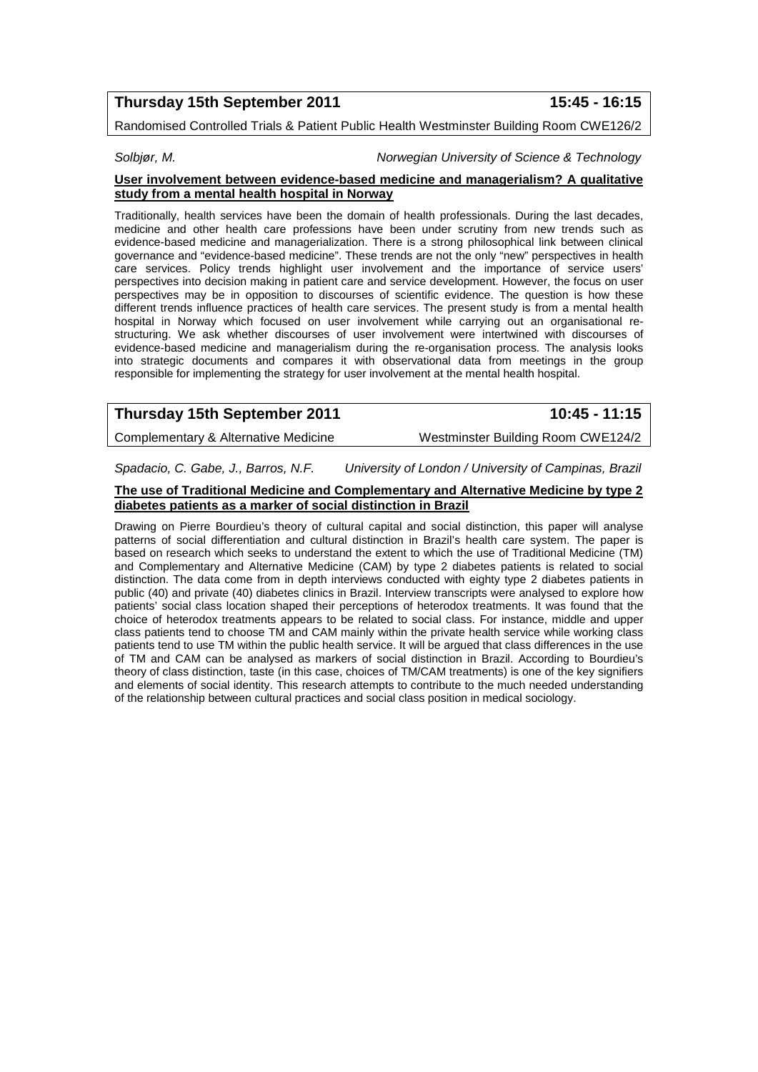**Thursday 15th September 2011 — 15:45 - 16:15**

Randomised Controlled Trials & Patient Public Health Westminster Building Room CWE126/2

*Solbjør, M.* — *Norwegian University of Science & Technology*

**User involvement between evidence-based medicine and managerialism? A qualitative study from a mental health hospital in Norway**

Traditionally, health services have been the domain of health professionals. During the last decades, medicine and other health care professions have been under scrutiny from new trends such as evidence-based medicine and managerialization. There is a strong philosophical link between clinical governance and "evidence-based medicine". These trends are not the only "new" perspectives in health care services. Policy trends highlight user involvement and the importance of service users' perspectives into decision making in patient care and service development. However, the focus on user perspectives may be in opposition to discourses of scientific evidence. The question is how these different trends influence practices of health care services. The present study is from a mental health hospital in Norway which focused on user involvement while carrying out an organisational re-structuring. We ask whether discourses of user involvement were intertwined with discourses of evidence-based medicine and managerialism during the re-organisation process. The analysis looks into strategic documents and compares it with observational data from meetings in the group responsible for implementing the strategy for user involvement at the mental health hospital.

**Thursday 15th September 2011 — 10:45 - 11:15**

Complementary & Alternative Medicine — Westminster Building Room CWE124/2

*Spadacio, C. Gabe, J., Barros, N.F.* — *University of London / University of Campinas, Brazil*

**The use of Traditional Medicine and Complementary and Alternative Medicine by type 2 diabetes patients as a marker of social distinction in Brazil**

Drawing on Pierre Bourdieu's theory of cultural capital and social distinction, this paper will analyse patterns of social differentiation and cultural distinction in Brazil's health care system. The paper is based on research which seeks to understand the extent to which the use of Traditional Medicine (TM) and Complementary and Alternative Medicine (CAM) by type 2 diabetes patients is related to social distinction. The data come from in depth interviews conducted with eighty type 2 diabetes patients in public (40) and private (40) diabetes clinics in Brazil. Interview transcripts were analysed to explore how patients' social class location shaped their perceptions of heterodox treatments. It was found that the choice of heterodox treatments appears to be related to social class. For instance, middle and upper class patients tend to choose TM and CAM mainly within the private health service while working class patients tend to use TM within the public health service. It will be argued that class differences in the use of TM and CAM can be analysed as markers of social distinction in Brazil. According to Bourdieu's theory of class distinction, taste (in this case, choices of TM/CAM treatments) is one of the key signifiers and elements of social identity. This research attempts to contribute to the much needed understanding of the relationship between cultural practices and social class position in medical sociology.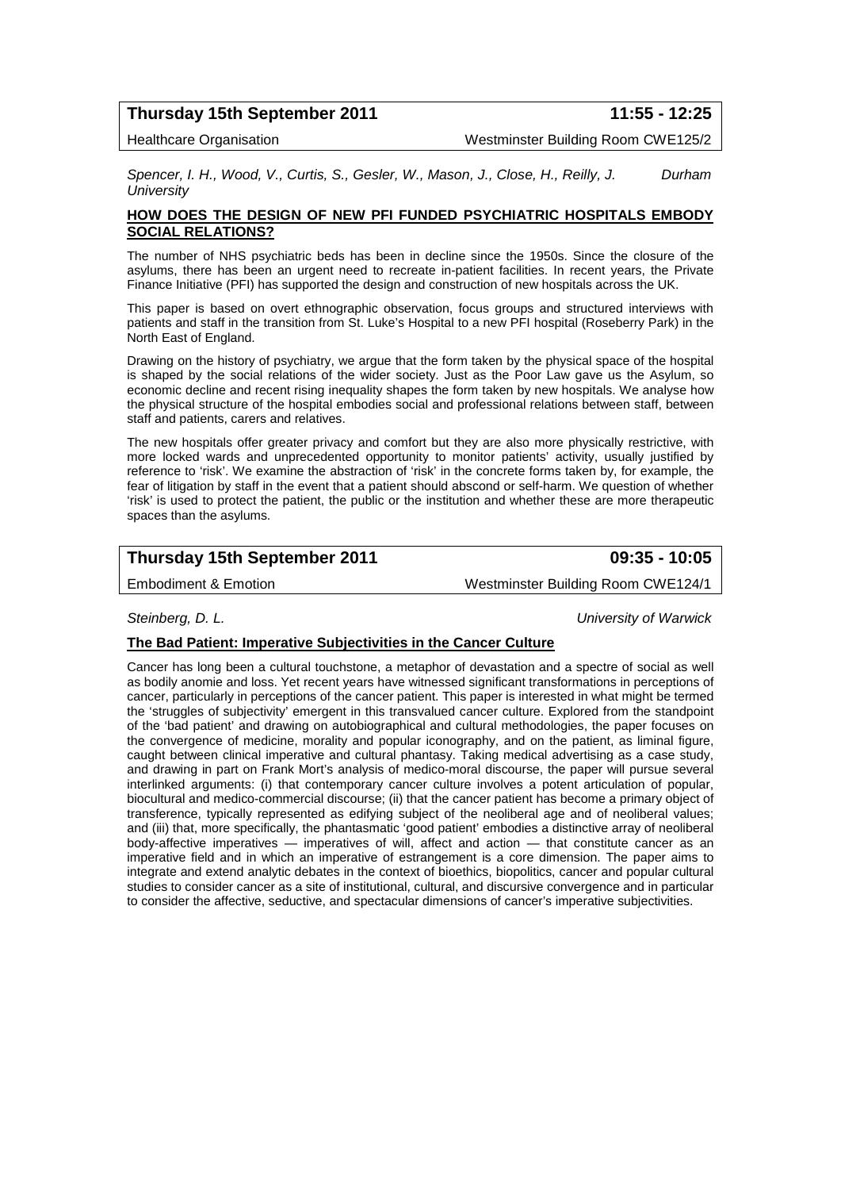**Thursday 15th September 2011** **11:55 - 12:25**

Healthcare Organisation Westminster Building Room CWE125/2

*Spencer, I. H., Wood, V., Curtis, S., Gesler, W., Mason, J., Close, H., Reilly, J.* *Durham University*

**HOW DOES THE DESIGN OF NEW PFI FUNDED PSYCHIATRIC HOSPITALS EMBODY SOCIAL RELATIONS?**

The number of NHS psychiatric beds has been in decline since the 1950s. Since the closure of the asylums, there has been an urgent need to recreate in-patient facilities. In recent years, the Private Finance Initiative (PFI) has supported the design and construction of new hospitals across the UK.

This paper is based on overt ethnographic observation, focus groups and structured interviews with patients and staff in the transition from St. Luke's Hospital to a new PFI hospital (Roseberry Park) in the North East of England.

Drawing on the history of psychiatry, we argue that the form taken by the physical space of the hospital is shaped by the social relations of the wider society. Just as the Poor Law gave us the Asylum, so economic decline and recent rising inequality shapes the form taken by new hospitals. We analyse how the physical structure of the hospital embodies social and professional relations between staff, between staff and patients, carers and relatives.

The new hospitals offer greater privacy and comfort but they are also more physically restrictive, with more locked wards and unprecedented opportunity to monitor patients' activity, usually justified by reference to 'risk'. We examine the abstraction of 'risk' in the concrete forms taken by, for example, the fear of litigation by staff in the event that a patient should abscond or self-harm. We question of whether 'risk' is used to protect the patient, the public or the institution and whether these are more therapeutic spaces than the asylums.

**Thursday 15th September 2011** **09:35 - 10:05**

Embodiment & Emotion Westminster Building Room CWE124/1

*Steinberg, D. L.* *University of Warwick*

**The Bad Patient: Imperative Subjectivities in the Cancer Culture**

Cancer has long been a cultural touchstone, a metaphor of devastation and a spectre of social as well as bodily anomie and loss. Yet recent years have witnessed significant transformations in perceptions of cancer, particularly in perceptions of the cancer patient. This paper is interested in what might be termed the 'struggles of subjectivity' emergent in this transvalued cancer culture. Explored from the standpoint of the 'bad patient' and drawing on autobiographical and cultural methodologies, the paper focuses on the convergence of medicine, morality and popular iconography, and on the patient, as liminal figure, caught between clinical imperative and cultural phantasy. Taking medical advertising as a case study, and drawing in part on Frank Mort's analysis of medico-moral discourse, the paper will pursue several interlinked arguments: (i) that contemporary cancer culture involves a potent articulation of popular, biocultural and medico-commercial discourse; (ii) that the cancer patient has become a primary object of transference, typically represented as edifying subject of the neoliberal age and of neoliberal values; and (iii) that, more specifically, the phantasmatic 'good patient' embodies a distinctive array of neoliberal body-affective imperatives — imperatives of will, affect and action — that constitute cancer as an imperative field and in which an imperative of estrangement is a core dimension. The paper aims to integrate and extend analytic debates in the context of bioethics, biopolitics, cancer and popular cultural studies to consider cancer as a site of institutional, cultural, and discursive convergence and in particular to consider the affective, seductive, and spectacular dimensions of cancer's imperative subjectivities.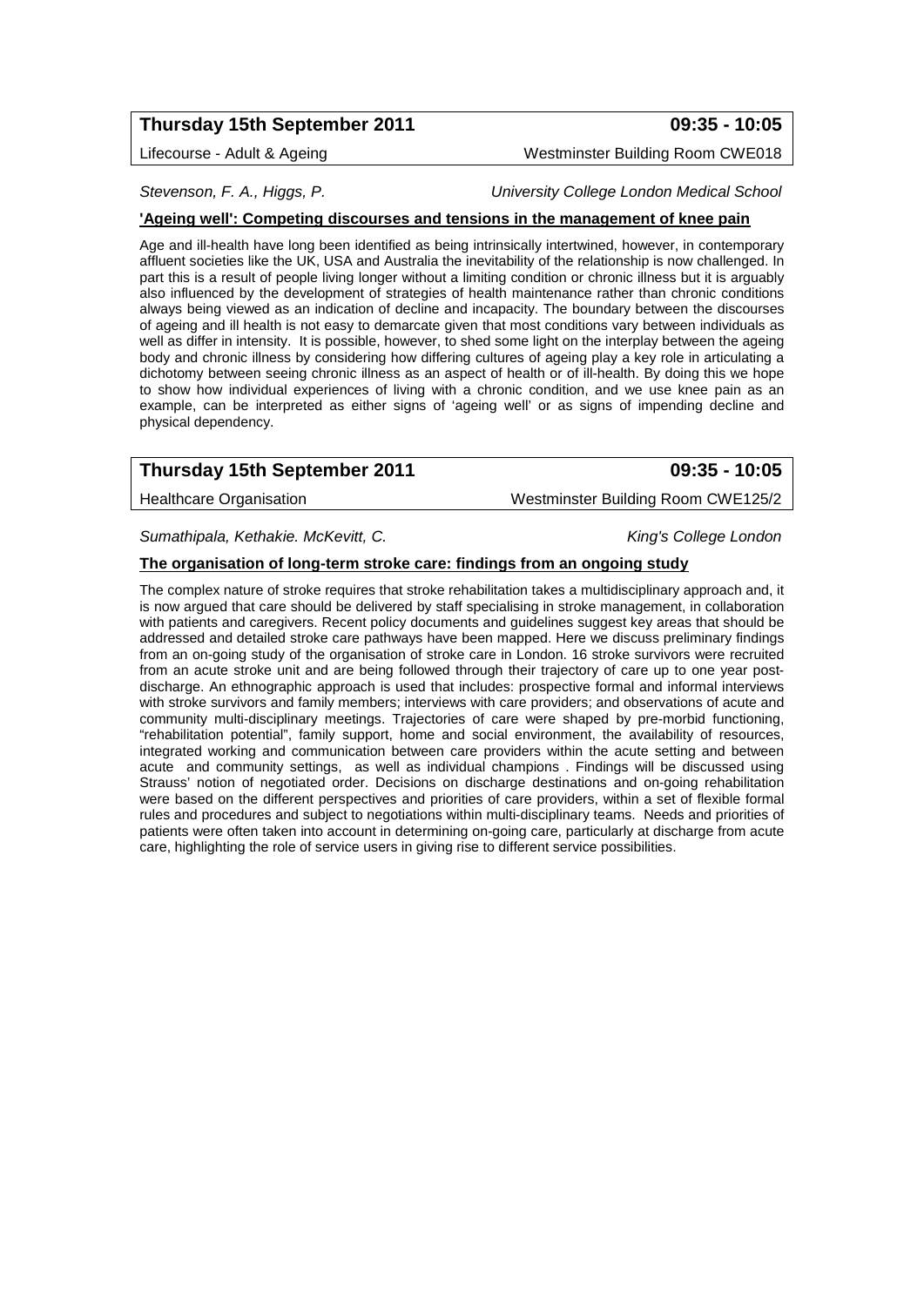## Thursday 15th September 2011 — 09:35 - 10:05

Lifecourse - Adult & Ageing — Westminster Building Room CWE018

*Stevenson, F. A., Higgs, P.* — *University College London Medical School*

**'Ageing well': Competing discourses and tensions in the management of knee pain**

Age and ill-health have long been identified as being intrinsically intertwined, however, in contemporary affluent societies like the UK, USA and Australia the inevitability of the relationship is now challenged. In part this is a result of people living longer without a limiting condition or chronic illness but it is arguably also influenced by the development of strategies of health maintenance rather than chronic conditions always being viewed as an indication of decline and incapacity. The boundary between the discourses of ageing and ill health is not easy to demarcate given that most conditions vary between individuals as well as differ in intensity. It is possible, however, to shed some light on the interplay between the ageing body and chronic illness by considering how differing cultures of ageing play a key role in articulating a dichotomy between seeing chronic illness as an aspect of health or of ill-health. By doing this we hope to show how individual experiences of living with a chronic condition, and we use knee pain as an example, can be interpreted as either signs of 'ageing well' or as signs of impending decline and physical dependency.

## Thursday 15th September 2011 — 09:35 - 10:05

Healthcare Organisation — Westminster Building Room CWE125/2

*Sumathipala, Kethakie. McKevitt, C.* — *King's College London*

**The organisation of long-term stroke care: findings from an ongoing study**

The complex nature of stroke requires that stroke rehabilitation takes a multidisciplinary approach and, it is now argued that care should be delivered by staff specialising in stroke management, in collaboration with patients and caregivers. Recent policy documents and guidelines suggest key areas that should be addressed and detailed stroke care pathways have been mapped. Here we discuss preliminary findings from an on-going study of the organisation of stroke care in London. 16 stroke survivors were recruited from an acute stroke unit and are being followed through their trajectory of care up to one year post-discharge. An ethnographic approach is used that includes: prospective formal and informal interviews with stroke survivors and family members; interviews with care providers; and observations of acute and community multi-disciplinary meetings. Trajectories of care were shaped by pre-morbid functioning, "rehabilitation potential", family support, home and social environment, the availability of resources, integrated working and communication between care providers within the acute setting and between acute and community settings, as well as individual champions . Findings will be discussed using Strauss' notion of negotiated order. Decisions on discharge destinations and on-going rehabilitation were based on the different perspectives and priorities of care providers, within a set of flexible formal rules and procedures and subject to negotiations within multi-disciplinary teams. Needs and priorities of patients were often taken into account in determining on-going care, particularly at discharge from acute care, highlighting the role of service users in giving rise to different service possibilities.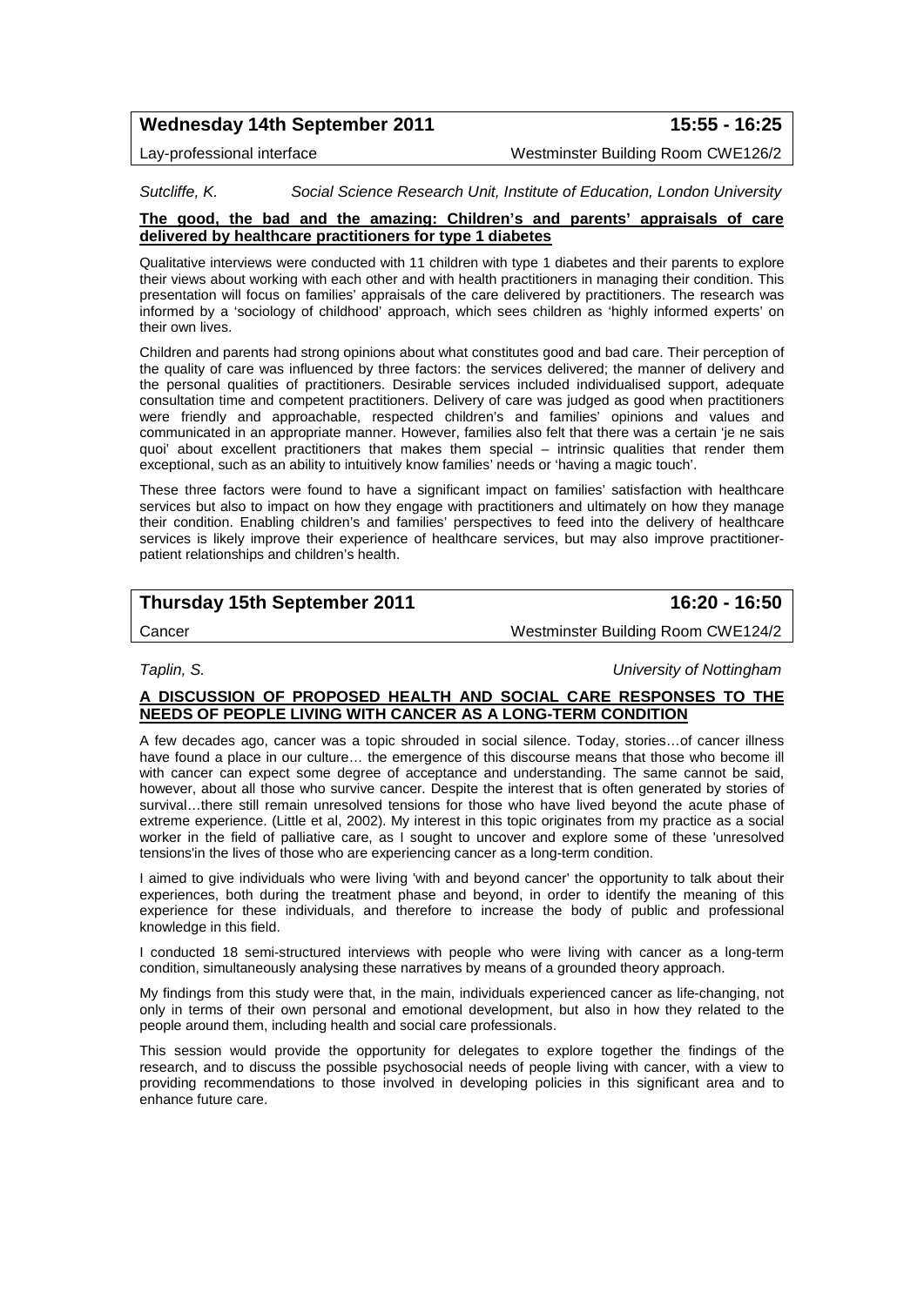**Wednesday 14th September 2011** **15:55 - 16:25**

Lay-professional interface Westminster Building Room CWE126/2

*Sutcliffe, K.* *Social Science Research Unit, Institute of Education, London University*

**The good, the bad and the amazing: Children's and parents' appraisals of care delivered by healthcare practitioners for type 1 diabetes**

Qualitative interviews were conducted with 11 children with type 1 diabetes and their parents to explore their views about working with each other and with health practitioners in managing their condition. This presentation will focus on families' appraisals of the care delivered by practitioners. The research was informed by a 'sociology of childhood' approach, which sees children as 'highly informed experts' on their own lives.

Children and parents had strong opinions about what constitutes good and bad care. Their perception of the quality of care was influenced by three factors: the services delivered; the manner of delivery and the personal qualities of practitioners. Desirable services included individualised support, adequate consultation time and competent practitioners. Delivery of care was judged as good when practitioners were friendly and approachable, respected children's and families' opinions and values and communicated in an appropriate manner. However, families also felt that there was a certain 'je ne sais quoi' about excellent practitioners that makes them special – intrinsic qualities that render them exceptional, such as an ability to intuitively know families' needs or 'having a magic touch'.

These three factors were found to have a significant impact on families' satisfaction with healthcare services but also to impact on how they engage with practitioners and ultimately on how they manage their condition. Enabling children's and families' perspectives to feed into the delivery of healthcare services is likely improve their experience of healthcare services, but may also improve practitioner-patient relationships and children's health.

**Thursday 15th September 2011** **16:20 - 16:50**

Cancer Westminster Building Room CWE124/2

*Taplin, S.* *University of Nottingham*

**A DISCUSSION OF PROPOSED HEALTH AND SOCIAL CARE RESPONSES TO THE NEEDS OF PEOPLE LIVING WITH CANCER AS A LONG-TERM CONDITION**

A few decades ago, cancer was a topic shrouded in social silence. Today, stories…of cancer illness have found a place in our culture… the emergence of this discourse means that those who become ill with cancer can expect some degree of acceptance and understanding. The same cannot be said, however, about all those who survive cancer. Despite the interest that is often generated by stories of survival…there still remain unresolved tensions for those who have lived beyond the acute phase of extreme experience. (Little et al, 2002). My interest in this topic originates from my practice as a social worker in the field of palliative care, as I sought to uncover and explore some of these 'unresolved tensions'in the lives of those who are experiencing cancer as a long-term condition.

I aimed to give individuals who were living 'with and beyond cancer' the opportunity to talk about their experiences, both during the treatment phase and beyond, in order to identify the meaning of this experience for these individuals, and therefore to increase the body of public and professional knowledge in this field.

I conducted 18 semi-structured interviews with people who were living with cancer as a long-term condition, simultaneously analysing these narratives by means of a grounded theory approach.

My findings from this study were that, in the main, individuals experienced cancer as life-changing, not only in terms of their own personal and emotional development, but also in how they related to the people around them, including health and social care professionals.

This session would provide the opportunity for delegates to explore together the findings of the research, and to discuss the possible psychosocial needs of people living with cancer, with a view to providing recommendations to those involved in developing policies in this significant area and to enhance future care.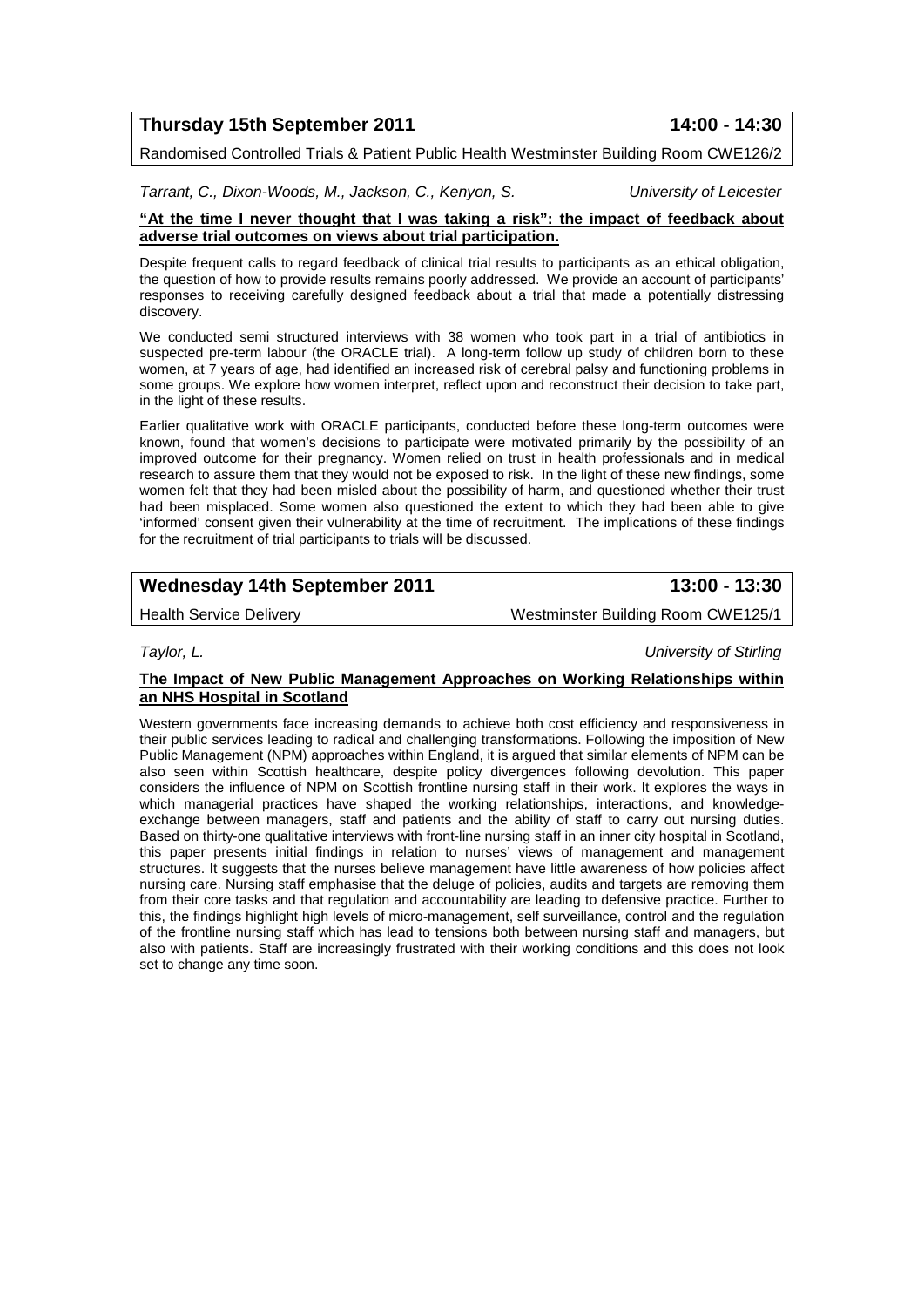**Thursday 15th September 2011** **14:00 - 14:30**

Randomised Controlled Trials & Patient Public Health Westminster Building Room CWE126/2

*Tarrant, C., Dixon-Woods, M., Jackson, C., Kenyon, S.* *University of Leicester*

**"At the time I never thought that I was taking a risk": the impact of feedback about adverse trial outcomes on views about trial participation.**

Despite frequent calls to regard feedback of clinical trial results to participants as an ethical obligation, the question of how to provide results remains poorly addressed. We provide an account of participants' responses to receiving carefully designed feedback about a trial that made a potentially distressing discovery.

We conducted semi structured interviews with 38 women who took part in a trial of antibiotics in suspected pre-term labour (the ORACLE trial). A long-term follow up study of children born to these women, at 7 years of age, had identified an increased risk of cerebral palsy and functioning problems in some groups. We explore how women interpret, reflect upon and reconstruct their decision to take part, in the light of these results.

Earlier qualitative work with ORACLE participants, conducted before these long-term outcomes were known, found that women's decisions to participate were motivated primarily by the possibility of an improved outcome for their pregnancy. Women relied on trust in health professionals and in medical research to assure them that they would not be exposed to risk. In the light of these new findings, some women felt that they had been misled about the possibility of harm, and questioned whether their trust had been misplaced. Some women also questioned the extent to which they had been able to give 'informed' consent given their vulnerability at the time of recruitment. The implications of these findings for the recruitment of trial participants to trials will be discussed.

**Wednesday 14th September 2011** **13:00 - 13:30**

Health Service Delivery Westminster Building Room CWE125/1

*Taylor, L.* *University of Stirling*

**The Impact of New Public Management Approaches on Working Relationships within an NHS Hospital in Scotland**

Western governments face increasing demands to achieve both cost efficiency and responsiveness in their public services leading to radical and challenging transformations. Following the imposition of New Public Management (NPM) approaches within England, it is argued that similar elements of NPM can be also seen within Scottish healthcare, despite policy divergences following devolution. This paper considers the influence of NPM on Scottish frontline nursing staff in their work. It explores the ways in which managerial practices have shaped the working relationships, interactions, and knowledge-exchange between managers, staff and patients and the ability of staff to carry out nursing duties. Based on thirty-one qualitative interviews with front-line nursing staff in an inner city hospital in Scotland, this paper presents initial findings in relation to nurses' views of management and management structures. It suggests that the nurses believe management have little awareness of how policies affect nursing care. Nursing staff emphasise that the deluge of policies, audits and targets are removing them from their core tasks and that regulation and accountability are leading to defensive practice. Further to this, the findings highlight high levels of micro-management, self surveillance, control and the regulation of the frontline nursing staff which has lead to tensions both between nursing staff and managers, but also with patients. Staff are increasingly frustrated with their working conditions and this does not look set to change any time soon.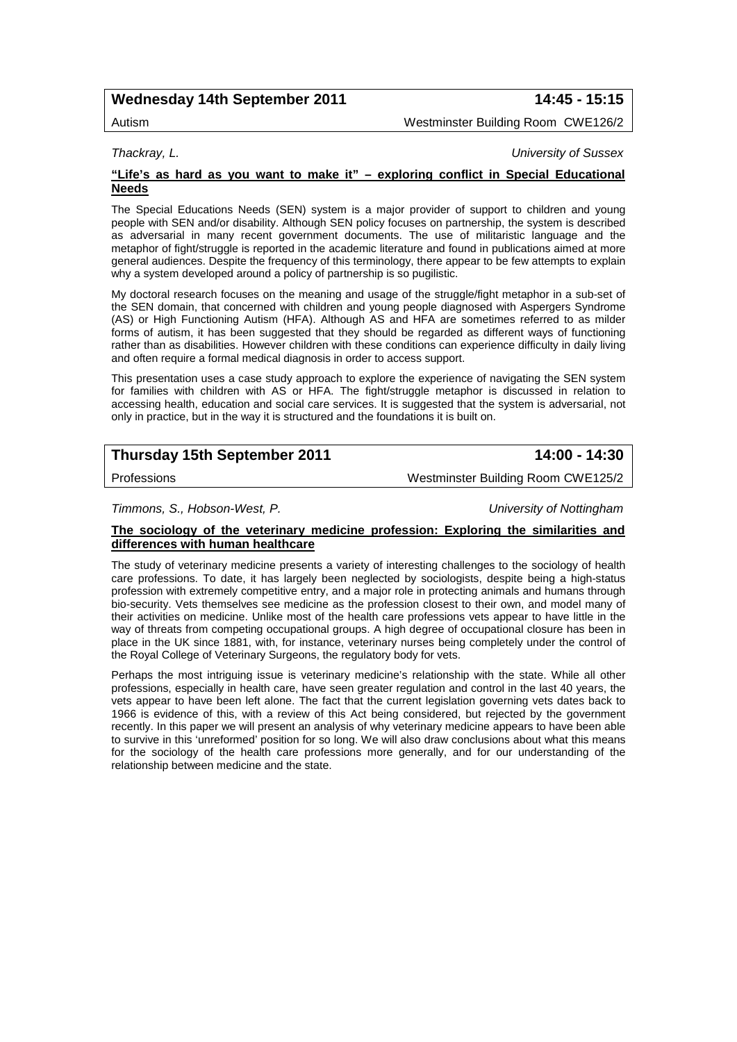**Wednesday 14th September 2011** **14:45 - 15:15**

Autism Westminster Building Room CWE126/2

*Thackray, L.* *University of Sussex*

**<u>"Life's as hard as you want to make it" – exploring conflict in Special Educational Needs</u>**

The Special Educations Needs (SEN) system is a major provider of support to children and young people with SEN and/or disability. Although SEN policy focuses on partnership, the system is described as adversarial in many recent government documents. The use of militaristic language and the metaphor of fight/struggle is reported in the academic literature and found in publications aimed at more general audiences. Despite the frequency of this terminology, there appear to be few attempts to explain why a system developed around a policy of partnership is so pugilistic.

My doctoral research focuses on the meaning and usage of the struggle/fight metaphor in a sub-set of the SEN domain, that concerned with children and young people diagnosed with Aspergers Syndrome (AS) or High Functioning Autism (HFA). Although AS and HFA are sometimes referred to as milder forms of autism, it has been suggested that they should be regarded as different ways of functioning rather than as disabilities. However children with these conditions can experience difficulty in daily living and often require a formal medical diagnosis in order to access support.

This presentation uses a case study approach to explore the experience of navigating the SEN system for families with children with AS or HFA. The fight/struggle metaphor is discussed in relation to accessing health, education and social care services. It is suggested that the system is adversarial, not only in practice, but in the way it is structured and the foundations it is built on.

**Thursday 15th September 2011** **14:00 - 14:30**

Professions Westminster Building Room CWE125/2

*Timmons, S., Hobson-West, P.* *University of Nottingham*

**<u>The sociology of the veterinary medicine profession: Exploring the similarities and differences with human healthcare</u>**

The study of veterinary medicine presents a variety of interesting challenges to the sociology of health care professions. To date, it has largely been neglected by sociologists, despite being a high-status profession with extremely competitive entry, and a major role in protecting animals and humans through bio-security. Vets themselves see medicine as the profession closest to their own, and model many of their activities on medicine. Unlike most of the health care professions vets appear to have little in the way of threats from competing occupational groups. A high degree of occupational closure has been in place in the UK since 1881, with, for instance, veterinary nurses being completely under the control of the Royal College of Veterinary Surgeons, the regulatory body for vets.

Perhaps the most intriguing issue is veterinary medicine's relationship with the state. While all other professions, especially in health care, have seen greater regulation and control in the last 40 years, the vets appear to have been left alone. The fact that the current legislation governing vets dates back to 1966 is evidence of this, with a review of this Act being considered, but rejected by the government recently. In this paper we will present an analysis of why veterinary medicine appears to have been able to survive in this 'unreformed' position for so long. We will also draw conclusions about what this means for the sociology of the health care professions more generally, and for our understanding of the relationship between medicine and the state.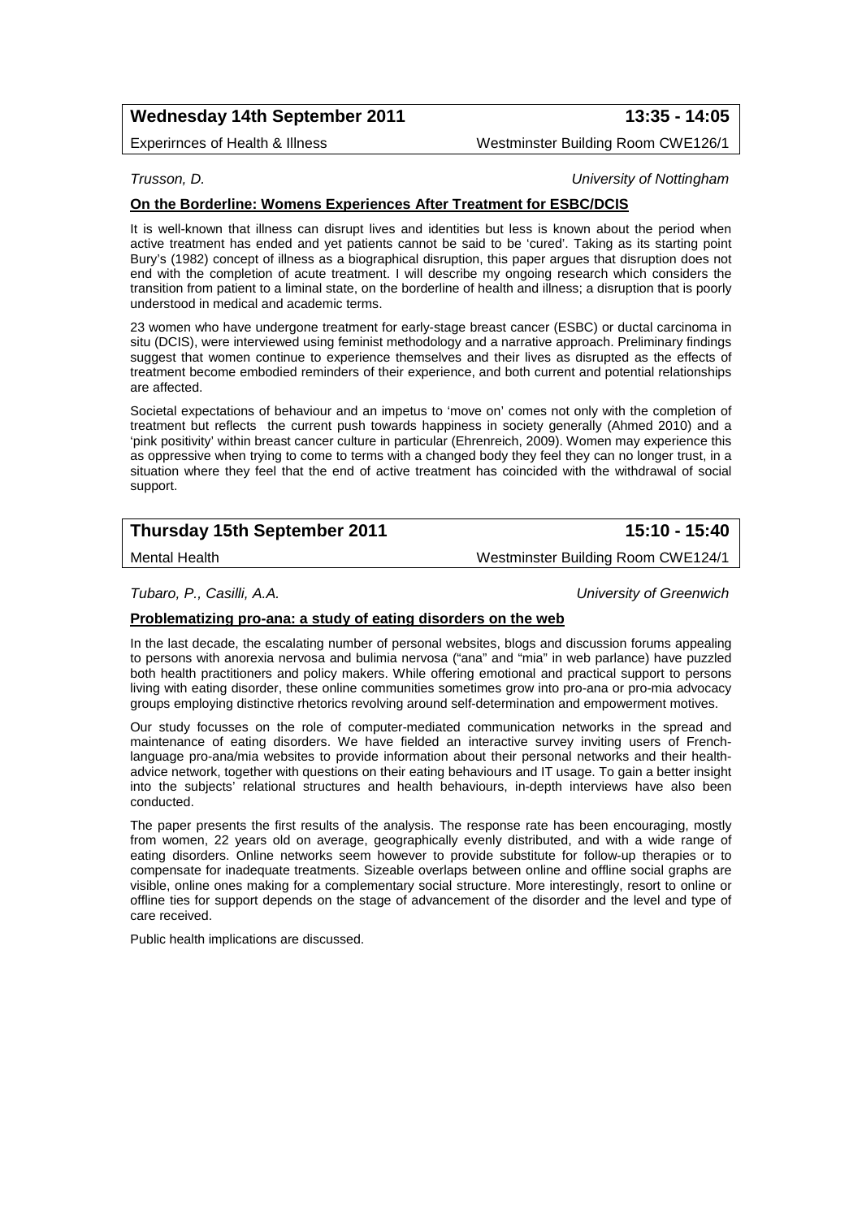**Wednesday 14th September 2011 — 13:35 - 14:05**

Experirnces of Health & Illness — Westminster Building Room CWE126/1

*Trusson, D.* — *University of Nottingham*

**On the Borderline: Womens Experiences After Treatment for ESBC/DCIS**

It is well-known that illness can disrupt lives and identities but less is known about the period when active treatment has ended and yet patients cannot be said to be 'cured'. Taking as its starting point Bury's (1982) concept of illness as a biographical disruption, this paper argues that disruption does not end with the completion of acute treatment. I will describe my ongoing research which considers the transition from patient to a liminal state, on the borderline of health and illness; a disruption that is poorly understood in medical and academic terms.

23 women who have undergone treatment for early-stage breast cancer (ESBC) or ductal carcinoma in situ (DCIS), were interviewed using feminist methodology and a narrative approach. Preliminary findings suggest that women continue to experience themselves and their lives as disrupted as the effects of treatment become embodied reminders of their experience, and both current and potential relationships are affected.

Societal expectations of behaviour and an impetus to 'move on' comes not only with the completion of treatment but reflects the current push towards happiness in society generally (Ahmed 2010) and a 'pink positivity' within breast cancer culture in particular (Ehrenreich, 2009). Women may experience this as oppressive when trying to come to terms with a changed body they feel they can no longer trust, in a situation where they feel that the end of active treatment has coincided with the withdrawal of social support.

**Thursday 15th September 2011 — 15:10 - 15:40**

Mental Health — Westminster Building Room CWE124/1

*Tubaro, P., Casilli, A.A.* — *University of Greenwich*

**Problematizing pro-ana: a study of eating disorders on the web**

In the last decade, the escalating number of personal websites, blogs and discussion forums appealing to persons with anorexia nervosa and bulimia nervosa ("ana" and "mia" in web parlance) have puzzled both health practitioners and policy makers. While offering emotional and practical support to persons living with eating disorder, these online communities sometimes grow into pro-ana or pro-mia advocacy groups employing distinctive rhetorics revolving around self-determination and empowerment motives.

Our study focusses on the role of computer-mediated communication networks in the spread and maintenance of eating disorders. We have fielded an interactive survey inviting users of French-language pro-ana/mia websites to provide information about their personal networks and their health-advice network, together with questions on their eating behaviours and IT usage. To gain a better insight into the subjects' relational structures and health behaviours, in-depth interviews have also been conducted.

The paper presents the first results of the analysis. The response rate has been encouraging, mostly from women, 22 years old on average, geographically evenly distributed, and with a wide range of eating disorders. Online networks seem however to provide substitute for follow-up therapies or to compensate for inadequate treatments. Sizeable overlaps between online and offline social graphs are visible, online ones making for a complementary social structure. More interestingly, resort to online or offline ties for support depends on the stage of advancement of the disorder and the level and type of care received.

Public health implications are discussed.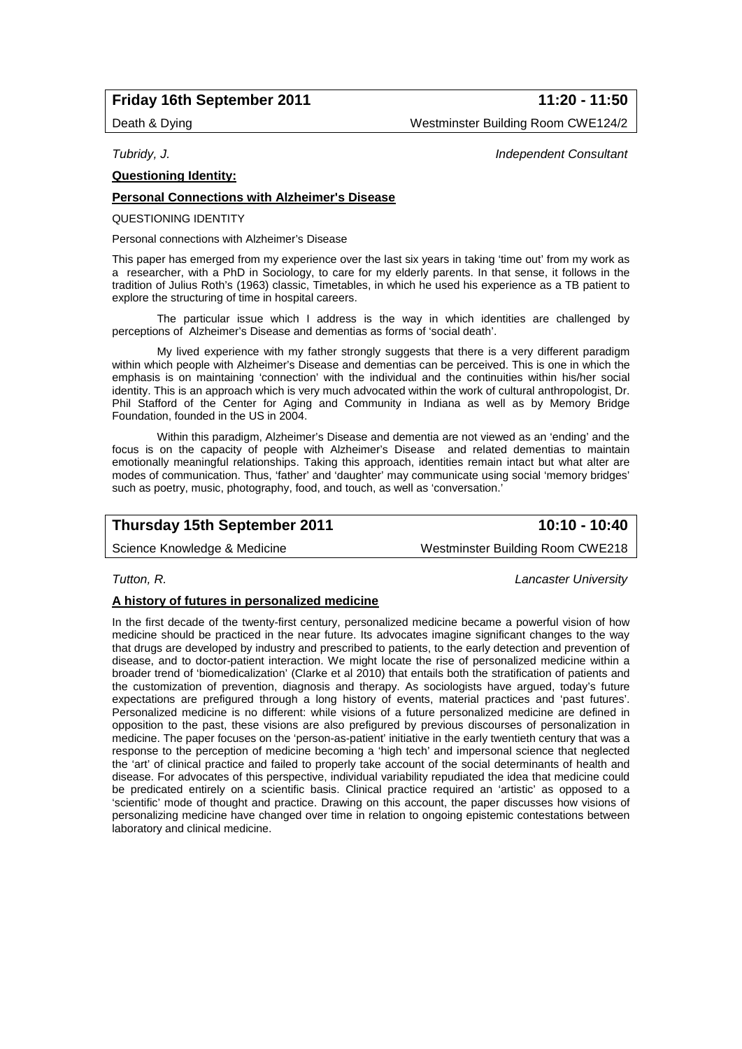**Friday 16th September 2011** **11:20 - 11:50**

Death & Dying — Westminster Building Room CWE124/2

*Tubridy, J.* — *Independent Consultant*

**Questioning Identity:**

**Personal Connections with Alzheimer's Disease**

QUESTIONING IDENTITY

Personal connections with Alzheimer's Disease

This paper has emerged from my experience over the last six years in taking 'time out' from my work as a researcher, with a PhD in Sociology, to care for my elderly parents. In that sense, it follows in the tradition of Julius Roth's (1963) classic, Timetables, in which he used his experience as a TB patient to explore the structuring of time in hospital careers.

The particular issue which I address is the way in which identities are challenged by perceptions of Alzheimer's Disease and dementias as forms of 'social death'.

My lived experience with my father strongly suggests that there is a very different paradigm within which people with Alzheimer's Disease and dementias can be perceived. This is one in which the emphasis is on maintaining 'connection' with the individual and the continuities within his/her social identity. This is an approach which is very much advocated within the work of cultural anthropologist, Dr. Phil Stafford of the Center for Aging and Community in Indiana as well as by Memory Bridge Foundation, founded in the US in 2004.

Within this paradigm, Alzheimer's Disease and dementia are not viewed as an 'ending' and the focus is on the capacity of people with Alzheimer's Disease and related dementias to maintain emotionally meaningful relationships. Taking this approach, identities remain intact but what alter are modes of communication. Thus, 'father' and 'daughter' may communicate using social 'memory bridges' such as poetry, music, photography, food, and touch, as well as 'conversation.'

**Thursday 15th September 2011** **10:10 - 10:40**

Science Knowledge & Medicine — Westminster Building Room CWE218

*Tutton, R.* — *Lancaster University*

**A history of futures in personalized medicine**

In the first decade of the twenty-first century, personalized medicine became a powerful vision of how medicine should be practiced in the near future. Its advocates imagine significant changes to the way that drugs are developed by industry and prescribed to patients, to the early detection and prevention of disease, and to doctor-patient interaction. We might locate the rise of personalized medicine within a broader trend of 'biomedicalization' (Clarke et al 2010) that entails both the stratification of patients and the customization of prevention, diagnosis and therapy. As sociologists have argued, today's future expectations are prefigured through a long history of events, material practices and 'past futures'. Personalized medicine is no different: while visions of a future personalized medicine are defined in opposition to the past, these visions are also prefigured by previous discourses of personalization in medicine. The paper focuses on the 'person-as-patient' initiative in the early twentieth century that was a response to the perception of medicine becoming a 'high tech' and impersonal science that neglected the 'art' of clinical practice and failed to properly take account of the social determinants of health and disease. For advocates of this perspective, individual variability repudiated the idea that medicine could be predicated entirely on a scientific basis. Clinical practice required an 'artistic' as opposed to a 'scientific' mode of thought and practice. Drawing on this account, the paper discusses how visions of personalizing medicine have changed over time in relation to ongoing epistemic contestations between laboratory and clinical medicine.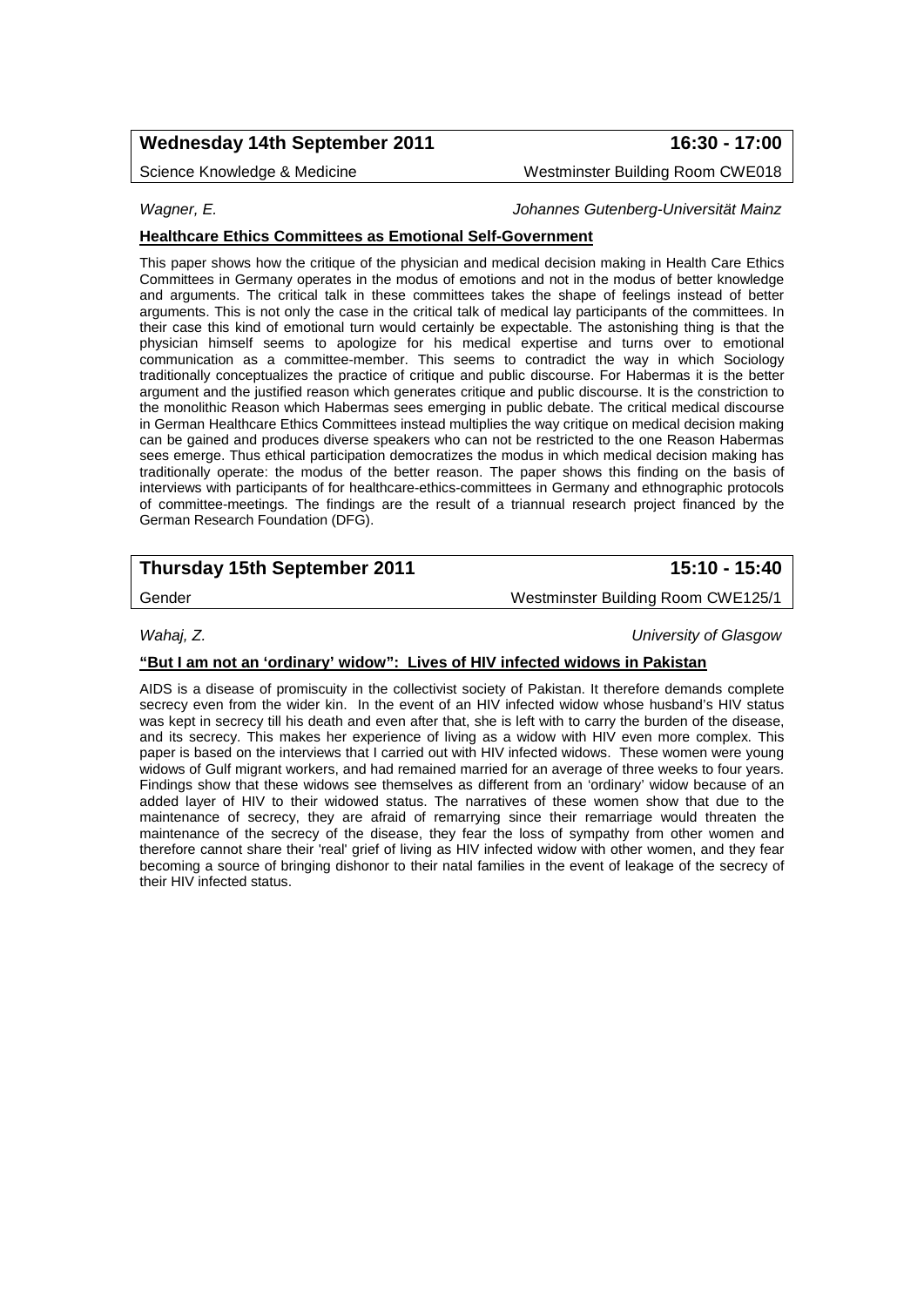## Wednesday 14th September 2011 — 16:30 - 17:00

Science Knowledge & Medicine — Westminster Building Room CWE018

*Wagner, E.* — *Johannes Gutenberg-Universität Mainz*

**Healthcare Ethics Committees as Emotional Self-Government**

This paper shows how the critique of the physician and medical decision making in Health Care Ethics Committees in Germany operates in the modus of emotions and not in the modus of better knowledge and arguments. The critical talk in these committees takes the shape of feelings instead of better arguments. This is not only the case in the critical talk of medical lay participants of the committees. In their case this kind of emotional turn would certainly be expectable. The astonishing thing is that the physician himself seems to apologize for his medical expertise and turns over to emotional communication as a committee-member. This seems to contradict the way in which Sociology traditionally conceptualizes the practice of critique and public discourse. For Habermas it is the better argument and the justified reason which generates critique and public discourse. It is the constriction to the monolithic Reason which Habermas sees emerging in public debate. The critical medical discourse in German Healthcare Ethics Committees instead multiplies the way critique on medical decision making can be gained and produces diverse speakers who can not be restricted to the one Reason Habermas sees emerge. Thus ethical participation democratizes the modus in which medical decision making has traditionally operate: the modus of the better reason. The paper shows this finding on the basis of interviews with participants of for healthcare-ethics-committees in Germany and ethnographic protocols of committee-meetings. The findings are the result of a triannual research project financed by the German Research Foundation (DFG).

## Thursday 15th September 2011 — 15:10 - 15:40

Gender — Westminster Building Room CWE125/1

*Wahaj, Z.* — *University of Glasgow*

**"But I am not an 'ordinary' widow": Lives of HIV infected widows in Pakistan**

AIDS is a disease of promiscuity in the collectivist society of Pakistan. It therefore demands complete secrecy even from the wider kin. In the event of an HIV infected widow whose husband's HIV status was kept in secrecy till his death and even after that, she is left with to carry the burden of the disease, and its secrecy. This makes her experience of living as a widow with HIV even more complex. This paper is based on the interviews that I carried out with HIV infected widows. These women were young widows of Gulf migrant workers, and had remained married for an average of three weeks to four years. Findings show that these widows see themselves as different from an 'ordinary' widow because of an added layer of HIV to their widowed status. The narratives of these women show that due to the maintenance of secrecy, they are afraid of remarrying since their remarriage would threaten the maintenance of the secrecy of the disease, they fear the loss of sympathy from other women and therefore cannot share their 'real' grief of living as HIV infected widow with other women, and they fear becoming a source of bringing dishonor to their natal families in the event of leakage of the secrecy of their HIV infected status.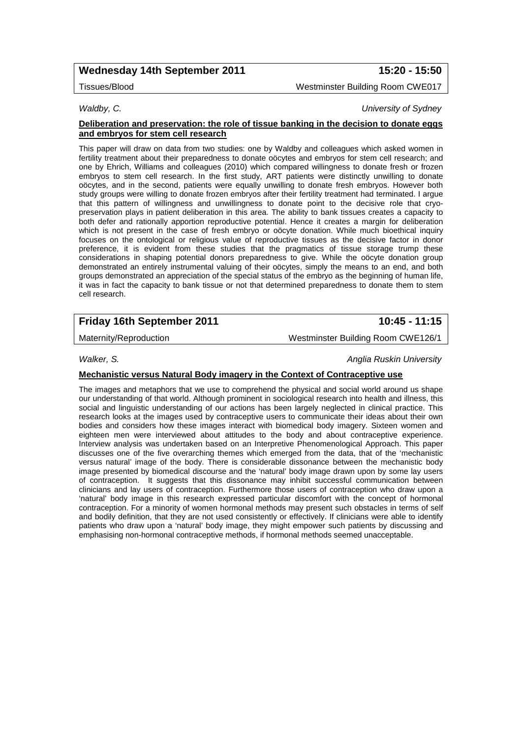## Wednesday 14th September 2011 — 15:20 - 15:50

Tissues/Blood — Westminster Building Room CWE017

*Waldby, C.* — *University of Sydney*

**Deliberation and preservation: the role of tissue banking in the decision to donate eggs and embryos for stem cell research**

This paper will draw on data from two studies: one by Waldby and colleagues which asked women in fertility treatment about their preparedness to donate oöcytes and embryos for stem cell research; and one by Ehrich, Williams and colleagues (2010) which compared willingness to donate fresh or frozen embryos to stem cell research. In the first study, ART patients were distinctly unwilling to donate oöcytes, and in the second, patients were equally unwilling to donate fresh embryos. However both study groups were willing to donate frozen embryos after their fertility treatment had terminated. I argue that this pattern of willingness and unwillingness to donate point to the decisive role that cryo-preservation plays in patient deliberation in this area. The ability to bank tissues creates a capacity to both defer and rationally apportion reproductive potential. Hence it creates a margin for deliberation which is not present in the case of fresh embryo or oöcyte donation. While much bioethical inquiry focuses on the ontological or religious value of reproductive tissues as the decisive factor in donor preference, it is evident from these studies that the pragmatics of tissue storage trump these considerations in shaping potential donors preparedness to give. While the oöcyte donation group demonstrated an entirely instrumental valuing of their oöcytes, simply the means to an end, and both groups demonstrated an appreciation of the special status of the embryo as the beginning of human life, it was in fact the capacity to bank tissue or not that determined preparedness to donate them to stem cell research.

## Friday 16th September 2011 — 10:45 - 11:15

Maternity/Reproduction — Westminster Building Room CWE126/1

*Walker, S.* — *Anglia Ruskin University*

**Mechanistic versus Natural Body imagery in the Context of Contraceptive use**

The images and metaphors that we use to comprehend the physical and social world around us shape our understanding of that world. Although prominent in sociological research into health and illness, this social and linguistic understanding of our actions has been largely neglected in clinical practice. This research looks at the images used by contraceptive users to communicate their ideas about their own bodies and considers how these images interact with biomedical body imagery. Sixteen women and eighteen men were interviewed about attitudes to the body and about contraceptive experience. Interview analysis was undertaken based on an Interpretive Phenomenological Approach. This paper discusses one of the five overarching themes which emerged from the data, that of the 'mechanistic versus natural' image of the body. There is considerable dissonance between the mechanistic body image presented by biomedical discourse and the 'natural' body image drawn upon by some lay users of contraception. It suggests that this dissonance may inhibit successful communication between clinicians and lay users of contraception. Furthermore those users of contraception who draw upon a 'natural' body image in this research expressed particular discomfort with the concept of hormonal contraception. For a minority of women hormonal methods may present such obstacles in terms of self and bodily definition, that they are not used consistently or effectively. If clinicians were able to identify patients who draw upon a 'natural' body image, they might empower such patients by discussing and emphasising non-hormonal contraceptive methods, if hormonal methods seemed unacceptable.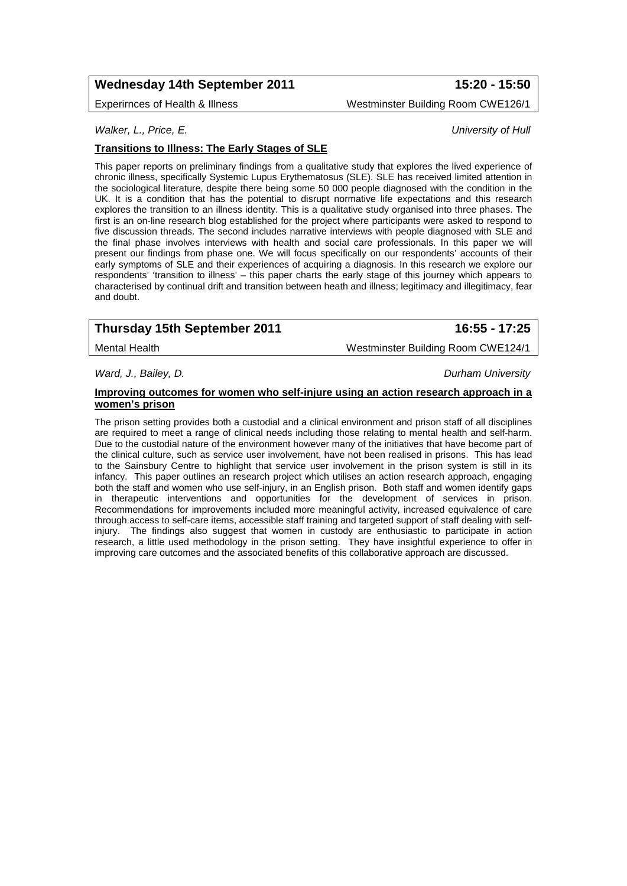## Wednesday 14th September 2011 — 15:20 - 15:50

Experirnces of Health & Illness — Westminster Building Room CWE126/1

*Walker, L., Price, E.* — *University of Hull*

**Transitions to Illness: The Early Stages of SLE**

This paper reports on preliminary findings from a qualitative study that explores the lived experience of chronic illness, specifically Systemic Lupus Erythematosus (SLE). SLE has received limited attention in the sociological literature, despite there being some 50 000 people diagnosed with the condition in the UK. It is a condition that has the potential to disrupt normative life expectations and this research explores the transition to an illness identity. This is a qualitative study organised into three phases. The first is an on-line research blog established for the project where participants were asked to respond to five discussion threads. The second includes narrative interviews with people diagnosed with SLE and the final phase involves interviews with health and social care professionals. In this paper we will present our findings from phase one. We will focus specifically on our respondents' accounts of their early symptoms of SLE and their experiences of acquiring a diagnosis. In this research we explore our respondents' 'transition to illness' – this paper charts the early stage of this journey which appears to characterised by continual drift and transition between heath and illness; legitimacy and illegitimacy, fear and doubt.

## Thursday 15th September 2011 — 16:55 - 17:25

Mental Health — Westminster Building Room CWE124/1

*Ward, J., Bailey, D.* — *Durham University*

**Improving outcomes for women who self-injure using an action research approach in a women's prison**

The prison setting provides both a custodial and a clinical environment and prison staff of all disciplines are required to meet a range of clinical needs including those relating to mental health and self-harm. Due to the custodial nature of the environment however many of the initiatives that have become part of the clinical culture, such as service user involvement, have not been realised in prisons. This has lead to the Sainsbury Centre to highlight that service user involvement in the prison system is still in its infancy. This paper outlines an research project which utilises an action research approach, engaging both the staff and women who use self-injury, in an English prison. Both staff and women identify gaps in therapeutic interventions and opportunities for the development of services in prison. Recommendations for improvements included more meaningful activity, increased equivalence of care through access to self-care items, accessible staff training and targeted support of staff dealing with self-injury. The findings also suggest that women in custody are enthusiastic to participate in action research, a little used methodology in the prison setting. They have insightful experience to offer in improving care outcomes and the associated benefits of this collaborative approach are discussed.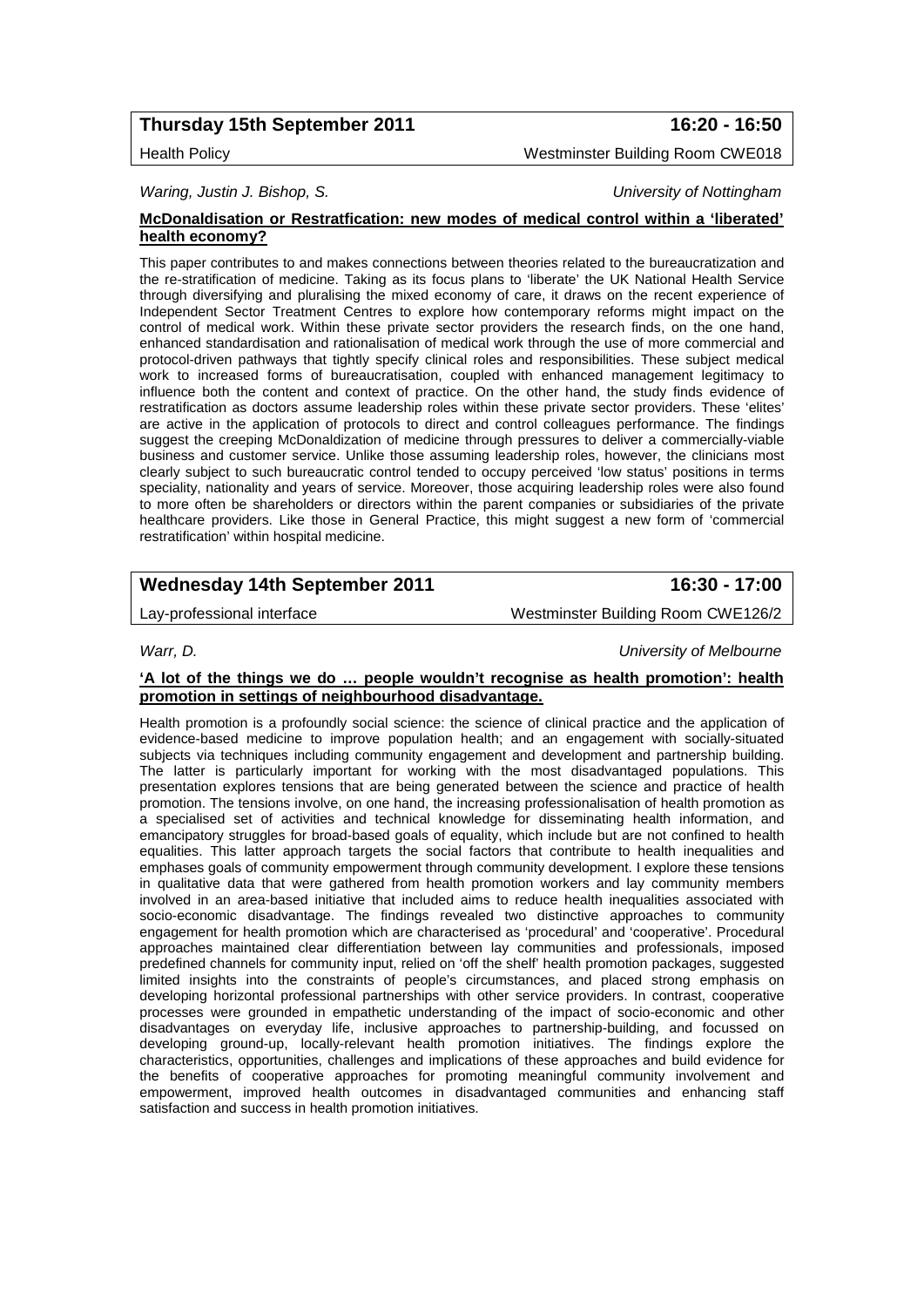**Thursday 15th September 2011** **16:20 - 16:50**

Health Policy Westminster Building Room CWE018

*Waring, Justin J. Bishop, S.* *University of Nottingham*

**McDonaldisation or Restratfication: new modes of medical control within a 'liberated' health economy?**

This paper contributes to and makes connections between theories related to the bureaucratization and the re-stratification of medicine. Taking as its focus plans to 'liberate' the UK National Health Service through diversifying and pluralising the mixed economy of care, it draws on the recent experience of Independent Sector Treatment Centres to explore how contemporary reforms might impact on the control of medical work. Within these private sector providers the research finds, on the one hand, enhanced standardisation and rationalisation of medical work through the use of more commercial and protocol-driven pathways that tightly specify clinical roles and responsibilities. These subject medical work to increased forms of bureaucratisation, coupled with enhanced management legitimacy to influence both the content and context of practice. On the other hand, the study finds evidence of restratification as doctors assume leadership roles within these private sector providers. These 'elites' are active in the application of protocols to direct and control colleagues performance. The findings suggest the creeping McDonaldization of medicine through pressures to deliver a commercially-viable business and customer service. Unlike those assuming leadership roles, however, the clinicians most clearly subject to such bureaucratic control tended to occupy perceived 'low status' positions in terms speciality, nationality and years of service. Moreover, those acquiring leadership roles were also found to more often be shareholders or directors within the parent companies or subsidiaries of the private healthcare providers. Like those in General Practice, this might suggest a new form of 'commercial restratification' within hospital medicine.

**Wednesday 14th September 2011** **16:30 - 17:00**

Lay-professional interface Westminster Building Room CWE126/2

*Warr, D.* *University of Melbourne*

**'A lot of the things we do … people wouldn't recognise as health promotion': health promotion in settings of neighbourhood disadvantage.**

Health promotion is a profoundly social science: the science of clinical practice and the application of evidence-based medicine to improve population health; and an engagement with socially-situated subjects via techniques including community engagement and development and partnership building. The latter is particularly important for working with the most disadvantaged populations. This presentation explores tensions that are being generated between the science and practice of health promotion. The tensions involve, on one hand, the increasing professionalisation of health promotion as a specialised set of activities and technical knowledge for disseminating health information, and emancipatory struggles for broad-based goals of equality, which include but are not confined to health equalities. This latter approach targets the social factors that contribute to health inequalities and emphases goals of community empowerment through community development. I explore these tensions in qualitative data that were gathered from health promotion workers and lay community members involved in an area-based initiative that included aims to reduce health inequalities associated with socio-economic disadvantage. The findings revealed two distinctive approaches to community engagement for health promotion which are characterised as 'procedural' and 'cooperative'. Procedural approaches maintained clear differentiation between lay communities and professionals, imposed predefined channels for community input, relied on 'off the shelf' health promotion packages, suggested limited insights into the constraints of people's circumstances, and placed strong emphasis on developing horizontal professional partnerships with other service providers. In contrast, cooperative processes were grounded in empathetic understanding of the impact of socio-economic and other disadvantages on everyday life, inclusive approaches to partnership-building, and focussed on developing ground-up, locally-relevant health promotion initiatives. The findings explore the characteristics, opportunities, challenges and implications of these approaches and build evidence for the benefits of cooperative approaches for promoting meaningful community involvement and empowerment, improved health outcomes in disadvantaged communities and enhancing staff satisfaction and success in health promotion initiatives.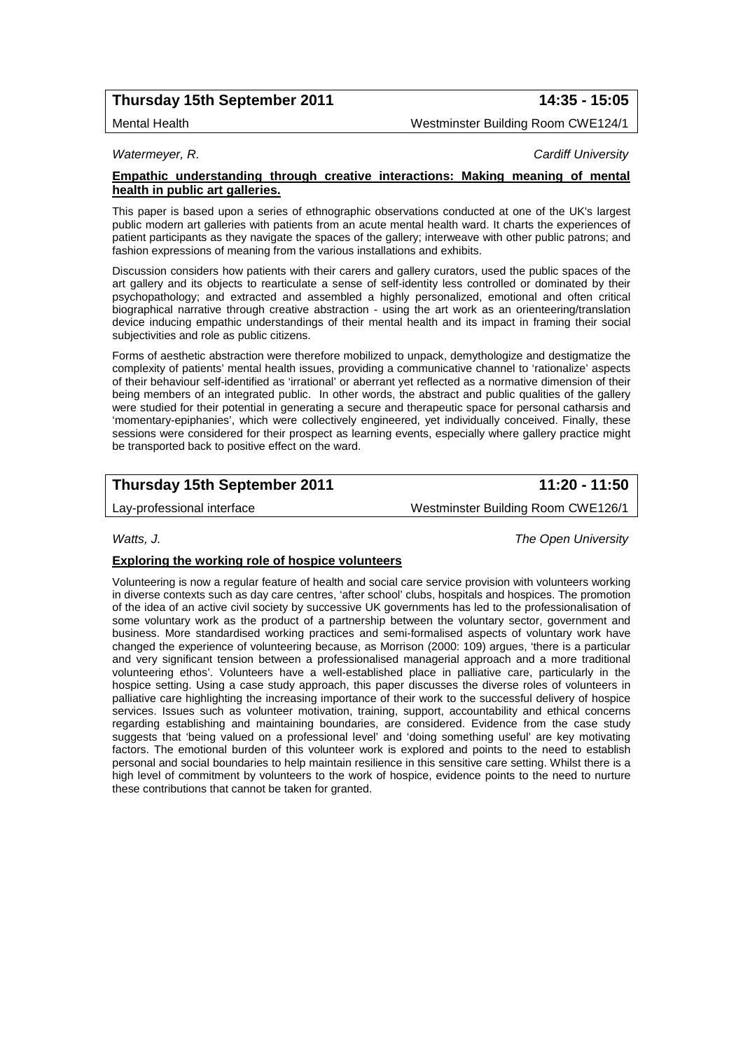**Thursday 15th September 2011** **14:35 - 15:05**

Mental Health — Westminster Building Room CWE124/1

*Watermeyer, R.* — *Cardiff University*

**Empathic understanding through creative interactions: Making meaning of mental health in public art galleries.**

This paper is based upon a series of ethnographic observations conducted at one of the UK's largest public modern art galleries with patients from an acute mental health ward. It charts the experiences of patient participants as they navigate the spaces of the gallery; interweave with other public patrons; and fashion expressions of meaning from the various installations and exhibits.

Discussion considers how patients with their carers and gallery curators, used the public spaces of the art gallery and its objects to rearticulate a sense of self-identity less controlled or dominated by their psychopathology; and extracted and assembled a highly personalized, emotional and often critical biographical narrative through creative abstraction - using the art work as an orienteering/translation device inducing empathic understandings of their mental health and its impact in framing their social subjectivities and role as public citizens.

Forms of aesthetic abstraction were therefore mobilized to unpack, demythologize and destigmatize the complexity of patients' mental health issues, providing a communicative channel to 'rationalize' aspects of their behaviour self-identified as 'irrational' or aberrant yet reflected as a normative dimension of their being members of an integrated public. In other words, the abstract and public qualities of the gallery were studied for their potential in generating a secure and therapeutic space for personal catharsis and 'momentary-epiphanies', which were collectively engineered, yet individually conceived. Finally, these sessions were considered for their prospect as learning events, especially where gallery practice might be transported back to positive effect on the ward.

**Thursday 15th September 2011** **11:20 - 11:50**

Lay-professional interface — Westminster Building Room CWE126/1

*Watts, J.* — *The Open University*

**Exploring the working role of hospice volunteers**

Volunteering is now a regular feature of health and social care service provision with volunteers working in diverse contexts such as day care centres, 'after school' clubs, hospitals and hospices. The promotion of the idea of an active civil society by successive UK governments has led to the professionalisation of some voluntary work as the product of a partnership between the voluntary sector, government and business. More standardised working practices and semi-formalised aspects of voluntary work have changed the experience of volunteering because, as Morrison (2000: 109) argues, 'there is a particular and very significant tension between a professionalised managerial approach and a more traditional volunteering ethos'. Volunteers have a well-established place in palliative care, particularly in the hospice setting. Using a case study approach, this paper discusses the diverse roles of volunteers in palliative care highlighting the increasing importance of their work to the successful delivery of hospice services. Issues such as volunteer motivation, training, support, accountability and ethical concerns regarding establishing and maintaining boundaries, are considered. Evidence from the case study suggests that 'being valued on a professional level' and 'doing something useful' are key motivating factors. The emotional burden of this volunteer work is explored and points to the need to establish personal and social boundaries to help maintain resilience in this sensitive care setting. Whilst there is a high level of commitment by volunteers to the work of hospice, evidence points to the need to nurture these contributions that cannot be taken for granted.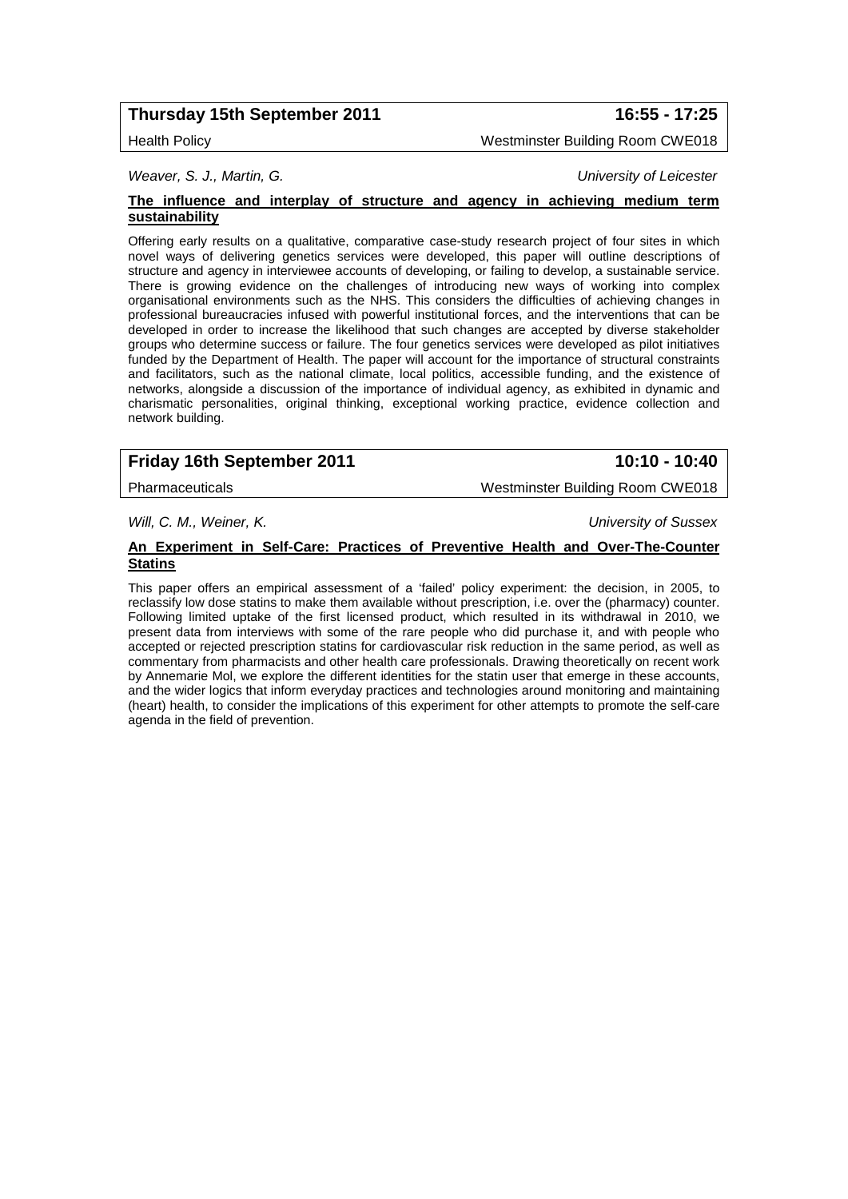**Thursday 15th September 2011** **16:55 - 17:25**

Health Policy — Westminster Building Room CWE018

*Weaver, S. J., Martin, G.* — *University of Leicester*

**The influence and interplay of structure and agency in achieving medium term sustainability**

Offering early results on a qualitative, comparative case-study research project of four sites in which novel ways of delivering genetics services were developed, this paper will outline descriptions of structure and agency in interviewee accounts of developing, or failing to develop, a sustainable service. There is growing evidence on the challenges of introducing new ways of working into complex organisational environments such as the NHS. This considers the difficulties of achieving changes in professional bureaucracies infused with powerful institutional forces, and the interventions that can be developed in order to increase the likelihood that such changes are accepted by diverse stakeholder groups who determine success or failure. The four genetics services were developed as pilot initiatives funded by the Department of Health. The paper will account for the importance of structural constraints and facilitators, such as the national climate, local politics, accessible funding, and the existence of networks, alongside a discussion of the importance of individual agency, as exhibited in dynamic and charismatic personalities, original thinking, exceptional working practice, evidence collection and network building.

**Friday 16th September 2011** **10:10 - 10:40**

Pharmaceuticals — Westminster Building Room CWE018

*Will, C. M., Weiner, K.* — *University of Sussex*

**An Experiment in Self-Care: Practices of Preventive Health and Over-The-Counter Statins**

This paper offers an empirical assessment of a 'failed' policy experiment: the decision, in 2005, to reclassify low dose statins to make them available without prescription, i.e. over the (pharmacy) counter. Following limited uptake of the first licensed product, which resulted in its withdrawal in 2010, we present data from interviews with some of the rare people who did purchase it, and with people who accepted or rejected prescription statins for cardiovascular risk reduction in the same period, as well as commentary from pharmacists and other health care professionals. Drawing theoretically on recent work by Annemarie Mol, we explore the different identities for the statin user that emerge in these accounts, and the wider logics that inform everyday practices and technologies around monitoring and maintaining (heart) health, to consider the implications of this experiment for other attempts to promote the self-care agenda in the field of prevention.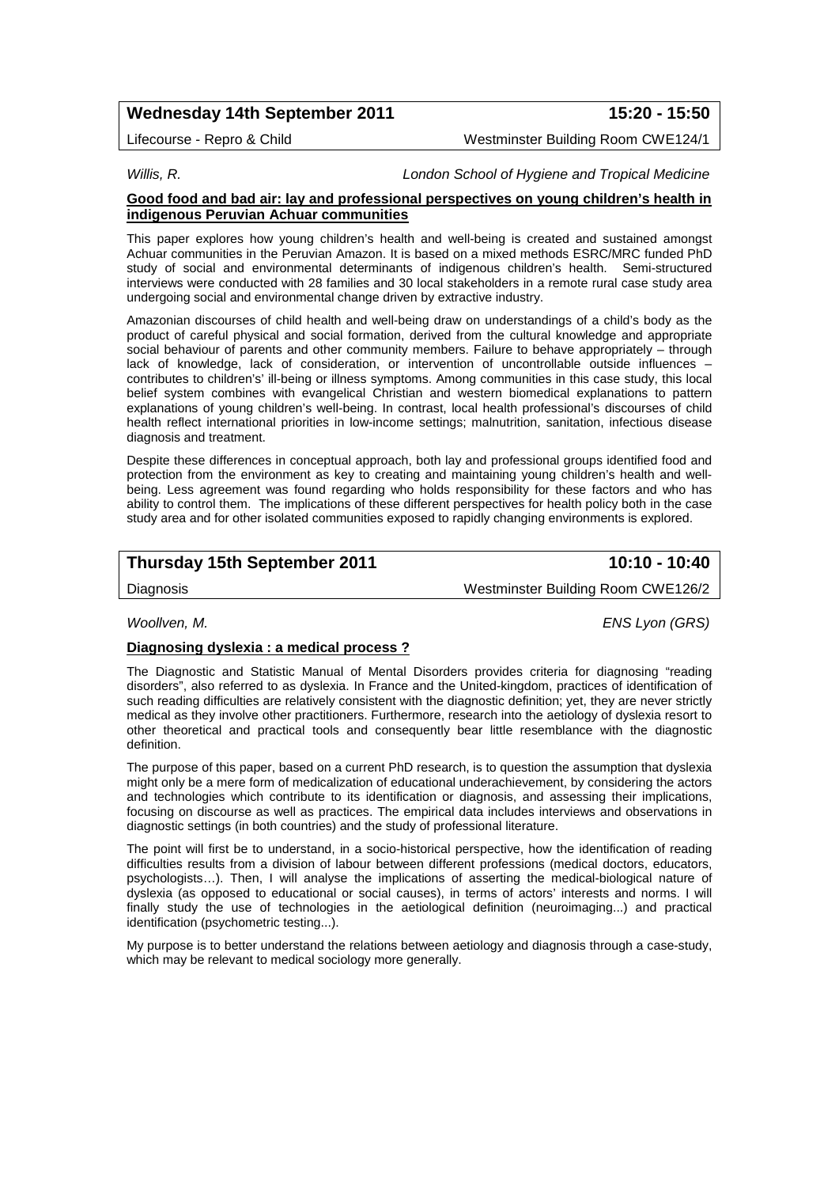**Wednesday 14th September 2011** **15:20 - 15:50**

Lifecourse - Repro & Child Westminster Building Room CWE124/1

*Willis, R.* *London School of Hygiene and Tropical Medicine*

**Good food and bad air: lay and professional perspectives on young children's health in indigenous Peruvian Achuar communities**

This paper explores how young children's health and well-being is created and sustained amongst Achuar communities in the Peruvian Amazon. It is based on a mixed methods ESRC/MRC funded PhD study of social and environmental determinants of indigenous children's health. Semi-structured interviews were conducted with 28 families and 30 local stakeholders in a remote rural case study area undergoing social and environmental change driven by extractive industry.

Amazonian discourses of child health and well-being draw on understandings of a child's body as the product of careful physical and social formation, derived from the cultural knowledge and appropriate social behaviour of parents and other community members. Failure to behave appropriately – through lack of knowledge, lack of consideration, or intervention of uncontrollable outside influences – contributes to children's' ill-being or illness symptoms. Among communities in this case study, this local belief system combines with evangelical Christian and western biomedical explanations to pattern explanations of young children's well-being. In contrast, local health professional's discourses of child health reflect international priorities in low-income settings; malnutrition, sanitation, infectious disease diagnosis and treatment.

Despite these differences in conceptual approach, both lay and professional groups identified food and protection from the environment as key to creating and maintaining young children's health and well-being. Less agreement was found regarding who holds responsibility for these factors and who has ability to control them. The implications of these different perspectives for health policy both in the case study area and for other isolated communities exposed to rapidly changing environments is explored.

**Thursday 15th September 2011** **10:10 - 10:40**

Diagnosis Westminster Building Room CWE126/2

*Woollven, M.* *ENS Lyon (GRS)*

**Diagnosing dyslexia : a medical process ?**

The Diagnostic and Statistic Manual of Mental Disorders provides criteria for diagnosing "reading disorders", also referred to as dyslexia. In France and the United-kingdom, practices of identification of such reading difficulties are relatively consistent with the diagnostic definition; yet, they are never strictly medical as they involve other practitioners. Furthermore, research into the aetiology of dyslexia resort to other theoretical and practical tools and consequently bear little resemblance with the diagnostic definition.

The purpose of this paper, based on a current PhD research, is to question the assumption that dyslexia might only be a mere form of medicalization of educational underachievement, by considering the actors and technologies which contribute to its identification or diagnosis, and assessing their implications, focusing on discourse as well as practices. The empirical data includes interviews and observations in diagnostic settings (in both countries) and the study of professional literature.

The point will first be to understand, in a socio-historical perspective, how the identification of reading difficulties results from a division of labour between different professions (medical doctors, educators, psychologists…). Then, I will analyse the implications of asserting the medical-biological nature of dyslexia (as opposed to educational or social causes), in terms of actors' interests and norms. I will finally study the use of technologies in the aetiological definition (neuroimaging...) and practical identification (psychometric testing...).

My purpose is to better understand the relations between aetiology and diagnosis through a case-study, which may be relevant to medical sociology more generally.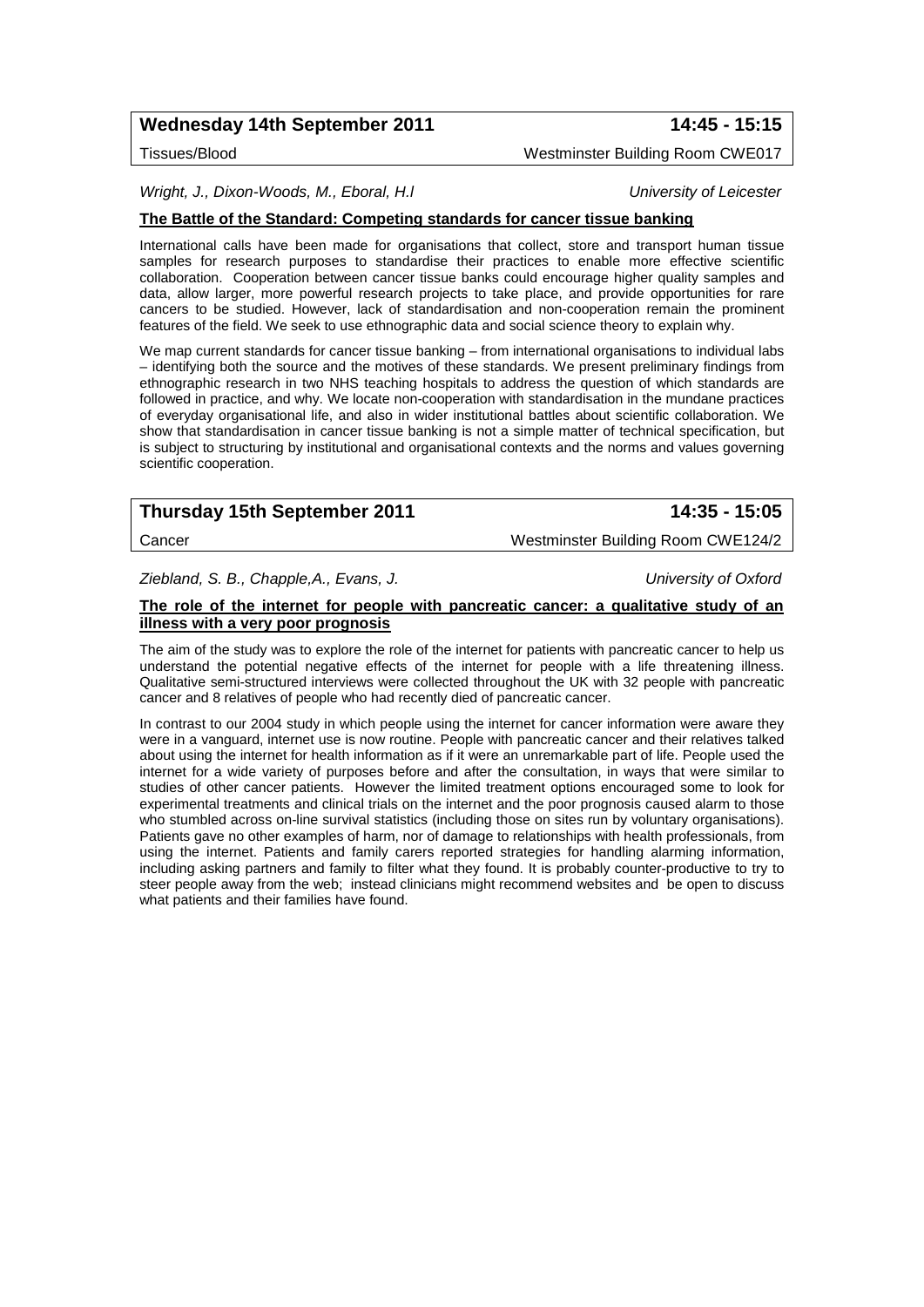## Wednesday 14th September 2011 — 14:45 - 15:15

Tissues/Blood — Westminster Building Room CWE017

*Wright, J., Dixon-Woods, M., Eboral, H.l* — *University of Leicester*

**The Battle of the Standard: Competing standards for cancer tissue banking**

International calls have been made for organisations that collect, store and transport human tissue samples for research purposes to standardise their practices to enable more effective scientific collaboration. Cooperation between cancer tissue banks could encourage higher quality samples and data, allow larger, more powerful research projects to take place, and provide opportunities for rare cancers to be studied. However, lack of standardisation and non-cooperation remain the prominent features of the field. We seek to use ethnographic data and social science theory to explain why.

We map current standards for cancer tissue banking – from international organisations to individual labs – identifying both the source and the motives of these standards. We present preliminary findings from ethnographic research in two NHS teaching hospitals to address the question of which standards are followed in practice, and why. We locate non-cooperation with standardisation in the mundane practices of everyday organisational life, and also in wider institutional battles about scientific collaboration. We show that standardisation in cancer tissue banking is not a simple matter of technical specification, but is subject to structuring by institutional and organisational contexts and the norms and values governing scientific cooperation.

## Thursday 15th September 2011 — 14:35 - 15:05

Cancer — Westminster Building Room CWE124/2

*Ziebland, S. B., Chapple,A., Evans, J.* — *University of Oxford*

**The role of the internet for people with pancreatic cancer: a qualitative study of an illness with a very poor prognosis**

The aim of the study was to explore the role of the internet for patients with pancreatic cancer to help us understand the potential negative effects of the internet for people with a life threatening illness. Qualitative semi-structured interviews were collected throughout the UK with 32 people with pancreatic cancer and 8 relatives of people who had recently died of pancreatic cancer.

In contrast to our 2004 study in which people using the internet for cancer information were aware they were in a vanguard, internet use is now routine. People with pancreatic cancer and their relatives talked about using the internet for health information as if it were an unremarkable part of life. People used the internet for a wide variety of purposes before and after the consultation, in ways that were similar to studies of other cancer patients. However the limited treatment options encouraged some to look for experimental treatments and clinical trials on the internet and the poor prognosis caused alarm to those who stumbled across on-line survival statistics (including those on sites run by voluntary organisations). Patients gave no other examples of harm, nor of damage to relationships with health professionals, from using the internet. Patients and family carers reported strategies for handling alarming information, including asking partners and family to filter what they found. It is probably counter-productive to try to steer people away from the web; instead clinicians might recommend websites and be open to discuss what patients and their families have found.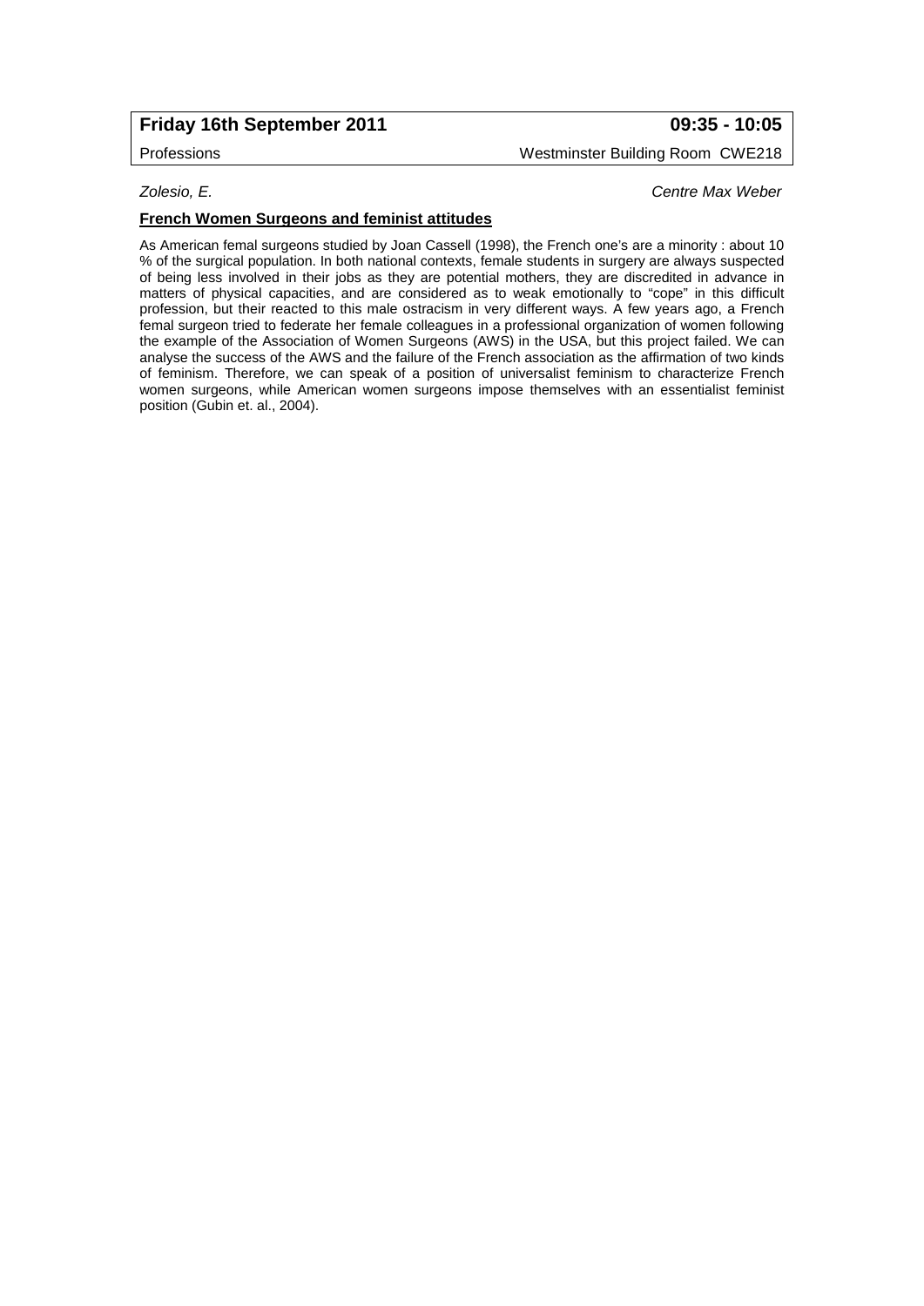**Friday 16th September 2011** **09:35 - 10:05**

Professions Westminster Building Room CWE218

*Zolesio, E.* *Centre Max Weber*

**French Women Surgeons and feminist attitudes**

As American femal surgeons studied by Joan Cassell (1998), the French one's are a minority : about 10 % of the surgical population. In both national contexts, female students in surgery are always suspected of being less involved in their jobs as they are potential mothers, they are discredited in advance in matters of physical capacities, and are considered as to weak emotionally to "cope" in this difficult profession, but their reacted to this male ostracism in very different ways. A few years ago, a French femal surgeon tried to federate her female colleagues in a professional organization of women following the example of the Association of Women Surgeons (AWS) in the USA, but this project failed. We can analyse the success of the AWS and the failure of the French association as the affirmation of two kinds of feminism. Therefore, we can speak of a position of universalist feminism to characterize French women surgeons, while American women surgeons impose themselves with an essentialist feminist position (Gubin et. al., 2004).